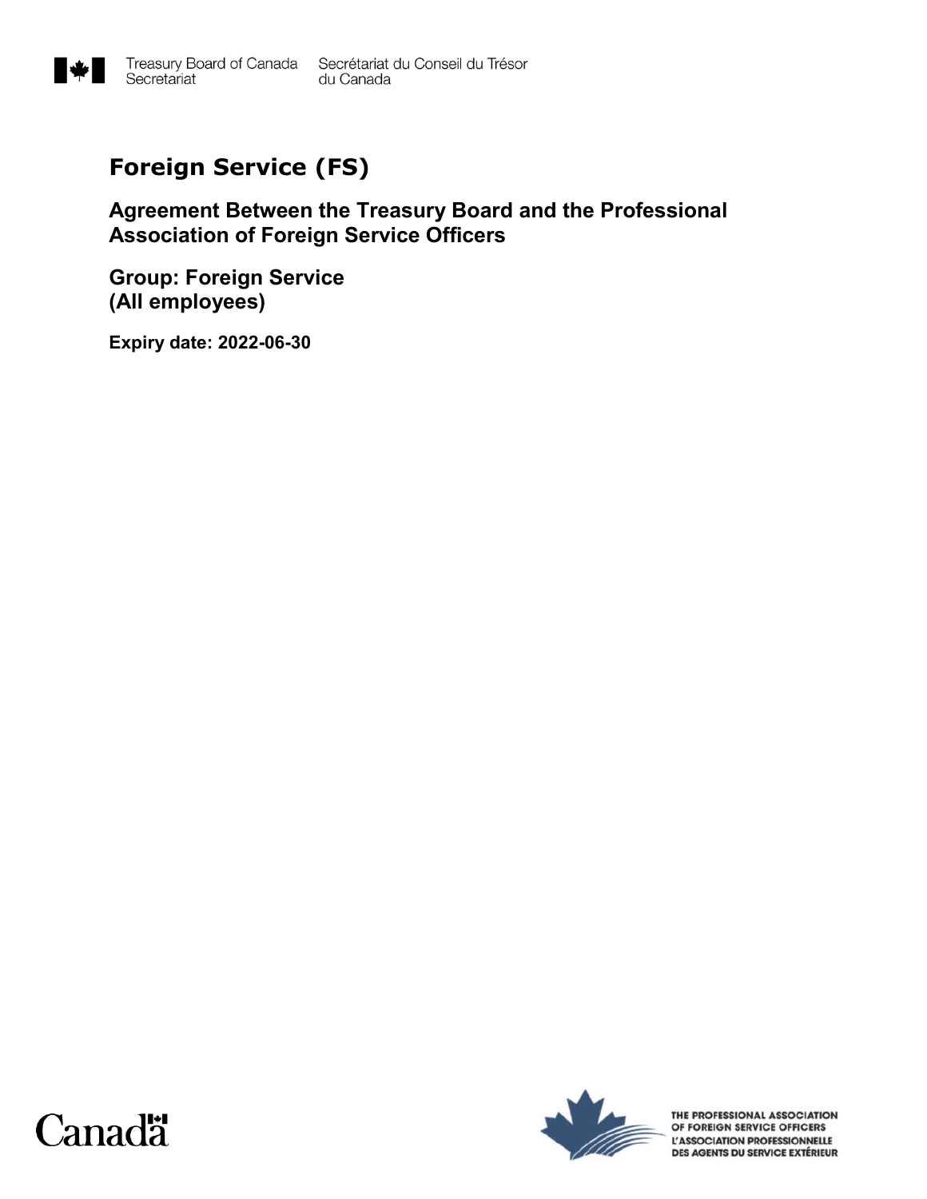Treasury Board of Canada Secretariat
Secrétariat du Conseil du Trésor du Canada

# Foreign Service (FS)

## Agreement Between the Treasury Board and the Professional Association of Foreign Service Officers

## Group: Foreign Service (All employees)

**Expiry date: 2022-06-30**

Canada

THE PROFESSIONAL ASSOCIATION OF FOREIGN SERVICE OFFICERS
L'ASSOCIATION PROFESSIONNELLE DES AGENTS DU SERVICE EXTÉRIEUR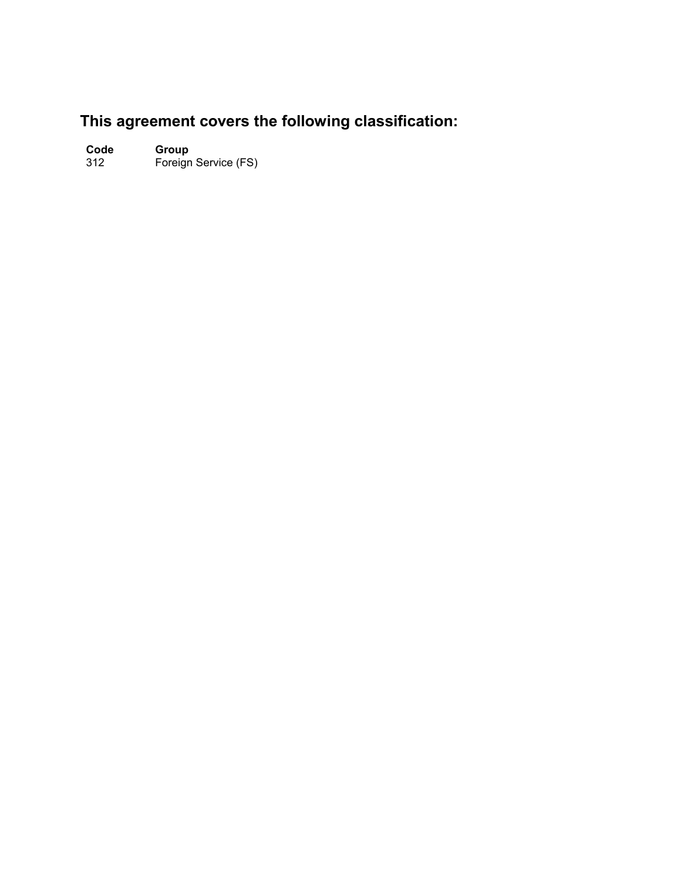## This agreement covers the following classification:

| Code | Group |
| --- | --- |
| 312 | Foreign Service (FS) |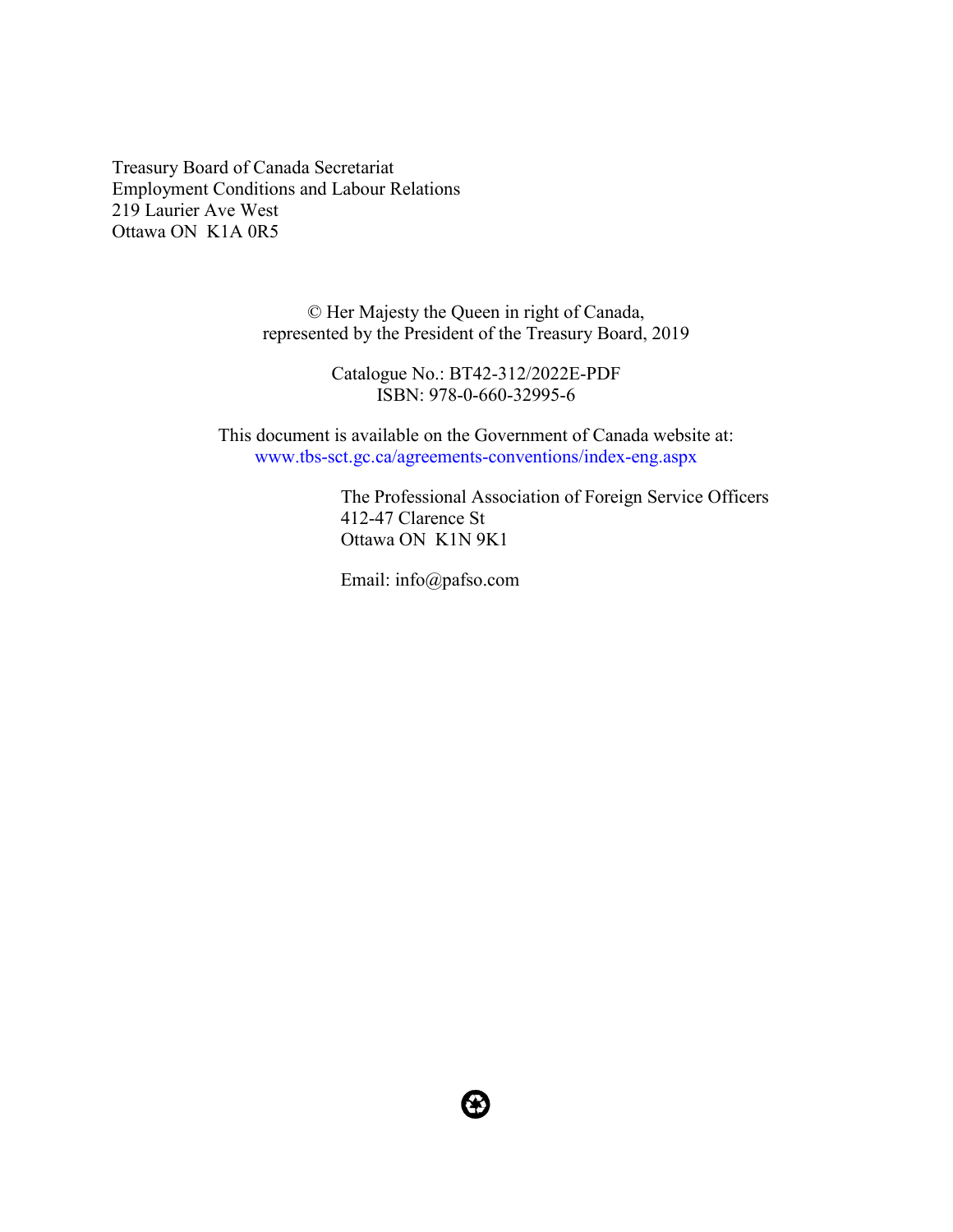Treasury Board of Canada Secretariat
Employment Conditions and Labour Relations
219 Laurier Ave West
Ottawa ON  K1A 0R5

© Her Majesty the Queen in right of Canada,
represented by the President of the Treasury Board, 2019

Catalogue No.: BT42-312/2022E-PDF
ISBN: 978-0-660-32995-6

This document is available on the Government of Canada website at:
www.tbs-sct.gc.ca/agreements-conventions/index-eng.aspx

The Professional Association of Foreign Service Officers
412-47 Clarence St
Ottawa ON  K1N 9K1

Email: info@pafso.com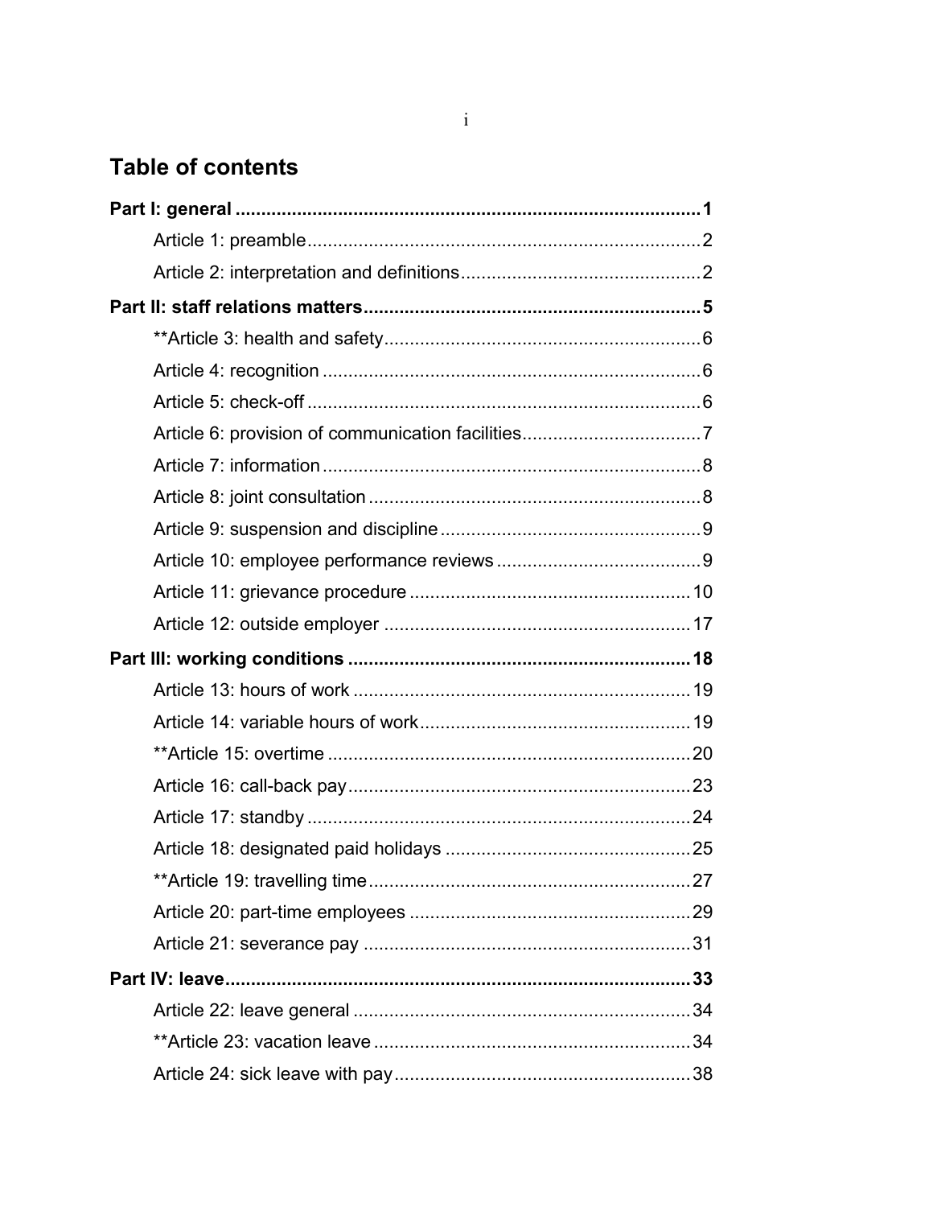## Table of contents

**Part I: general** ........................................................................................**1**

Article 1: preamble..........................................................................2

Article 2: interpretation and definitions..............................................2

**Part II: staff relations matters**..................................................................**5**

**Article 3: health and safety...........................................................6

Article 4: recognition .......................................................................6

Article 5: check-off ..........................................................................6

Article 6: provision of communication facilities..................................7

Article 7: information .......................................................................8

Article 8: joint consultation ...............................................................8

Article 9: suspension and discipline ..................................................9

Article 10: employee performance reviews .......................................9

Article 11: grievance procedure ......................................................10

Article 12: outside employer ...........................................................17

**Part III: working conditions** ..................................................................**18**

Article 13: hours of work .................................................................19

Article 14: variable hours of work....................................................19

**Article 15: overtime ......................................................................20

Article 16: call-back pay..................................................................23

Article 17: standby ..........................................................................24

Article 18: designated paid holidays ...............................................25

**Article 19: travelling time...............................................................27

Article 20: part-time employees ......................................................29

Article 21: severance pay ...............................................................31

**Part IV: leave**..........................................................................................**33**

Article 22: leave general .................................................................34

**Article 23: vacation leave .............................................................34

Article 24: sick leave with pay.........................................................38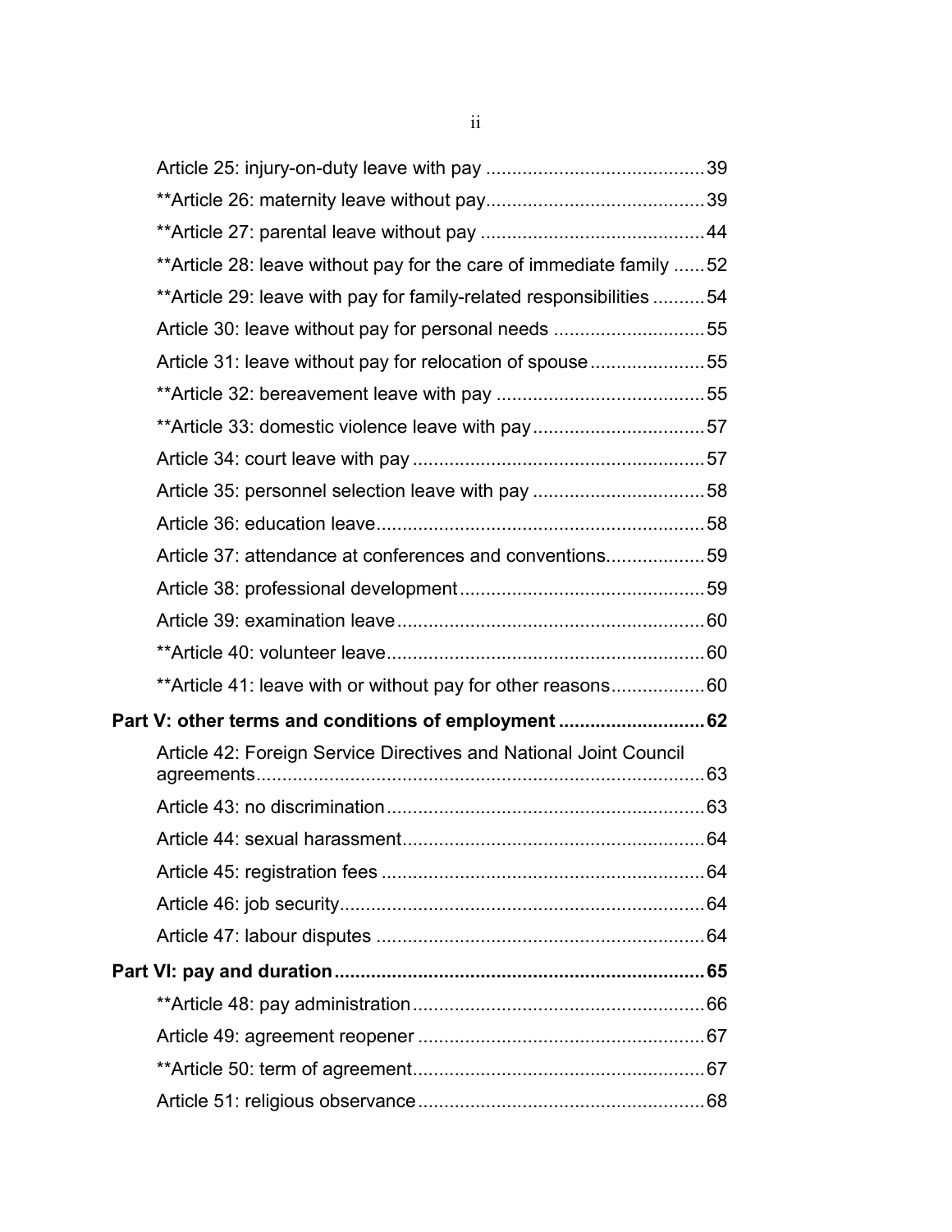Article 25: injury-on-duty leave with pay ..........................................39

**Article 26: maternity leave without pay..........................................39

**Article 27: parental leave without pay ...........................................44

**Article 28: leave without pay for the care of immediate family ......52

**Article 29: leave with pay for family-related responsibilities ..........54

Article 30: leave without pay for personal needs .............................55

Article 31: leave without pay for relocation of spouse......................55

**Article 32: bereavement leave with pay ........................................55

**Article 33: domestic violence leave with pay.................................57

Article 34: court leave with pay ........................................................57

Article 35: personnel selection leave with pay .................................58

Article 36: education leave...............................................................58

Article 37: attendance at conferences and conventions...................59

Article 38: professional development...............................................59

Article 39: examination leave...........................................................60

**Article 40: volunteer leave.............................................................60

**Article 41: leave with or without pay for other reasons..................60

**Part V: other terms and conditions of employment ............................62**

Article 42: Foreign Service Directives and National Joint Council agreements......................................................................................63

Article 43: no discrimination.............................................................63

Article 44: sexual harassment..........................................................64

Article 45: registration fees ..............................................................64

Article 46: job security......................................................................64

Article 47: labour disputes ...............................................................64

**Part VI: pay and duration.......................................................................65**

**Article 48: pay administration........................................................66

Article 49: agreement reopener .......................................................67

**Article 50: term of agreement........................................................67

Article 51: religious observance.......................................................68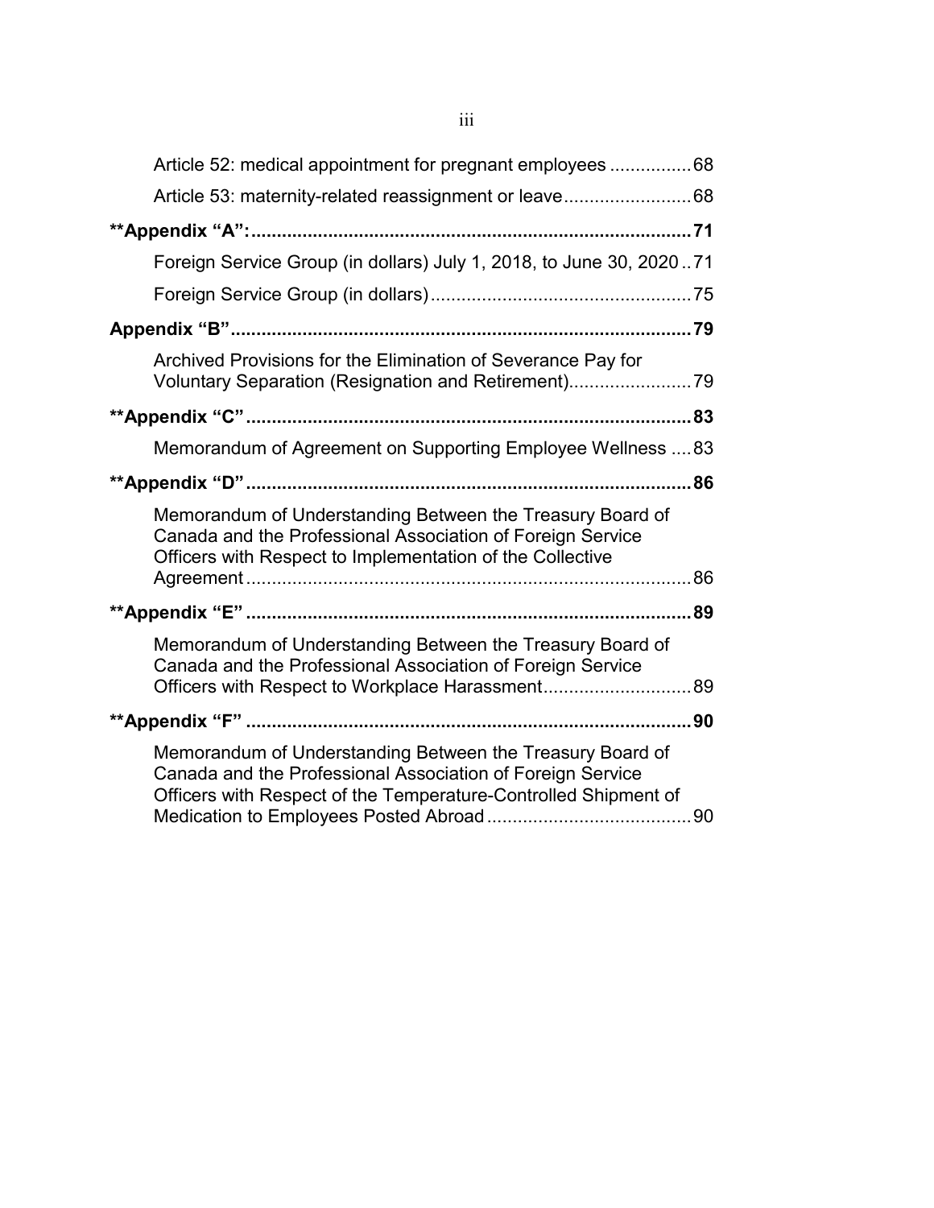Article 52: medical appointment for pregnant employees ................68

Article 53: maternity-related reassignment or leave.........................68

**\*\*Appendix “A”:.....................................................................................71**

Foreign Service Group (in dollars) July 1, 2018, to June 30, 2020..71

Foreign Service Group (in dollars)..................................................75

**Appendix “B”..........................................................................................79**

Archived Provisions for the Elimination of Severance Pay for Voluntary Separation (Resignation and Retirement)........................79

**\*\*Appendix “C”......................................................................................83**

Memorandum of Agreement on Supporting Employee Wellness ....83

**\*\*Appendix “D”......................................................................................86**

Memorandum of Understanding Between the Treasury Board of Canada and the Professional Association of Foreign Service Officers with Respect to Implementation of the Collective Agreement......................................................................................86

**\*\*Appendix “E”......................................................................................89**

Memorandum of Understanding Between the Treasury Board of Canada and the Professional Association of Foreign Service Officers with Respect to Workplace Harassment............................89

**\*\*Appendix “F”......................................................................................90**

Memorandum of Understanding Between the Treasury Board of Canada and the Professional Association of Foreign Service Officers with Respect of the Temperature-Controlled Shipment of Medication to Employees Posted Abroad........................................90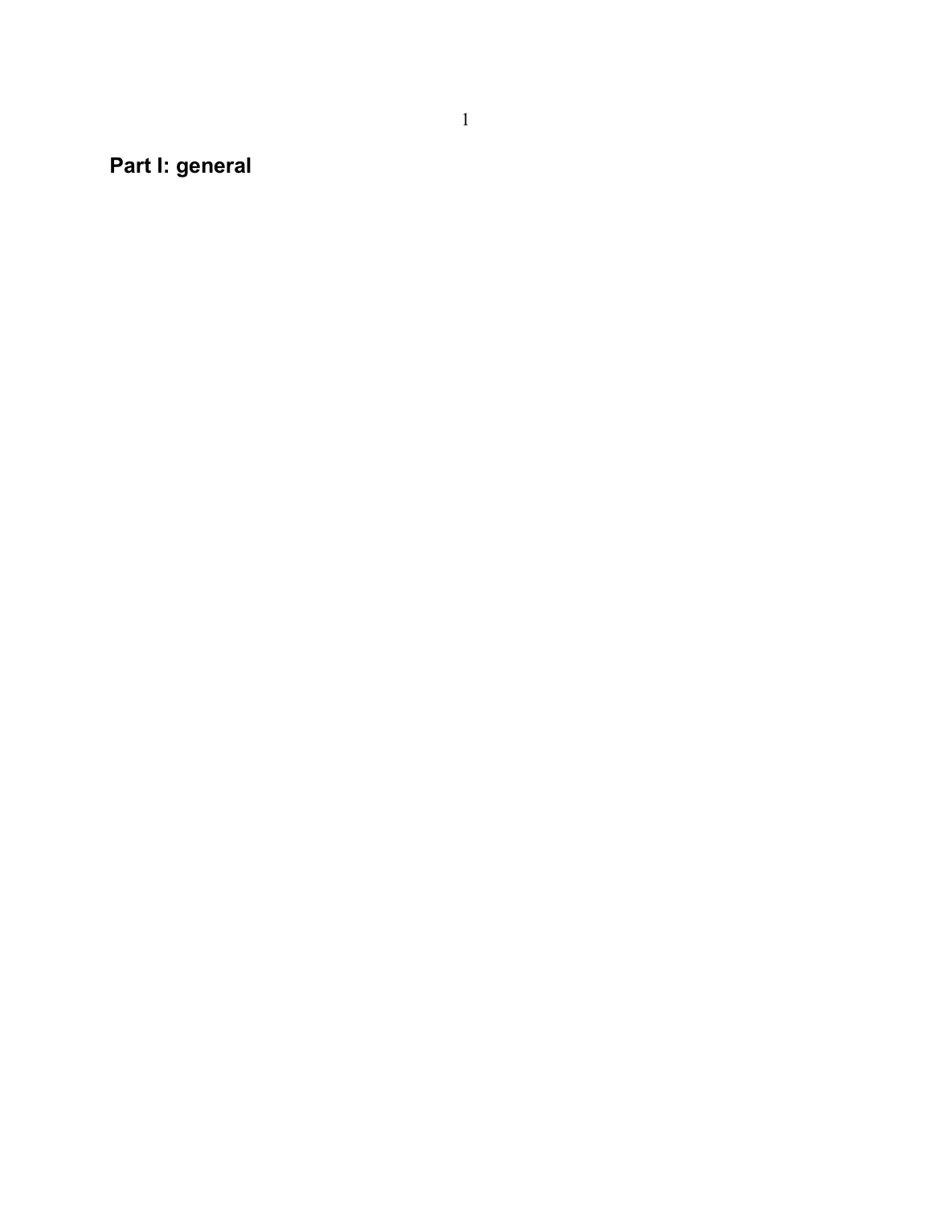# Part I: general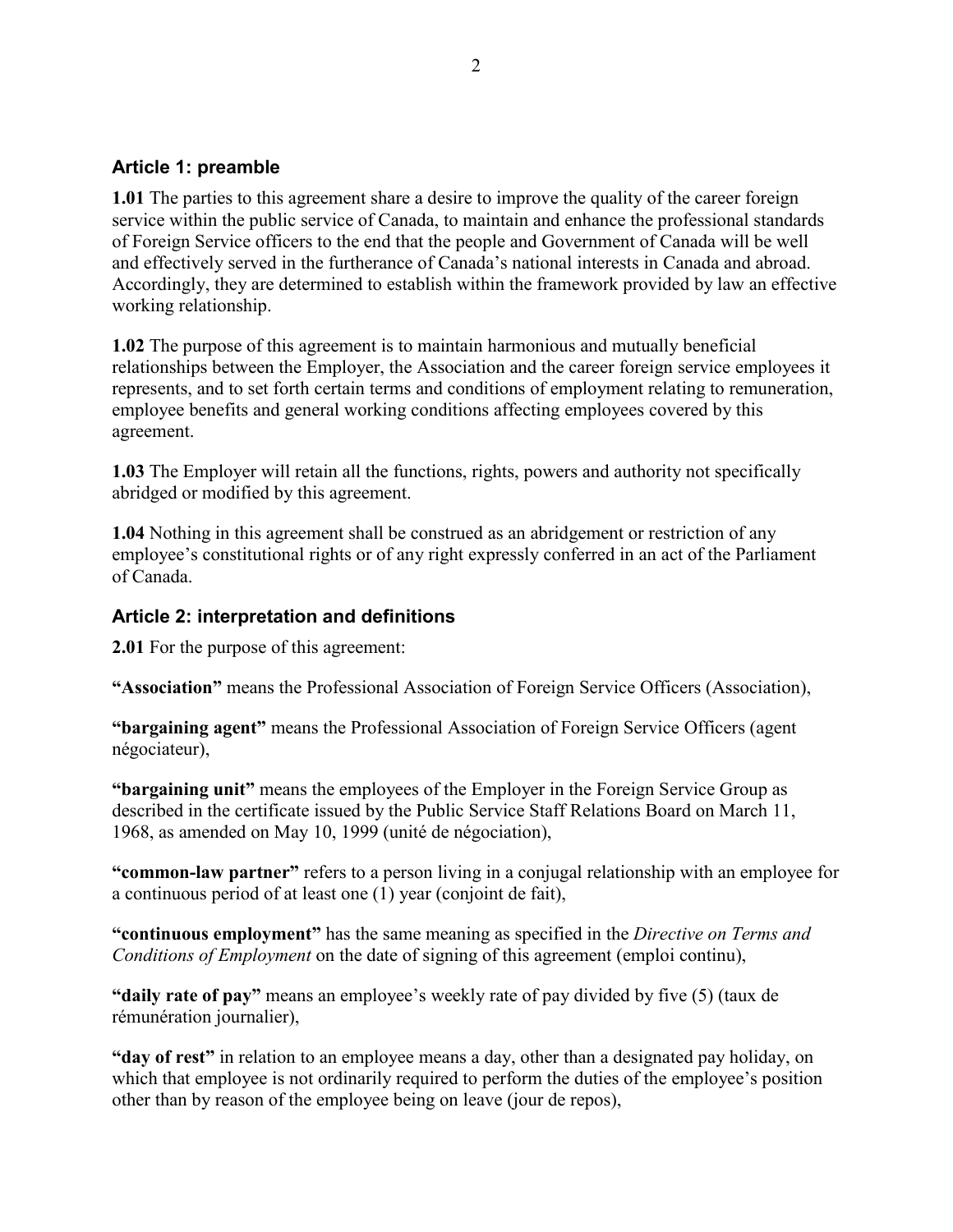## Article 1: preamble

**1.01** The parties to this agreement share a desire to improve the quality of the career foreign service within the public service of Canada, to maintain and enhance the professional standards of Foreign Service officers to the end that the people and Government of Canada will be well and effectively served in the furtherance of Canada's national interests in Canada and abroad. Accordingly, they are determined to establish within the framework provided by law an effective working relationship.

**1.02** The purpose of this agreement is to maintain harmonious and mutually beneficial relationships between the Employer, the Association and the career foreign service employees it represents, and to set forth certain terms and conditions of employment relating to remuneration, employee benefits and general working conditions affecting employees covered by this agreement.

**1.03** The Employer will retain all the functions, rights, powers and authority not specifically abridged or modified by this agreement.

**1.04** Nothing in this agreement shall be construed as an abridgement or restriction of any employee's constitutional rights or of any right expressly conferred in an act of the Parliament of Canada.

## Article 2: interpretation and definitions

**2.01** For the purpose of this agreement:

**"Association"** means the Professional Association of Foreign Service Officers (Association),

**"bargaining agent"** means the Professional Association of Foreign Service Officers (agent négociateur),

**"bargaining unit"** means the employees of the Employer in the Foreign Service Group as described in the certificate issued by the Public Service Staff Relations Board on March 11, 1968, as amended on May 10, 1999 (unité de négociation),

**"common-law partner"** refers to a person living in a conjugal relationship with an employee for a continuous period of at least one (1) year (conjoint de fait),

**"continuous employment"** has the same meaning as specified in the *Directive on Terms and Conditions of Employment* on the date of signing of this agreement (emploi continu),

**"daily rate of pay"** means an employee's weekly rate of pay divided by five (5) (taux de rémunération journalier),

**"day of rest"** in relation to an employee means a day, other than a designated pay holiday, on which that employee is not ordinarily required to perform the duties of the employee's position other than by reason of the employee being on leave (jour de repos),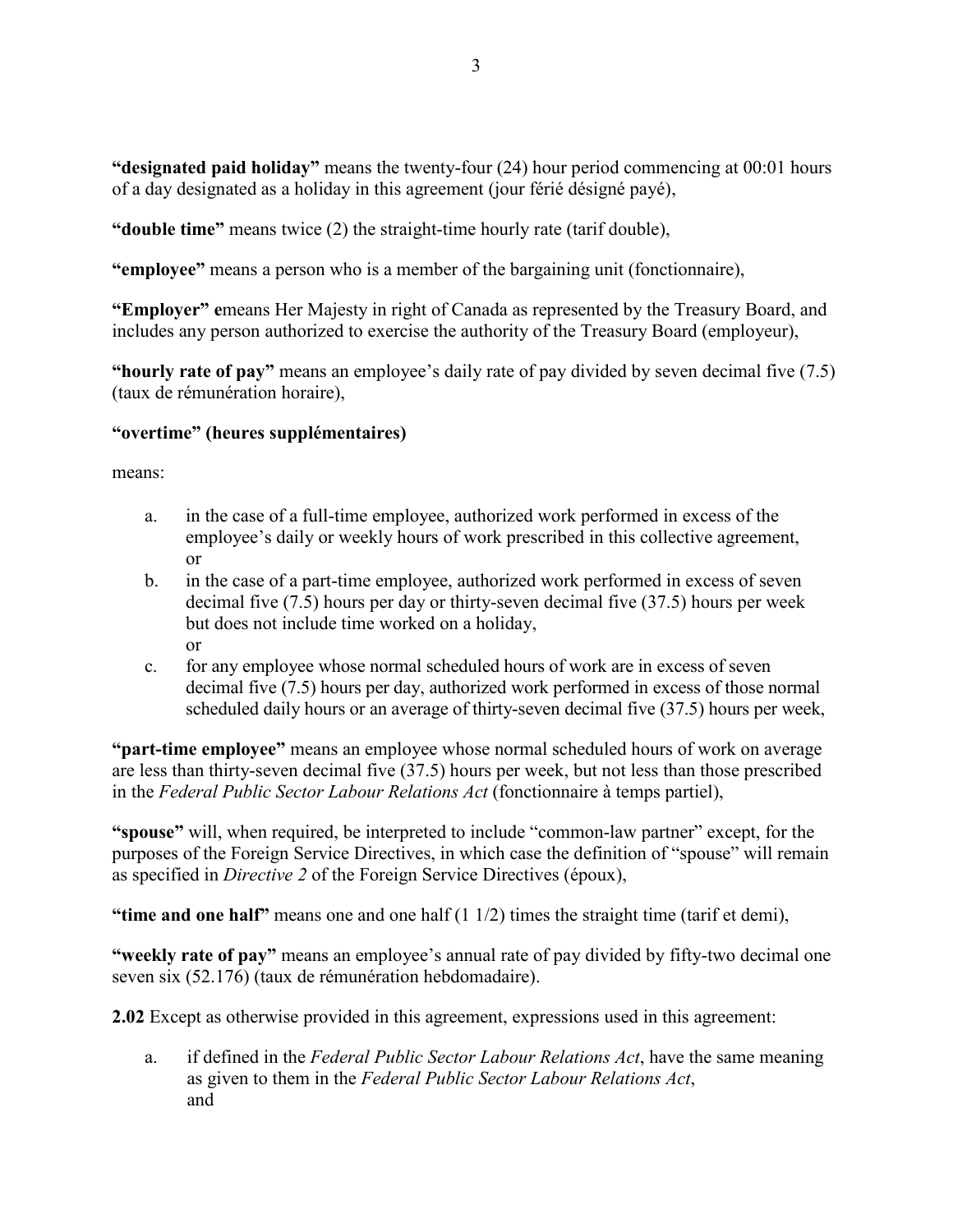**“designated paid holiday”** means the twenty-four (24) hour period commencing at 00:01 hours of a day designated as a holiday in this agreement (jour férié désigné payé),

**“double time”** means twice (2) the straight-time hourly rate (tarif double),

**“employee”** means a person who is a member of the bargaining unit (fonctionnaire),

**“Employer” e**means Her Majesty in right of Canada as represented by the Treasury Board, and includes any person authorized to exercise the authority of the Treasury Board (employeur),

**“hourly rate of pay”** means an employee’s daily rate of pay divided by seven decimal five (7.5) (taux de rémunération horaire),

**“overtime” (heures supplémentaires)**

means:

a. in the case of a full-time employee, authorized work performed in excess of the employee’s daily or weekly hours of work prescribed in this collective agreement, or
b. in the case of a part-time employee, authorized work performed in excess of seven decimal five (7.5) hours per day or thirty-seven decimal five (37.5) hours per week but does not include time worked on a holiday, or
c. for any employee whose normal scheduled hours of work are in excess of seven decimal five (7.5) hours per day, authorized work performed in excess of those normal scheduled daily hours or an average of thirty-seven decimal five (37.5) hours per week,

**“part-time employee”** means an employee whose normal scheduled hours of work on average are less than thirty-seven decimal five (37.5) hours per week, but not less than those prescribed in the *Federal Public Sector Labour Relations Act* (fonctionnaire à temps partiel),

**“spouse”** will, when required, be interpreted to include “common-law partner” except, for the purposes of the Foreign Service Directives, in which case the definition of “spouse” will remain as specified in *Directive 2* of the Foreign Service Directives (époux),

**“time and one half”** means one and one half (1 1/2) times the straight time (tarif et demi),

**“weekly rate of pay”** means an employee’s annual rate of pay divided by fifty-two decimal one seven six (52.176) (taux de rémunération hebdomadaire).

**2.02** Except as otherwise provided in this agreement, expressions used in this agreement:

a. if defined in the *Federal Public Sector Labour Relations Act*, have the same meaning as given to them in the *Federal Public Sector Labour Relations Act*, and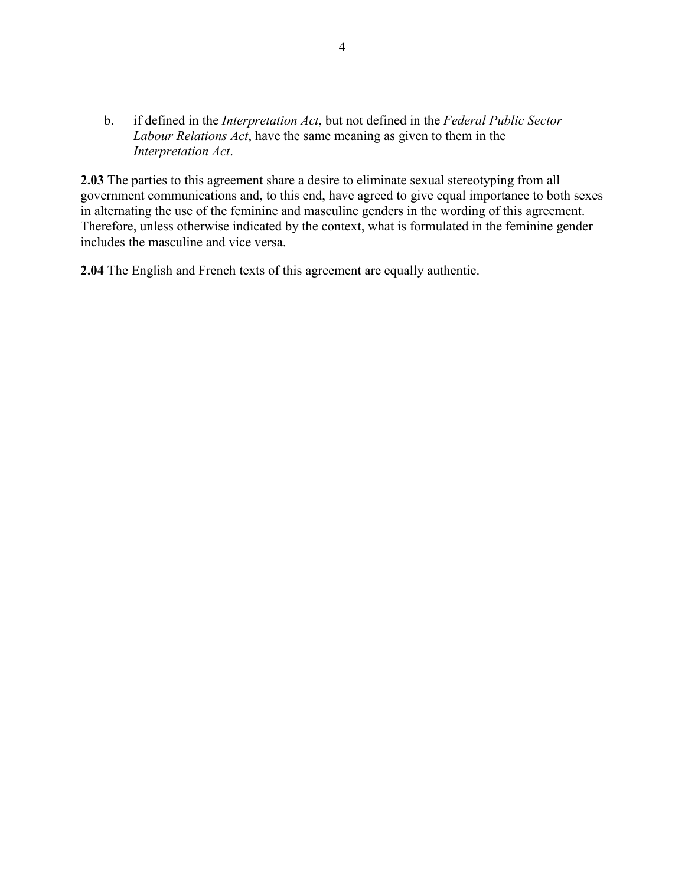b. if defined in the *Interpretation Act*, but not defined in the *Federal Public Sector Labour Relations Act*, have the same meaning as given to them in the *Interpretation Act*.

**2.03** The parties to this agreement share a desire to eliminate sexual stereotyping from all government communications and, to this end, have agreed to give equal importance to both sexes in alternating the use of the feminine and masculine genders in the wording of this agreement. Therefore, unless otherwise indicated by the context, what is formulated in the feminine gender includes the masculine and vice versa.

**2.04** The English and French texts of this agreement are equally authentic.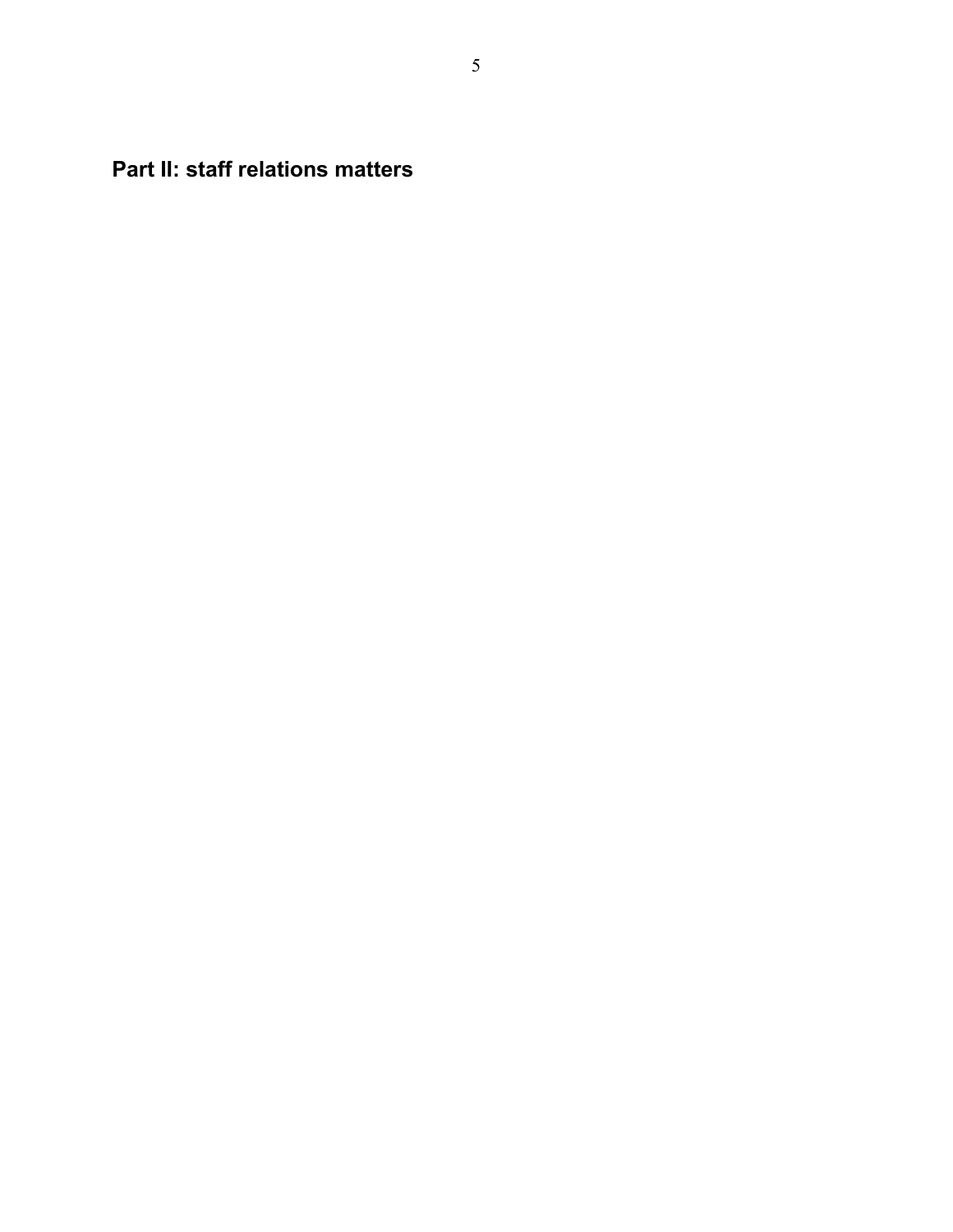# Part II: staff relations matters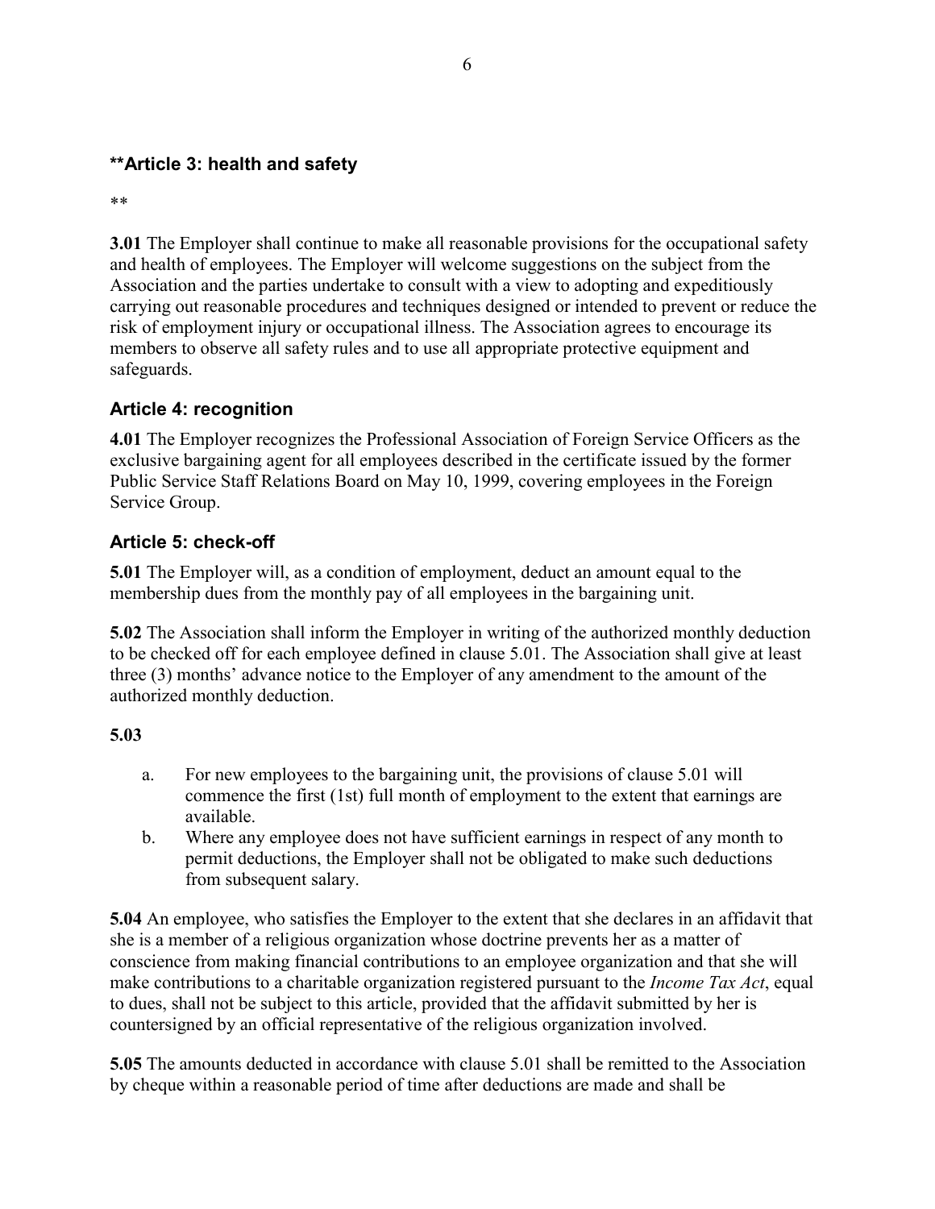## **Article 3: health and safety

**

**3.01** The Employer shall continue to make all reasonable provisions for the occupational safety and health of employees. The Employer will welcome suggestions on the subject from the Association and the parties undertake to consult with a view to adopting and expeditiously carrying out reasonable procedures and techniques designed or intended to prevent or reduce the risk of employment injury or occupational illness. The Association agrees to encourage its members to observe all safety rules and to use all appropriate protective equipment and safeguards.

## Article 4: recognition

**4.01** The Employer recognizes the Professional Association of Foreign Service Officers as the exclusive bargaining agent for all employees described in the certificate issued by the former Public Service Staff Relations Board on May 10, 1999, covering employees in the Foreign Service Group.

## Article 5: check-off

**5.01** The Employer will, as a condition of employment, deduct an amount equal to the membership dues from the monthly pay of all employees in the bargaining unit.

**5.02** The Association shall inform the Employer in writing of the authorized monthly deduction to be checked off for each employee defined in clause 5.01. The Association shall give at least three (3) months' advance notice to the Employer of any amendment to the amount of the authorized monthly deduction.

**5.03**

a. For new employees to the bargaining unit, the provisions of clause 5.01 will commence the first (1st) full month of employment to the extent that earnings are available.
b. Where any employee does not have sufficient earnings in respect of any month to permit deductions, the Employer shall not be obligated to make such deductions from subsequent salary.

**5.04** An employee, who satisfies the Employer to the extent that she declares in an affidavit that she is a member of a religious organization whose doctrine prevents her as a matter of conscience from making financial contributions to an employee organization and that she will make contributions to a charitable organization registered pursuant to the *Income Tax Act*, equal to dues, shall not be subject to this article, provided that the affidavit submitted by her is countersigned by an official representative of the religious organization involved.

**5.05** The amounts deducted in accordance with clause 5.01 shall be remitted to the Association by cheque within a reasonable period of time after deductions are made and shall be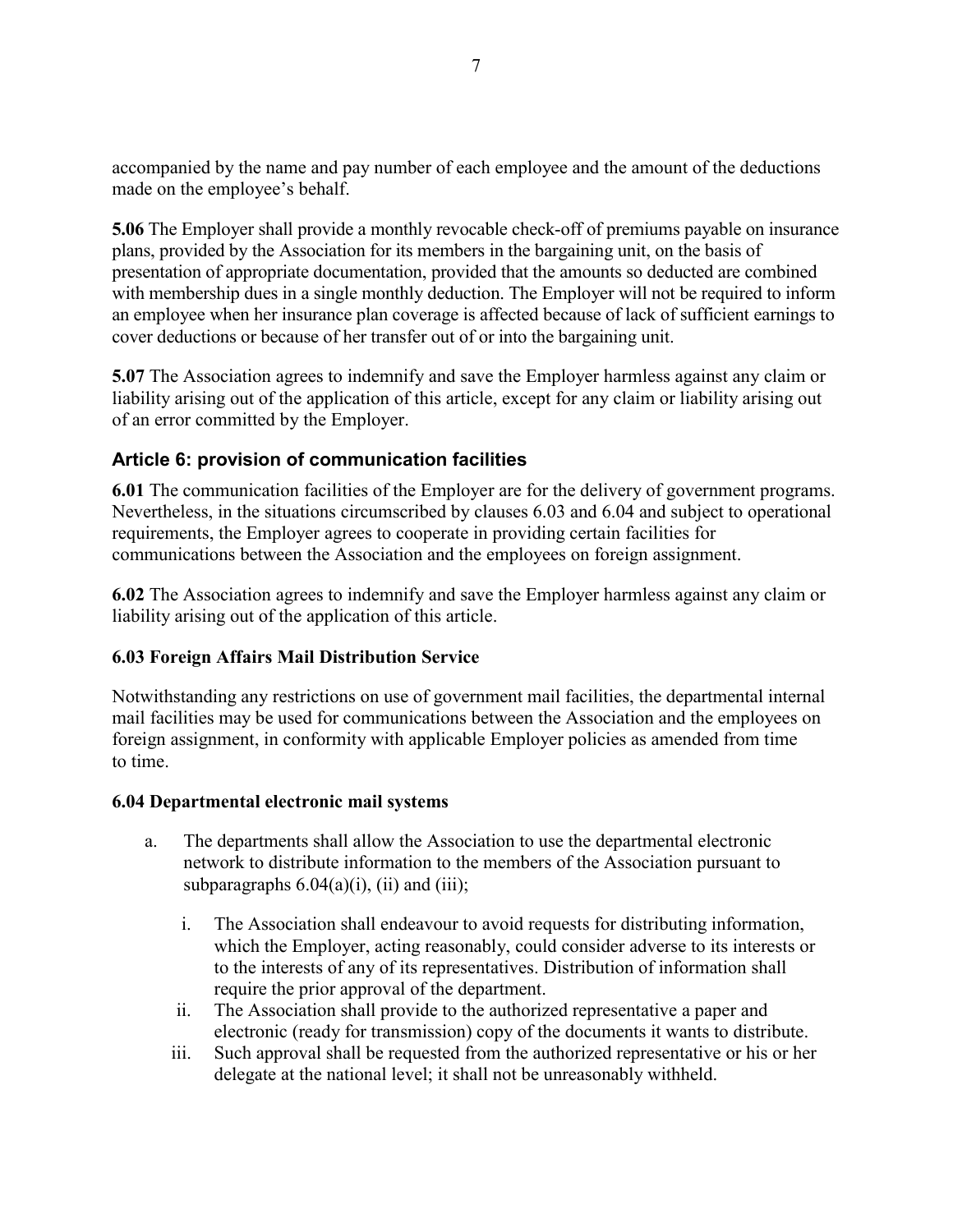accompanied by the name and pay number of each employee and the amount of the deductions made on the employee's behalf.

**5.06** The Employer shall provide a monthly revocable check-off of premiums payable on insurance plans, provided by the Association for its members in the bargaining unit, on the basis of presentation of appropriate documentation, provided that the amounts so deducted are combined with membership dues in a single monthly deduction. The Employer will not be required to inform an employee when her insurance plan coverage is affected because of lack of sufficient earnings to cover deductions or because of her transfer out of or into the bargaining unit.

**5.07** The Association agrees to indemnify and save the Employer harmless against any claim or liability arising out of the application of this article, except for any claim or liability arising out of an error committed by the Employer.

## Article 6: provision of communication facilities

**6.01** The communication facilities of the Employer are for the delivery of government programs. Nevertheless, in the situations circumscribed by clauses 6.03 and 6.04 and subject to operational requirements, the Employer agrees to cooperate in providing certain facilities for communications between the Association and the employees on foreign assignment.

**6.02** The Association agrees to indemnify and save the Employer harmless against any claim or liability arising out of the application of this article.

**6.03 Foreign Affairs Mail Distribution Service**

Notwithstanding any restrictions on use of government mail facilities, the departmental internal mail facilities may be used for communications between the Association and the employees on foreign assignment, in conformity with applicable Employer policies as amended from time to time.

**6.04 Departmental electronic mail systems**

a. The departments shall allow the Association to use the departmental electronic network to distribute information to the members of the Association pursuant to subparagraphs 6.04(a)(i), (ii) and (iii);

   i. The Association shall endeavour to avoid requests for distributing information, which the Employer, acting reasonably, could consider adverse to its interests or to the interests of any of its representatives. Distribution of information shall require the prior approval of the department.

   ii. The Association shall provide to the authorized representative a paper and electronic (ready for transmission) copy of the documents it wants to distribute.

   iii. Such approval shall be requested from the authorized representative or his or her delegate at the national level; it shall not be unreasonably withheld.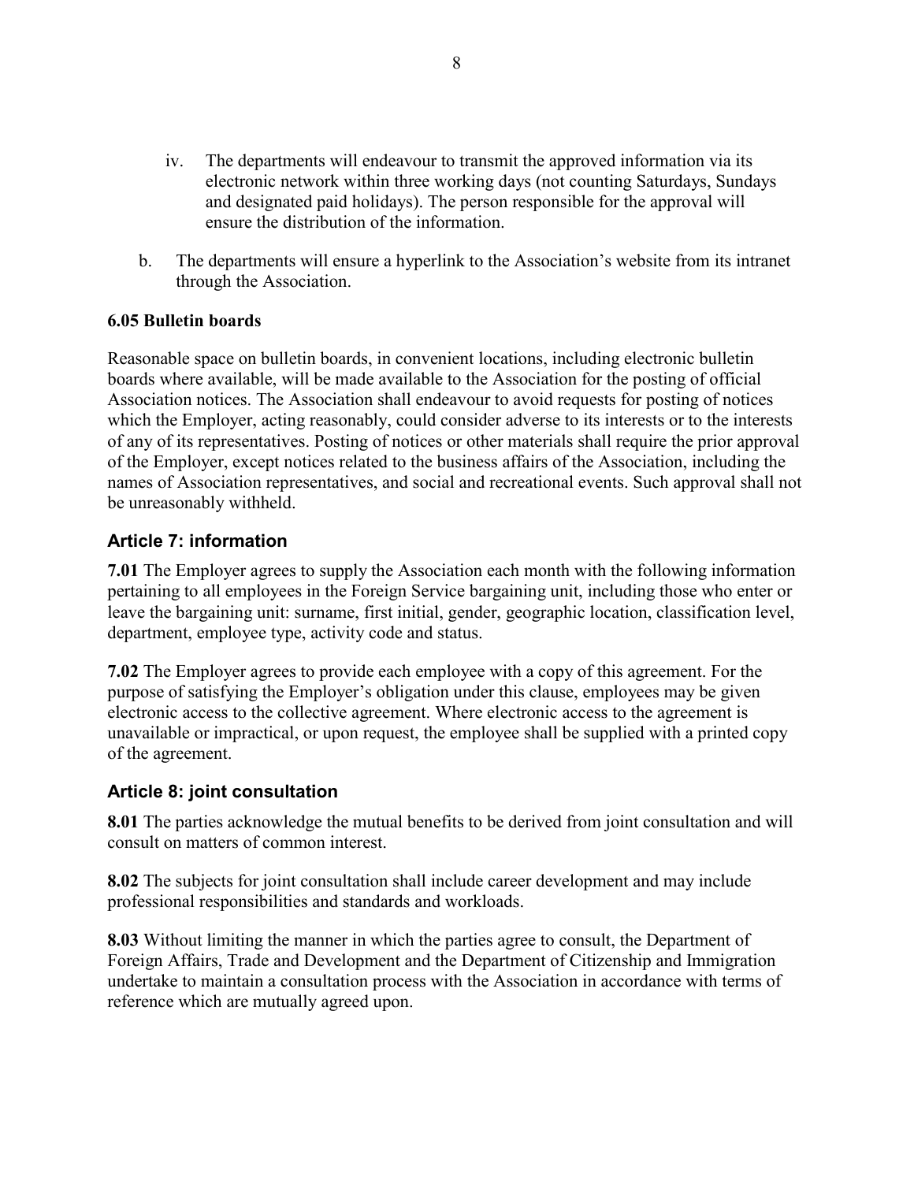iv. The departments will endeavour to transmit the approved information via its electronic network within three working days (not counting Saturdays, Sundays and designated paid holidays). The person responsible for the approval will ensure the distribution of the information.

b. The departments will ensure a hyperlink to the Association's website from its intranet through the Association.

**6.05 Bulletin boards**

Reasonable space on bulletin boards, in convenient locations, including electronic bulletin boards where available, will be made available to the Association for the posting of official Association notices. The Association shall endeavour to avoid requests for posting of notices which the Employer, acting reasonably, could consider adverse to its interests or to the interests of any of its representatives. Posting of notices or other materials shall require the prior approval of the Employer, except notices related to the business affairs of the Association, including the names of Association representatives, and social and recreational events. Such approval shall not be unreasonably withheld.

## Article 7: information

**7.01** The Employer agrees to supply the Association each month with the following information pertaining to all employees in the Foreign Service bargaining unit, including those who enter or leave the bargaining unit: surname, first initial, gender, geographic location, classification level, department, employee type, activity code and status.

**7.02** The Employer agrees to provide each employee with a copy of this agreement. For the purpose of satisfying the Employer's obligation under this clause, employees may be given electronic access to the collective agreement. Where electronic access to the agreement is unavailable or impractical, or upon request, the employee shall be supplied with a printed copy of the agreement.

## Article 8: joint consultation

**8.01** The parties acknowledge the mutual benefits to be derived from joint consultation and will consult on matters of common interest.

**8.02** The subjects for joint consultation shall include career development and may include professional responsibilities and standards and workloads.

**8.03** Without limiting the manner in which the parties agree to consult, the Department of Foreign Affairs, Trade and Development and the Department of Citizenship and Immigration undertake to maintain a consultation process with the Association in accordance with terms of reference which are mutually agreed upon.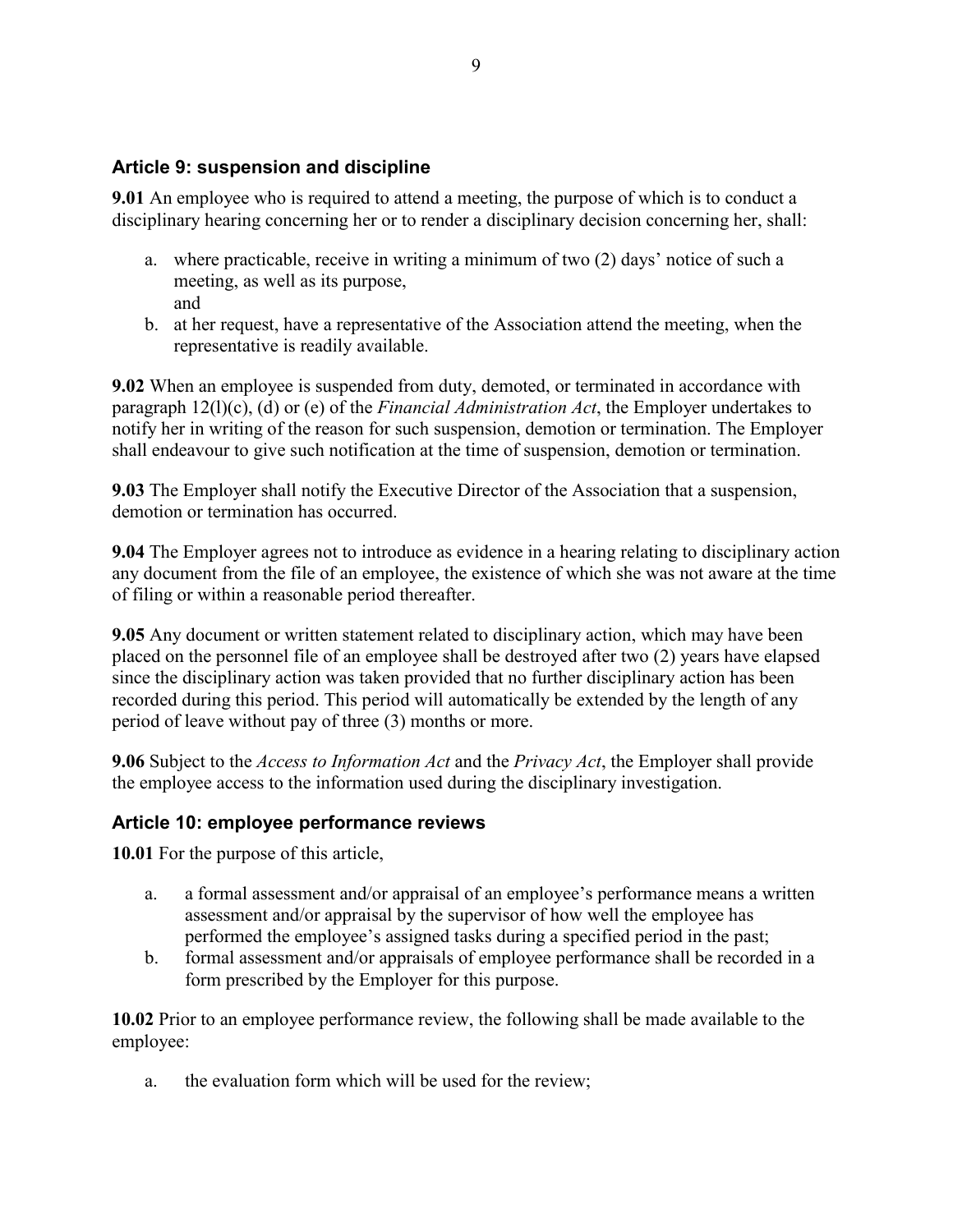## Article 9: suspension and discipline

**9.01** An employee who is required to attend a meeting, the purpose of which is to conduct a disciplinary hearing concerning her or to render a disciplinary decision concerning her, shall:

a. where practicable, receive in writing a minimum of two (2) days' notice of such a meeting, as well as its purpose,
   and
b. at her request, have a representative of the Association attend the meeting, when the representative is readily available.

**9.02** When an employee is suspended from duty, demoted, or terminated in accordance with paragraph 12(l)(c), (d) or (e) of the *Financial Administration Act*, the Employer undertakes to notify her in writing of the reason for such suspension, demotion or termination. The Employer shall endeavour to give such notification at the time of suspension, demotion or termination.

**9.03** The Employer shall notify the Executive Director of the Association that a suspension, demotion or termination has occurred.

**9.04** The Employer agrees not to introduce as evidence in a hearing relating to disciplinary action any document from the file of an employee, the existence of which she was not aware at the time of filing or within a reasonable period thereafter.

**9.05** Any document or written statement related to disciplinary action, which may have been placed on the personnel file of an employee shall be destroyed after two (2) years have elapsed since the disciplinary action was taken provided that no further disciplinary action has been recorded during this period. This period will automatically be extended by the length of any period of leave without pay of three (3) months or more.

**9.06** Subject to the *Access to Information Act* and the *Privacy Act*, the Employer shall provide the employee access to the information used during the disciplinary investigation.

## Article 10: employee performance reviews

**10.01** For the purpose of this article,

a. a formal assessment and/or appraisal of an employee's performance means a written assessment and/or appraisal by the supervisor of how well the employee has performed the employee's assigned tasks during a specified period in the past;
b. formal assessment and/or appraisals of employee performance shall be recorded in a form prescribed by the Employer for this purpose.

**10.02** Prior to an employee performance review, the following shall be made available to the employee:

a. the evaluation form which will be used for the review;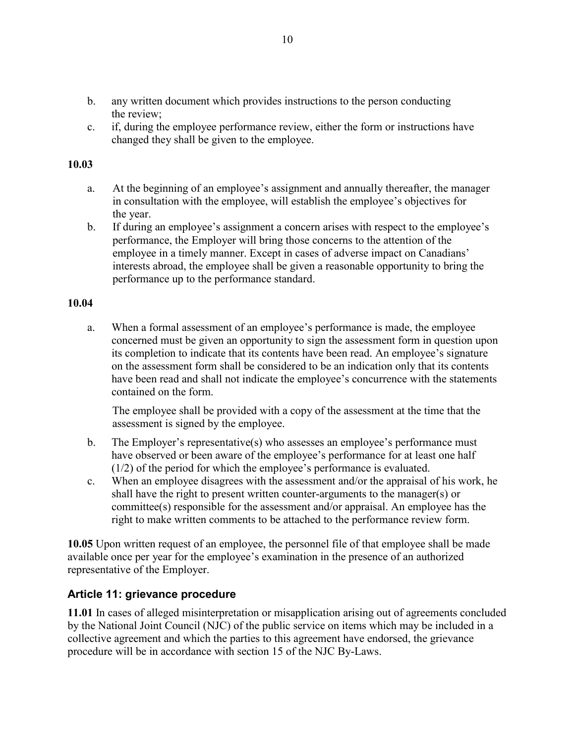b. any written document which provides instructions to the person conducting the review;
c. if, during the employee performance review, either the form or instructions have changed they shall be given to the employee.

**10.03**

a. At the beginning of an employee's assignment and annually thereafter, the manager in consultation with the employee, will establish the employee's objectives for the year.
b. If during an employee's assignment a concern arises with respect to the employee's performance, the Employer will bring those concerns to the attention of the employee in a timely manner. Except in cases of adverse impact on Canadians' interests abroad, the employee shall be given a reasonable opportunity to bring the performance up to the performance standard.

**10.04**

a. When a formal assessment of an employee's performance is made, the employee concerned must be given an opportunity to sign the assessment form in question upon its completion to indicate that its contents have been read. An employee's signature on the assessment form shall be considered to be an indication only that its contents have been read and shall not indicate the employee's concurrence with the statements contained on the form.

   The employee shall be provided with a copy of the assessment at the time that the assessment is signed by the employee.

b. The Employer's representative(s) who assesses an employee's performance must have observed or been aware of the employee's performance for at least one half (1/2) of the period for which the employee's performance is evaluated.
c. When an employee disagrees with the assessment and/or the appraisal of his work, he shall have the right to present written counter-arguments to the manager(s) or committee(s) responsible for the assessment and/or appraisal. An employee has the right to make written comments to be attached to the performance review form.

**10.05** Upon written request of an employee, the personnel file of that employee shall be made available once per year for the employee's examination in the presence of an authorized representative of the Employer.

## Article 11: grievance procedure

**11.01** In cases of alleged misinterpretation or misapplication arising out of agreements concluded by the National Joint Council (NJC) of the public service on items which may be included in a collective agreement and which the parties to this agreement have endorsed, the grievance procedure will be in accordance with section 15 of the NJC By-Laws.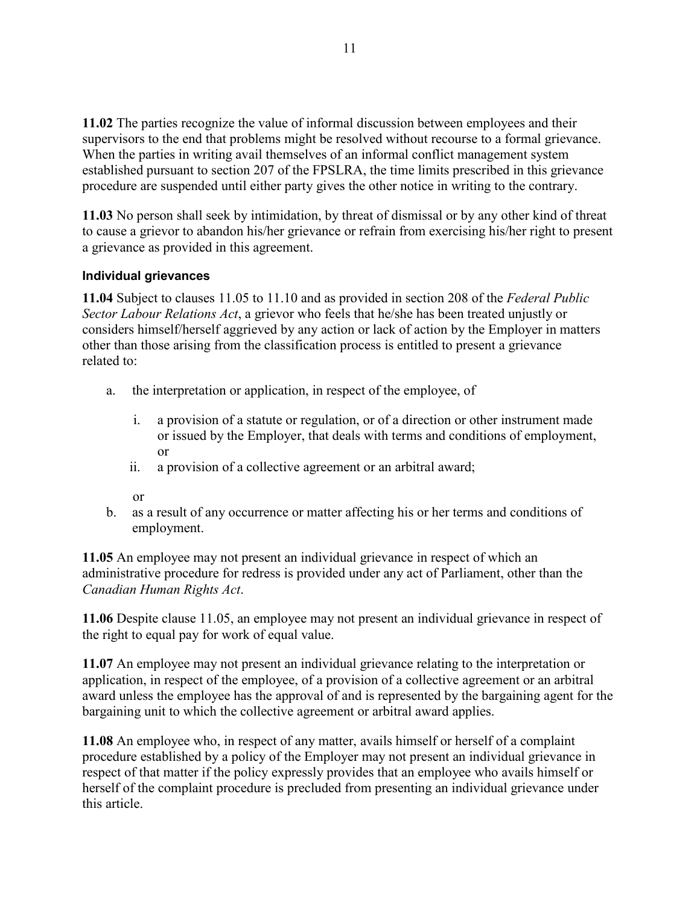**11.02** The parties recognize the value of informal discussion between employees and their supervisors to the end that problems might be resolved without recourse to a formal grievance. When the parties in writing avail themselves of an informal conflict management system established pursuant to section 207 of the FPSLRA, the time limits prescribed in this grievance procedure are suspended until either party gives the other notice in writing to the contrary.

**11.03** No person shall seek by intimidation, by threat of dismissal or by any other kind of threat to cause a grievor to abandon his/her grievance or refrain from exercising his/her right to present a grievance as provided in this agreement.

#### Individual grievances

**11.04** Subject to clauses 11.05 to 11.10 and as provided in section 208 of the *Federal Public Sector Labour Relations Act*, a grievor who feels that he/she has been treated unjustly or considers himself/herself aggrieved by any action or lack of action by the Employer in matters other than those arising from the classification process is entitled to present a grievance related to:

a. the interpretation or application, in respect of the employee, of

    i. a provision of a statute or regulation, or of a direction or other instrument made or issued by the Employer, that deals with terms and conditions of employment, or

    ii. a provision of a collective agreement or an arbitral award;

    or

b. as a result of any occurrence or matter affecting his or her terms and conditions of employment.

**11.05** An employee may not present an individual grievance in respect of which an administrative procedure for redress is provided under any act of Parliament, other than the *Canadian Human Rights Act*.

**11.06** Despite clause 11.05, an employee may not present an individual grievance in respect of the right to equal pay for work of equal value.

**11.07** An employee may not present an individual grievance relating to the interpretation or application, in respect of the employee, of a provision of a collective agreement or an arbitral award unless the employee has the approval of and is represented by the bargaining agent for the bargaining unit to which the collective agreement or arbitral award applies.

**11.08** An employee who, in respect of any matter, avails himself or herself of a complaint procedure established by a policy of the Employer may not present an individual grievance in respect of that matter if the policy expressly provides that an employee who avails himself or herself of the complaint procedure is precluded from presenting an individual grievance under this article.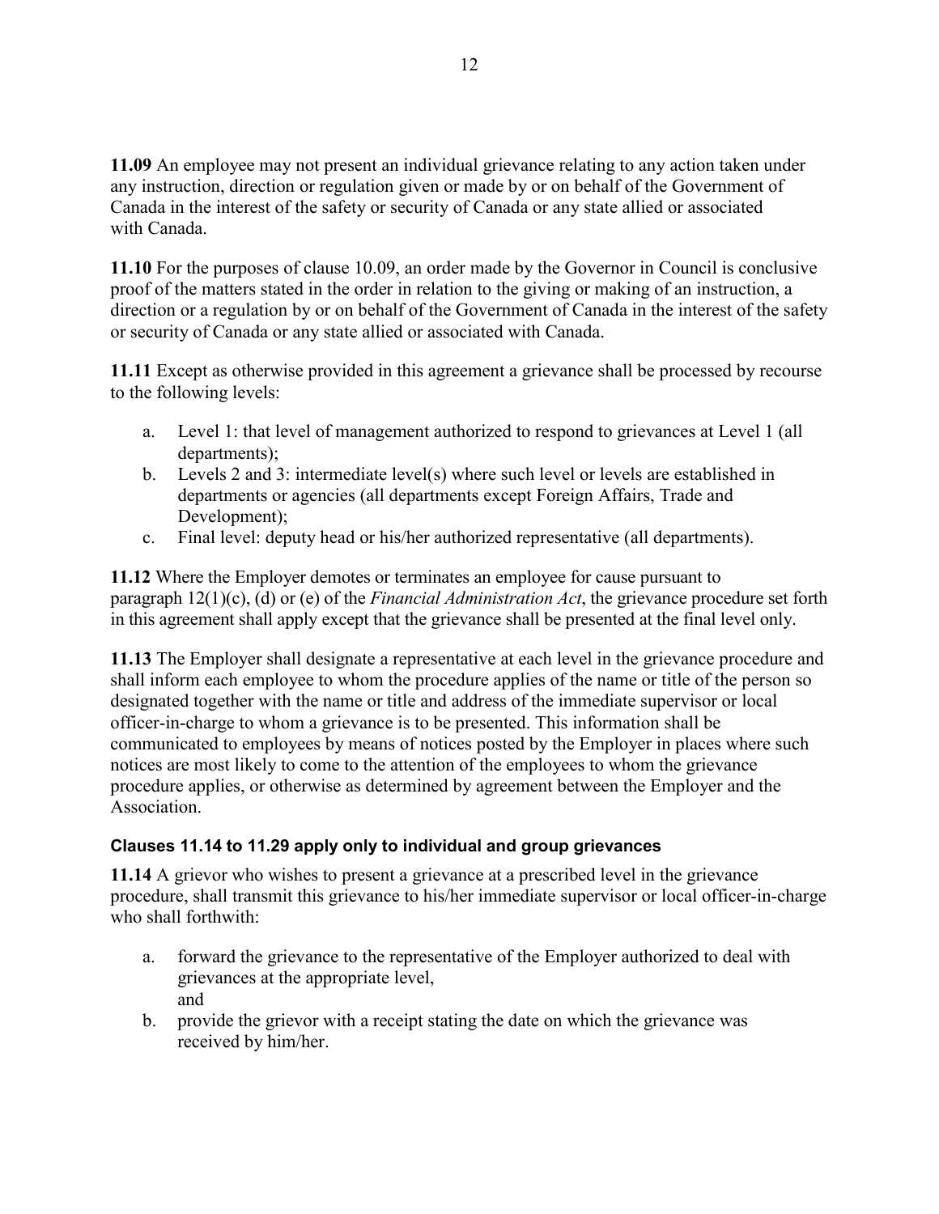**11.09** An employee may not present an individual grievance relating to any action taken under any instruction, direction or regulation given or made by or on behalf of the Government of Canada in the interest of the safety or security of Canada or any state allied or associated with Canada.

**11.10** For the purposes of clause 10.09, an order made by the Governor in Council is conclusive proof of the matters stated in the order in relation to the giving or making of an instruction, a direction or a regulation by or on behalf of the Government of Canada in the interest of the safety or security of Canada or any state allied or associated with Canada.

**11.11** Except as otherwise provided in this agreement a grievance shall be processed by recourse to the following levels:

a. Level 1: that level of management authorized to respond to grievances at Level 1 (all departments);
b. Levels 2 and 3: intermediate level(s) where such level or levels are established in departments or agencies (all departments except Foreign Affairs, Trade and Development);
c. Final level: deputy head or his/her authorized representative (all departments).

**11.12** Where the Employer demotes or terminates an employee for cause pursuant to paragraph 12(1)(c), (d) or (e) of the *Financial Administration Act*, the grievance procedure set forth in this agreement shall apply except that the grievance shall be presented at the final level only.

**11.13** The Employer shall designate a representative at each level in the grievance procedure and shall inform each employee to whom the procedure applies of the name or title of the person so designated together with the name or title and address of the immediate supervisor or local officer-in-charge to whom a grievance is to be presented. This information shall be communicated to employees by means of notices posted by the Employer in places where such notices are most likely to come to the attention of the employees to whom the grievance procedure applies, or otherwise as determined by agreement between the Employer and the Association.

#### Clauses 11.14 to 11.29 apply only to individual and group grievances

**11.14** A grievor who wishes to present a grievance at a prescribed level in the grievance procedure, shall transmit this grievance to his/her immediate supervisor or local officer-in-charge who shall forthwith:

a. forward the grievance to the representative of the Employer authorized to deal with grievances at the appropriate level,
   and
b. provide the grievor with a receipt stating the date on which the grievance was received by him/her.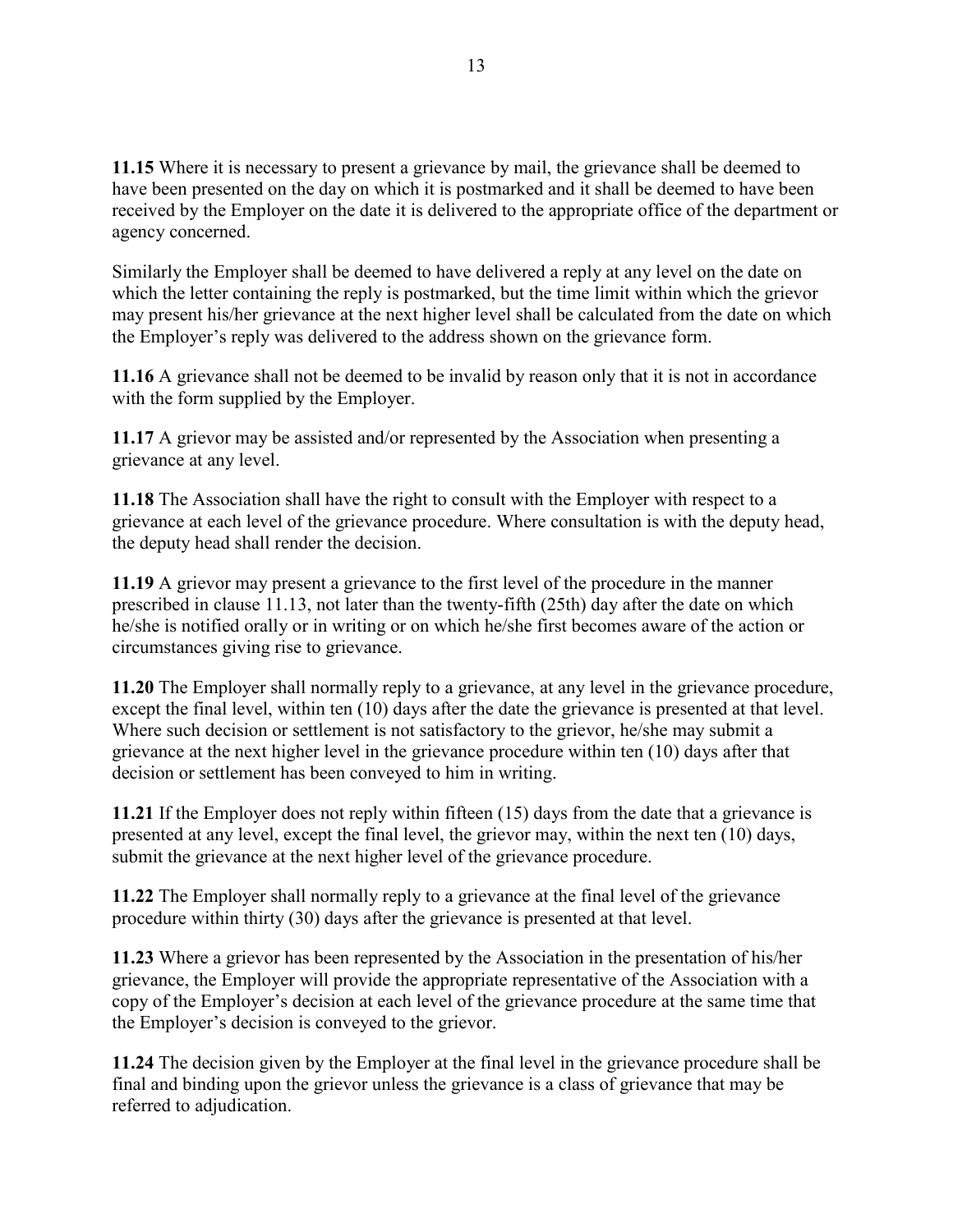**11.15** Where it is necessary to present a grievance by mail, the grievance shall be deemed to have been presented on the day on which it is postmarked and it shall be deemed to have been received by the Employer on the date it is delivered to the appropriate office of the department or agency concerned.

Similarly the Employer shall be deemed to have delivered a reply at any level on the date on which the letter containing the reply is postmarked, but the time limit within which the grievor may present his/her grievance at the next higher level shall be calculated from the date on which the Employer's reply was delivered to the address shown on the grievance form.

**11.16** A grievance shall not be deemed to be invalid by reason only that it is not in accordance with the form supplied by the Employer.

**11.17** A grievor may be assisted and/or represented by the Association when presenting a grievance at any level.

**11.18** The Association shall have the right to consult with the Employer with respect to a grievance at each level of the grievance procedure. Where consultation is with the deputy head, the deputy head shall render the decision.

**11.19** A grievor may present a grievance to the first level of the procedure in the manner prescribed in clause 11.13, not later than the twenty-fifth (25th) day after the date on which he/she is notified orally or in writing or on which he/she first becomes aware of the action or circumstances giving rise to grievance.

**11.20** The Employer shall normally reply to a grievance, at any level in the grievance procedure, except the final level, within ten (10) days after the date the grievance is presented at that level. Where such decision or settlement is not satisfactory to the grievor, he/she may submit a grievance at the next higher level in the grievance procedure within ten (10) days after that decision or settlement has been conveyed to him in writing.

**11.21** If the Employer does not reply within fifteen (15) days from the date that a grievance is presented at any level, except the final level, the grievor may, within the next ten (10) days, submit the grievance at the next higher level of the grievance procedure.

**11.22** The Employer shall normally reply to a grievance at the final level of the grievance procedure within thirty (30) days after the grievance is presented at that level.

**11.23** Where a grievor has been represented by the Association in the presentation of his/her grievance, the Employer will provide the appropriate representative of the Association with a copy of the Employer's decision at each level of the grievance procedure at the same time that the Employer's decision is conveyed to the grievor.

**11.24** The decision given by the Employer at the final level in the grievance procedure shall be final and binding upon the grievor unless the grievance is a class of grievance that may be referred to adjudication.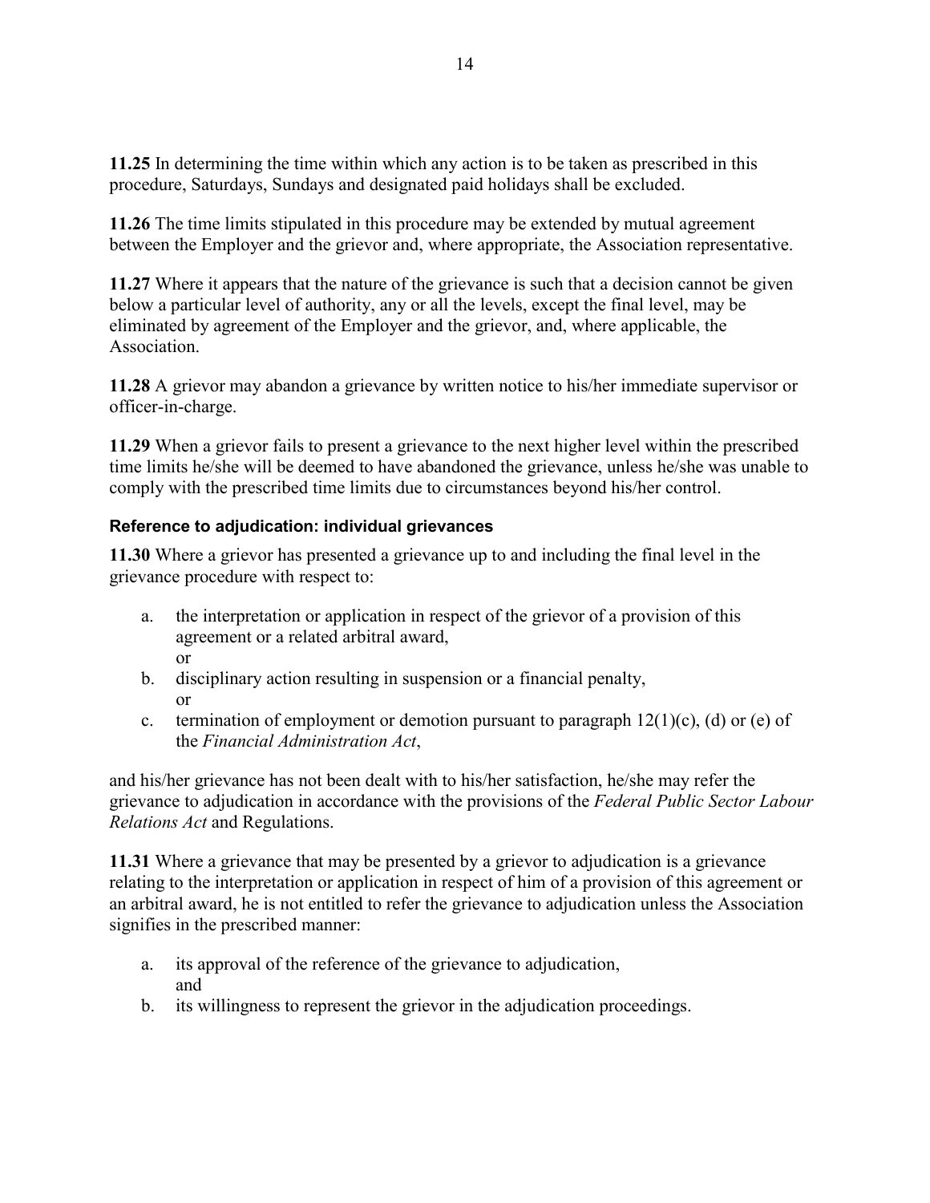**11.25** In determining the time within which any action is to be taken as prescribed in this procedure, Saturdays, Sundays and designated paid holidays shall be excluded.

**11.26** The time limits stipulated in this procedure may be extended by mutual agreement between the Employer and the grievor and, where appropriate, the Association representative.

**11.27** Where it appears that the nature of the grievance is such that a decision cannot be given below a particular level of authority, any or all the levels, except the final level, may be eliminated by agreement of the Employer and the grievor, and, where applicable, the Association.

**11.28** A grievor may abandon a grievance by written notice to his/her immediate supervisor or officer-in-charge.

**11.29** When a grievor fails to present a grievance to the next higher level within the prescribed time limits he/she will be deemed to have abandoned the grievance, unless he/she was unable to comply with the prescribed time limits due to circumstances beyond his/her control.

### Reference to adjudication: individual grievances

**11.30** Where a grievor has presented a grievance up to and including the final level in the grievance procedure with respect to:

a. the interpretation or application in respect of the grievor of a provision of this agreement or a related arbitral award,
   or
b. disciplinary action resulting in suspension or a financial penalty,
   or
c. termination of employment or demotion pursuant to paragraph 12(1)(c), (d) or (e) of the *Financial Administration Act*,

and his/her grievance has not been dealt with to his/her satisfaction, he/she may refer the grievance to adjudication in accordance with the provisions of the *Federal Public Sector Labour Relations Act* and Regulations.

**11.31** Where a grievance that may be presented by a grievor to adjudication is a grievance relating to the interpretation or application in respect of him of a provision of this agreement or an arbitral award, he is not entitled to refer the grievance to adjudication unless the Association signifies in the prescribed manner:

a. its approval of the reference of the grievance to adjudication,
   and
b. its willingness to represent the grievor in the adjudication proceedings.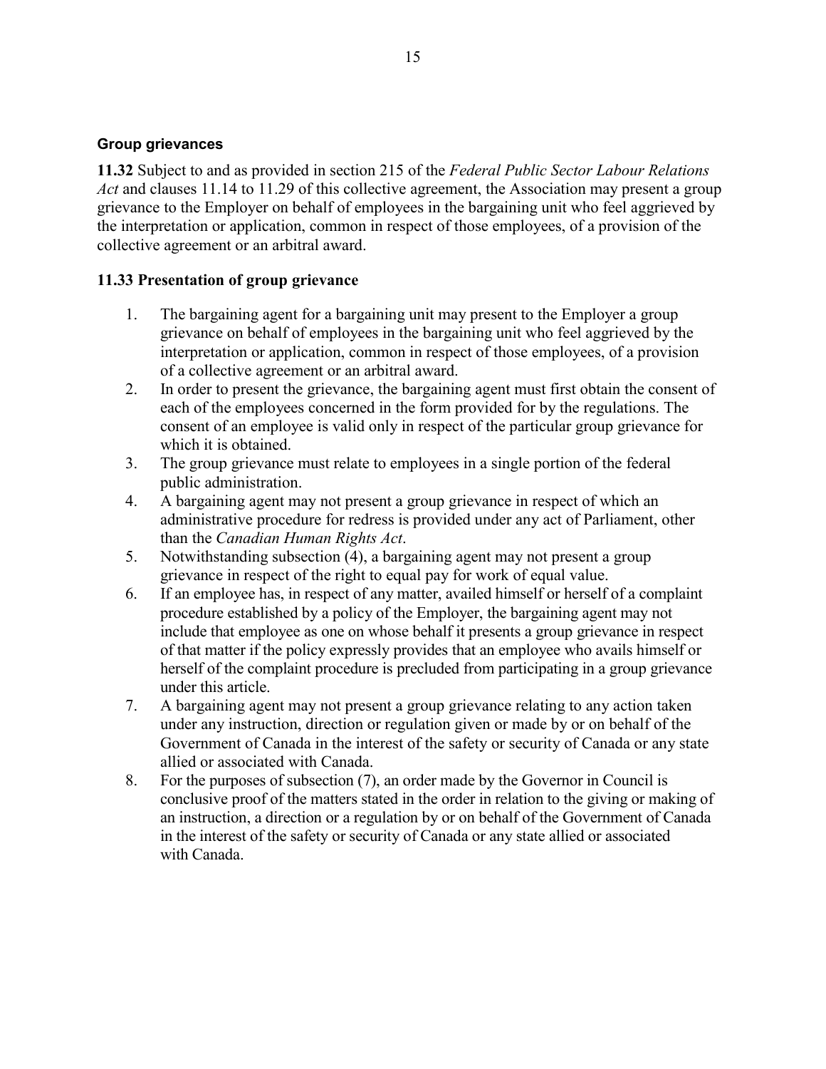### Group grievances

**11.32** Subject to and as provided in section 215 of the *Federal Public Sector Labour Relations Act* and clauses 11.14 to 11.29 of this collective agreement, the Association may present a group grievance to the Employer on behalf of employees in the bargaining unit who feel aggrieved by the interpretation or application, common in respect of those employees, of a provision of the collective agreement or an arbitral award.

### 11.33 Presentation of group grievance

1. The bargaining agent for a bargaining unit may present to the Employer a group grievance on behalf of employees in the bargaining unit who feel aggrieved by the interpretation or application, common in respect of those employees, of a provision of a collective agreement or an arbitral award.
2. In order to present the grievance, the bargaining agent must first obtain the consent of each of the employees concerned in the form provided for by the regulations. The consent of an employee is valid only in respect of the particular group grievance for which it is obtained.
3. The group grievance must relate to employees in a single portion of the federal public administration.
4. A bargaining agent may not present a group grievance in respect of which an administrative procedure for redress is provided under any act of Parliament, other than the *Canadian Human Rights Act*.
5. Notwithstanding subsection (4), a bargaining agent may not present a group grievance in respect of the right to equal pay for work of equal value.
6. If an employee has, in respect of any matter, availed himself or herself of a complaint procedure established by a policy of the Employer, the bargaining agent may not include that employee as one on whose behalf it presents a group grievance in respect of that matter if the policy expressly provides that an employee who avails himself or herself of the complaint procedure is precluded from participating in a group grievance under this article.
7. A bargaining agent may not present a group grievance relating to any action taken under any instruction, direction or regulation given or made by or on behalf of the Government of Canada in the interest of the safety or security of Canada or any state allied or associated with Canada.
8. For the purposes of subsection (7), an order made by the Governor in Council is conclusive proof of the matters stated in the order in relation to the giving or making of an instruction, a direction or a regulation by or on behalf of the Government of Canada in the interest of the safety or security of Canada or any state allied or associated with Canada.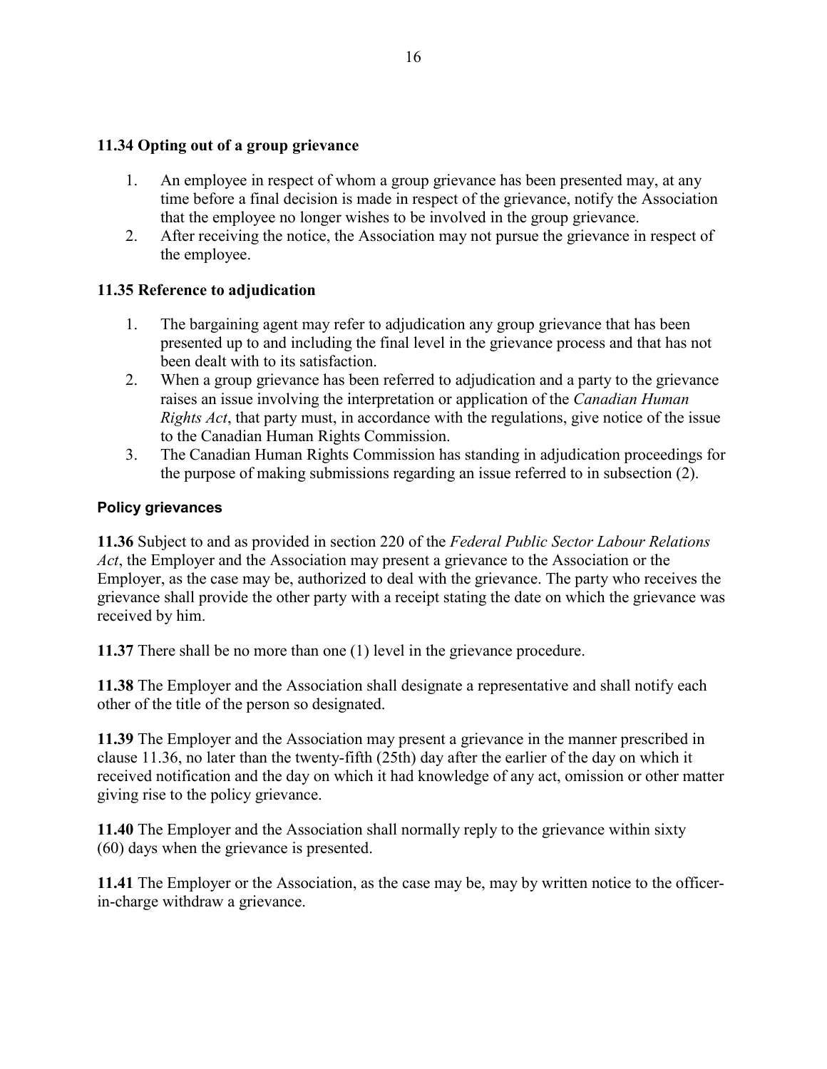**11.34 Opting out of a group grievance**

1. An employee in respect of whom a group grievance has been presented may, at any time before a final decision is made in respect of the grievance, notify the Association that the employee no longer wishes to be involved in the group grievance.
2. After receiving the notice, the Association may not pursue the grievance in respect of the employee.

**11.35 Reference to adjudication**

1. The bargaining agent may refer to adjudication any group grievance that has been presented up to and including the final level in the grievance process and that has not been dealt with to its satisfaction.
2. When a group grievance has been referred to adjudication and a party to the grievance raises an issue involving the interpretation or application of the *Canadian Human Rights Act*, that party must, in accordance with the regulations, give notice of the issue to the Canadian Human Rights Commission.
3. The Canadian Human Rights Commission has standing in adjudication proceedings for the purpose of making submissions regarding an issue referred to in subsection (2).

**Policy grievances**

**11.36** Subject to and as provided in section 220 of the *Federal Public Sector Labour Relations Act*, the Employer and the Association may present a grievance to the Association or the Employer, as the case may be, authorized to deal with the grievance. The party who receives the grievance shall provide the other party with a receipt stating the date on which the grievance was received by him.

**11.37** There shall be no more than one (1) level in the grievance procedure.

**11.38** The Employer and the Association shall designate a representative and shall notify each other of the title of the person so designated.

**11.39** The Employer and the Association may present a grievance in the manner prescribed in clause 11.36, no later than the twenty-fifth (25th) day after the earlier of the day on which it received notification and the day on which it had knowledge of any act, omission or other matter giving rise to the policy grievance.

**11.40** The Employer and the Association shall normally reply to the grievance within sixty (60) days when the grievance is presented.

**11.41** The Employer or the Association, as the case may be, may by written notice to the officer-in-charge withdraw a grievance.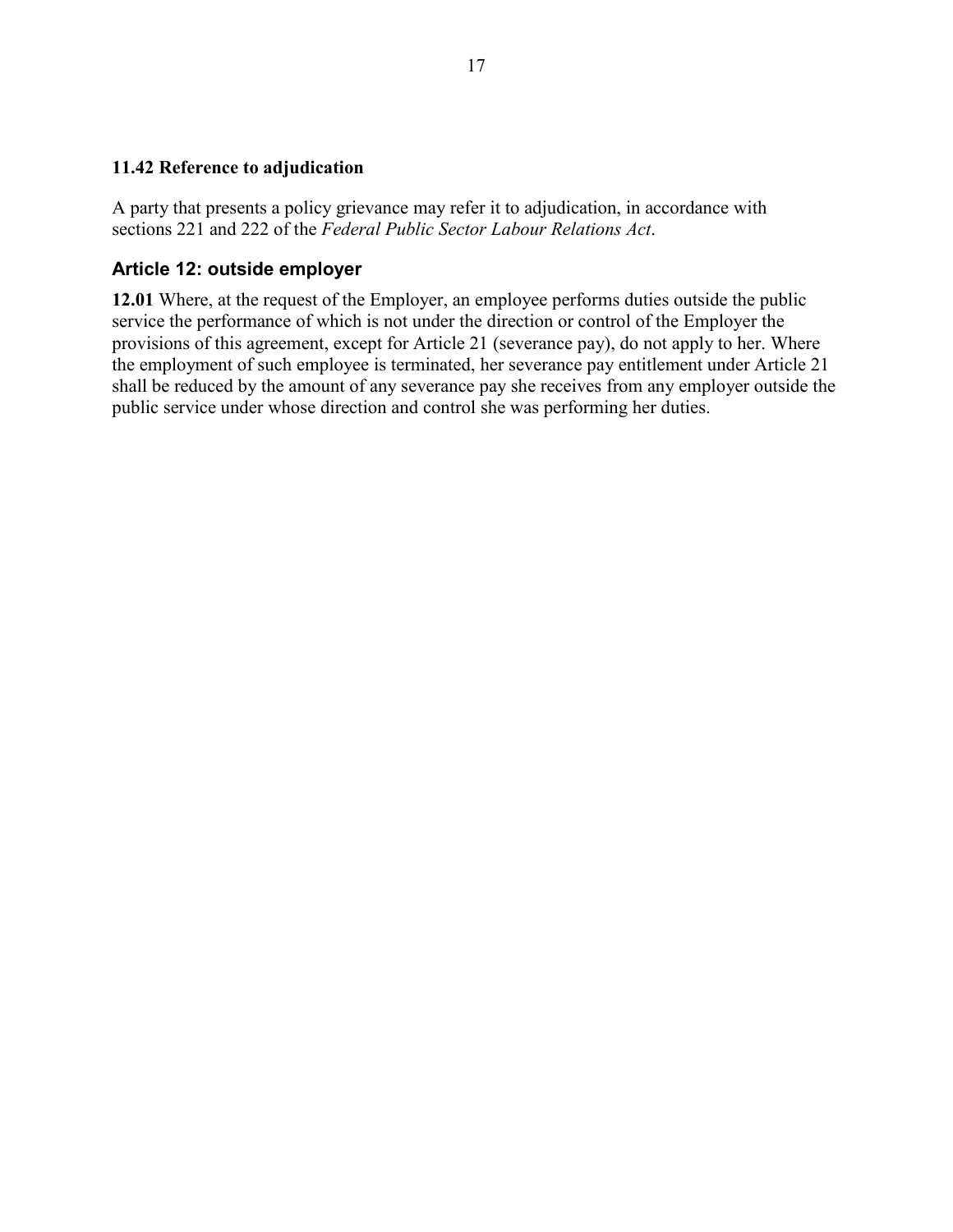### 11.42 Reference to adjudication

A party that presents a policy grievance may refer it to adjudication, in accordance with sections 221 and 222 of the *Federal Public Sector Labour Relations Act*.

## Article 12: outside employer

**12.01** Where, at the request of the Employer, an employee performs duties outside the public service the performance of which is not under the direction or control of the Employer the provisions of this agreement, except for Article 21 (severance pay), do not apply to her. Where the employment of such employee is terminated, her severance pay entitlement under Article 21 shall be reduced by the amount of any severance pay she receives from any employer outside the public service under whose direction and control she was performing her duties.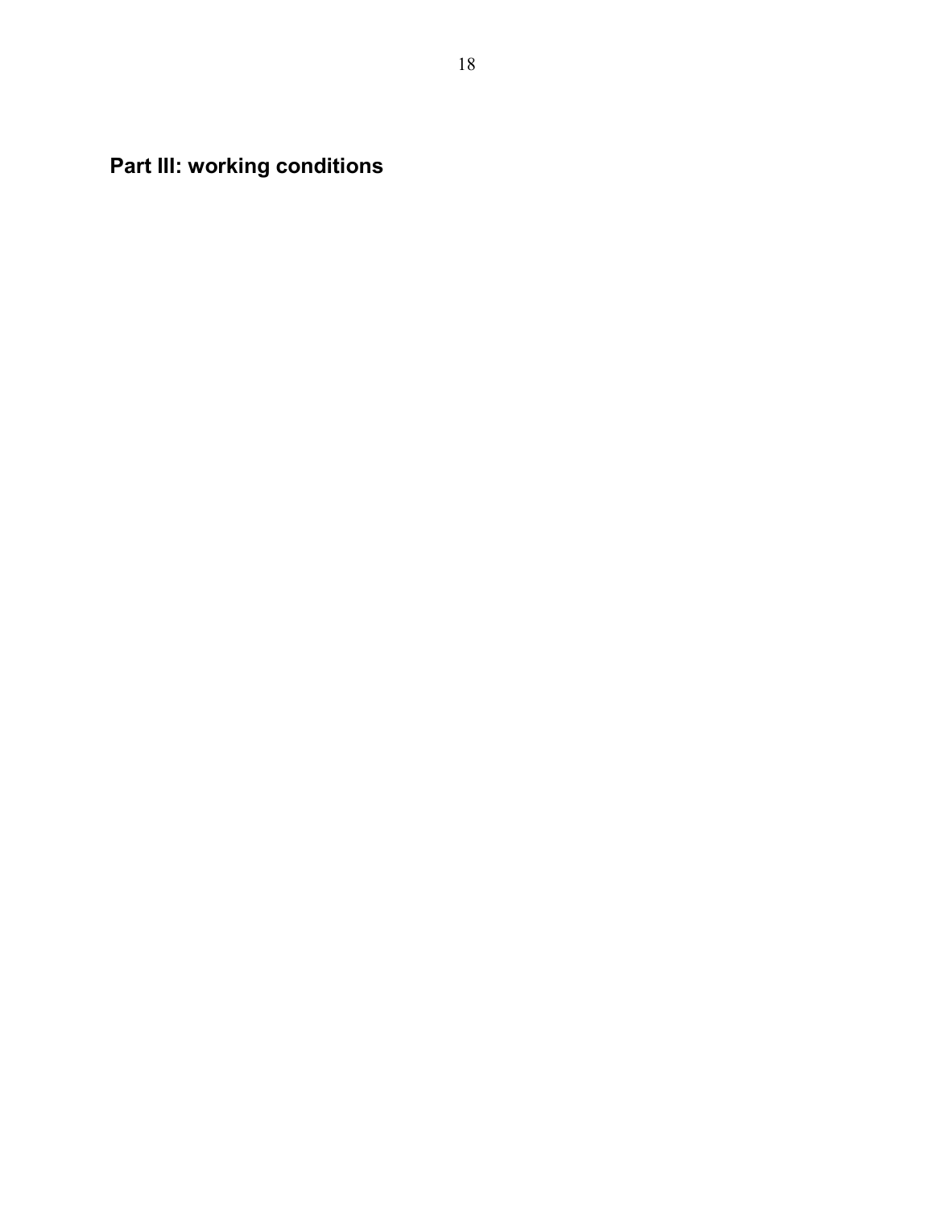# Part III: working conditions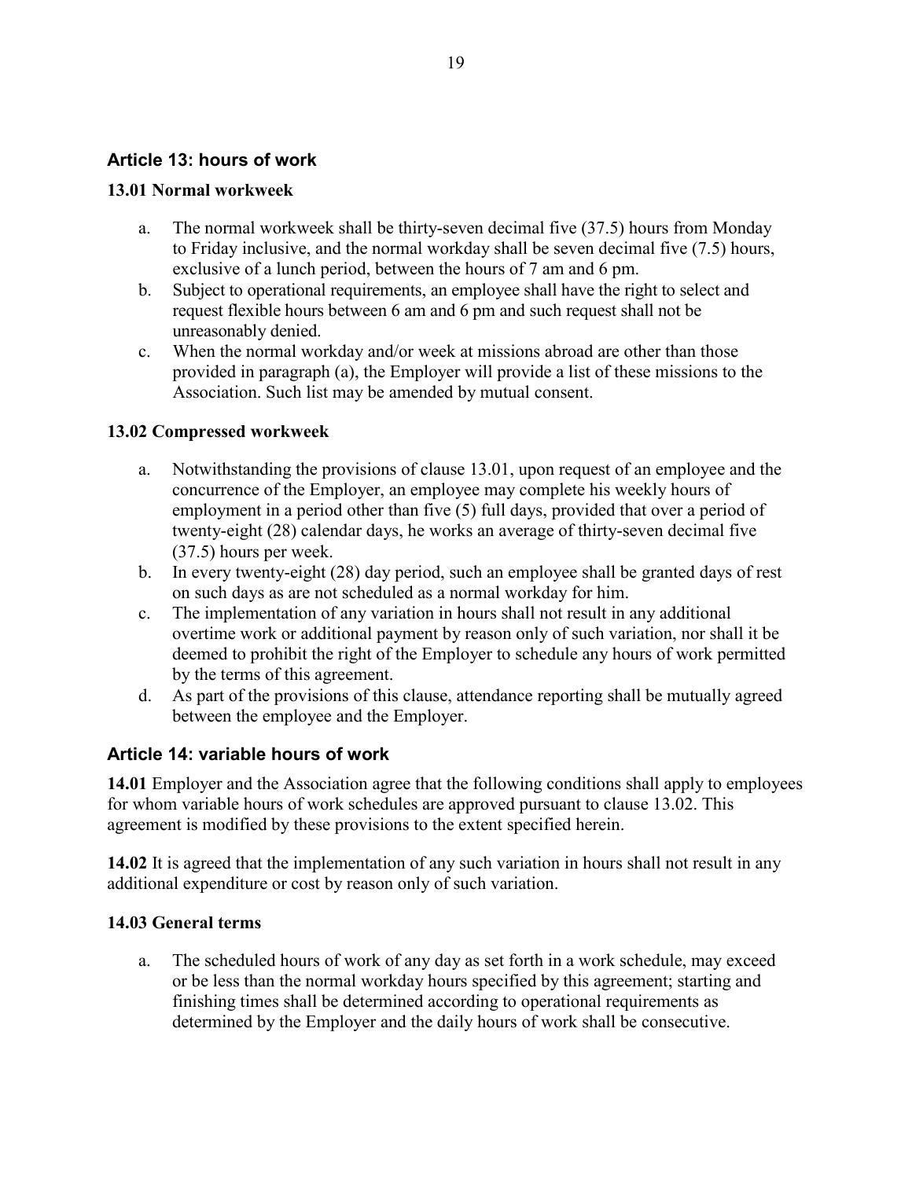## Article 13: hours of work

### 13.01 Normal workweek

a. The normal workweek shall be thirty-seven decimal five (37.5) hours from Monday to Friday inclusive, and the normal workday shall be seven decimal five (7.5) hours, exclusive of a lunch period, between the hours of 7 am and 6 pm.
b. Subject to operational requirements, an employee shall have the right to select and request flexible hours between 6 am and 6 pm and such request shall not be unreasonably denied.
c. When the normal workday and/or week at missions abroad are other than those provided in paragraph (a), the Employer will provide a list of these missions to the Association. Such list may be amended by mutual consent.

### 13.02 Compressed workweek

a. Notwithstanding the provisions of clause 13.01, upon request of an employee and the concurrence of the Employer, an employee may complete his weekly hours of employment in a period other than five (5) full days, provided that over a period of twenty-eight (28) calendar days, he works an average of thirty-seven decimal five (37.5) hours per week.
b. In every twenty-eight (28) day period, such an employee shall be granted days of rest on such days as are not scheduled as a normal workday for him.
c. The implementation of any variation in hours shall not result in any additional overtime work or additional payment by reason only of such variation, nor shall it be deemed to prohibit the right of the Employer to schedule any hours of work permitted by the terms of this agreement.
d. As part of the provisions of this clause, attendance reporting shall be mutually agreed between the employee and the Employer.

## Article 14: variable hours of work

**14.01** Employer and the Association agree that the following conditions shall apply to employees for whom variable hours of work schedules are approved pursuant to clause 13.02. This agreement is modified by these provisions to the extent specified herein.

**14.02** It is agreed that the implementation of any such variation in hours shall not result in any additional expenditure or cost by reason only of such variation.

### 14.03 General terms

a. The scheduled hours of work of any day as set forth in a work schedule, may exceed or be less than the normal workday hours specified by this agreement; starting and finishing times shall be determined according to operational requirements as determined by the Employer and the daily hours of work shall be consecutive.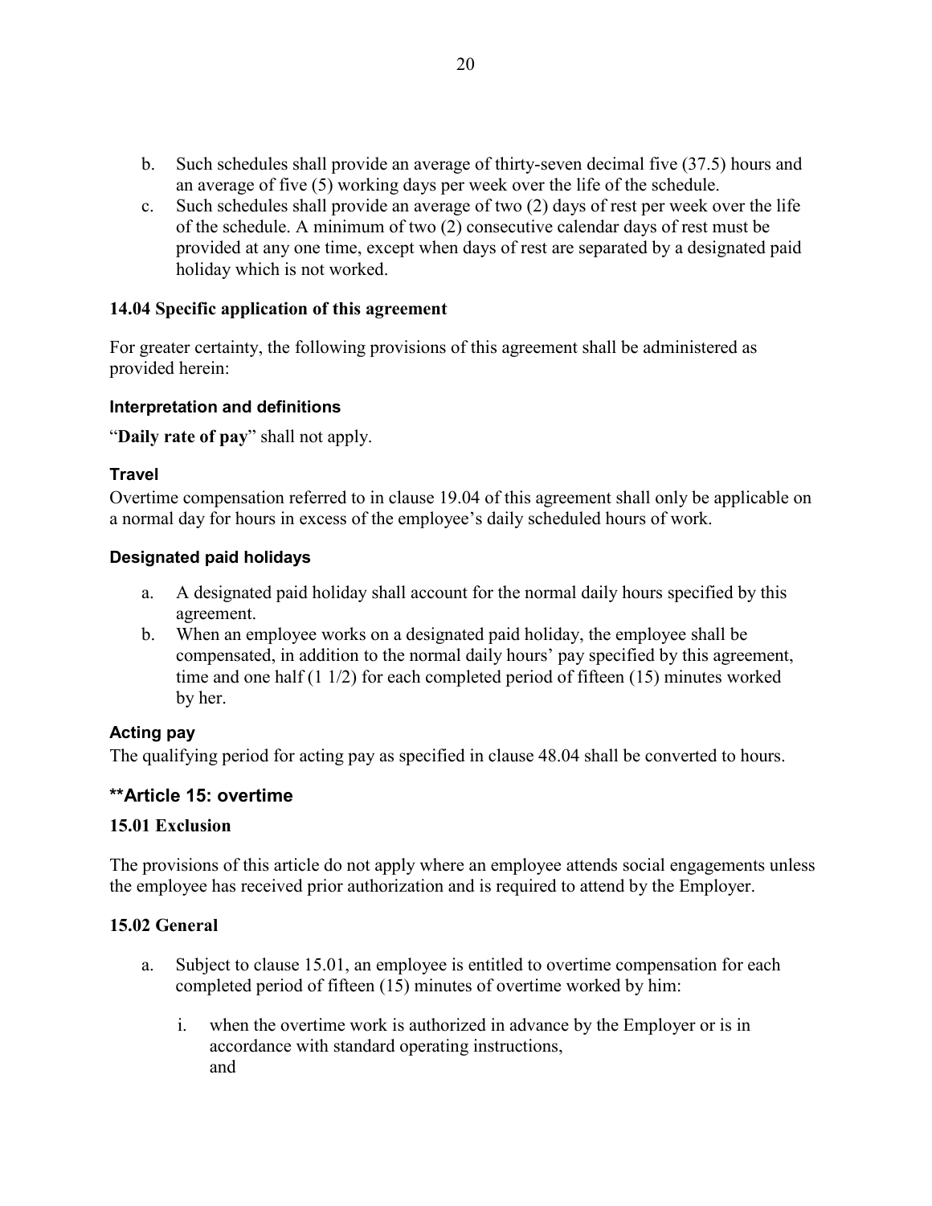b. Such schedules shall provide an average of thirty-seven decimal five (37.5) hours and an average of five (5) working days per week over the life of the schedule.
c. Such schedules shall provide an average of two (2) days of rest per week over the life of the schedule. A minimum of two (2) consecutive calendar days of rest must be provided at any one time, except when days of rest are separated by a designated paid holiday which is not worked.

### 14.04 Specific application of this agreement

For greater certainty, the following provisions of this agreement shall be administered as provided herein:

#### Interpretation and definitions

"**Daily rate of pay**" shall not apply.

#### Travel

Overtime compensation referred to in clause 19.04 of this agreement shall only be applicable on a normal day for hours in excess of the employee's daily scheduled hours of work.

#### Designated paid holidays

a. A designated paid holiday shall account for the normal daily hours specified by this agreement.
b. When an employee works on a designated paid holiday, the employee shall be compensated, in addition to the normal daily hours' pay specified by this agreement, time and one half (1 1/2) for each completed period of fifteen (15) minutes worked by her.

#### Acting pay

The qualifying period for acting pay as specified in clause 48.04 shall be converted to hours.

## **Article 15: overtime

### 15.01 Exclusion

The provisions of this article do not apply where an employee attends social engagements unless the employee has received prior authorization and is required to attend by the Employer.

### 15.02 General

a. Subject to clause 15.01, an employee is entitled to overtime compensation for each completed period of fifteen (15) minutes of overtime worked by him:

   i. when the overtime work is authorized in advance by the Employer or is in accordance with standard operating instructions,
   and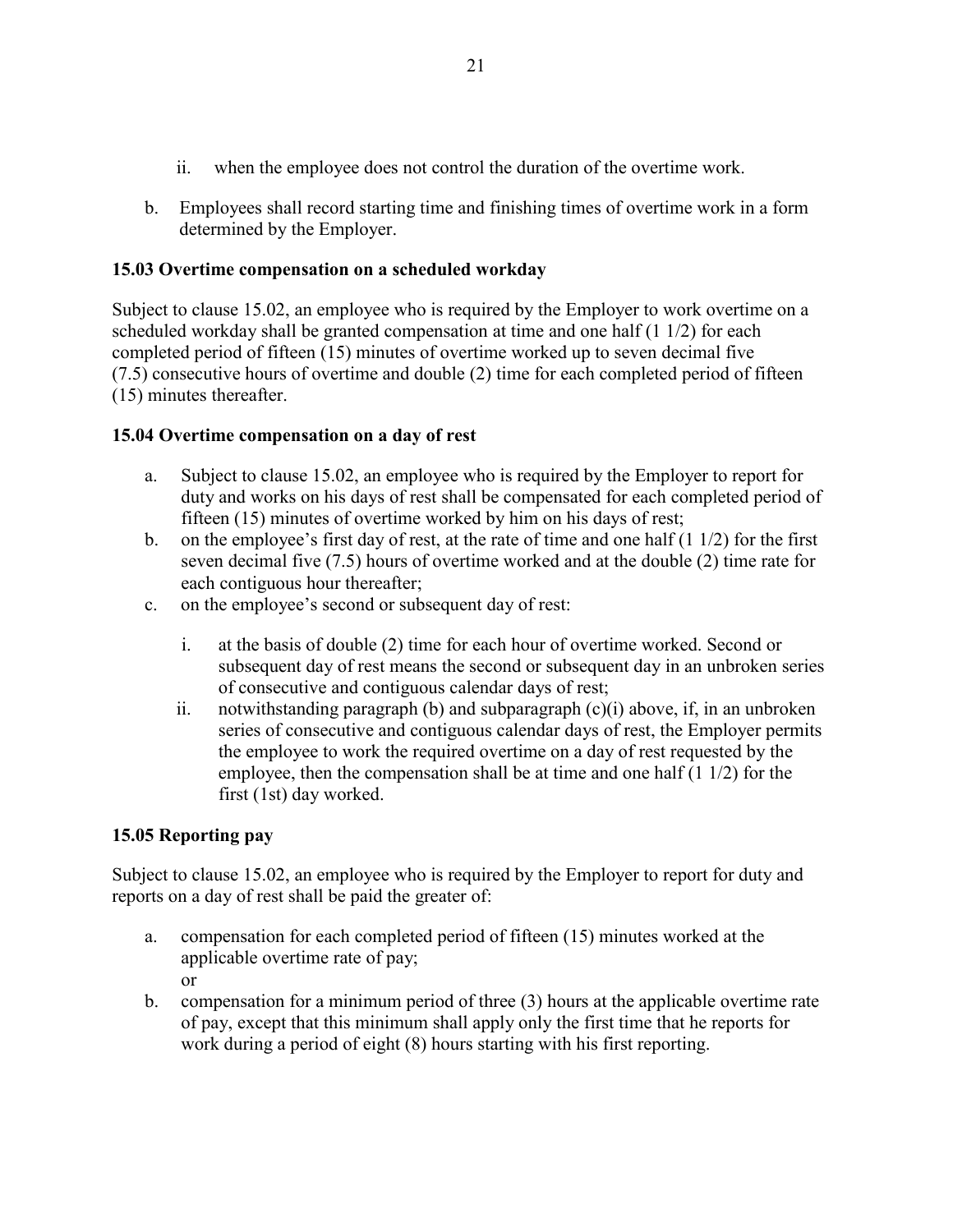ii. when the employee does not control the duration of the overtime work.

b. Employees shall record starting time and finishing times of overtime work in a form determined by the Employer.

**15.03 Overtime compensation on a scheduled workday**

Subject to clause 15.02, an employee who is required by the Employer to work overtime on a scheduled workday shall be granted compensation at time and one half (1 1/2) for each completed period of fifteen (15) minutes of overtime worked up to seven decimal five (7.5) consecutive hours of overtime and double (2) time for each completed period of fifteen (15) minutes thereafter.

**15.04 Overtime compensation on a day of rest**

a. Subject to clause 15.02, an employee who is required by the Employer to report for duty and works on his days of rest shall be compensated for each completed period of fifteen (15) minutes of overtime worked by him on his days of rest;

b. on the employee's first day of rest, at the rate of time and one half (1 1/2) for the first seven decimal five (7.5) hours of overtime worked and at the double (2) time rate for each contiguous hour thereafter;

c. on the employee's second or subsequent day of rest:

   i. at the basis of double (2) time for each hour of overtime worked. Second or subsequent day of rest means the second or subsequent day in an unbroken series of consecutive and contiguous calendar days of rest;

   ii. notwithstanding paragraph (b) and subparagraph (c)(i) above, if, in an unbroken series of consecutive and contiguous calendar days of rest, the Employer permits the employee to work the required overtime on a day of rest requested by the employee, then the compensation shall be at time and one half (1 1/2) for the first (1st) day worked.

**15.05 Reporting pay**

Subject to clause 15.02, an employee who is required by the Employer to report for duty and reports on a day of rest shall be paid the greater of:

a. compensation for each completed period of fifteen (15) minutes worked at the applicable overtime rate of pay;
   or

b. compensation for a minimum period of three (3) hours at the applicable overtime rate of pay, except that this minimum shall apply only the first time that he reports for work during a period of eight (8) hours starting with his first reporting.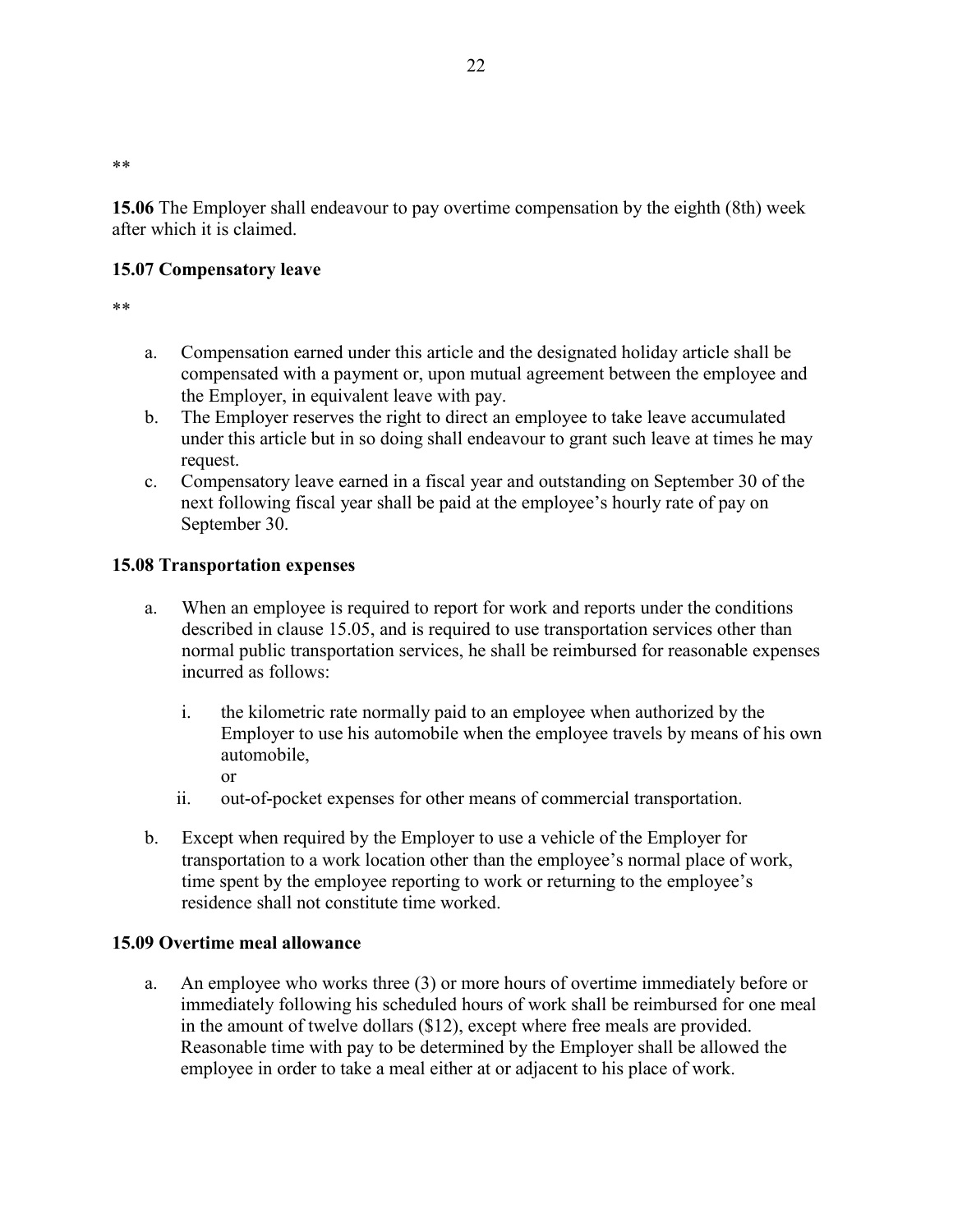**

**15.06** The Employer shall endeavour to pay overtime compensation by the eighth (8th) week after which it is claimed.

**15.07 Compensatory leave**

**

a. Compensation earned under this article and the designated holiday article shall be compensated with a payment or, upon mutual agreement between the employee and the Employer, in equivalent leave with pay.
b. The Employer reserves the right to direct an employee to take leave accumulated under this article but in so doing shall endeavour to grant such leave at times he may request.
c. Compensatory leave earned in a fiscal year and outstanding on September 30 of the next following fiscal year shall be paid at the employee's hourly rate of pay on September 30.

**15.08 Transportation expenses**

a. When an employee is required to report for work and reports under the conditions described in clause 15.05, and is required to use transportation services other than normal public transportation services, he shall be reimbursed for reasonable expenses incurred as follows:

   i. the kilometric rate normally paid to an employee when authorized by the Employer to use his automobile when the employee travels by means of his own automobile,
   or
   ii. out-of-pocket expenses for other means of commercial transportation.

b. Except when required by the Employer to use a vehicle of the Employer for transportation to a work location other than the employee's normal place of work, time spent by the employee reporting to work or returning to the employee's residence shall not constitute time worked.

**15.09 Overtime meal allowance**

a. An employee who works three (3) or more hours of overtime immediately before or immediately following his scheduled hours of work shall be reimbursed for one meal in the amount of twelve dollars ($12), except where free meals are provided. Reasonable time with pay to be determined by the Employer shall be allowed the employee in order to take a meal either at or adjacent to his place of work.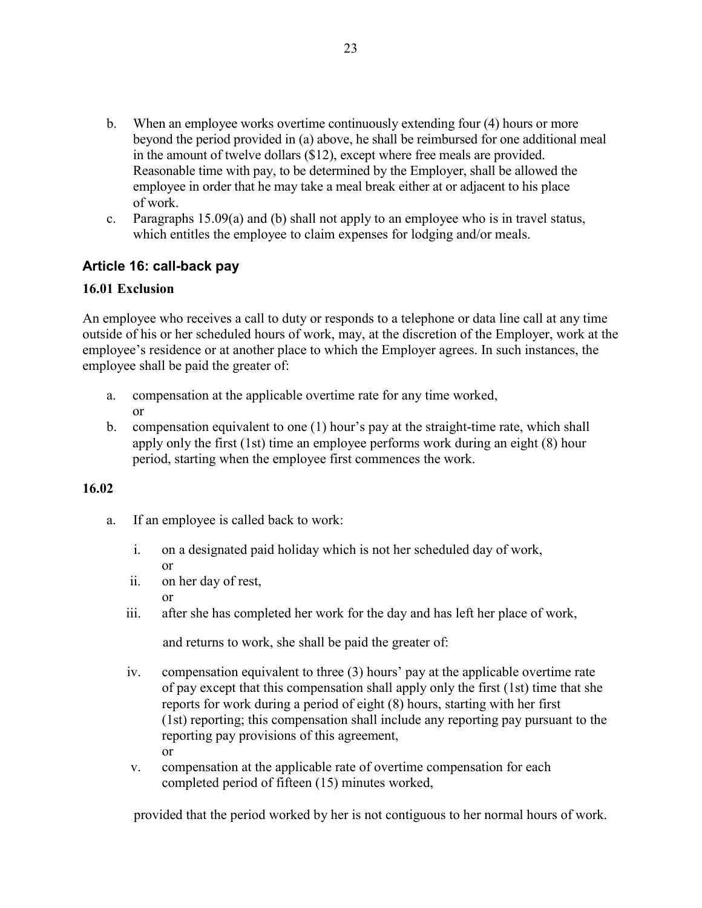b. When an employee works overtime continuously extending four (4) hours or more beyond the period provided in (a) above, he shall be reimbursed for one additional meal in the amount of twelve dollars ($12), except where free meals are provided. Reasonable time with pay, to be determined by the Employer, shall be allowed the employee in order that he may take a meal break either at or adjacent to his place of work.
c. Paragraphs 15.09(a) and (b) shall not apply to an employee who is in travel status, which entitles the employee to claim expenses for lodging and/or meals.

## Article 16: call-back pay

### 16.01 Exclusion

An employee who receives a call to duty or responds to a telephone or data line call at any time outside of his or her scheduled hours of work, may, at the discretion of the Employer, work at the employee's residence or at another place to which the Employer agrees. In such instances, the employee shall be paid the greater of:

a. compensation at the applicable overtime rate for any time worked,
   or
b. compensation equivalent to one (1) hour's pay at the straight-time rate, which shall apply only the first (1st) time an employee performs work during an eight (8) hour period, starting when the employee first commences the work.

### 16.02

a. If an employee is called back to work:

   i. on a designated paid holiday which is not her scheduled day of work,
      or
   ii. on her day of rest,
      or
   iii. after she has completed her work for the day and has left her place of work,

   and returns to work, she shall be paid the greater of:

   iv. compensation equivalent to three (3) hours' pay at the applicable overtime rate of pay except that this compensation shall apply only the first (1st) time that she reports for work during a period of eight (8) hours, starting with her first (1st) reporting; this compensation shall include any reporting pay pursuant to the reporting pay provisions of this agreement,
      or
   v. compensation at the applicable rate of overtime compensation for each completed period of fifteen (15) minutes worked,

   provided that the period worked by her is not contiguous to her normal hours of work.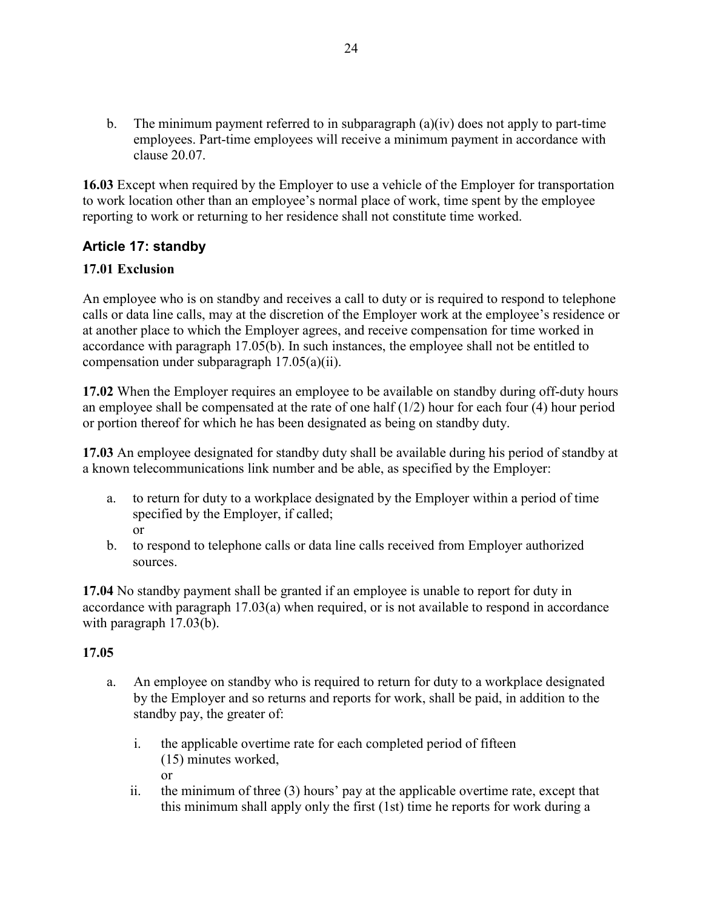b. The minimum payment referred to in subparagraph (a)(iv) does not apply to part-time employees. Part-time employees will receive a minimum payment in accordance with clause 20.07.

**16.03** Except when required by the Employer to use a vehicle of the Employer for transportation to work location other than an employee's normal place of work, time spent by the employee reporting to work or returning to her residence shall not constitute time worked.

## Article 17: standby

### 17.01 Exclusion

An employee who is on standby and receives a call to duty or is required to respond to telephone calls or data line calls, may at the discretion of the Employer work at the employee's residence or at another place to which the Employer agrees, and receive compensation for time worked in accordance with paragraph 17.05(b). In such instances, the employee shall not be entitled to compensation under subparagraph 17.05(a)(ii).

**17.02** When the Employer requires an employee to be available on standby during off-duty hours an employee shall be compensated at the rate of one half (1/2) hour for each four (4) hour period or portion thereof for which he has been designated as being on standby duty.

**17.03** An employee designated for standby duty shall be available during his period of standby at a known telecommunications link number and be able, as specified by the Employer:

a. to return for duty to a workplace designated by the Employer within a period of time specified by the Employer, if called;
   or
b. to respond to telephone calls or data line calls received from Employer authorized sources.

**17.04** No standby payment shall be granted if an employee is unable to report for duty in accordance with paragraph 17.03(a) when required, or is not available to respond in accordance with paragraph 17.03(b).

**17.05**

a. An employee on standby who is required to return for duty to a workplace designated by the Employer and so returns and reports for work, shall be paid, in addition to the standby pay, the greater of:

   i. the applicable overtime rate for each completed period of fifteen (15) minutes worked,
      or
   ii. the minimum of three (3) hours' pay at the applicable overtime rate, except that this minimum shall apply only the first (1st) time he reports for work during a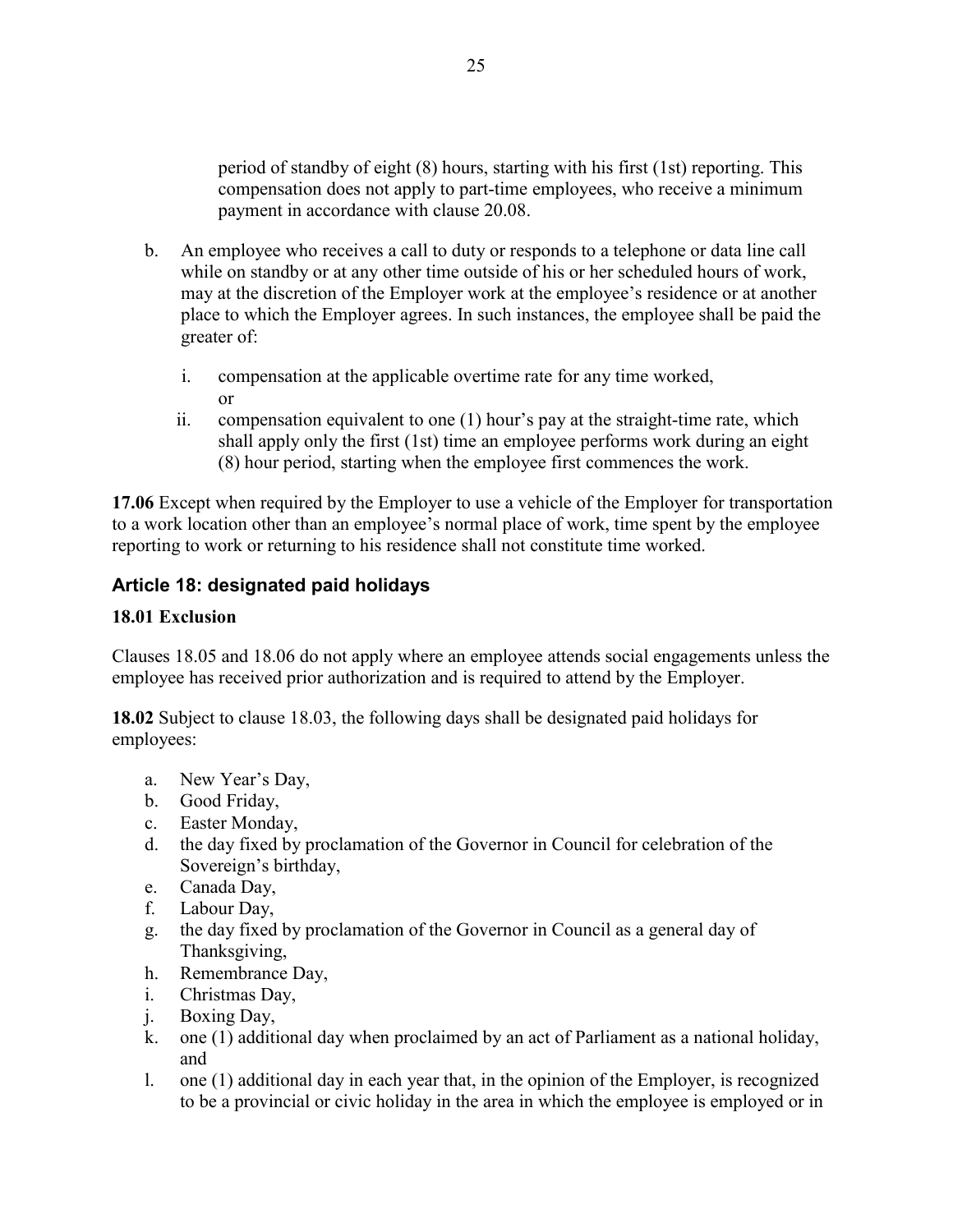period of standby of eight (8) hours, starting with his first (1st) reporting. This compensation does not apply to part-time employees, who receive a minimum payment in accordance with clause 20.08.

b. An employee who receives a call to duty or responds to a telephone or data line call while on standby or at any other time outside of his or her scheduled hours of work, may at the discretion of the Employer work at the employee's residence or at another place to which the Employer agrees. In such instances, the employee shall be paid the greater of:

    i. compensation at the applicable overtime rate for any time worked, or
    ii. compensation equivalent to one (1) hour's pay at the straight-time rate, which shall apply only the first (1st) time an employee performs work during an eight (8) hour period, starting when the employee first commences the work.

**17.06** Except when required by the Employer to use a vehicle of the Employer for transportation to a work location other than an employee's normal place of work, time spent by the employee reporting to work or returning to his residence shall not constitute time worked.

## Article 18: designated paid holidays

**18.01 Exclusion**

Clauses 18.05 and 18.06 do not apply where an employee attends social engagements unless the employee has received prior authorization and is required to attend by the Employer.

**18.02** Subject to clause 18.03, the following days shall be designated paid holidays for employees:

a. New Year's Day,
b. Good Friday,
c. Easter Monday,
d. the day fixed by proclamation of the Governor in Council for celebration of the Sovereign's birthday,
e. Canada Day,
f. Labour Day,
g. the day fixed by proclamation of the Governor in Council as a general day of Thanksgiving,
h. Remembrance Day,
i. Christmas Day,
j. Boxing Day,
k. one (1) additional day when proclaimed by an act of Parliament as a national holiday, and
l. one (1) additional day in each year that, in the opinion of the Employer, is recognized to be a provincial or civic holiday in the area in which the employee is employed or in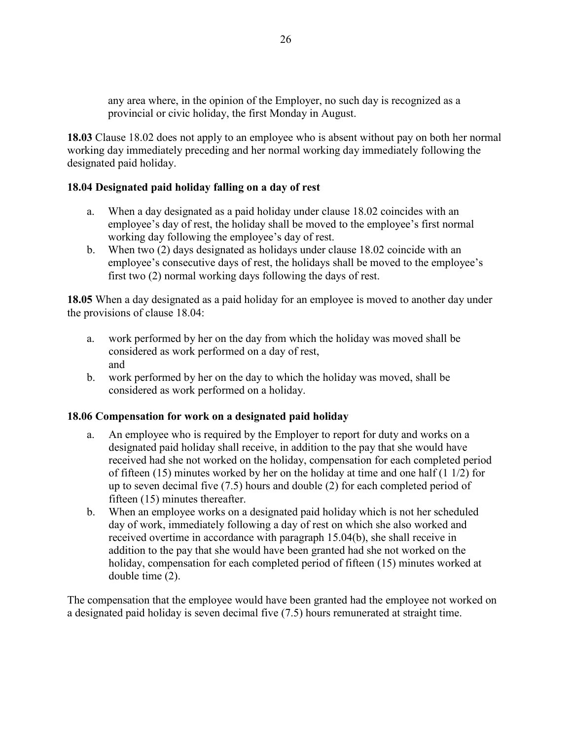any area where, in the opinion of the Employer, no such day is recognized as a provincial or civic holiday, the first Monday in August.

**18.03** Clause 18.02 does not apply to an employee who is absent without pay on both her normal working day immediately preceding and her normal working day immediately following the designated paid holiday.

**18.04 Designated paid holiday falling on a day of rest**

a. When a day designated as a paid holiday under clause 18.02 coincides with an employee's day of rest, the holiday shall be moved to the employee's first normal working day following the employee's day of rest.
b. When two (2) days designated as holidays under clause 18.02 coincide with an employee's consecutive days of rest, the holidays shall be moved to the employee's first two (2) normal working days following the days of rest.

**18.05** When a day designated as a paid holiday for an employee is moved to another day under the provisions of clause 18.04:

a. work performed by her on the day from which the holiday was moved shall be considered as work performed on a day of rest,
   and
b. work performed by her on the day to which the holiday was moved, shall be considered as work performed on a holiday.

**18.06 Compensation for work on a designated paid holiday**

a. An employee who is required by the Employer to report for duty and works on a designated paid holiday shall receive, in addition to the pay that she would have received had she not worked on the holiday, compensation for each completed period of fifteen (15) minutes worked by her on the holiday at time and one half (1 1/2) for up to seven decimal five (7.5) hours and double (2) for each completed period of fifteen (15) minutes thereafter.
b. When an employee works on a designated paid holiday which is not her scheduled day of work, immediately following a day of rest on which she also worked and received overtime in accordance with paragraph 15.04(b), she shall receive in addition to the pay that she would have been granted had she not worked on the holiday, compensation for each completed period of fifteen (15) minutes worked at double time (2).

The compensation that the employee would have been granted had the employee not worked on a designated paid holiday is seven decimal five (7.5) hours remunerated at straight time.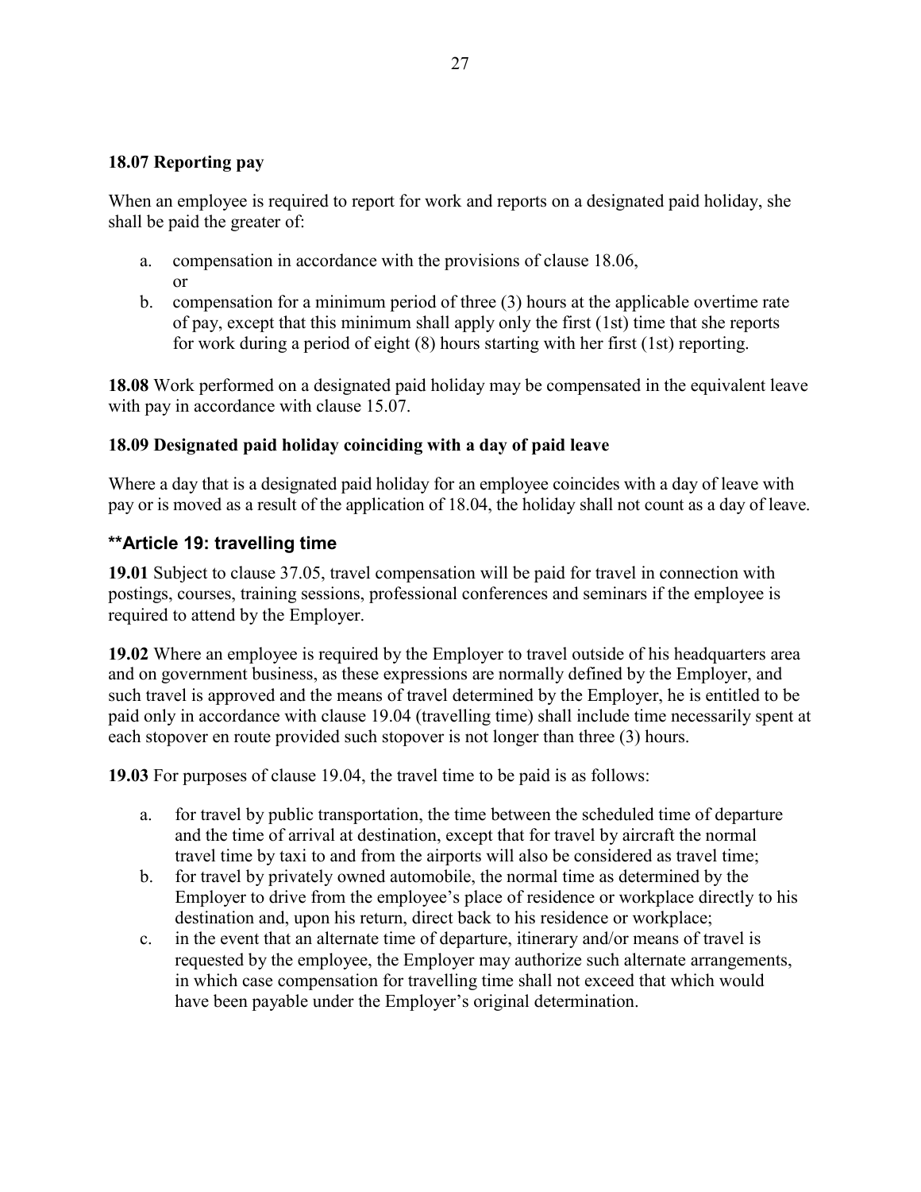### 18.07 Reporting pay

When an employee is required to report for work and reports on a designated paid holiday, she shall be paid the greater of:

a. compensation in accordance with the provisions of clause 18.06,
   or
b. compensation for a minimum period of three (3) hours at the applicable overtime rate of pay, except that this minimum shall apply only the first (1st) time that she reports for work during a period of eight (8) hours starting with her first (1st) reporting.

**18.08** Work performed on a designated paid holiday may be compensated in the equivalent leave with pay in accordance with clause 15.07.

### 18.09 Designated paid holiday coinciding with a day of paid leave

Where a day that is a designated paid holiday for an employee coincides with a day of leave with pay or is moved as a result of the application of 18.04, the holiday shall not count as a day of leave.

## **Article 19: travelling time

**19.01** Subject to clause 37.05, travel compensation will be paid for travel in connection with postings, courses, training sessions, professional conferences and seminars if the employee is required to attend by the Employer.

**19.02** Where an employee is required by the Employer to travel outside of his headquarters area and on government business, as these expressions are normally defined by the Employer, and such travel is approved and the means of travel determined by the Employer, he is entitled to be paid only in accordance with clause 19.04 (travelling time) shall include time necessarily spent at each stopover en route provided such stopover is not longer than three (3) hours.

**19.03** For purposes of clause 19.04, the travel time to be paid is as follows:

a. for travel by public transportation, the time between the scheduled time of departure and the time of arrival at destination, except that for travel by aircraft the normal travel time by taxi to and from the airports will also be considered as travel time;
b. for travel by privately owned automobile, the normal time as determined by the Employer to drive from the employee's place of residence or workplace directly to his destination and, upon his return, direct back to his residence or workplace;
c. in the event that an alternate time of departure, itinerary and/or means of travel is requested by the employee, the Employer may authorize such alternate arrangements, in which case compensation for travelling time shall not exceed that which would have been payable under the Employer's original determination.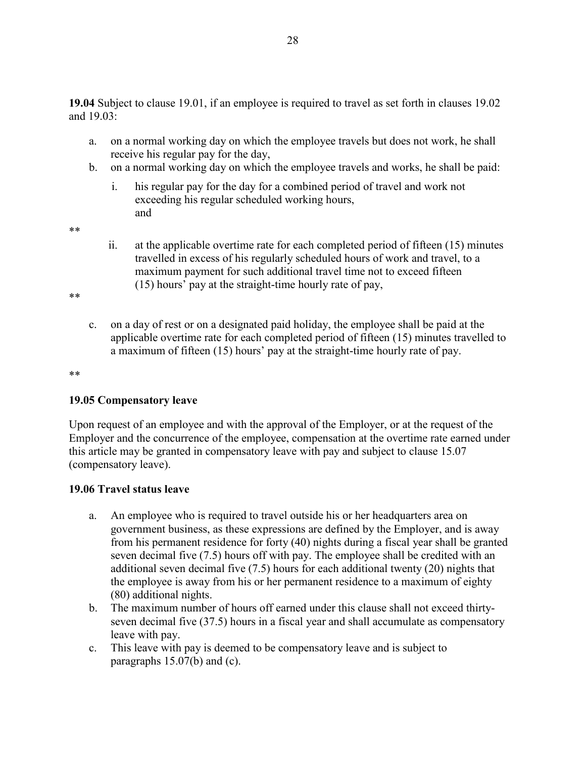**19.04** Subject to clause 19.01, if an employee is required to travel as set forth in clauses 19.02 and 19.03:

a. on a normal working day on which the employee travels but does not work, he shall receive his regular pay for the day,
b. on a normal working day on which the employee travels and works, he shall be paid:
    i. his regular pay for the day for a combined period of travel and work not exceeding his regular scheduled working hours, and

**

    ii. at the applicable overtime rate for each completed period of fifteen (15) minutes travelled in excess of his regularly scheduled hours of work and travel, to a maximum payment for such additional travel time not to exceed fifteen (15) hours' pay at the straight-time hourly rate of pay,

**

c. on a day of rest or on a designated paid holiday, the employee shall be paid at the applicable overtime rate for each completed period of fifteen (15) minutes travelled to a maximum of fifteen (15) hours' pay at the straight-time hourly rate of pay.

**

### 19.05 Compensatory leave

Upon request of an employee and with the approval of the Employer, or at the request of the Employer and the concurrence of the employee, compensation at the overtime rate earned under this article may be granted in compensatory leave with pay and subject to clause 15.07 (compensatory leave).

### 19.06 Travel status leave

a. An employee who is required to travel outside his or her headquarters area on government business, as these expressions are defined by the Employer, and is away from his permanent residence for forty (40) nights during a fiscal year shall be granted seven decimal five (7.5) hours off with pay. The employee shall be credited with an additional seven decimal five (7.5) hours for each additional twenty (20) nights that the employee is away from his or her permanent residence to a maximum of eighty (80) additional nights.
b. The maximum number of hours off earned under this clause shall not exceed thirty-seven decimal five (37.5) hours in a fiscal year and shall accumulate as compensatory leave with pay.
c. This leave with pay is deemed to be compensatory leave and is subject to paragraphs 15.07(b) and (c).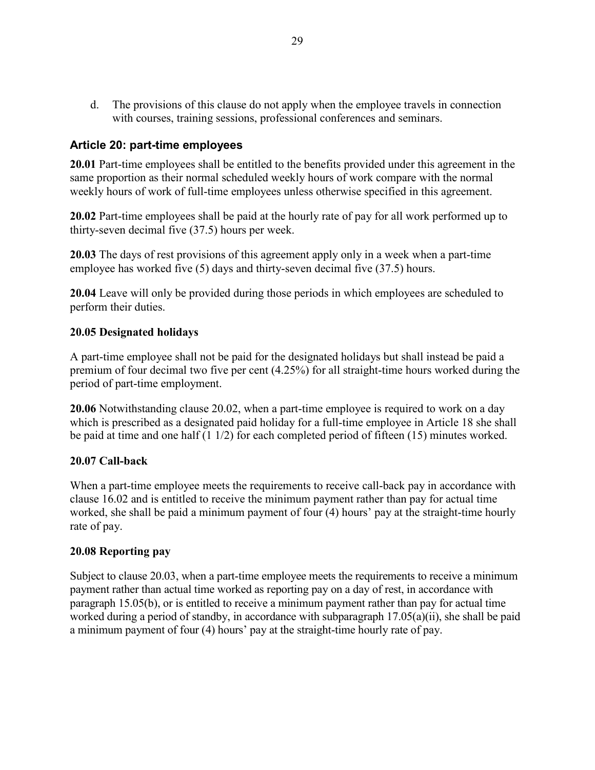d. The provisions of this clause do not apply when the employee travels in connection with courses, training sessions, professional conferences and seminars.

## Article 20: part-time employees

**20.01** Part-time employees shall be entitled to the benefits provided under this agreement in the same proportion as their normal scheduled weekly hours of work compare with the normal weekly hours of work of full-time employees unless otherwise specified in this agreement.

**20.02** Part-time employees shall be paid at the hourly rate of pay for all work performed up to thirty-seven decimal five (37.5) hours per week.

**20.03** The days of rest provisions of this agreement apply only in a week when a part-time employee has worked five (5) days and thirty-seven decimal five (37.5) hours.

**20.04** Leave will only be provided during those periods in which employees are scheduled to perform their duties.

### 20.05 Designated holidays

A part-time employee shall not be paid for the designated holidays but shall instead be paid a premium of four decimal two five per cent (4.25%) for all straight-time hours worked during the period of part-time employment.

**20.06** Notwithstanding clause 20.02, when a part-time employee is required to work on a day which is prescribed as a designated paid holiday for a full-time employee in Article 18 she shall be paid at time and one half (1 1/2) for each completed period of fifteen (15) minutes worked.

### 20.07 Call-back

When a part-time employee meets the requirements to receive call-back pay in accordance with clause 16.02 and is entitled to receive the minimum payment rather than pay for actual time worked, she shall be paid a minimum payment of four (4) hours' pay at the straight-time hourly rate of pay.

### 20.08 Reporting pay

Subject to clause 20.03, when a part-time employee meets the requirements to receive a minimum payment rather than actual time worked as reporting pay on a day of rest, in accordance with paragraph 15.05(b), or is entitled to receive a minimum payment rather than pay for actual time worked during a period of standby, in accordance with subparagraph 17.05(a)(ii), she shall be paid a minimum payment of four (4) hours' pay at the straight-time hourly rate of pay.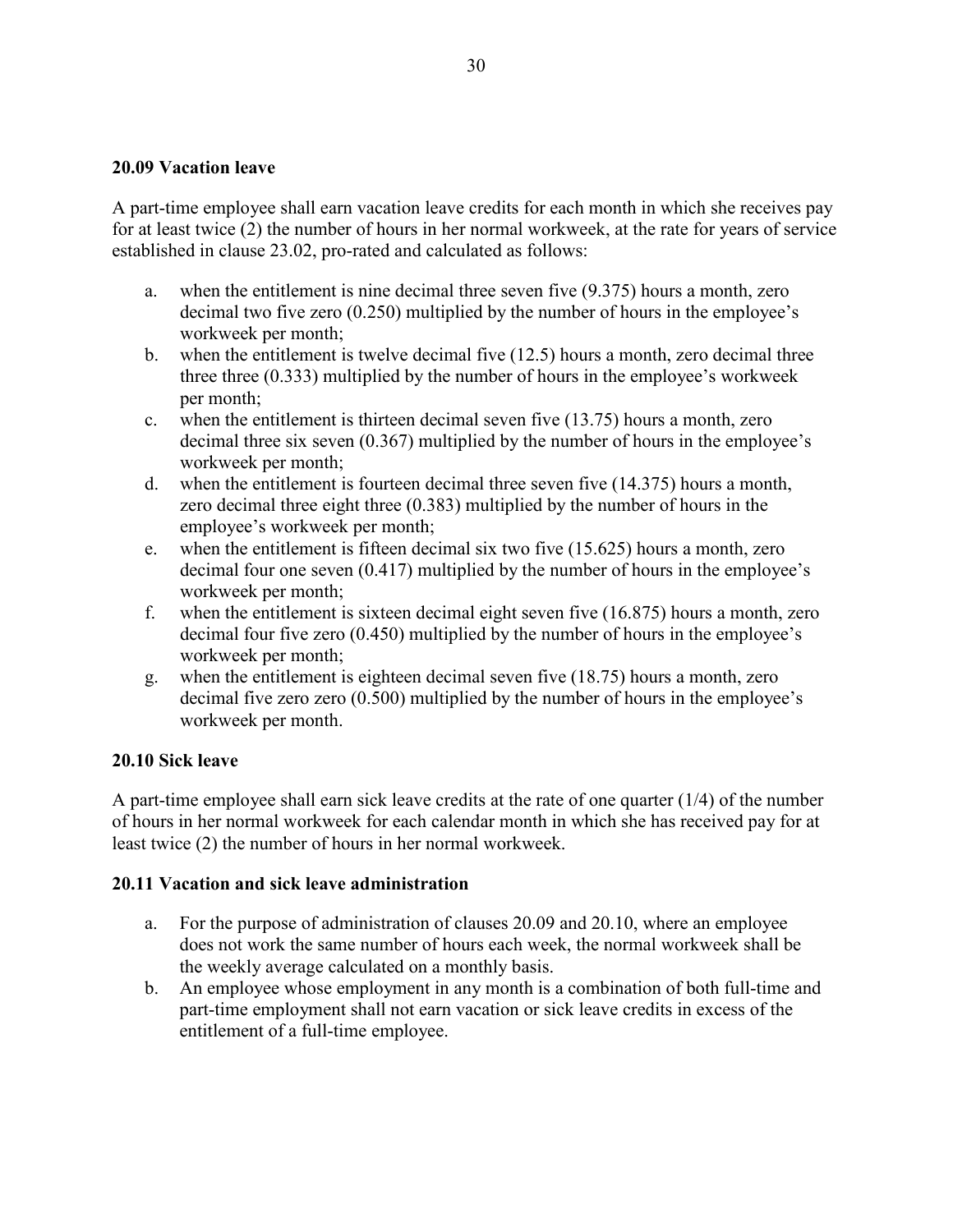### 20.09 Vacation leave

A part-time employee shall earn vacation leave credits for each month in which she receives pay for at least twice (2) the number of hours in her normal workweek, at the rate for years of service established in clause 23.02, pro-rated and calculated as follows:

a. when the entitlement is nine decimal three seven five (9.375) hours a month, zero decimal two five zero (0.250) multiplied by the number of hours in the employee's workweek per month;
b. when the entitlement is twelve decimal five (12.5) hours a month, zero decimal three three three (0.333) multiplied by the number of hours in the employee's workweek per month;
c. when the entitlement is thirteen decimal seven five (13.75) hours a month, zero decimal three six seven (0.367) multiplied by the number of hours in the employee's workweek per month;
d. when the entitlement is fourteen decimal three seven five (14.375) hours a month, zero decimal three eight three (0.383) multiplied by the number of hours in the employee's workweek per month;
e. when the entitlement is fifteen decimal six two five (15.625) hours a month, zero decimal four one seven (0.417) multiplied by the number of hours in the employee's workweek per month;
f. when the entitlement is sixteen decimal eight seven five (16.875) hours a month, zero decimal four five zero (0.450) multiplied by the number of hours in the employee's workweek per month;
g. when the entitlement is eighteen decimal seven five (18.75) hours a month, zero decimal five zero zero (0.500) multiplied by the number of hours in the employee's workweek per month.

### 20.10 Sick leave

A part-time employee shall earn sick leave credits at the rate of one quarter (1/4) of the number of hours in her normal workweek for each calendar month in which she has received pay for at least twice (2) the number of hours in her normal workweek.

### 20.11 Vacation and sick leave administration

a. For the purpose of administration of clauses 20.09 and 20.10, where an employee does not work the same number of hours each week, the normal workweek shall be the weekly average calculated on a monthly basis.
b. An employee whose employment in any month is a combination of both full-time and part-time employment shall not earn vacation or sick leave credits in excess of the entitlement of a full-time employee.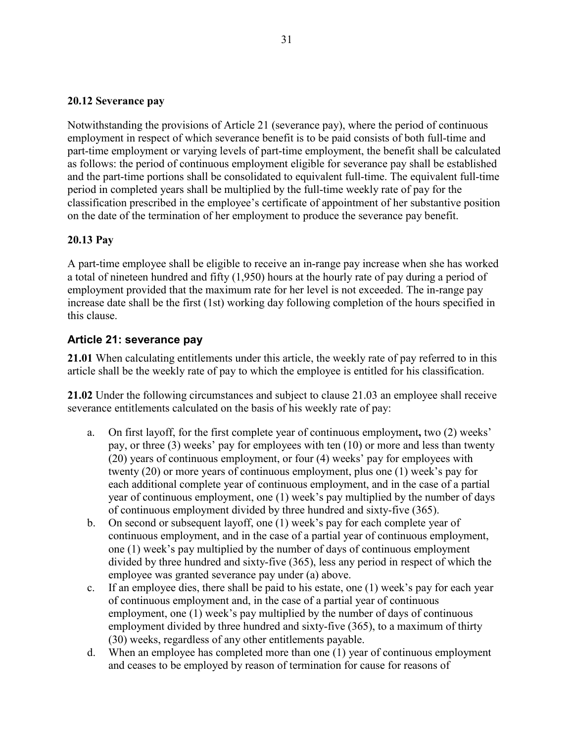### 20.12 Severance pay

Notwithstanding the provisions of Article 21 (severance pay), where the period of continuous employment in respect of which severance benefit is to be paid consists of both full-time and part-time employment or varying levels of part-time employment, the benefit shall be calculated as follows: the period of continuous employment eligible for severance pay shall be established and the part-time portions shall be consolidated to equivalent full-time. The equivalent full-time period in completed years shall be multiplied by the full-time weekly rate of pay for the classification prescribed in the employee's certificate of appointment of her substantive position on the date of the termination of her employment to produce the severance pay benefit.

### 20.13 Pay

A part-time employee shall be eligible to receive an in-range pay increase when she has worked a total of nineteen hundred and fifty (1,950) hours at the hourly rate of pay during a period of employment provided that the maximum rate for her level is not exceeded. The in-range pay increase date shall be the first (1st) working day following completion of the hours specified in this clause.

## Article 21: severance pay

**21.01** When calculating entitlements under this article, the weekly rate of pay referred to in this article shall be the weekly rate of pay to which the employee is entitled for his classification.

**21.02** Under the following circumstances and subject to clause 21.03 an employee shall receive severance entitlements calculated on the basis of his weekly rate of pay:

a. On first layoff, for the first complete year of continuous employment**,** two (2) weeks' pay, or three (3) weeks' pay for employees with ten (10) or more and less than twenty (20) years of continuous employment, or four (4) weeks' pay for employees with twenty (20) or more years of continuous employment, plus one (1) week's pay for each additional complete year of continuous employment, and in the case of a partial year of continuous employment, one (1) week's pay multiplied by the number of days of continuous employment divided by three hundred and sixty-five (365).
b. On second or subsequent layoff, one (1) week's pay for each complete year of continuous employment, and in the case of a partial year of continuous employment, one (1) week's pay multiplied by the number of days of continuous employment divided by three hundred and sixty-five (365), less any period in respect of which the employee was granted severance pay under (a) above.
c. If an employee dies, there shall be paid to his estate, one (1) week's pay for each year of continuous employment and, in the case of a partial year of continuous employment, one (1) week's pay multiplied by the number of days of continuous employment divided by three hundred and sixty-five (365), to a maximum of thirty (30) weeks, regardless of any other entitlements payable.
d. When an employee has completed more than one (1) year of continuous employment and ceases to be employed by reason of termination for cause for reasons of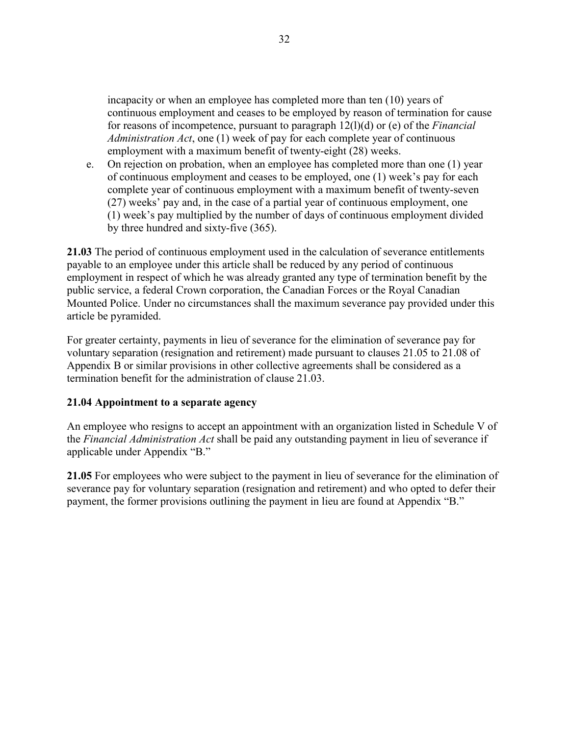incapacity or when an employee has completed more than ten (10) years of continuous employment and ceases to be employed by reason of termination for cause for reasons of incompetence, pursuant to paragraph 12(l)(d) or (e) of the *Financial Administration Act*, one (1) week of pay for each complete year of continuous employment with a maximum benefit of twenty-eight (28) weeks.

e. On rejection on probation, when an employee has completed more than one (1) year of continuous employment and ceases to be employed, one (1) week's pay for each complete year of continuous employment with a maximum benefit of twenty-seven (27) weeks' pay and, in the case of a partial year of continuous employment, one (1) week's pay multiplied by the number of days of continuous employment divided by three hundred and sixty-five (365).

**21.03** The period of continuous employment used in the calculation of severance entitlements payable to an employee under this article shall be reduced by any period of continuous employment in respect of which he was already granted any type of termination benefit by the public service, a federal Crown corporation, the Canadian Forces or the Royal Canadian Mounted Police. Under no circumstances shall the maximum severance pay provided under this article be pyramided.

For greater certainty, payments in lieu of severance for the elimination of severance pay for voluntary separation (resignation and retirement) made pursuant to clauses 21.05 to 21.08 of Appendix B or similar provisions in other collective agreements shall be considered as a termination benefit for the administration of clause 21.03.

**21.04 Appointment to a separate agency**

An employee who resigns to accept an appointment with an organization listed in Schedule V of the *Financial Administration Act* shall be paid any outstanding payment in lieu of severance if applicable under Appendix "B."

**21.05** For employees who were subject to the payment in lieu of severance for the elimination of severance pay for voluntary separation (resignation and retirement) and who opted to defer their payment, the former provisions outlining the payment in lieu are found at Appendix "B."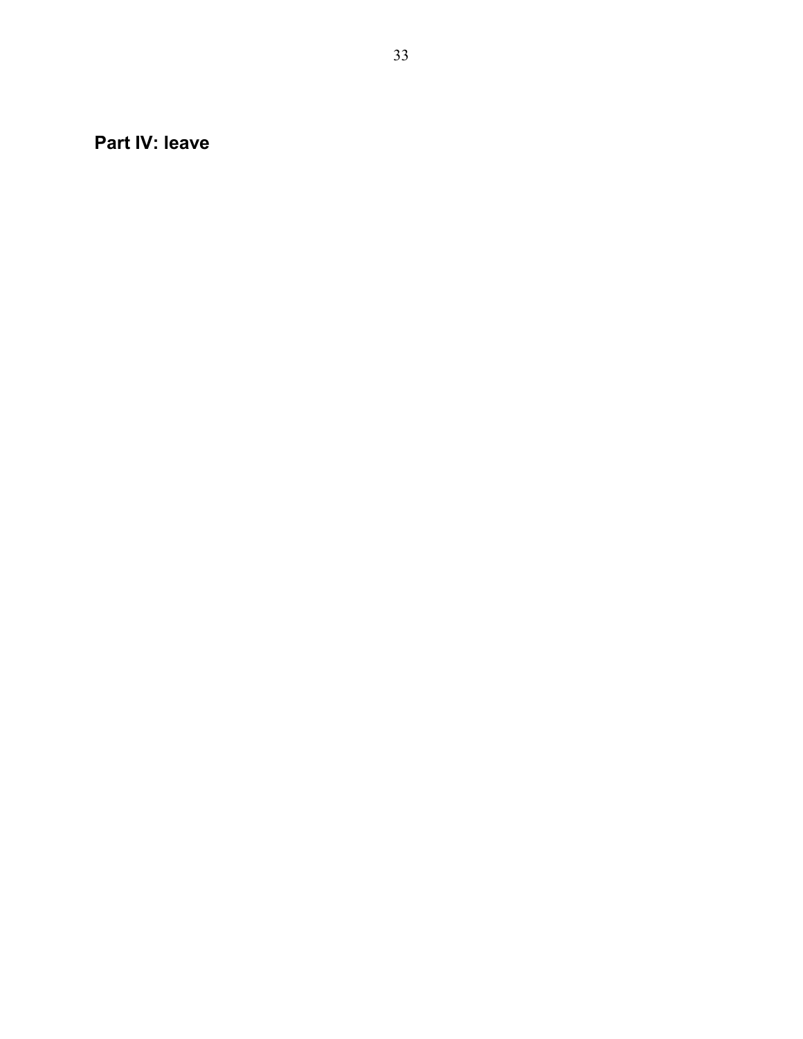## Part IV: leave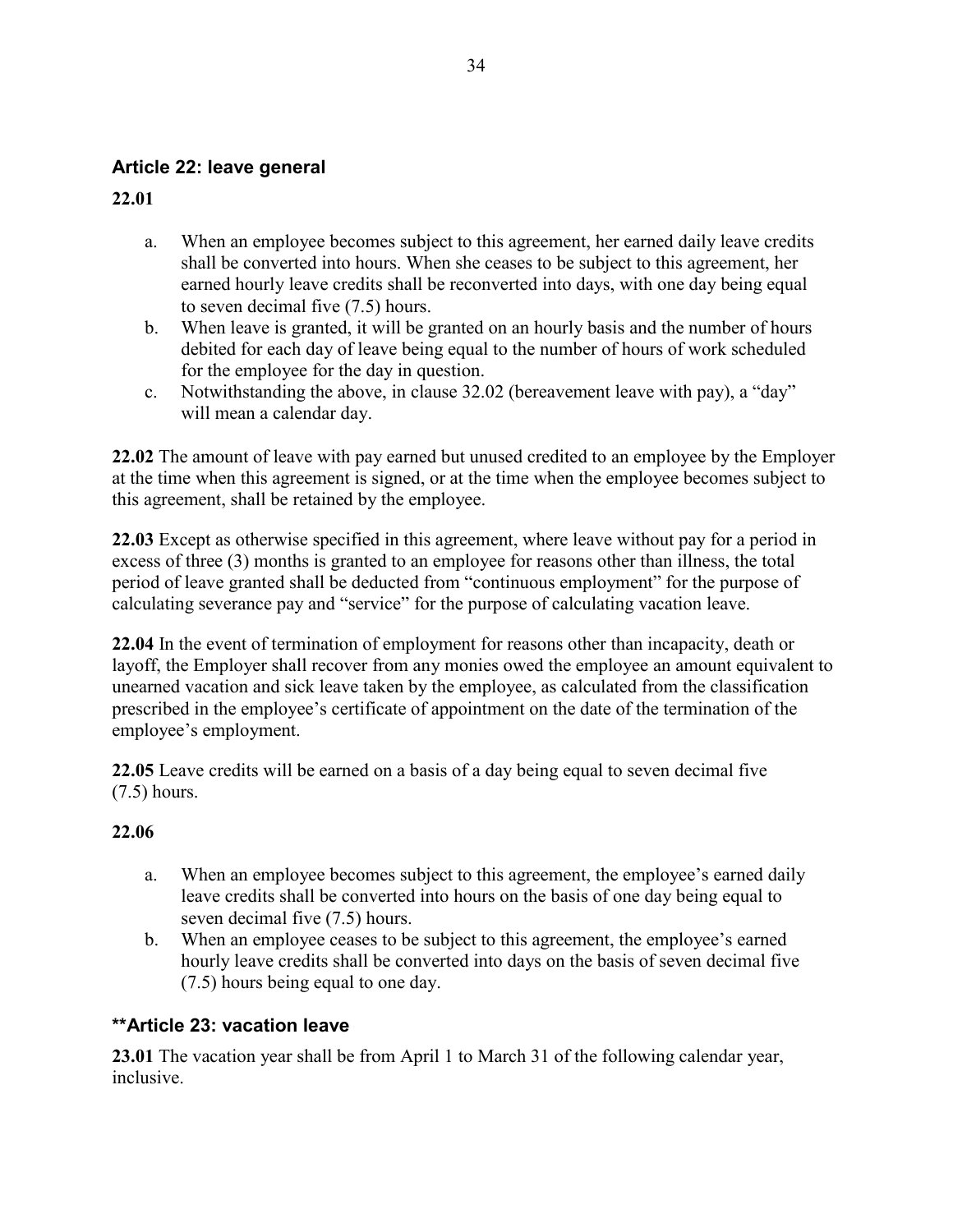## Article 22: leave general

**22.01**

a. When an employee becomes subject to this agreement, her earned daily leave credits shall be converted into hours. When she ceases to be subject to this agreement, her earned hourly leave credits shall be reconverted into days, with one day being equal to seven decimal five (7.5) hours.
b. When leave is granted, it will be granted on an hourly basis and the number of hours debited for each day of leave being equal to the number of hours of work scheduled for the employee for the day in question.
c. Notwithstanding the above, in clause 32.02 (bereavement leave with pay), a "day" will mean a calendar day.

**22.02** The amount of leave with pay earned but unused credited to an employee by the Employer at the time when this agreement is signed, or at the time when the employee becomes subject to this agreement, shall be retained by the employee.

**22.03** Except as otherwise specified in this agreement, where leave without pay for a period in excess of three (3) months is granted to an employee for reasons other than illness, the total period of leave granted shall be deducted from "continuous employment" for the purpose of calculating severance pay and "service" for the purpose of calculating vacation leave.

**22.04** In the event of termination of employment for reasons other than incapacity, death or layoff, the Employer shall recover from any monies owed the employee an amount equivalent to unearned vacation and sick leave taken by the employee, as calculated from the classification prescribed in the employee's certificate of appointment on the date of the termination of the employee's employment.

**22.05** Leave credits will be earned on a basis of a day being equal to seven decimal five (7.5) hours.

**22.06**

a. When an employee becomes subject to this agreement, the employee's earned daily leave credits shall be converted into hours on the basis of one day being equal to seven decimal five (7.5) hours.
b. When an employee ceases to be subject to this agreement, the employee's earned hourly leave credits shall be converted into days on the basis of seven decimal five (7.5) hours being equal to one day.

## **Article 23: vacation leave

**23.01** The vacation year shall be from April 1 to March 31 of the following calendar year, inclusive.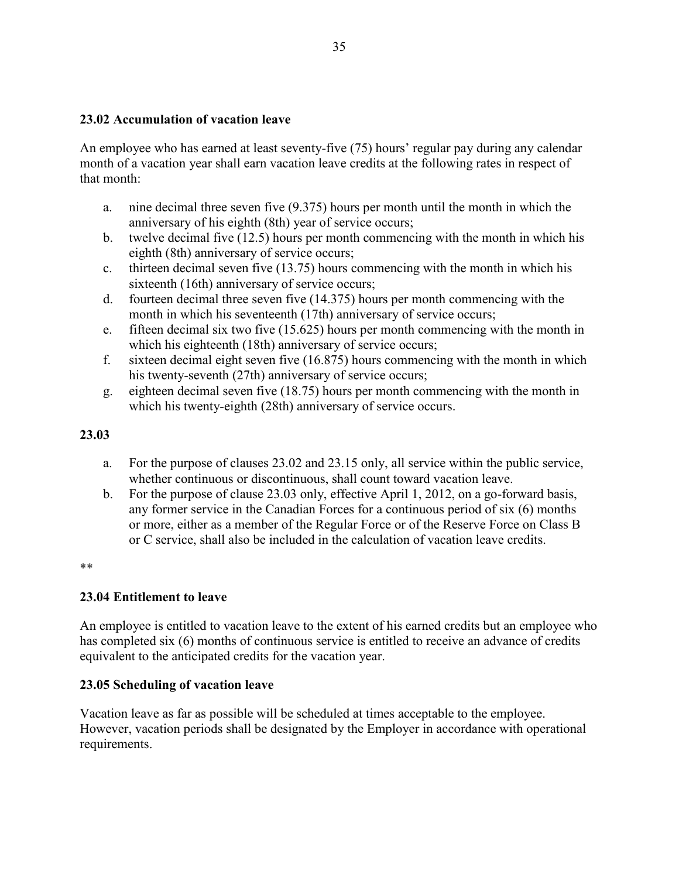**23.02 Accumulation of vacation leave**

An employee who has earned at least seventy-five (75) hours' regular pay during any calendar month of a vacation year shall earn vacation leave credits at the following rates in respect of that month:

a. nine decimal three seven five (9.375) hours per month until the month in which the anniversary of his eighth (8th) year of service occurs;
b. twelve decimal five (12.5) hours per month commencing with the month in which his eighth (8th) anniversary of service occurs;
c. thirteen decimal seven five (13.75) hours commencing with the month in which his sixteenth (16th) anniversary of service occurs;
d. fourteen decimal three seven five (14.375) hours per month commencing with the month in which his seventeenth (17th) anniversary of service occurs;
e. fifteen decimal six two five (15.625) hours per month commencing with the month in which his eighteenth (18th) anniversary of service occurs;
f. sixteen decimal eight seven five (16.875) hours commencing with the month in which his twenty-seventh (27th) anniversary of service occurs;
g. eighteen decimal seven five (18.75) hours per month commencing with the month in which his twenty-eighth (28th) anniversary of service occurs.

**23.03**

a. For the purpose of clauses 23.02 and 23.15 only, all service within the public service, whether continuous or discontinuous, shall count toward vacation leave.
b. For the purpose of clause 23.03 only, effective April 1, 2012, on a go-forward basis, any former service in the Canadian Forces for a continuous period of six (6) months or more, either as a member of the Regular Force or of the Reserve Force on Class B or C service, shall also be included in the calculation of vacation leave credits.

**

**23.04 Entitlement to leave**

An employee is entitled to vacation leave to the extent of his earned credits but an employee who has completed six (6) months of continuous service is entitled to receive an advance of credits equivalent to the anticipated credits for the vacation year.

**23.05 Scheduling of vacation leave**

Vacation leave as far as possible will be scheduled at times acceptable to the employee. However, vacation periods shall be designated by the Employer in accordance with operational requirements.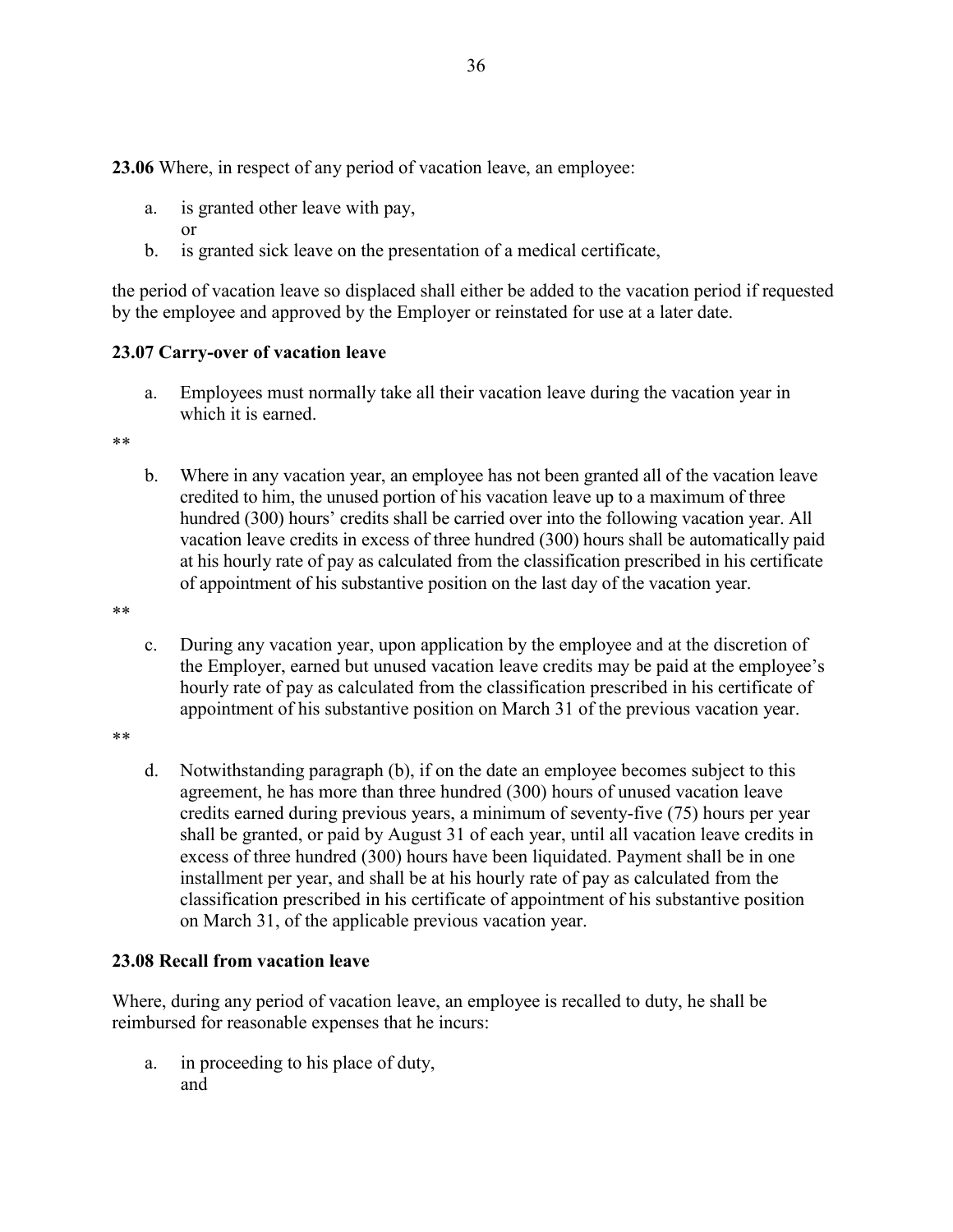**23.06** Where, in respect of any period of vacation leave, an employee:

a. is granted other leave with pay,
   or
b. is granted sick leave on the presentation of a medical certificate,

the period of vacation leave so displaced shall either be added to the vacation period if requested by the employee and approved by the Employer or reinstated for use at a later date.

**23.07 Carry-over of vacation leave**

a. Employees must normally take all their vacation leave during the vacation year in which it is earned.

**

b. Where in any vacation year, an employee has not been granted all of the vacation leave credited to him, the unused portion of his vacation leave up to a maximum of three hundred (300) hours' credits shall be carried over into the following vacation year. All vacation leave credits in excess of three hundred (300) hours shall be automatically paid at his hourly rate of pay as calculated from the classification prescribed in his certificate of appointment of his substantive position on the last day of the vacation year.

**

c. During any vacation year, upon application by the employee and at the discretion of the Employer, earned but unused vacation leave credits may be paid at the employee's hourly rate of pay as calculated from the classification prescribed in his certificate of appointment of his substantive position on March 31 of the previous vacation year.

**

d. Notwithstanding paragraph (b), if on the date an employee becomes subject to this agreement, he has more than three hundred (300) hours of unused vacation leave credits earned during previous years, a minimum of seventy-five (75) hours per year shall be granted, or paid by August 31 of each year, until all vacation leave credits in excess of three hundred (300) hours have been liquidated. Payment shall be in one installment per year, and shall be at his hourly rate of pay as calculated from the classification prescribed in his certificate of appointment of his substantive position on March 31, of the applicable previous vacation year.

**23.08 Recall from vacation leave**

Where, during any period of vacation leave, an employee is recalled to duty, he shall be reimbursed for reasonable expenses that he incurs:

a. in proceeding to his place of duty,
   and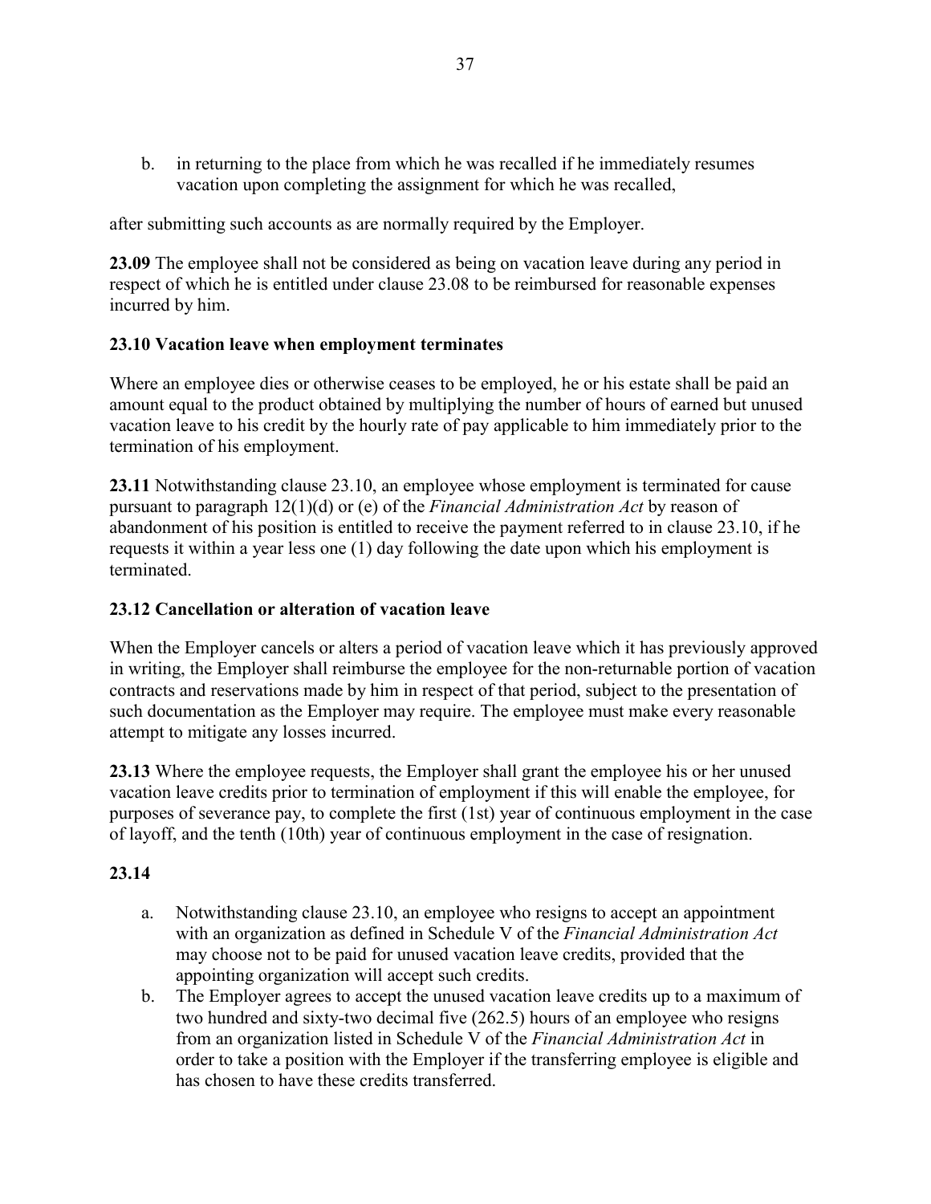b. in returning to the place from which he was recalled if he immediately resumes vacation upon completing the assignment for which he was recalled,

after submitting such accounts as are normally required by the Employer.

**23.09** The employee shall not be considered as being on vacation leave during any period in respect of which he is entitled under clause 23.08 to be reimbursed for reasonable expenses incurred by him.

**23.10 Vacation leave when employment terminates**

Where an employee dies or otherwise ceases to be employed, he or his estate shall be paid an amount equal to the product obtained by multiplying the number of hours of earned but unused vacation leave to his credit by the hourly rate of pay applicable to him immediately prior to the termination of his employment.

**23.11** Notwithstanding clause 23.10, an employee whose employment is terminated for cause pursuant to paragraph 12(1)(d) or (e) of the *Financial Administration Act* by reason of abandonment of his position is entitled to receive the payment referred to in clause 23.10, if he requests it within a year less one (1) day following the date upon which his employment is terminated.

**23.12 Cancellation or alteration of vacation leave**

When the Employer cancels or alters a period of vacation leave which it has previously approved in writing, the Employer shall reimburse the employee for the non-returnable portion of vacation contracts and reservations made by him in respect of that period, subject to the presentation of such documentation as the Employer may require. The employee must make every reasonable attempt to mitigate any losses incurred.

**23.13** Where the employee requests, the Employer shall grant the employee his or her unused vacation leave credits prior to termination of employment if this will enable the employee, for purposes of severance pay, to complete the first (1st) year of continuous employment in the case of layoff, and the tenth (10th) year of continuous employment in the case of resignation.

**23.14**

a. Notwithstanding clause 23.10, an employee who resigns to accept an appointment with an organization as defined in Schedule V of the *Financial Administration Act* may choose not to be paid for unused vacation leave credits, provided that the appointing organization will accept such credits.
b. The Employer agrees to accept the unused vacation leave credits up to a maximum of two hundred and sixty-two decimal five (262.5) hours of an employee who resigns from an organization listed in Schedule V of the *Financial Administration Act* in order to take a position with the Employer if the transferring employee is eligible and has chosen to have these credits transferred.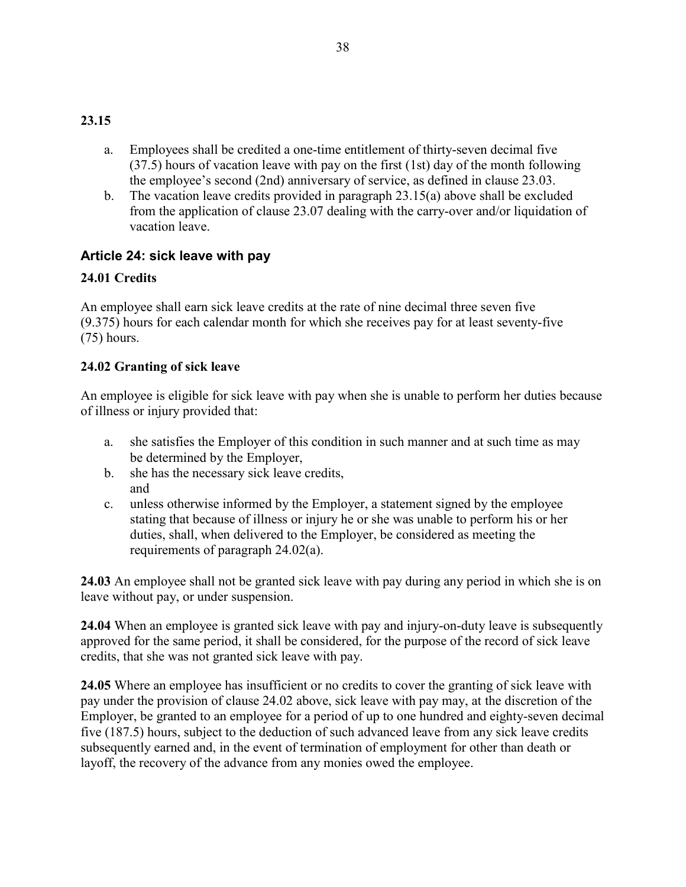**23.15**

a. Employees shall be credited a one-time entitlement of thirty-seven decimal five (37.5) hours of vacation leave with pay on the first (1st) day of the month following the employee's second (2nd) anniversary of service, as defined in clause 23.03.
b. The vacation leave credits provided in paragraph 23.15(a) above shall be excluded from the application of clause 23.07 dealing with the carry-over and/or liquidation of vacation leave.

## Article 24: sick leave with pay

### 24.01 Credits

An employee shall earn sick leave credits at the rate of nine decimal three seven five (9.375) hours for each calendar month for which she receives pay for at least seventy-five (75) hours.

### 24.02 Granting of sick leave

An employee is eligible for sick leave with pay when she is unable to perform her duties because of illness or injury provided that:

a. she satisfies the Employer of this condition in such manner and at such time as may be determined by the Employer,
b. she has the necessary sick leave credits, and
c. unless otherwise informed by the Employer, a statement signed by the employee stating that because of illness or injury he or she was unable to perform his or her duties, shall, when delivered to the Employer, be considered as meeting the requirements of paragraph 24.02(a).

**24.03** An employee shall not be granted sick leave with pay during any period in which she is on leave without pay, or under suspension.

**24.04** When an employee is granted sick leave with pay and injury-on-duty leave is subsequently approved for the same period, it shall be considered, for the purpose of the record of sick leave credits, that she was not granted sick leave with pay.

**24.05** Where an employee has insufficient or no credits to cover the granting of sick leave with pay under the provision of clause 24.02 above, sick leave with pay may, at the discretion of the Employer, be granted to an employee for a period of up to one hundred and eighty-seven decimal five (187.5) hours, subject to the deduction of such advanced leave from any sick leave credits subsequently earned and, in the event of termination of employment for other than death or layoff, the recovery of the advance from any monies owed the employee.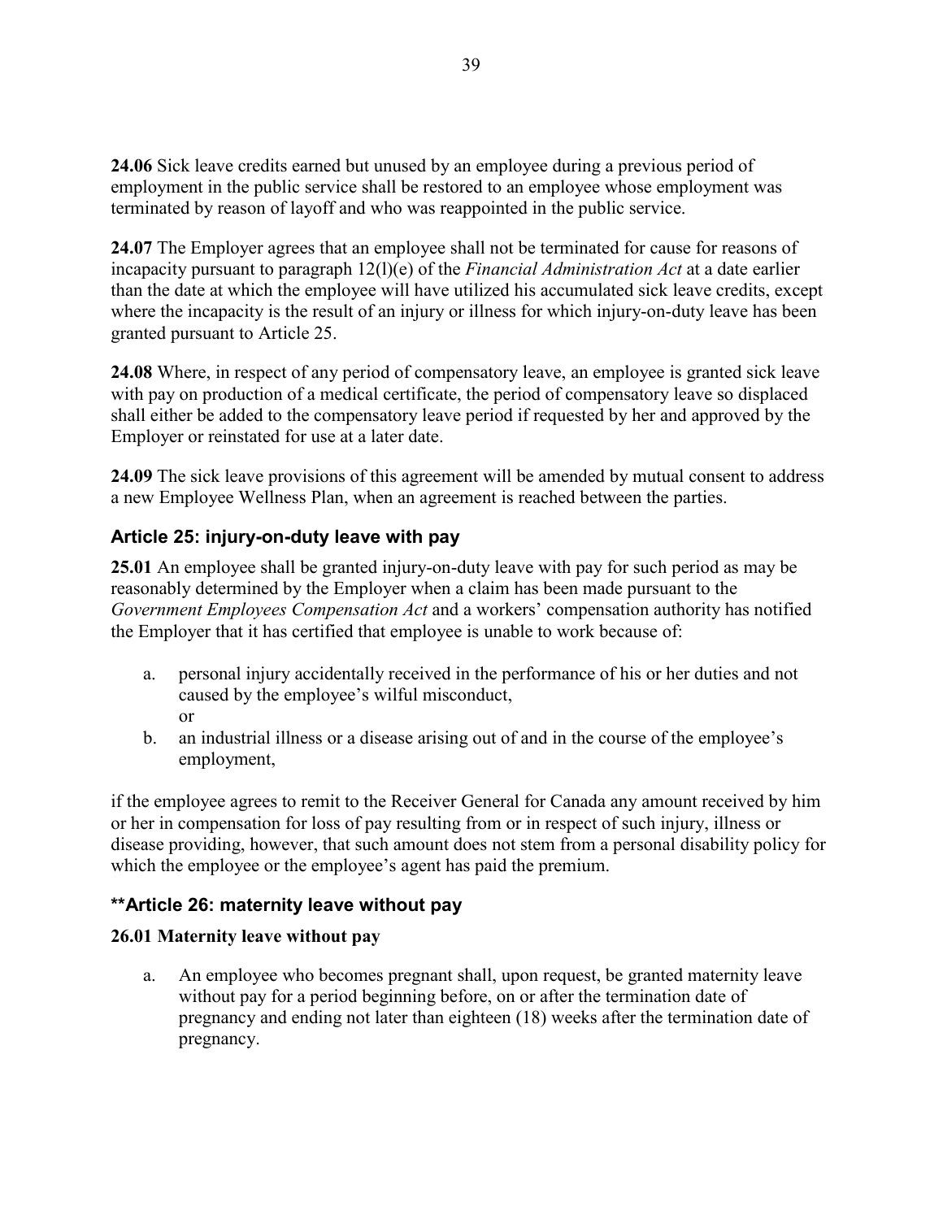**24.06** Sick leave credits earned but unused by an employee during a previous period of employment in the public service shall be restored to an employee whose employment was terminated by reason of layoff and who was reappointed in the public service.

**24.07** The Employer agrees that an employee shall not be terminated for cause for reasons of incapacity pursuant to paragraph 12(l)(e) of the *Financial Administration Act* at a date earlier than the date at which the employee will have utilized his accumulated sick leave credits, except where the incapacity is the result of an injury or illness for which injury-on-duty leave has been granted pursuant to Article 25.

**24.08** Where, in respect of any period of compensatory leave, an employee is granted sick leave with pay on production of a medical certificate, the period of compensatory leave so displaced shall either be added to the compensatory leave period if requested by her and approved by the Employer or reinstated for use at a later date.

**24.09** The sick leave provisions of this agreement will be amended by mutual consent to address a new Employee Wellness Plan, when an agreement is reached between the parties.

## Article 25: injury-on-duty leave with pay

**25.01** An employee shall be granted injury-on-duty leave with pay for such period as may be reasonably determined by the Employer when a claim has been made pursuant to the *Government Employees Compensation Act* and a workers' compensation authority has notified the Employer that it has certified that employee is unable to work because of:

a. personal injury accidentally received in the performance of his or her duties and not caused by the employee's wilful misconduct,
   or
b. an industrial illness or a disease arising out of and in the course of the employee's employment,

if the employee agrees to remit to the Receiver General for Canada any amount received by him or her in compensation for loss of pay resulting from or in respect of such injury, illness or disease providing, however, that such amount does not stem from a personal disability policy for which the employee or the employee's agent has paid the premium.

## **Article 26: maternity leave without pay

### 26.01 Maternity leave without pay

a. An employee who becomes pregnant shall, upon request, be granted maternity leave without pay for a period beginning before, on or after the termination date of pregnancy and ending not later than eighteen (18) weeks after the termination date of pregnancy.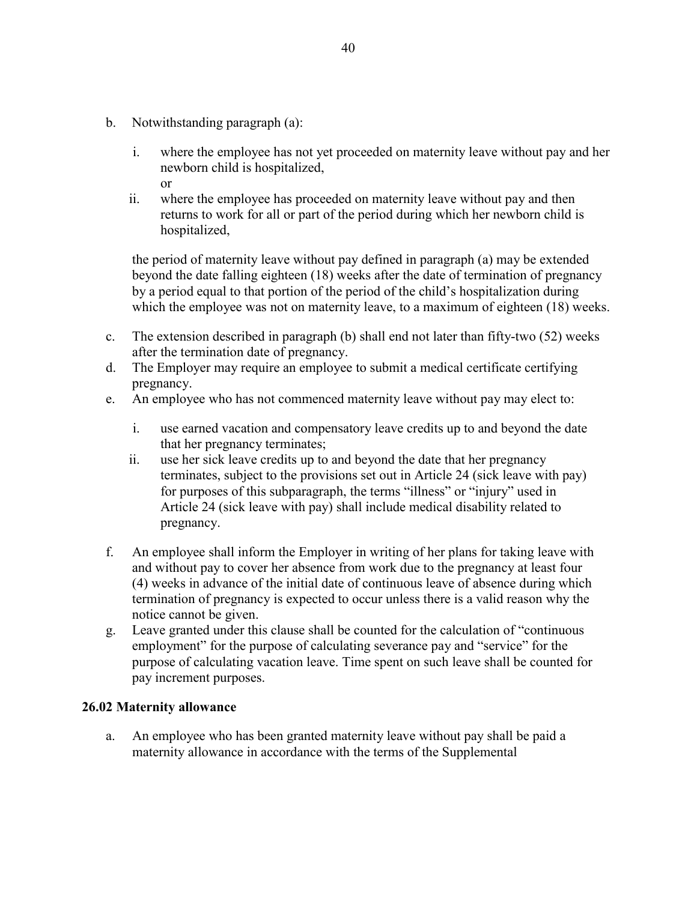b. Notwithstanding paragraph (a):

   i. where the employee has not yet proceeded on maternity leave without pay and her newborn child is hospitalized,
      or
   ii. where the employee has proceeded on maternity leave without pay and then returns to work for all or part of the period during which her newborn child is hospitalized,

   the period of maternity leave without pay defined in paragraph (a) may be extended beyond the date falling eighteen (18) weeks after the date of termination of pregnancy by a period equal to that portion of the period of the child's hospitalization during which the employee was not on maternity leave, to a maximum of eighteen (18) weeks.

c. The extension described in paragraph (b) shall end not later than fifty-two (52) weeks after the termination date of pregnancy.
d. The Employer may require an employee to submit a medical certificate certifying pregnancy.
e. An employee who has not commenced maternity leave without pay may elect to:

   i. use earned vacation and compensatory leave credits up to and beyond the date that her pregnancy terminates;
   ii. use her sick leave credits up to and beyond the date that her pregnancy terminates, subject to the provisions set out in Article 24 (sick leave with pay) for purposes of this subparagraph, the terms "illness" or "injury" used in Article 24 (sick leave with pay) shall include medical disability related to pregnancy.

f. An employee shall inform the Employer in writing of her plans for taking leave with and without pay to cover her absence from work due to the pregnancy at least four (4) weeks in advance of the initial date of continuous leave of absence during which termination of pregnancy is expected to occur unless there is a valid reason why the notice cannot be given.
g. Leave granted under this clause shall be counted for the calculation of "continuous employment" for the purpose of calculating severance pay and "service" for the purpose of calculating vacation leave. Time spent on such leave shall be counted for pay increment purposes.

**26.02 Maternity allowance**

a. An employee who has been granted maternity leave without pay shall be paid a maternity allowance in accordance with the terms of the Supplemental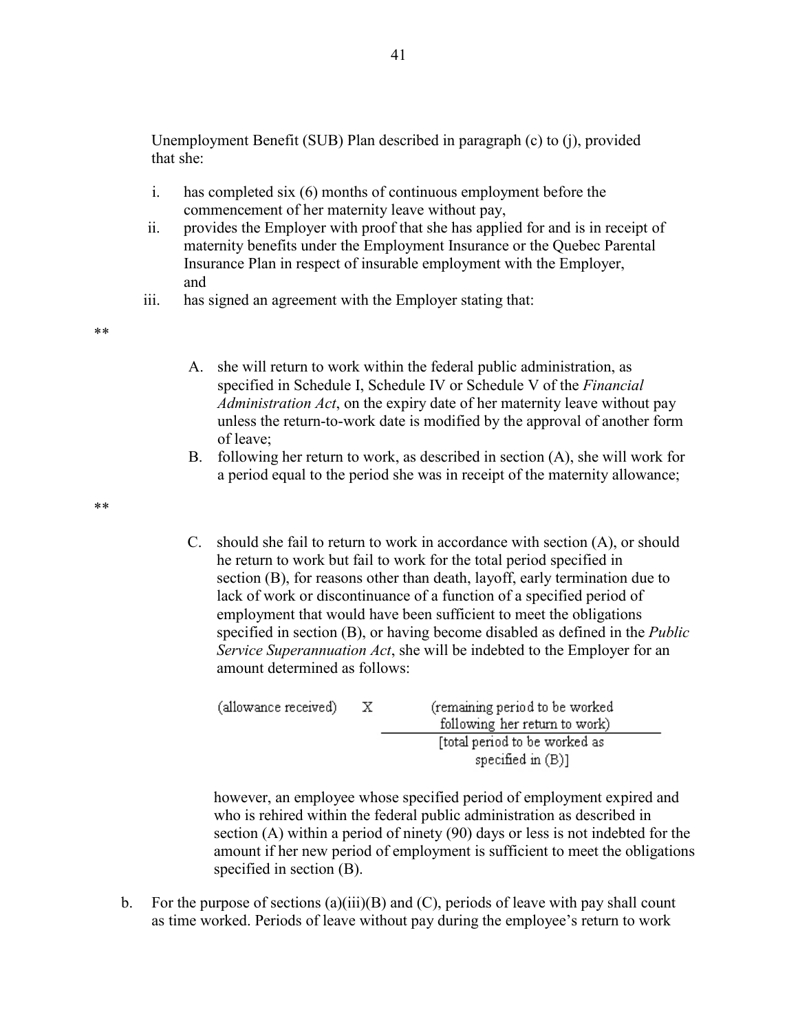Unemployment Benefit (SUB) Plan described in paragraph (c) to (j), provided that she:

i. has completed six (6) months of continuous employment before the commencement of her maternity leave without pay,
ii. provides the Employer with proof that she has applied for and is in receipt of maternity benefits under the Employment Insurance or the Quebec Parental Insurance Plan in respect of insurable employment with the Employer, and
iii. has signed an agreement with the Employer stating that:

**

A. she will return to work within the federal public administration, as specified in Schedule I, Schedule IV or Schedule V of the *Financial Administration Act*, on the expiry date of her maternity leave without pay unless the return-to-work date is modified by the approval of another form of leave;
B. following her return to work, as described in section (A), she will work for a period equal to the period she was in receipt of the maternity allowance;

**

C. should she fail to return to work in accordance with section (A), or should he return to work but fail to work for the total period specified in section (B), for reasons other than death, layoff, early termination due to lack of work or discontinuance of a function of a specified period of employment that would have been sufficient to meet the obligations specified in section (B), or having become disabled as defined in the *Public Service Superannuation Act*, she will be indebted to the Employer for an amount determined as follows:

$$(\text{allowance received}) \quad X \quad \frac{(\text{remaining period to be worked following her return to work})}{[\text{total period to be worked as specified in (B)}]}$$

however, an employee whose specified period of employment expired and who is rehired within the federal public administration as described in section (A) within a period of ninety (90) days or less is not indebted for the amount if her new period of employment is sufficient to meet the obligations specified in section (B).

b. For the purpose of sections (a)(iii)(B) and (C), periods of leave with pay shall count as time worked. Periods of leave without pay during the employee's return to work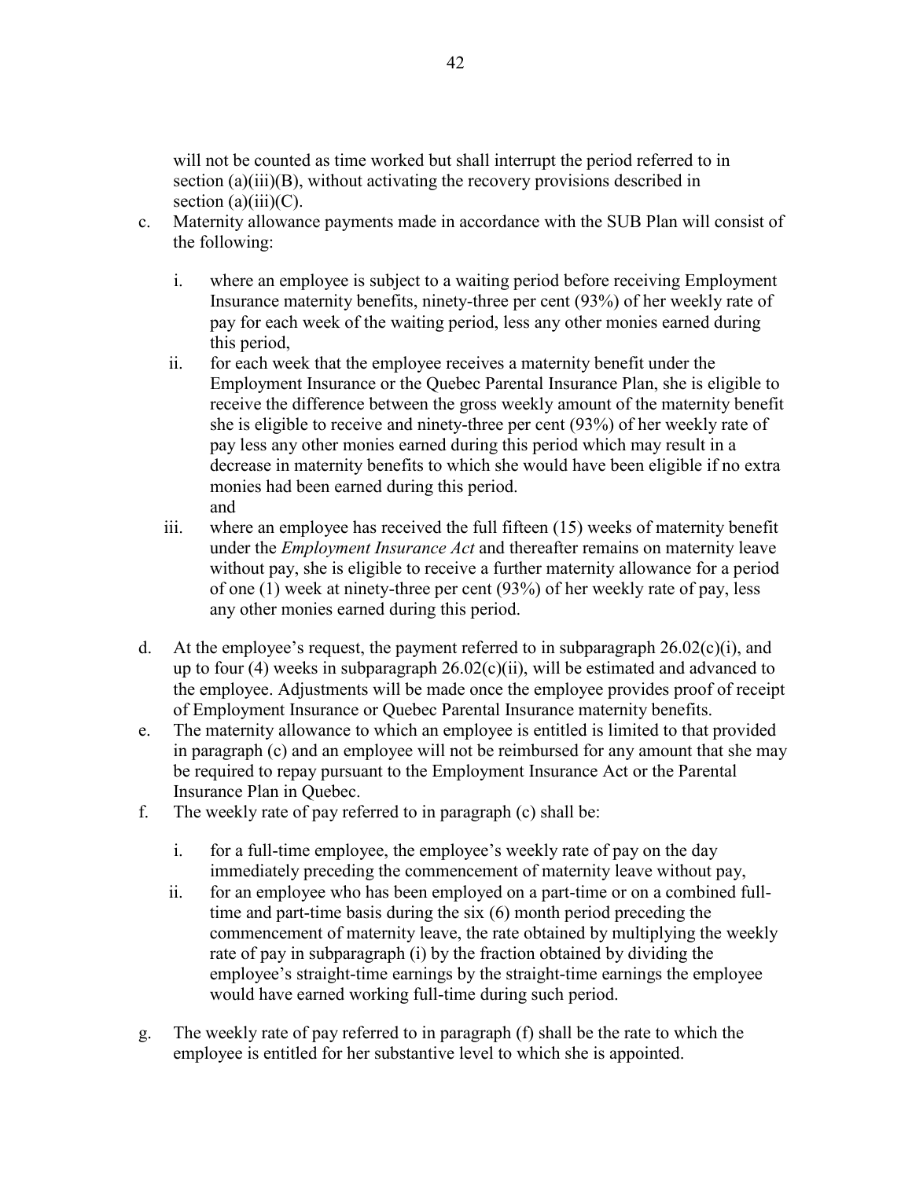will not be counted as time worked but shall interrupt the period referred to in section (a)(iii)(B), without activating the recovery provisions described in section (a)(iii)(C).

c. Maternity allowance payments made in accordance with the SUB Plan will consist of the following:

   i. where an employee is subject to a waiting period before receiving Employment Insurance maternity benefits, ninety-three per cent (93%) of her weekly rate of pay for each week of the waiting period, less any other monies earned during this period,

   ii. for each week that the employee receives a maternity benefit under the Employment Insurance or the Quebec Parental Insurance Plan, she is eligible to receive the difference between the gross weekly amount of the maternity benefit she is eligible to receive and ninety-three per cent (93%) of her weekly rate of pay less any other monies earned during this period which may result in a decrease in maternity benefits to which she would have been eligible if no extra monies had been earned during this period.
   and

   iii. where an employee has received the full fifteen (15) weeks of maternity benefit under the *Employment Insurance Act* and thereafter remains on maternity leave without pay, she is eligible to receive a further maternity allowance for a period of one (1) week at ninety-three per cent (93%) of her weekly rate of pay, less any other monies earned during this period.

d. At the employee's request, the payment referred to in subparagraph 26.02(c)(i), and up to four (4) weeks in subparagraph 26.02(c)(ii), will be estimated and advanced to the employee. Adjustments will be made once the employee provides proof of receipt of Employment Insurance or Quebec Parental Insurance maternity benefits.

e. The maternity allowance to which an employee is entitled is limited to that provided in paragraph (c) and an employee will not be reimbursed for any amount that she may be required to repay pursuant to the Employment Insurance Act or the Parental Insurance Plan in Quebec.

f. The weekly rate of pay referred to in paragraph (c) shall be:

   i. for a full-time employee, the employee's weekly rate of pay on the day immediately preceding the commencement of maternity leave without pay,

   ii. for an employee who has been employed on a part-time or on a combined full-time and part-time basis during the six (6) month period preceding the commencement of maternity leave, the rate obtained by multiplying the weekly rate of pay in subparagraph (i) by the fraction obtained by dividing the employee's straight-time earnings by the straight-time earnings the employee would have earned working full-time during such period.

g. The weekly rate of pay referred to in paragraph (f) shall be the rate to which the employee is entitled for her substantive level to which she is appointed.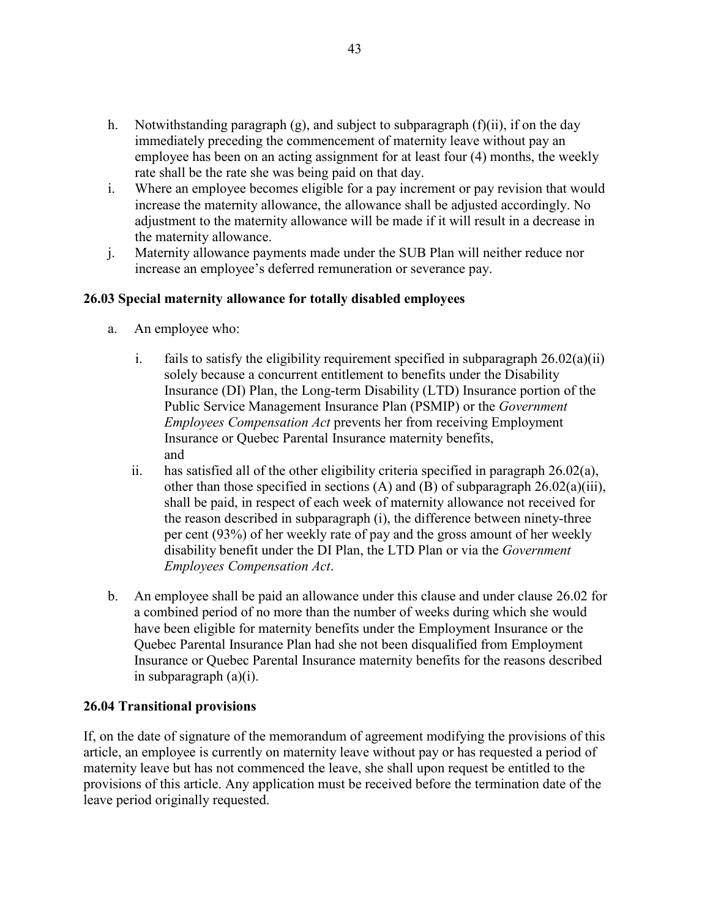h. Notwithstanding paragraph (g), and subject to subparagraph (f)(ii), if on the day immediately preceding the commencement of maternity leave without pay an employee has been on an acting assignment for at least four (4) months, the weekly rate shall be the rate she was being paid on that day.
i. Where an employee becomes eligible for a pay increment or pay revision that would increase the maternity allowance, the allowance shall be adjusted accordingly. No adjustment to the maternity allowance will be made if it will result in a decrease in the maternity allowance.
j. Maternity allowance payments made under the SUB Plan will neither reduce nor increase an employee's deferred remuneration or severance pay.

### 26.03 Special maternity allowance for totally disabled employees

a. An employee who:

   i. fails to satisfy the eligibility requirement specified in subparagraph 26.02(a)(ii) solely because a concurrent entitlement to benefits under the Disability Insurance (DI) Plan, the Long-term Disability (LTD) Insurance portion of the Public Service Management Insurance Plan (PSMIP) or the *Government Employees Compensation Act* prevents her from receiving Employment Insurance or Quebec Parental Insurance maternity benefits, and

   ii. has satisfied all of the other eligibility criteria specified in paragraph 26.02(a), other than those specified in sections (A) and (B) of subparagraph 26.02(a)(iii), shall be paid, in respect of each week of maternity allowance not received for the reason described in subparagraph (i), the difference between ninety-three per cent (93%) of her weekly rate of pay and the gross amount of her weekly disability benefit under the DI Plan, the LTD Plan or via the *Government Employees Compensation Act*.

b. An employee shall be paid an allowance under this clause and under clause 26.02 for a combined period of no more than the number of weeks during which she would have been eligible for maternity benefits under the Employment Insurance or the Quebec Parental Insurance Plan had she not been disqualified from Employment Insurance or Quebec Parental Insurance maternity benefits for the reasons described in subparagraph (a)(i).

### 26.04 Transitional provisions

If, on the date of signature of the memorandum of agreement modifying the provisions of this article, an employee is currently on maternity leave without pay or has requested a period of maternity leave but has not commenced the leave, she shall upon request be entitled to the provisions of this article. Any application must be received before the termination date of the leave period originally requested.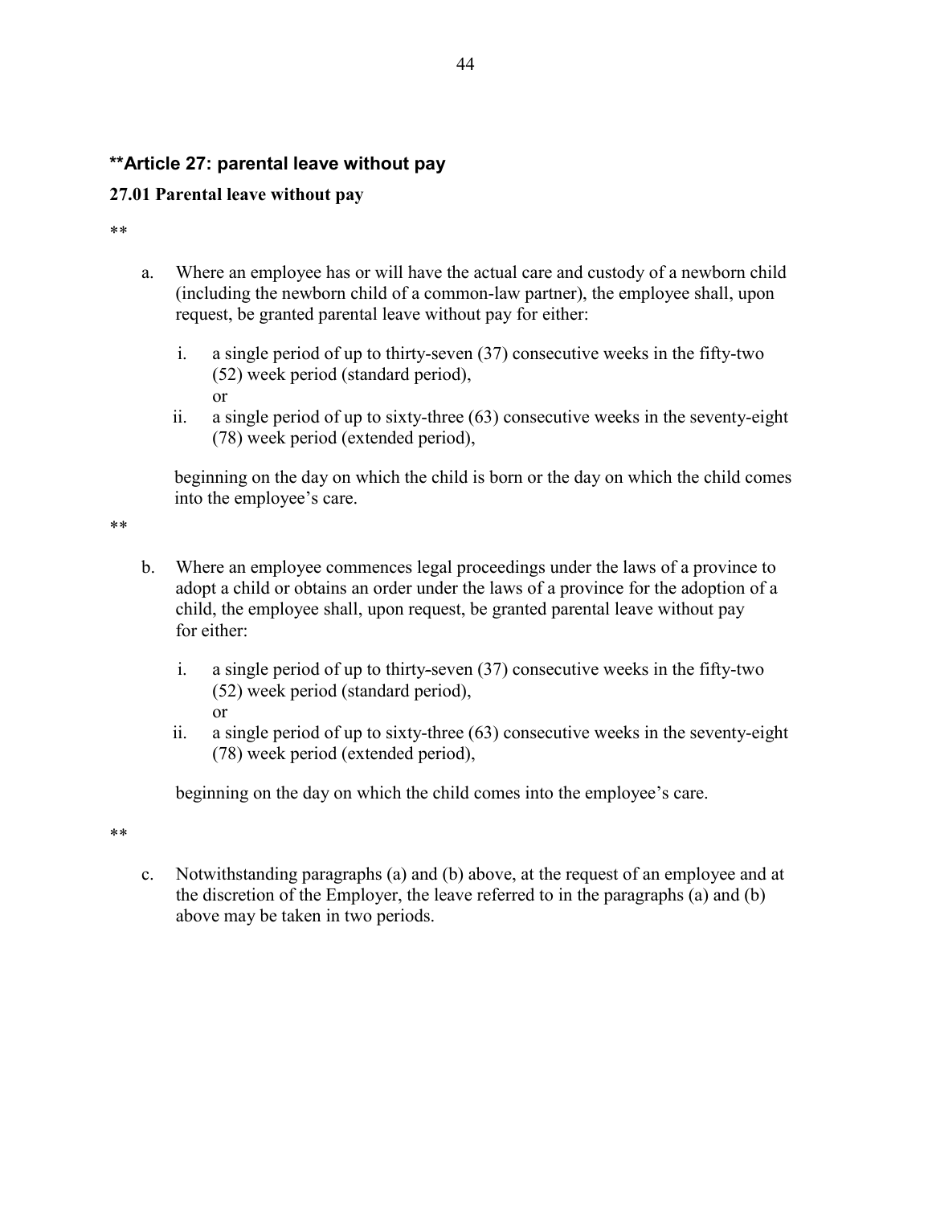## **Article 27: parental leave without pay

### 27.01 Parental leave without pay

**

a. Where an employee has or will have the actual care and custody of a newborn child (including the newborn child of a common-law partner), the employee shall, upon request, be granted parental leave without pay for either:

   i. a single period of up to thirty-seven (37) consecutive weeks in the fifty-two (52) week period (standard period),
   or
   ii. a single period of up to sixty-three (63) consecutive weeks in the seventy-eight (78) week period (extended period),

   beginning on the day on which the child is born or the day on which the child comes into the employee's care.

**

b. Where an employee commences legal proceedings under the laws of a province to adopt a child or obtains an order under the laws of a province for the adoption of a child, the employee shall, upon request, be granted parental leave without pay for either:

   i. a single period of up to thirty-seven (37) consecutive weeks in the fifty-two (52) week period (standard period),
   or
   ii. a single period of up to sixty-three (63) consecutive weeks in the seventy-eight (78) week period (extended period),

   beginning on the day on which the child comes into the employee's care.

**

c. Notwithstanding paragraphs (a) and (b) above, at the request of an employee and at the discretion of the Employer, the leave referred to in the paragraphs (a) and (b) above may be taken in two periods.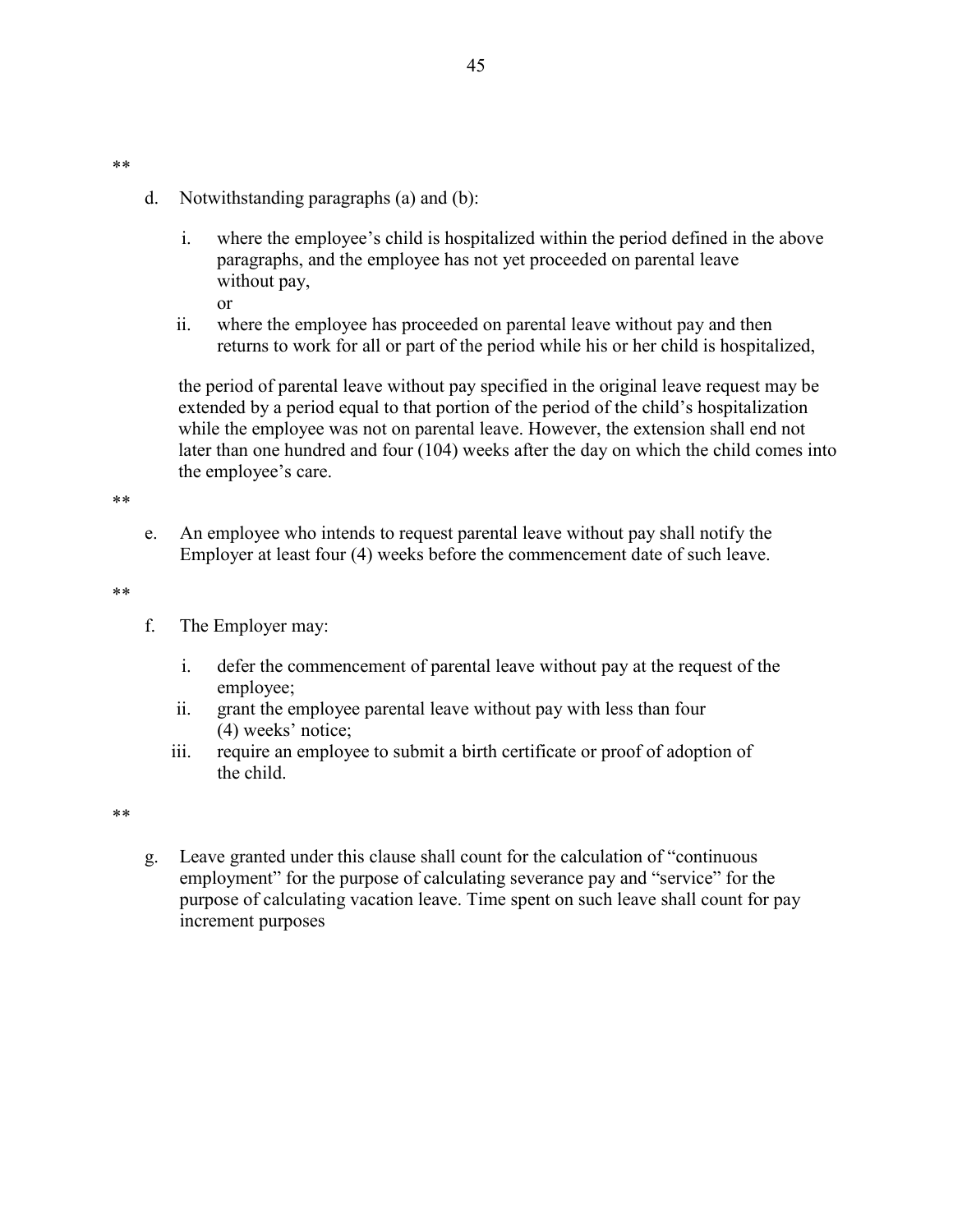**

d. Notwithstanding paragraphs (a) and (b):

   i. where the employee's child is hospitalized within the period defined in the above paragraphs, and the employee has not yet proceeded on parental leave without pay,
      or
   ii. where the employee has proceeded on parental leave without pay and then returns to work for all or part of the period while his or her child is hospitalized,

   the period of parental leave without pay specified in the original leave request may be extended by a period equal to that portion of the period of the child's hospitalization while the employee was not on parental leave. However, the extension shall end not later than one hundred and four (104) weeks after the day on which the child comes into the employee's care.

**

e. An employee who intends to request parental leave without pay shall notify the Employer at least four (4) weeks before the commencement date of such leave.

**

f. The Employer may:

   i. defer the commencement of parental leave without pay at the request of the employee;
   ii. grant the employee parental leave without pay with less than four (4) weeks' notice;
   iii. require an employee to submit a birth certificate or proof of adoption of the child.

**

g. Leave granted under this clause shall count for the calculation of "continuous employment" for the purpose of calculating severance pay and "service" for the purpose of calculating vacation leave. Time spent on such leave shall count for pay increment purposes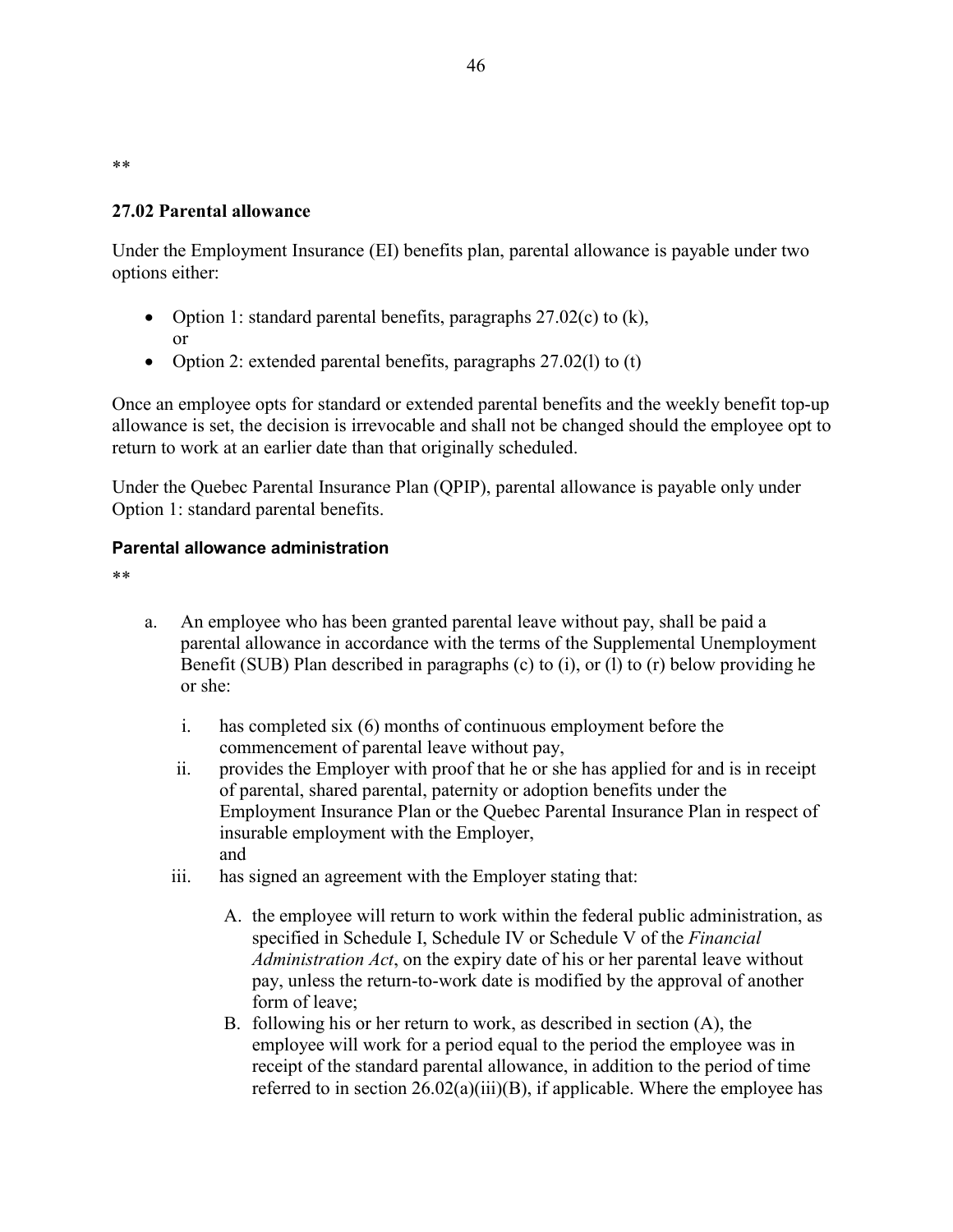\*\*

## 27.02 Parental allowance

Under the Employment Insurance (EI) benefits plan, parental allowance is payable under two options either:

- Option 1: standard parental benefits, paragraphs 27.02(c) to (k), or
- Option 2: extended parental benefits, paragraphs 27.02(l) to (t)

Once an employee opts for standard or extended parental benefits and the weekly benefit top-up allowance is set, the decision is irrevocable and shall not be changed should the employee opt to return to work at an earlier date than that originally scheduled.

Under the Quebec Parental Insurance Plan (QPIP), parental allowance is payable only under Option 1: standard parental benefits.

### Parental allowance administration

\*\*

a. An employee who has been granted parental leave without pay, shall be paid a parental allowance in accordance with the terms of the Supplemental Unemployment Benefit (SUB) Plan described in paragraphs (c) to (i), or (l) to (r) below providing he or she:

   i. has completed six (6) months of continuous employment before the commencement of parental leave without pay,

   ii. provides the Employer with proof that he or she has applied for and is in receipt of parental, shared parental, paternity or adoption benefits under the Employment Insurance Plan or the Quebec Parental Insurance Plan in respect of insurable employment with the Employer,
   and

   iii. has signed an agreement with the Employer stating that:

      A. the employee will return to work within the federal public administration, as specified in Schedule I, Schedule IV or Schedule V of the *Financial Administration Act*, on the expiry date of his or her parental leave without pay, unless the return-to-work date is modified by the approval of another form of leave;

      B. following his or her return to work, as described in section (A), the employee will work for a period equal to the period the employee was in receipt of the standard parental allowance, in addition to the period of time referred to in section 26.02(a)(iii)(B), if applicable. Where the employee has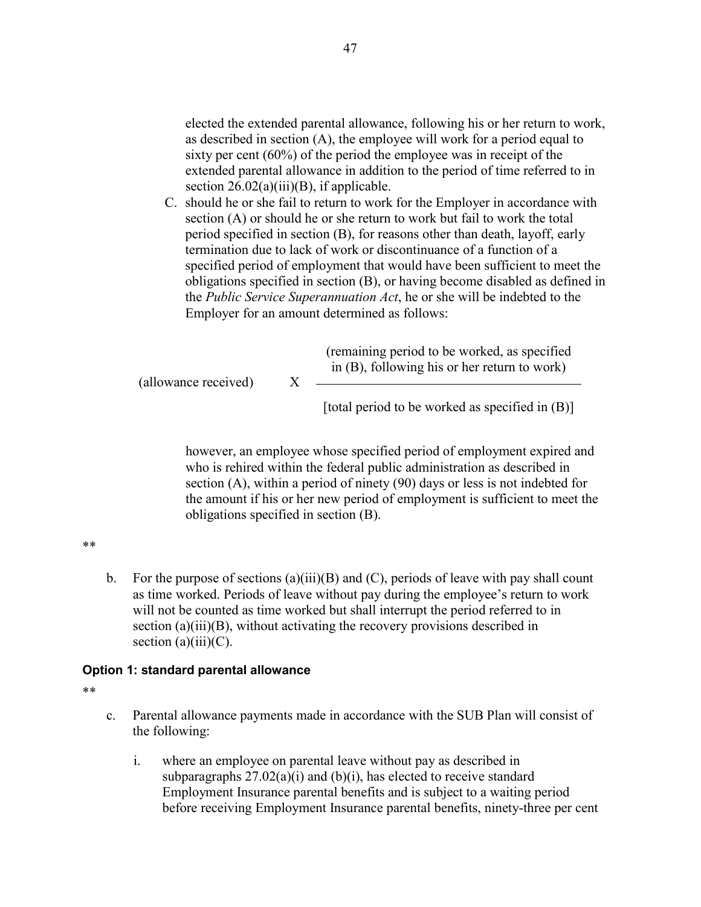elected the extended parental allowance, following his or her return to work, as described in section (A), the employee will work for a period equal to sixty per cent (60%) of the period the employee was in receipt of the extended parental allowance in addition to the period of time referred to in section 26.02(a)(iii)(B), if applicable.

C. should he or she fail to return to work for the Employer in accordance with section (A) or should he or she return to work but fail to work the total period specified in section (B), for reasons other than death, layoff, early termination due to lack of work or discontinuance of a function of a specified period of employment that would have been sufficient to meet the obligations specified in section (B), or having become disabled as defined in the *Public Service Superannuation Act*, he or she will be indebted to the Employer for an amount determined as follows:

$$\text{(allowance received)} \quad X \quad \frac{\text{(remaining period to be worked, as specified in (B), following his or her return to work)}}{\text{[total period to be worked as specified in (B)]}}$$

however, an employee whose specified period of employment expired and who is rehired within the federal public administration as described in section (A), within a period of ninety (90) days or less is not indebted for the amount if his or her new period of employment is sufficient to meet the obligations specified in section (B).

**

b. For the purpose of sections (a)(iii)(B) and (C), periods of leave with pay shall count as time worked. Periods of leave without pay during the employee's return to work will not be counted as time worked but shall interrupt the period referred to in section (a)(iii)(B), without activating the recovery provisions described in section (a)(iii)(C).

**Option 1: standard parental allowance**

**

c. Parental allowance payments made in accordance with the SUB Plan will consist of the following:

   i. where an employee on parental leave without pay as described in subparagraphs 27.02(a)(i) and (b)(i), has elected to receive standard Employment Insurance parental benefits and is subject to a waiting period before receiving Employment Insurance parental benefits, ninety-three per cent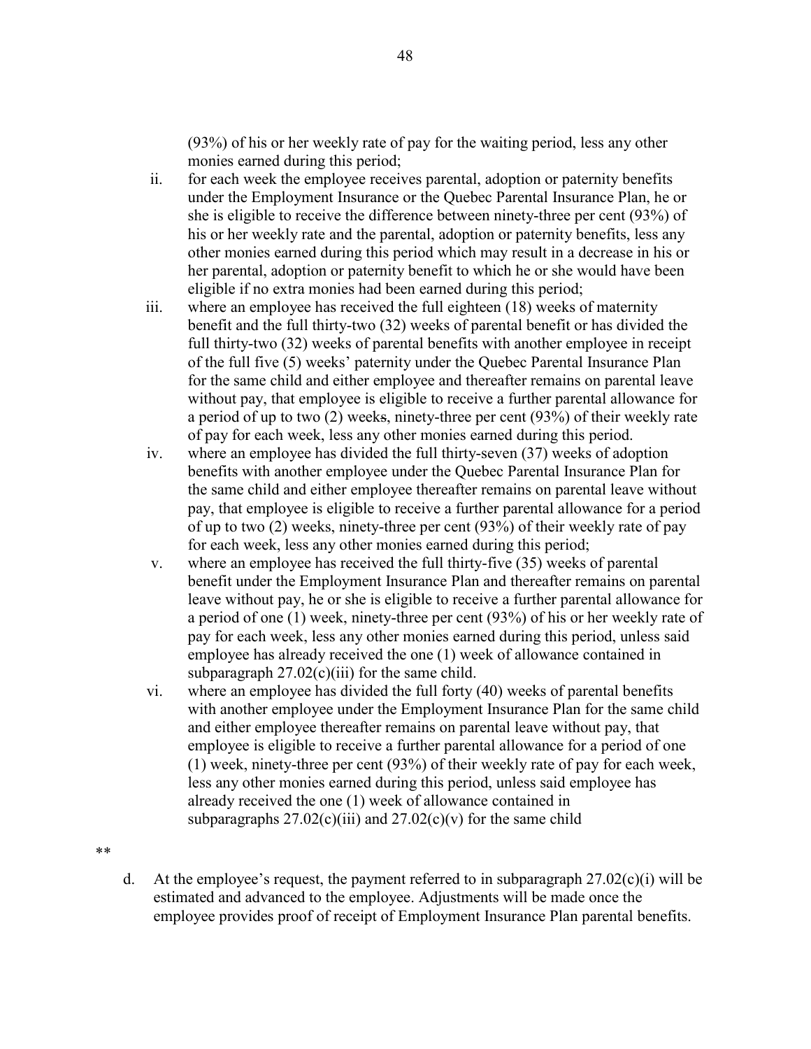(93%) of his or her weekly rate of pay for the waiting period, less any other monies earned during this period;

ii. for each week the employee receives parental, adoption or paternity benefits under the Employment Insurance or the Quebec Parental Insurance Plan, he or she is eligible to receive the difference between ninety-three per cent (93%) of his or her weekly rate and the parental, adoption or paternity benefits, less any other monies earned during this period which may result in a decrease in his or her parental, adoption or paternity benefit to which he or she would have been eligible if no extra monies had been earned during this period;

iii. where an employee has received the full eighteen (18) weeks of maternity benefit and the full thirty-two (32) weeks of parental benefit or has divided the full thirty-two (32) weeks of parental benefits with another employee in receipt of the full five (5) weeks' paternity under the Quebec Parental Insurance Plan for the same child and either employee and thereafter remains on parental leave without pay, that employee is eligible to receive a further parental allowance for a period of up to two (2) weeks, ninety-three per cent (93%) of their weekly rate of pay for each week, less any other monies earned during this period.

iv. where an employee has divided the full thirty-seven (37) weeks of adoption benefits with another employee under the Quebec Parental Insurance Plan for the same child and either employee thereafter remains on parental leave without pay, that employee is eligible to receive a further parental allowance for a period of up to two (2) weeks, ninety-three per cent (93%) of their weekly rate of pay for each week, less any other monies earned during this period;

v. where an employee has received the full thirty-five (35) weeks of parental benefit under the Employment Insurance Plan and thereafter remains on parental leave without pay, he or she is eligible to receive a further parental allowance for a period of one (1) week, ninety-three per cent (93%) of his or her weekly rate of pay for each week, less any other monies earned during this period, unless said employee has already received the one (1) week of allowance contained in subparagraph 27.02(c)(iii) for the same child.

vi. where an employee has divided the full forty (40) weeks of parental benefits with another employee under the Employment Insurance Plan for the same child and either employee thereafter remains on parental leave without pay, that employee is eligible to receive a further parental allowance for a period of one (1) week, ninety-three per cent (93%) of their weekly rate of pay for each week, less any other monies earned during this period, unless said employee has already received the one (1) week of allowance contained in subparagraphs 27.02(c)(iii) and 27.02(c)(v) for the same child

**

d. At the employee's request, the payment referred to in subparagraph 27.02(c)(i) will be estimated and advanced to the employee. Adjustments will be made once the employee provides proof of receipt of Employment Insurance Plan parental benefits.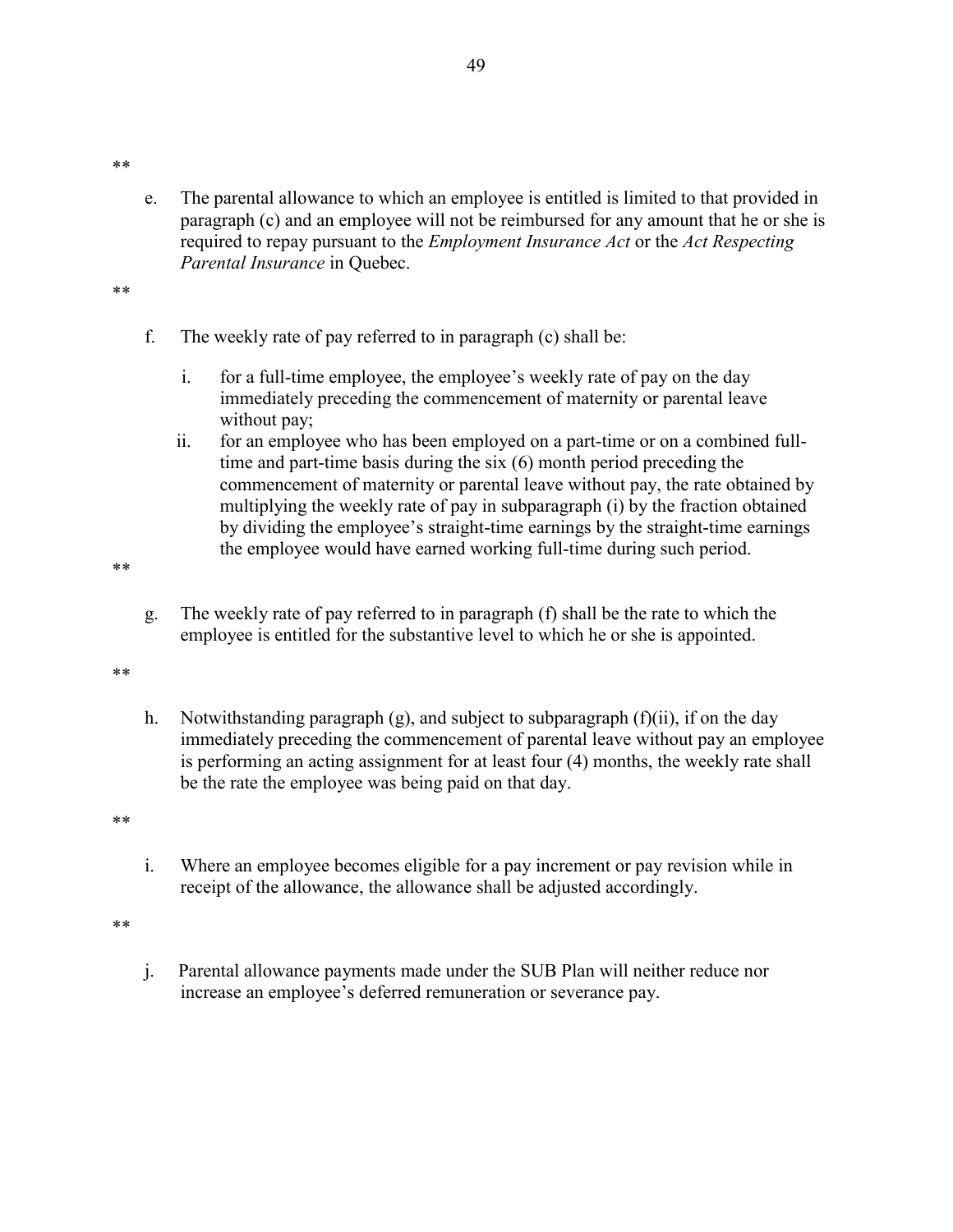**

e. The parental allowance to which an employee is entitled is limited to that provided in paragraph (c) and an employee will not be reimbursed for any amount that he or she is required to repay pursuant to the *Employment Insurance Act* or the *Act Respecting Parental Insurance* in Quebec.

**

f. The weekly rate of pay referred to in paragraph (c) shall be:

   i. for a full-time employee, the employee's weekly rate of pay on the day immediately preceding the commencement of maternity or parental leave without pay;

   ii. for an employee who has been employed on a part-time or on a combined full-time and part-time basis during the six (6) month period preceding the commencement of maternity or parental leave without pay, the rate obtained by multiplying the weekly rate of pay in subparagraph (i) by the fraction obtained by dividing the employee's straight-time earnings by the straight-time earnings the employee would have earned working full-time during such period.

**

g. The weekly rate of pay referred to in paragraph (f) shall be the rate to which the employee is entitled for the substantive level to which he or she is appointed.

**

h. Notwithstanding paragraph (g), and subject to subparagraph (f)(ii), if on the day immediately preceding the commencement of parental leave without pay an employee is performing an acting assignment for at least four (4) months, the weekly rate shall be the rate the employee was being paid on that day.

**

i. Where an employee becomes eligible for a pay increment or pay revision while in receipt of the allowance, the allowance shall be adjusted accordingly.

**

j. Parental allowance payments made under the SUB Plan will neither reduce nor increase an employee's deferred remuneration or severance pay.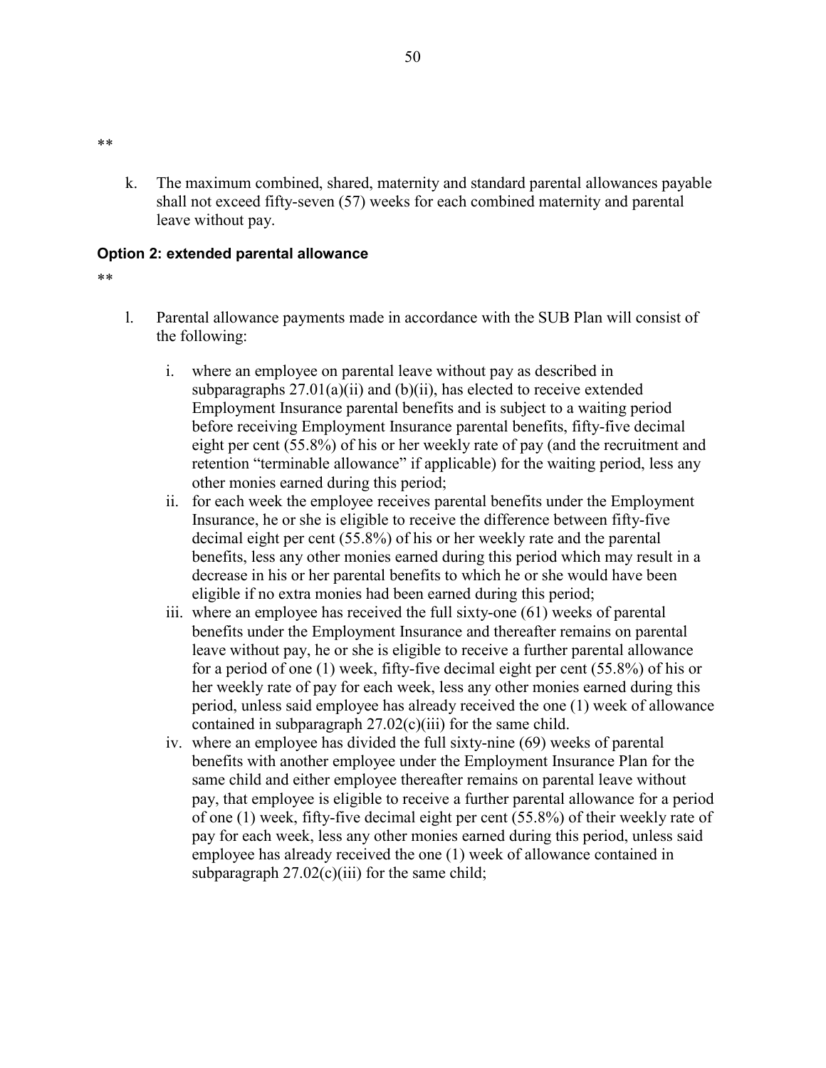**

k. The maximum combined, shared, maternity and standard parental allowances payable shall not exceed fifty-seven (57) weeks for each combined maternity and parental leave without pay.

**Option 2: extended parental allowance**

**

l. Parental allowance payments made in accordance with the SUB Plan will consist of the following:

   i. where an employee on parental leave without pay as described in subparagraphs 27.01(a)(ii) and (b)(ii), has elected to receive extended Employment Insurance parental benefits and is subject to a waiting period before receiving Employment Insurance parental benefits, fifty-five decimal eight per cent (55.8%) of his or her weekly rate of pay (and the recruitment and retention "terminable allowance" if applicable) for the waiting period, less any other monies earned during this period;
   ii. for each week the employee receives parental benefits under the Employment Insurance, he or she is eligible to receive the difference between fifty-five decimal eight per cent (55.8%) of his or her weekly rate and the parental benefits, less any other monies earned during this period which may result in a decrease in his or her parental benefits to which he or she would have been eligible if no extra monies had been earned during this period;
   iii. where an employee has received the full sixty-one (61) weeks of parental benefits under the Employment Insurance and thereafter remains on parental leave without pay, he or she is eligible to receive a further parental allowance for a period of one (1) week, fifty-five decimal eight per cent (55.8%) of his or her weekly rate of pay for each week, less any other monies earned during this period, unless said employee has already received the one (1) week of allowance contained in subparagraph 27.02(c)(iii) for the same child.
   iv. where an employee has divided the full sixty-nine (69) weeks of parental benefits with another employee under the Employment Insurance Plan for the same child and either employee thereafter remains on parental leave without pay, that employee is eligible to receive a further parental allowance for a period of one (1) week, fifty-five decimal eight per cent (55.8%) of their weekly rate of pay for each week, less any other monies earned during this period, unless said employee has already received the one (1) week of allowance contained in subparagraph 27.02(c)(iii) for the same child;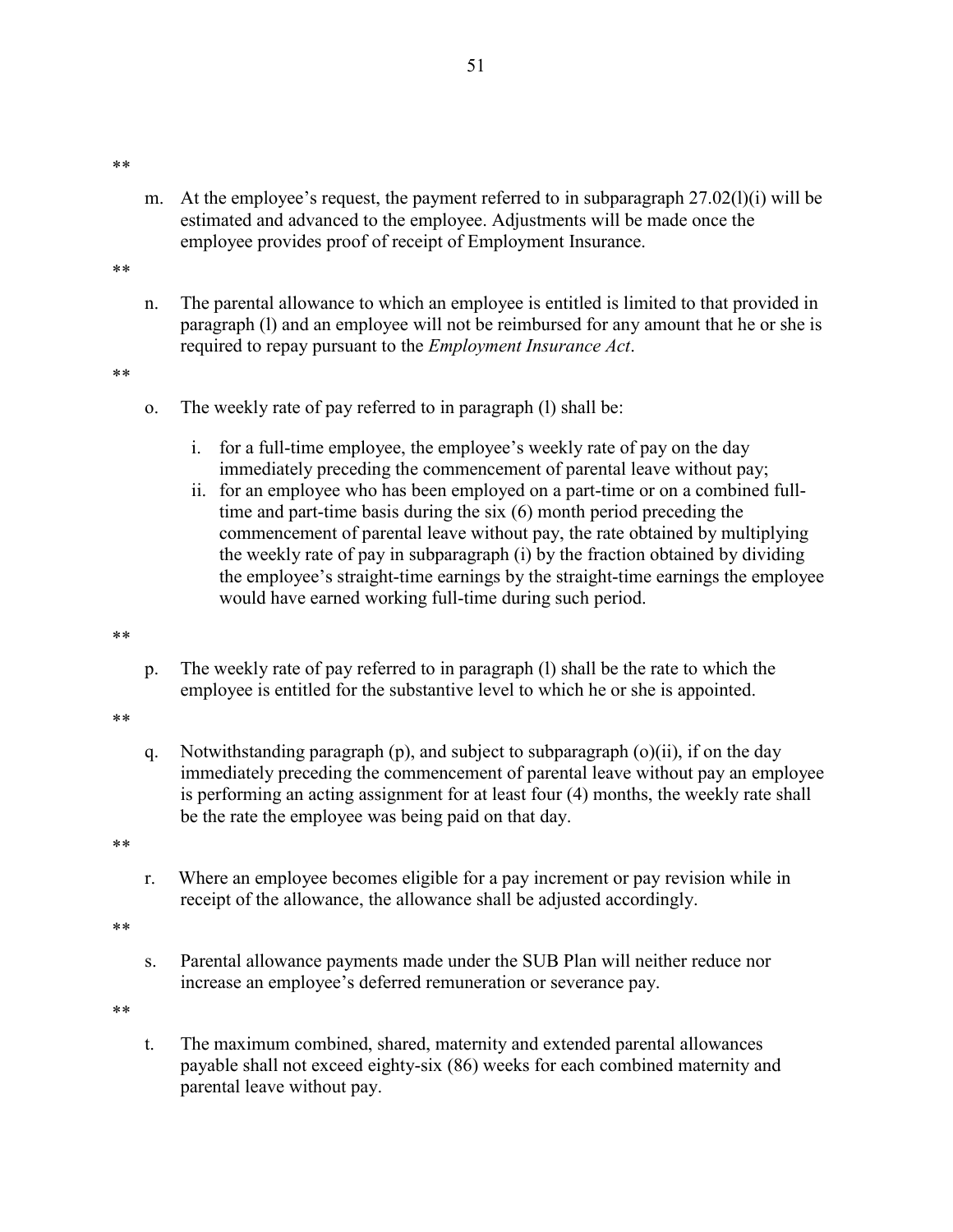**

m. At the employee's request, the payment referred to in subparagraph 27.02(l)(i) will be estimated and advanced to the employee. Adjustments will be made once the employee provides proof of receipt of Employment Insurance.

**

n. The parental allowance to which an employee is entitled is limited to that provided in paragraph (l) and an employee will not be reimbursed for any amount that he or she is required to repay pursuant to the *Employment Insurance Act*.

**

o. The weekly rate of pay referred to in paragraph (l) shall be:

   i. for a full-time employee, the employee's weekly rate of pay on the day immediately preceding the commencement of parental leave without pay;
   ii. for an employee who has been employed on a part-time or on a combined full-time and part-time basis during the six (6) month period preceding the commencement of parental leave without pay, the rate obtained by multiplying the weekly rate of pay in subparagraph (i) by the fraction obtained by dividing the employee's straight-time earnings by the straight-time earnings the employee would have earned working full-time during such period.

**

p. The weekly rate of pay referred to in paragraph (l) shall be the rate to which the employee is entitled for the substantive level to which he or she is appointed.

**

q. Notwithstanding paragraph (p), and subject to subparagraph (o)(ii), if on the day immediately preceding the commencement of parental leave without pay an employee is performing an acting assignment for at least four (4) months, the weekly rate shall be the rate the employee was being paid on that day.

**

r. Where an employee becomes eligible for a pay increment or pay revision while in receipt of the allowance, the allowance shall be adjusted accordingly.

**

s. Parental allowance payments made under the SUB Plan will neither reduce nor increase an employee's deferred remuneration or severance pay.

**

t. The maximum combined, shared, maternity and extended parental allowances payable shall not exceed eighty-six (86) weeks for each combined maternity and parental leave without pay.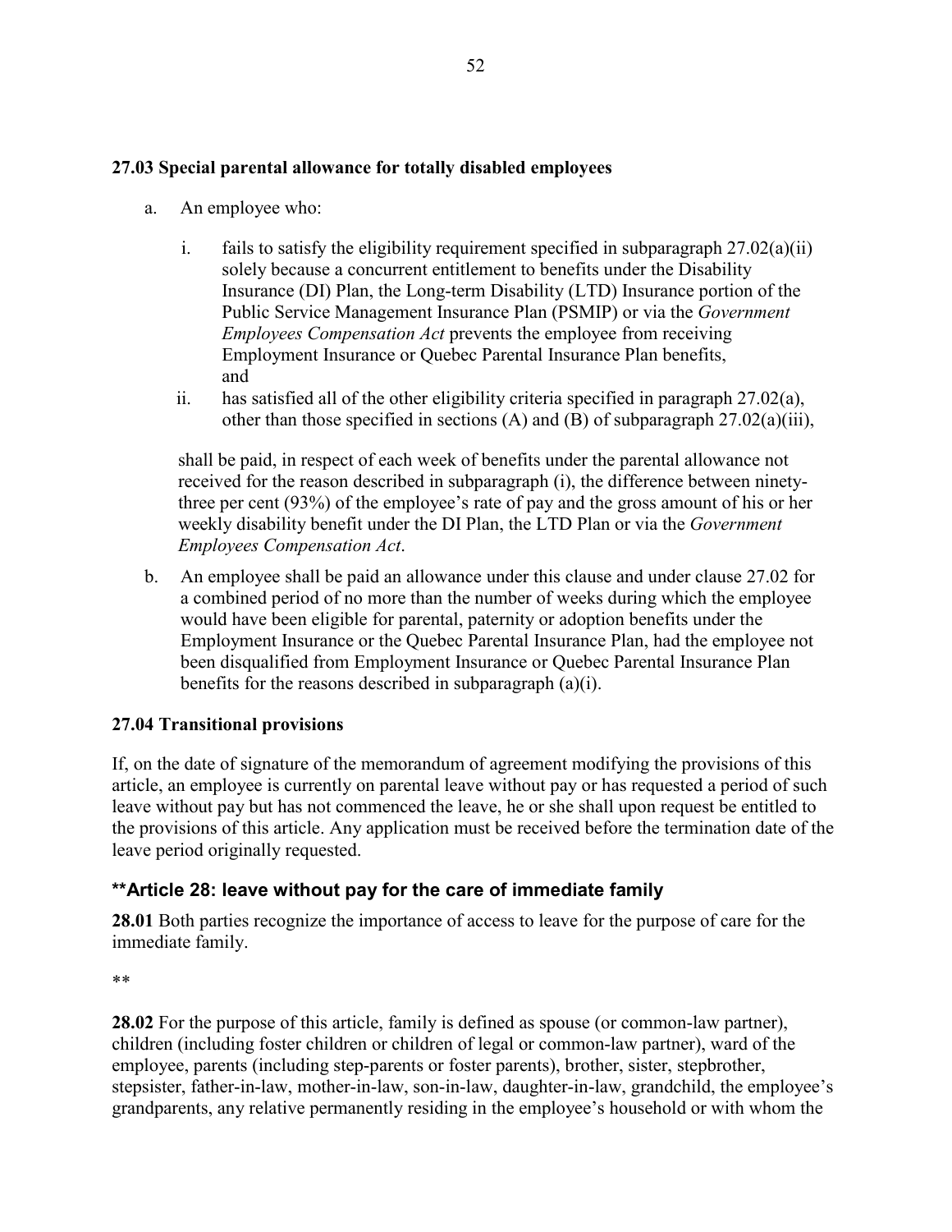### 27.03 Special parental allowance for totally disabled employees

a. An employee who:

   i. fails to satisfy the eligibility requirement specified in subparagraph 27.02(a)(ii) solely because a concurrent entitlement to benefits under the Disability Insurance (DI) Plan, the Long-term Disability (LTD) Insurance portion of the Public Service Management Insurance Plan (PSMIP) or via the *Government Employees Compensation Act* prevents the employee from receiving Employment Insurance or Quebec Parental Insurance Plan benefits, and

   ii. has satisfied all of the other eligibility criteria specified in paragraph 27.02(a), other than those specified in sections (A) and (B) of subparagraph 27.02(a)(iii),

   shall be paid, in respect of each week of benefits under the parental allowance not received for the reason described in subparagraph (i), the difference between ninety-three per cent (93%) of the employee's rate of pay and the gross amount of his or her weekly disability benefit under the DI Plan, the LTD Plan or via the *Government Employees Compensation Act*.

b. An employee shall be paid an allowance under this clause and under clause 27.02 for a combined period of no more than the number of weeks during which the employee would have been eligible for parental, paternity or adoption benefits under the Employment Insurance or the Quebec Parental Insurance Plan, had the employee not been disqualified from Employment Insurance or Quebec Parental Insurance Plan benefits for the reasons described in subparagraph (a)(i).

### 27.04 Transitional provisions

If, on the date of signature of the memorandum of agreement modifying the provisions of this article, an employee is currently on parental leave without pay or has requested a period of such leave without pay but has not commenced the leave, he or she shall upon request be entitled to the provisions of this article. Any application must be received before the termination date of the leave period originally requested.

## **Article 28: leave without pay for the care of immediate family

**28.01** Both parties recognize the importance of access to leave for the purpose of care for the immediate family.

**

**28.02** For the purpose of this article, family is defined as spouse (or common-law partner), children (including foster children or children of legal or common-law partner), ward of the employee, parents (including step-parents or foster parents), brother, sister, stepbrother, stepsister, father-in-law, mother-in-law, son-in-law, daughter-in-law, grandchild, the employee's grandparents, any relative permanently residing in the employee's household or with whom the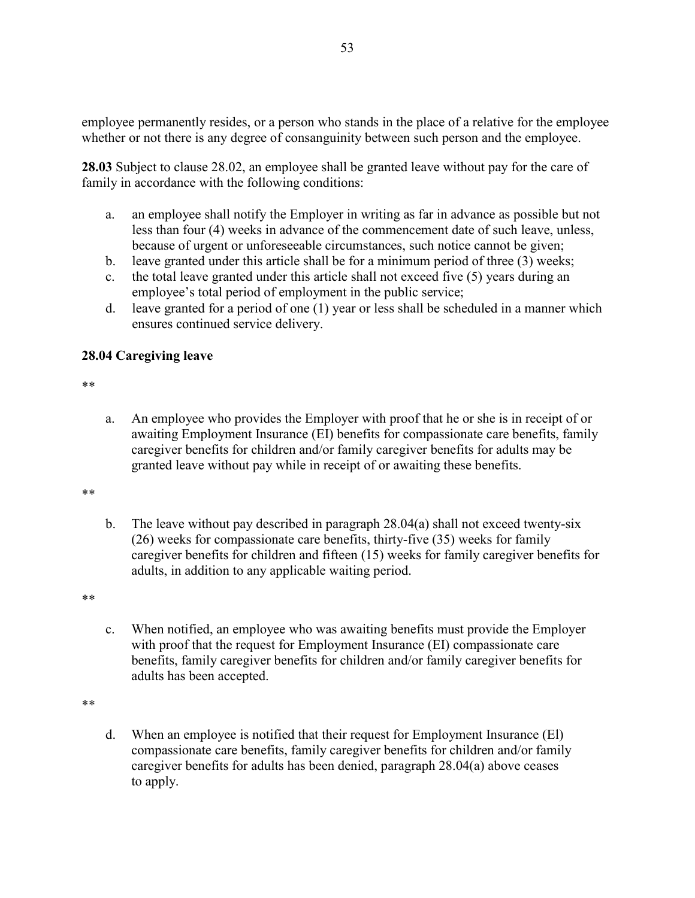employee permanently resides, or a person who stands in the place of a relative for the employee whether or not there is any degree of consanguinity between such person and the employee.

**28.03** Subject to clause 28.02, an employee shall be granted leave without pay for the care of family in accordance with the following conditions:

a. an employee shall notify the Employer in writing as far in advance as possible but not less than four (4) weeks in advance of the commencement date of such leave, unless, because of urgent or unforeseeable circumstances, such notice cannot be given;
b. leave granted under this article shall be for a minimum period of three (3) weeks;
c. the total leave granted under this article shall not exceed five (5) years during an employee's total period of employment in the public service;
d. leave granted for a period of one (1) year or less shall be scheduled in a manner which ensures continued service delivery.

**28.04 Caregiving leave**

**

a. An employee who provides the Employer with proof that he or she is in receipt of or awaiting Employment Insurance (EI) benefits for compassionate care benefits, family caregiver benefits for children and/or family caregiver benefits for adults may be granted leave without pay while in receipt of or awaiting these benefits.

**

b. The leave without pay described in paragraph 28.04(a) shall not exceed twenty-six (26) weeks for compassionate care benefits, thirty-five (35) weeks for family caregiver benefits for children and fifteen (15) weeks for family caregiver benefits for adults, in addition to any applicable waiting period.

**

c. When notified, an employee who was awaiting benefits must provide the Employer with proof that the request for Employment Insurance (EI) compassionate care benefits, family caregiver benefits for children and/or family caregiver benefits for adults has been accepted.

**

d. When an employee is notified that their request for Employment Insurance (El) compassionate care benefits, family caregiver benefits for children and/or family caregiver benefits for adults has been denied, paragraph 28.04(a) above ceases to apply.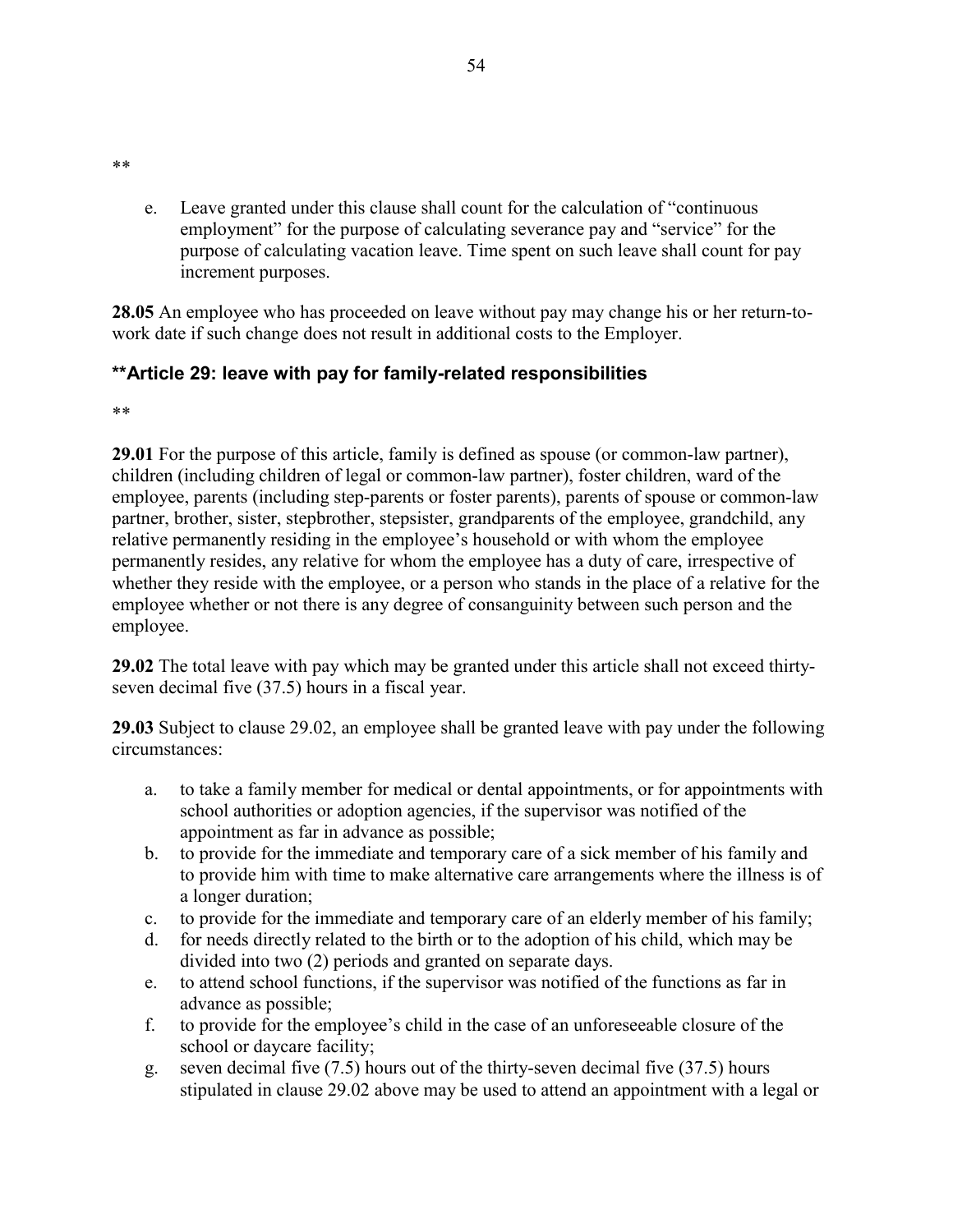**

e. Leave granted under this clause shall count for the calculation of "continuous employment" for the purpose of calculating severance pay and "service" for the purpose of calculating vacation leave. Time spent on such leave shall count for pay increment purposes.

**28.05** An employee who has proceeded on leave without pay may change his or her return-to-work date if such change does not result in additional costs to the Employer.

### **Article 29: leave with pay for family-related responsibilities

**

**29.01** For the purpose of this article, family is defined as spouse (or common-law partner), children (including children of legal or common-law partner), foster children, ward of the employee, parents (including step-parents or foster parents), parents of spouse or common-law partner, brother, sister, stepbrother, stepsister, grandparents of the employee, grandchild, any relative permanently residing in the employee's household or with whom the employee permanently resides, any relative for whom the employee has a duty of care, irrespective of whether they reside with the employee, or a person who stands in the place of a relative for the employee whether or not there is any degree of consanguinity between such person and the employee.

**29.02** The total leave with pay which may be granted under this article shall not exceed thirty-seven decimal five (37.5) hours in a fiscal year.

**29.03** Subject to clause 29.02, an employee shall be granted leave with pay under the following circumstances:

a. to take a family member for medical or dental appointments, or for appointments with school authorities or adoption agencies, if the supervisor was notified of the appointment as far in advance as possible;
b. to provide for the immediate and temporary care of a sick member of his family and to provide him with time to make alternative care arrangements where the illness is of a longer duration;
c. to provide for the immediate and temporary care of an elderly member of his family;
d. for needs directly related to the birth or to the adoption of his child, which may be divided into two (2) periods and granted on separate days.
e. to attend school functions, if the supervisor was notified of the functions as far in advance as possible;
f. to provide for the employee's child in the case of an unforeseeable closure of the school or daycare facility;
g. seven decimal five (7.5) hours out of the thirty-seven decimal five (37.5) hours stipulated in clause 29.02 above may be used to attend an appointment with a legal or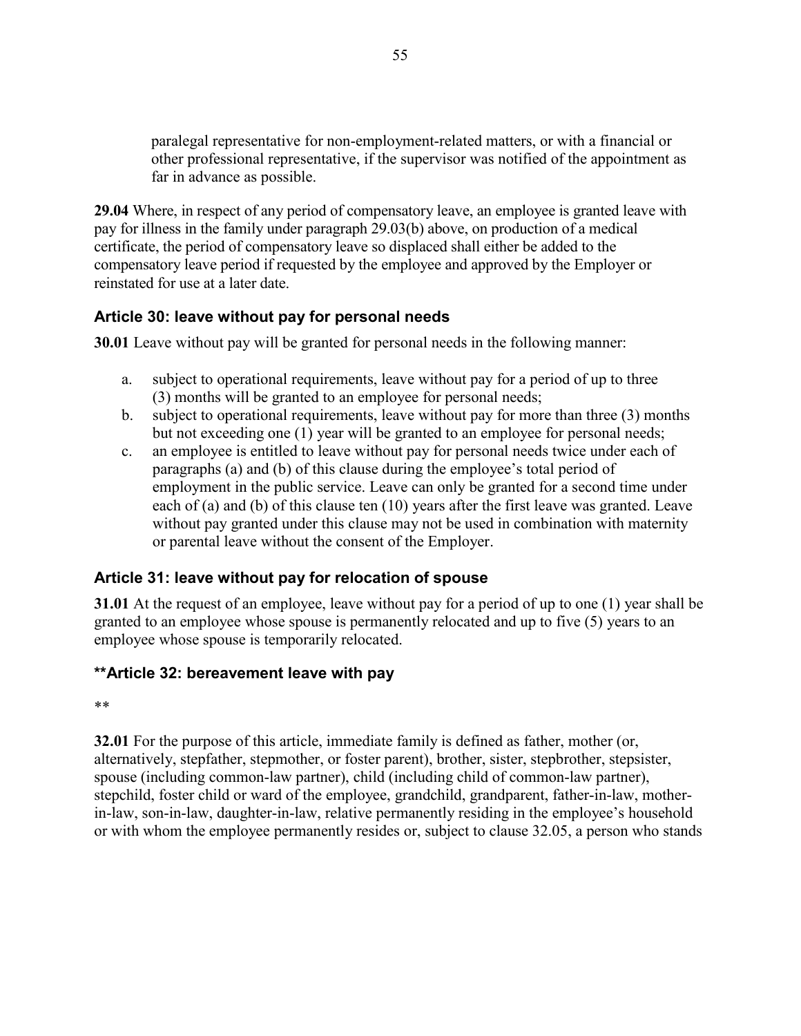paralegal representative for non-employment-related matters, or with a financial or other professional representative, if the supervisor was notified of the appointment as far in advance as possible.

**29.04** Where, in respect of any period of compensatory leave, an employee is granted leave with pay for illness in the family under paragraph 29.03(b) above, on production of a medical certificate, the period of compensatory leave so displaced shall either be added to the compensatory leave period if requested by the employee and approved by the Employer or reinstated for use at a later date.

### Article 30: leave without pay for personal needs

**30.01** Leave without pay will be granted for personal needs in the following manner:

a. subject to operational requirements, leave without pay for a period of up to three (3) months will be granted to an employee for personal needs;
b. subject to operational requirements, leave without pay for more than three (3) months but not exceeding one (1) year will be granted to an employee for personal needs;
c. an employee is entitled to leave without pay for personal needs twice under each of paragraphs (a) and (b) of this clause during the employee's total period of employment in the public service. Leave can only be granted for a second time under each of (a) and (b) of this clause ten (10) years after the first leave was granted. Leave without pay granted under this clause may not be used in combination with maternity or parental leave without the consent of the Employer.

### Article 31: leave without pay for relocation of spouse

**31.01** At the request of an employee, leave without pay for a period of up to one (1) year shall be granted to an employee whose spouse is permanently relocated and up to five (5) years to an employee whose spouse is temporarily relocated.

### **Article 32: bereavement leave with pay

**

**32.01** For the purpose of this article, immediate family is defined as father, mother (or, alternatively, stepfather, stepmother, or foster parent), brother, sister, stepbrother, stepsister, spouse (including common-law partner), child (including child of common-law partner), stepchild, foster child or ward of the employee, grandchild, grandparent, father-in-law, mother-in-law, son-in-law, daughter-in-law, relative permanently residing in the employee's household or with whom the employee permanently resides or, subject to clause 32.05, a person who stands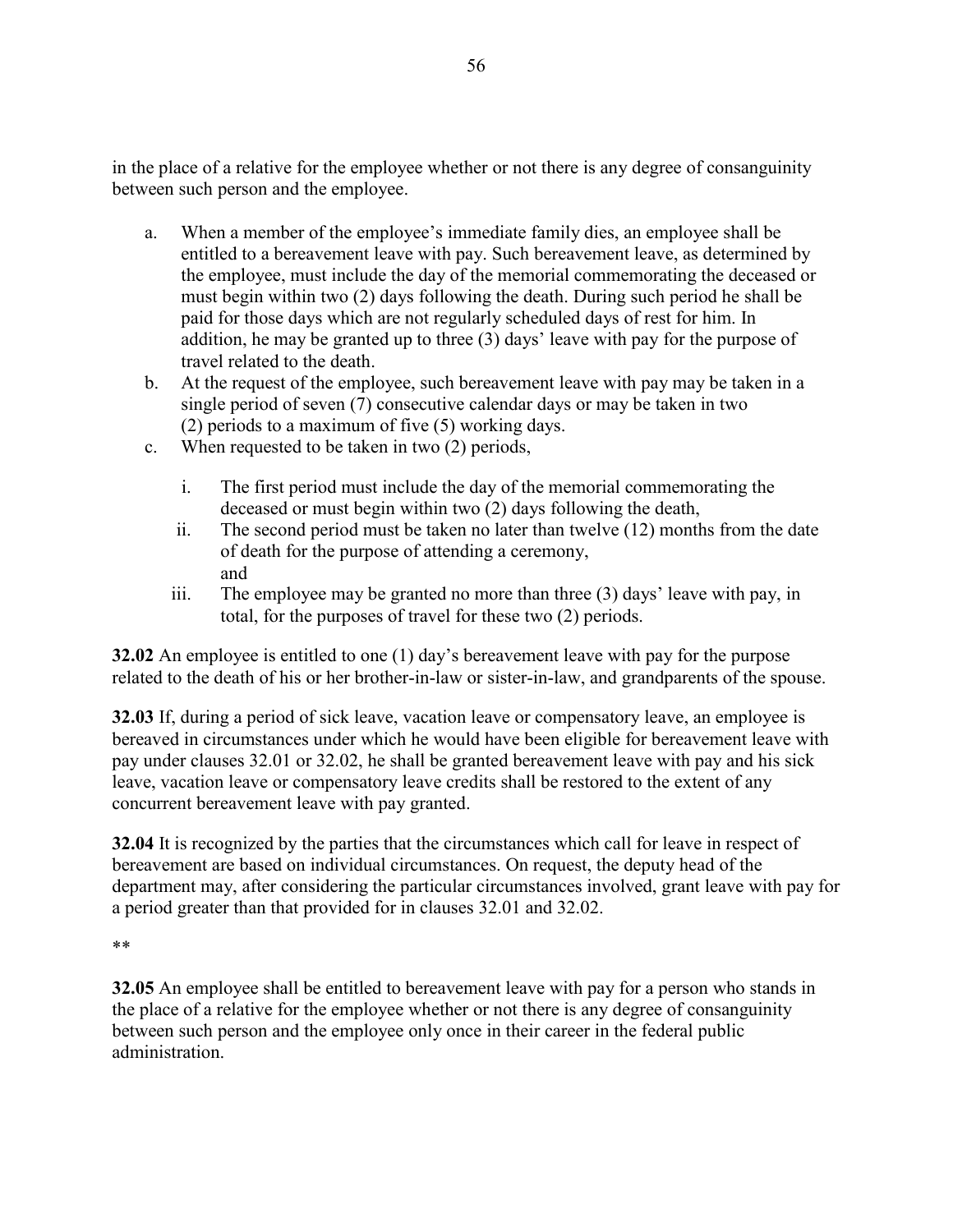in the place of a relative for the employee whether or not there is any degree of consanguinity between such person and the employee.

a. When a member of the employee's immediate family dies, an employee shall be entitled to a bereavement leave with pay. Such bereavement leave, as determined by the employee, must include the day of the memorial commemorating the deceased or must begin within two (2) days following the death. During such period he shall be paid for those days which are not regularly scheduled days of rest for him. In addition, he may be granted up to three (3) days' leave with pay for the purpose of travel related to the death.
b. At the request of the employee, such bereavement leave with pay may be taken in a single period of seven (7) consecutive calendar days or may be taken in two (2) periods to a maximum of five (5) working days.
c. When requested to be taken in two (2) periods,
   i. The first period must include the day of the memorial commemorating the deceased or must begin within two (2) days following the death,
   ii. The second period must be taken no later than twelve (12) months from the date of death for the purpose of attending a ceremony, and
   iii. The employee may be granted no more than three (3) days' leave with pay, in total, for the purposes of travel for these two (2) periods.

**32.02** An employee is entitled to one (1) day's bereavement leave with pay for the purpose related to the death of his or her brother-in-law or sister-in-law, and grandparents of the spouse.

**32.03** If, during a period of sick leave, vacation leave or compensatory leave, an employee is bereaved in circumstances under which he would have been eligible for bereavement leave with pay under clauses 32.01 or 32.02, he shall be granted bereavement leave with pay and his sick leave, vacation leave or compensatory leave credits shall be restored to the extent of any concurrent bereavement leave with pay granted.

**32.04** It is recognized by the parties that the circumstances which call for leave in respect of bereavement are based on individual circumstances. On request, the deputy head of the department may, after considering the particular circumstances involved, grant leave with pay for a period greater than that provided for in clauses 32.01 and 32.02.

**

**32.05** An employee shall be entitled to bereavement leave with pay for a person who stands in the place of a relative for the employee whether or not there is any degree of consanguinity between such person and the employee only once in their career in the federal public administration.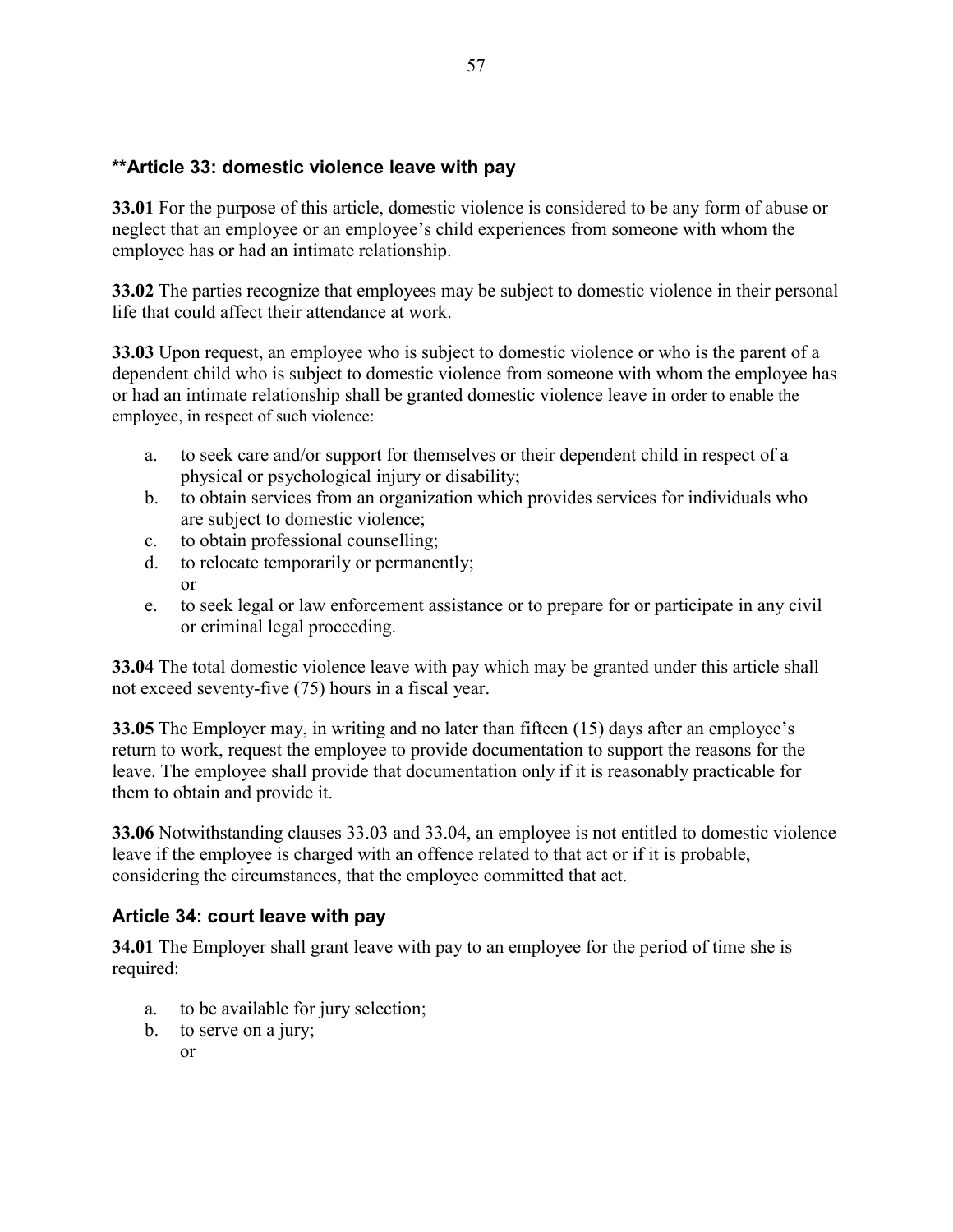## **Article 33: domestic violence leave with pay

**33.01** For the purpose of this article, domestic violence is considered to be any form of abuse or neglect that an employee or an employee's child experiences from someone with whom the employee has or had an intimate relationship.

**33.02** The parties recognize that employees may be subject to domestic violence in their personal life that could affect their attendance at work.

**33.03** Upon request, an employee who is subject to domestic violence or who is the parent of a dependent child who is subject to domestic violence from someone with whom the employee has or had an intimate relationship shall be granted domestic violence leave in order to enable the employee, in respect of such violence:

a. to seek care and/or support for themselves or their dependent child in respect of a physical or psychological injury or disability;
b. to obtain services from an organization which provides services for individuals who are subject to domestic violence;
c. to obtain professional counselling;
d. to relocate temporarily or permanently;
   or
e. to seek legal or law enforcement assistance or to prepare for or participate in any civil or criminal legal proceeding.

**33.04** The total domestic violence leave with pay which may be granted under this article shall not exceed seventy-five (75) hours in a fiscal year.

**33.05** The Employer may, in writing and no later than fifteen (15) days after an employee's return to work, request the employee to provide documentation to support the reasons for the leave. The employee shall provide that documentation only if it is reasonably practicable for them to obtain and provide it.

**33.06** Notwithstanding clauses 33.03 and 33.04, an employee is not entitled to domestic violence leave if the employee is charged with an offence related to that act or if it is probable, considering the circumstances, that the employee committed that act.

## Article 34: court leave with pay

**34.01** The Employer shall grant leave with pay to an employee for the period of time she is required:

a. to be available for jury selection;
b. to serve on a jury;
   or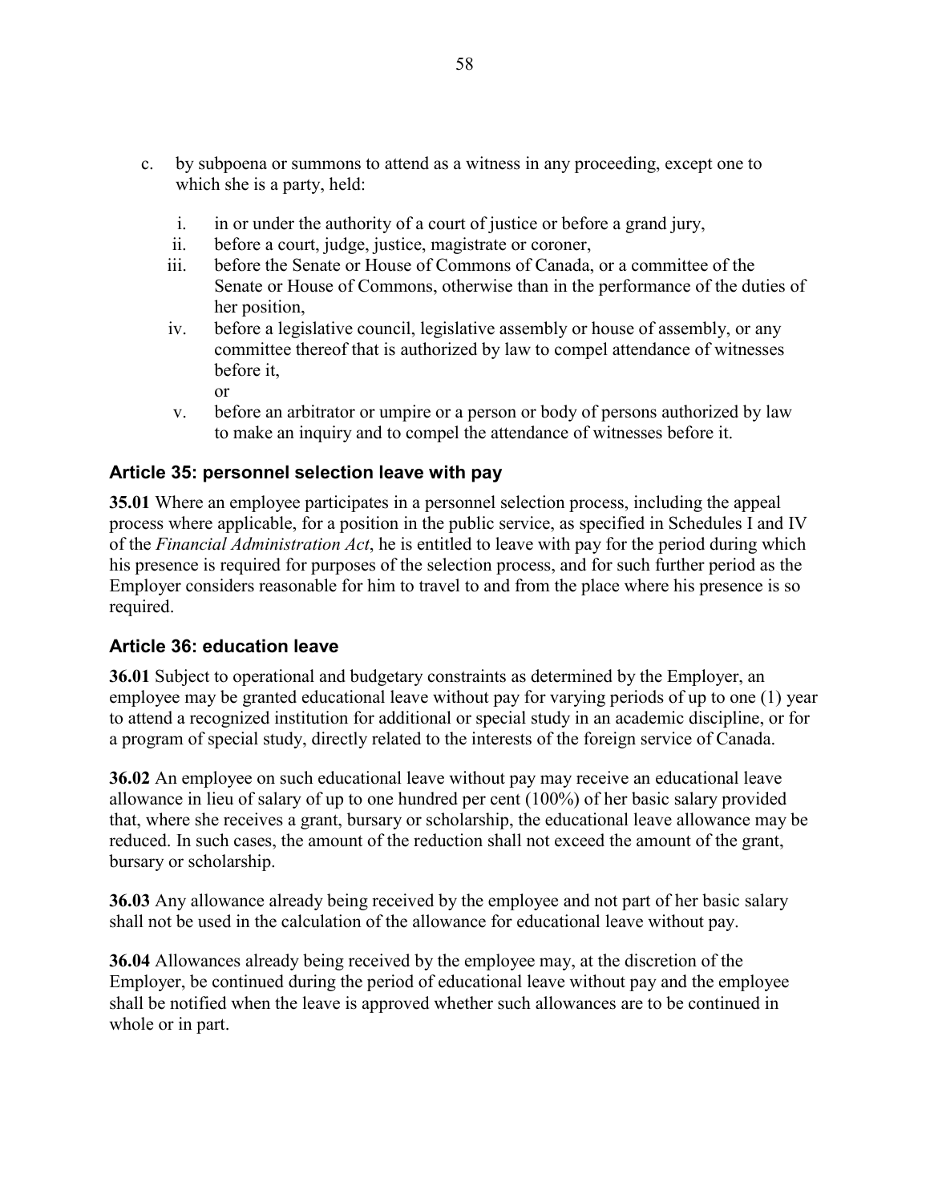c. by subpoena or summons to attend as a witness in any proceeding, except one to which she is a party, held:

   i. in or under the authority of a court of justice or before a grand jury,
   ii. before a court, judge, justice, magistrate or coroner,
   iii. before the Senate or House of Commons of Canada, or a committee of the Senate or House of Commons, otherwise than in the performance of the duties of her position,
   iv. before a legislative council, legislative assembly or house of assembly, or any committee thereof that is authorized by law to compel attendance of witnesses before it,
   or
   v. before an arbitrator or umpire or a person or body of persons authorized by law to make an inquiry and to compel the attendance of witnesses before it.

### Article 35: personnel selection leave with pay

**35.01** Where an employee participates in a personnel selection process, including the appeal process where applicable, for a position in the public service, as specified in Schedules I and IV of the *Financial Administration Act*, he is entitled to leave with pay for the period during which his presence is required for purposes of the selection process, and for such further period as the Employer considers reasonable for him to travel to and from the place where his presence is so required.

### Article 36: education leave

**36.01** Subject to operational and budgetary constraints as determined by the Employer, an employee may be granted educational leave without pay for varying periods of up to one (1) year to attend a recognized institution for additional or special study in an academic discipline, or for a program of special study, directly related to the interests of the foreign service of Canada.

**36.02** An employee on such educational leave without pay may receive an educational leave allowance in lieu of salary of up to one hundred per cent (100%) of her basic salary provided that, where she receives a grant, bursary or scholarship, the educational leave allowance may be reduced. In such cases, the amount of the reduction shall not exceed the amount of the grant, bursary or scholarship.

**36.03** Any allowance already being received by the employee and not part of her basic salary shall not be used in the calculation of the allowance for educational leave without pay.

**36.04** Allowances already being received by the employee may, at the discretion of the Employer, be continued during the period of educational leave without pay and the employee shall be notified when the leave is approved whether such allowances are to be continued in whole or in part.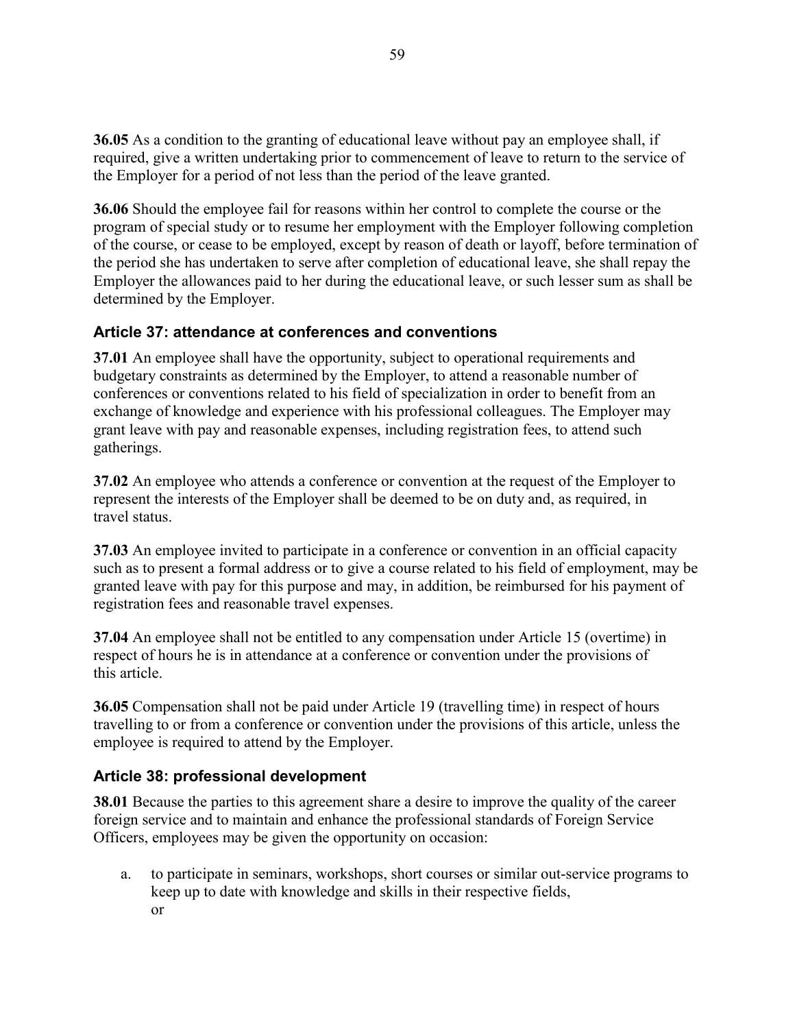**36.05** As a condition to the granting of educational leave without pay an employee shall, if required, give a written undertaking prior to commencement of leave to return to the service of the Employer for a period of not less than the period of the leave granted.

**36.06** Should the employee fail for reasons within her control to complete the course or the program of special study or to resume her employment with the Employer following completion of the course, or cease to be employed, except by reason of death or layoff, before termination of the period she has undertaken to serve after completion of educational leave, she shall repay the Employer the allowances paid to her during the educational leave, or such lesser sum as shall be determined by the Employer.

## Article 37: attendance at conferences and conventions

**37.01** An employee shall have the opportunity, subject to operational requirements and budgetary constraints as determined by the Employer, to attend a reasonable number of conferences or conventions related to his field of specialization in order to benefit from an exchange of knowledge and experience with his professional colleagues. The Employer may grant leave with pay and reasonable expenses, including registration fees, to attend such gatherings.

**37.02** An employee who attends a conference or convention at the request of the Employer to represent the interests of the Employer shall be deemed to be on duty and, as required, in travel status.

**37.03** An employee invited to participate in a conference or convention in an official capacity such as to present a formal address or to give a course related to his field of employment, may be granted leave with pay for this purpose and may, in addition, be reimbursed for his payment of registration fees and reasonable travel expenses.

**37.04** An employee shall not be entitled to any compensation under Article 15 (overtime) in respect of hours he is in attendance at a conference or convention under the provisions of this article.

**36.05** Compensation shall not be paid under Article 19 (travelling time) in respect of hours travelling to or from a conference or convention under the provisions of this article, unless the employee is required to attend by the Employer.

## Article 38: professional development

**38.01** Because the parties to this agreement share a desire to improve the quality of the career foreign service and to maintain and enhance the professional standards of Foreign Service Officers, employees may be given the opportunity on occasion:

a. to participate in seminars, workshops, short courses or similar out-service programs to keep up to date with knowledge and skills in their respective fields,
   or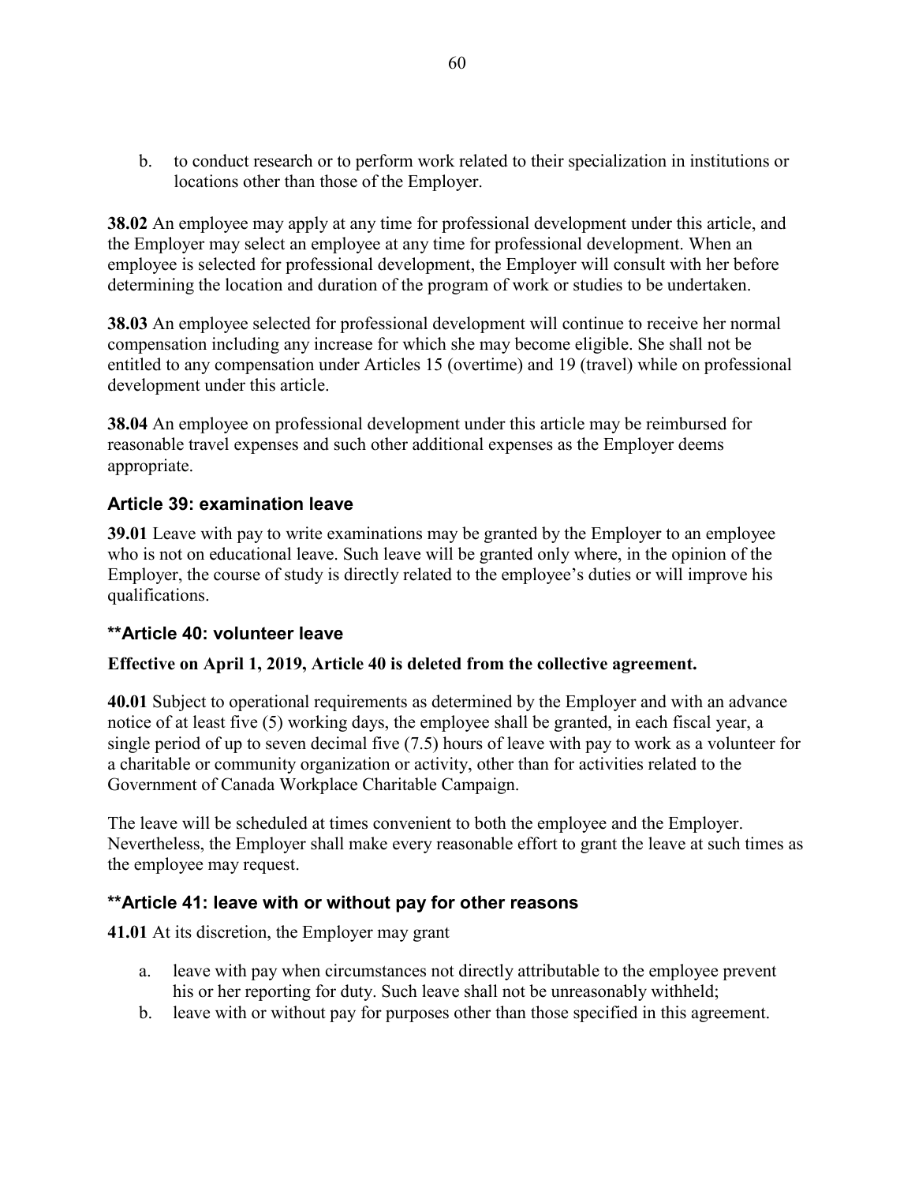b. to conduct research or to perform work related to their specialization in institutions or locations other than those of the Employer.

**38.02** An employee may apply at any time for professional development under this article, and the Employer may select an employee at any time for professional development. When an employee is selected for professional development, the Employer will consult with her before determining the location and duration of the program of work or studies to be undertaken.

**38.03** An employee selected for professional development will continue to receive her normal compensation including any increase for which she may become eligible. She shall not be entitled to any compensation under Articles 15 (overtime) and 19 (travel) while on professional development under this article.

**38.04** An employee on professional development under this article may be reimbursed for reasonable travel expenses and such other additional expenses as the Employer deems appropriate.

### Article 39: examination leave

**39.01** Leave with pay to write examinations may be granted by the Employer to an employee who is not on educational leave. Such leave will be granted only where, in the opinion of the Employer, the course of study is directly related to the employee's duties or will improve his qualifications.

### **Article 40: volunteer leave

**Effective on April 1, 2019, Article 40 is deleted from the collective agreement.**

**40.01** Subject to operational requirements as determined by the Employer and with an advance notice of at least five (5) working days, the employee shall be granted, in each fiscal year, a single period of up to seven decimal five (7.5) hours of leave with pay to work as a volunteer for a charitable or community organization or activity, other than for activities related to the Government of Canada Workplace Charitable Campaign.

The leave will be scheduled at times convenient to both the employee and the Employer. Nevertheless, the Employer shall make every reasonable effort to grant the leave at such times as the employee may request.

### **Article 41: leave with or without pay for other reasons

**41.01** At its discretion, the Employer may grant

a. leave with pay when circumstances not directly attributable to the employee prevent his or her reporting for duty. Such leave shall not be unreasonably withheld;
b. leave with or without pay for purposes other than those specified in this agreement.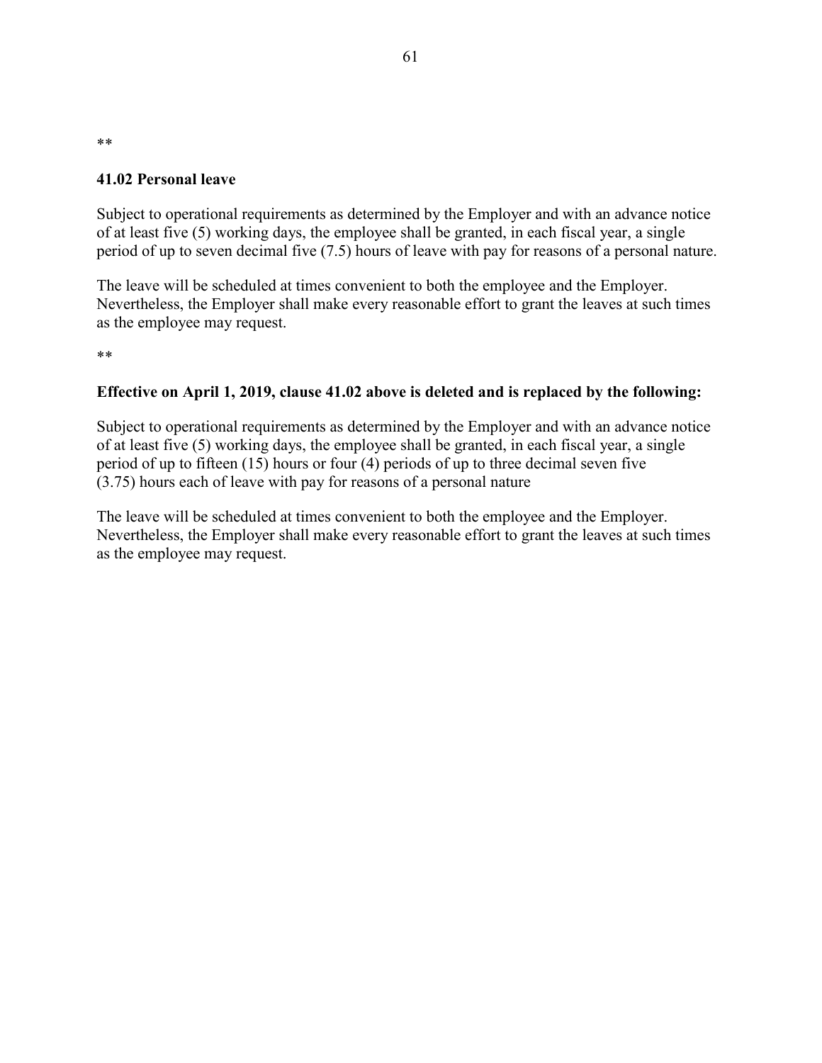**

**41.02 Personal leave**

Subject to operational requirements as determined by the Employer and with an advance notice of at least five (5) working days, the employee shall be granted, in each fiscal year, a single period of up to seven decimal five (7.5) hours of leave with pay for reasons of a personal nature.

The leave will be scheduled at times convenient to both the employee and the Employer. Nevertheless, the Employer shall make every reasonable effort to grant the leaves at such times as the employee may request.

**

**Effective on April 1, 2019, clause 41.02 above is deleted and is replaced by the following:**

Subject to operational requirements as determined by the Employer and with an advance notice of at least five (5) working days, the employee shall be granted, in each fiscal year, a single period of up to fifteen (15) hours or four (4) periods of up to three decimal seven five (3.75) hours each of leave with pay for reasons of a personal nature

The leave will be scheduled at times convenient to both the employee and the Employer. Nevertheless, the Employer shall make every reasonable effort to grant the leaves at such times as the employee may request.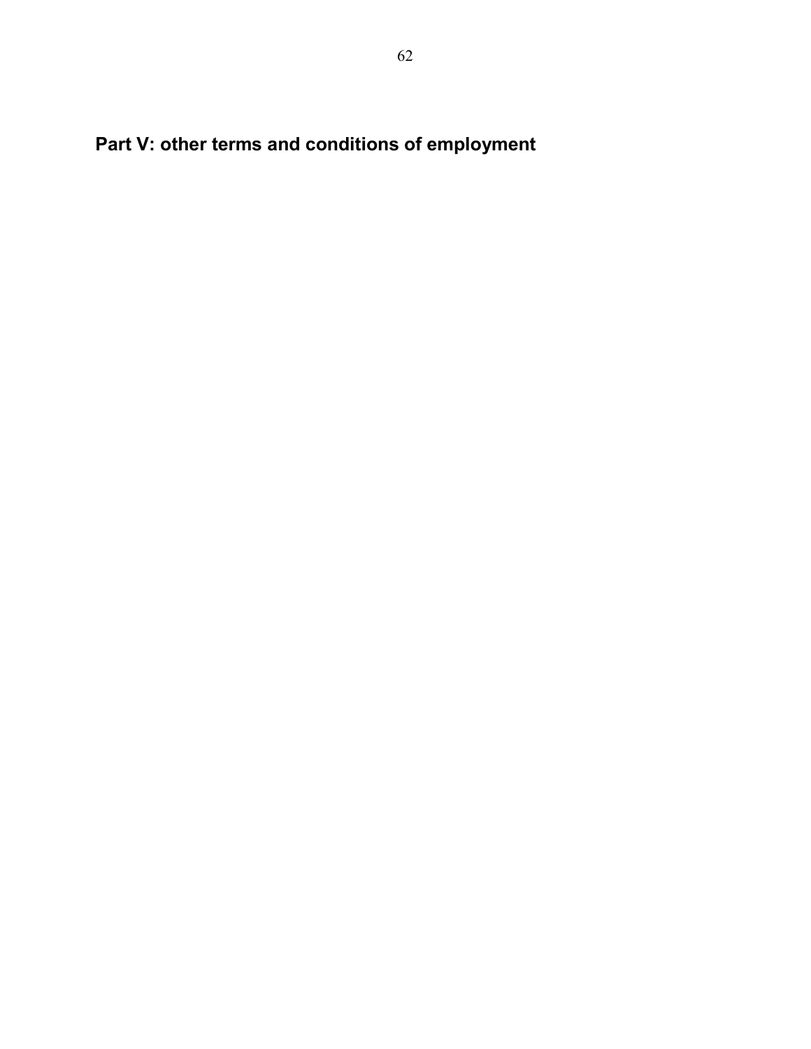# Part V: other terms and conditions of employment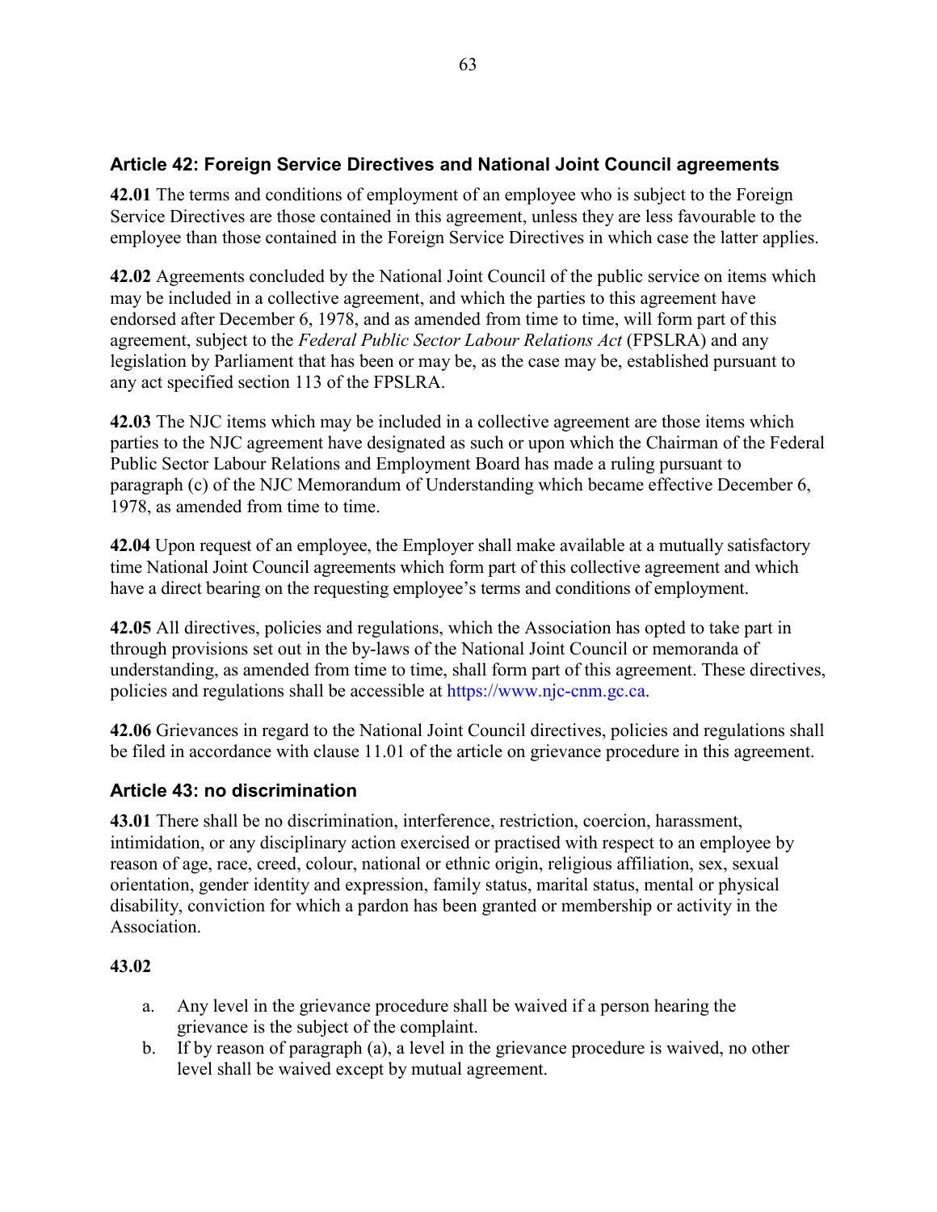## Article 42: Foreign Service Directives and National Joint Council agreements

**42.01** The terms and conditions of employment of an employee who is subject to the Foreign Service Directives are those contained in this agreement, unless they are less favourable to the employee than those contained in the Foreign Service Directives in which case the latter applies.

**42.02** Agreements concluded by the National Joint Council of the public service on items which may be included in a collective agreement, and which the parties to this agreement have endorsed after December 6, 1978, and as amended from time to time, will form part of this agreement, subject to the *Federal Public Sector Labour Relations Act* (FPSLRA) and any legislation by Parliament that has been or may be, as the case may be, established pursuant to any act specified section 113 of the FPSLRA.

**42.03** The NJC items which may be included in a collective agreement are those items which parties to the NJC agreement have designated as such or upon which the Chairman of the Federal Public Sector Labour Relations and Employment Board has made a ruling pursuant to paragraph (c) of the NJC Memorandum of Understanding which became effective December 6, 1978, as amended from time to time.

**42.04** Upon request of an employee, the Employer shall make available at a mutually satisfactory time National Joint Council agreements which form part of this collective agreement and which have a direct bearing on the requesting employee's terms and conditions of employment.

**42.05** All directives, policies and regulations, which the Association has opted to take part in through provisions set out in the by-laws of the National Joint Council or memoranda of understanding, as amended from time to time, shall form part of this agreement. These directives, policies and regulations shall be accessible at https://www.njc-cnm.gc.ca.

**42.06** Grievances in regard to the National Joint Council directives, policies and regulations shall be filed in accordance with clause 11.01 of the article on grievance procedure in this agreement.

## Article 43: no discrimination

**43.01** There shall be no discrimination, interference, restriction, coercion, harassment, intimidation, or any disciplinary action exercised or practised with respect to an employee by reason of age, race, creed, colour, national or ethnic origin, religious affiliation, sex, sexual orientation, gender identity and expression, family status, marital status, mental or physical disability, conviction for which a pardon has been granted or membership or activity in the Association.

**43.02**

a. Any level in the grievance procedure shall be waived if a person hearing the grievance is the subject of the complaint.
b. If by reason of paragraph (a), a level in the grievance procedure is waived, no other level shall be waived except by mutual agreement.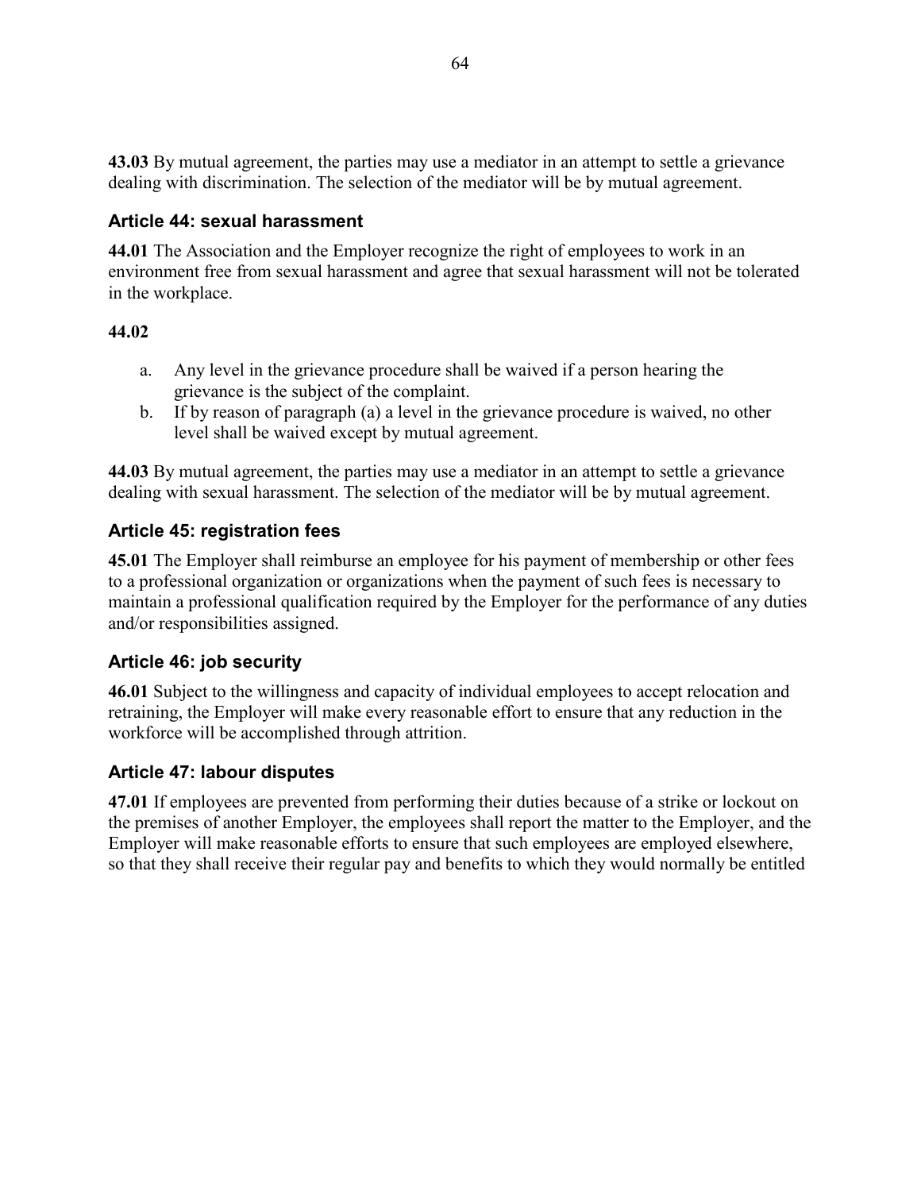**43.03** By mutual agreement, the parties may use a mediator in an attempt to settle a grievance dealing with discrimination. The selection of the mediator will be by mutual agreement.

## Article 44: sexual harassment

**44.01** The Association and the Employer recognize the right of employees to work in an environment free from sexual harassment and agree that sexual harassment will not be tolerated in the workplace.

**44.02**

a. Any level in the grievance procedure shall be waived if a person hearing the grievance is the subject of the complaint.
b. If by reason of paragraph (a) a level in the grievance procedure is waived, no other level shall be waived except by mutual agreement.

**44.03** By mutual agreement, the parties may use a mediator in an attempt to settle a grievance dealing with sexual harassment. The selection of the mediator will be by mutual agreement.

## Article 45: registration fees

**45.01** The Employer shall reimburse an employee for his payment of membership or other fees to a professional organization or organizations when the payment of such fees is necessary to maintain a professional qualification required by the Employer for the performance of any duties and/or responsibilities assigned.

## Article 46: job security

**46.01** Subject to the willingness and capacity of individual employees to accept relocation and retraining, the Employer will make every reasonable effort to ensure that any reduction in the workforce will be accomplished through attrition.

## Article 47: labour disputes

**47.01** If employees are prevented from performing their duties because of a strike or lockout on the premises of another Employer, the employees shall report the matter to the Employer, and the Employer will make reasonable efforts to ensure that such employees are employed elsewhere, so that they shall receive their regular pay and benefits to which they would normally be entitled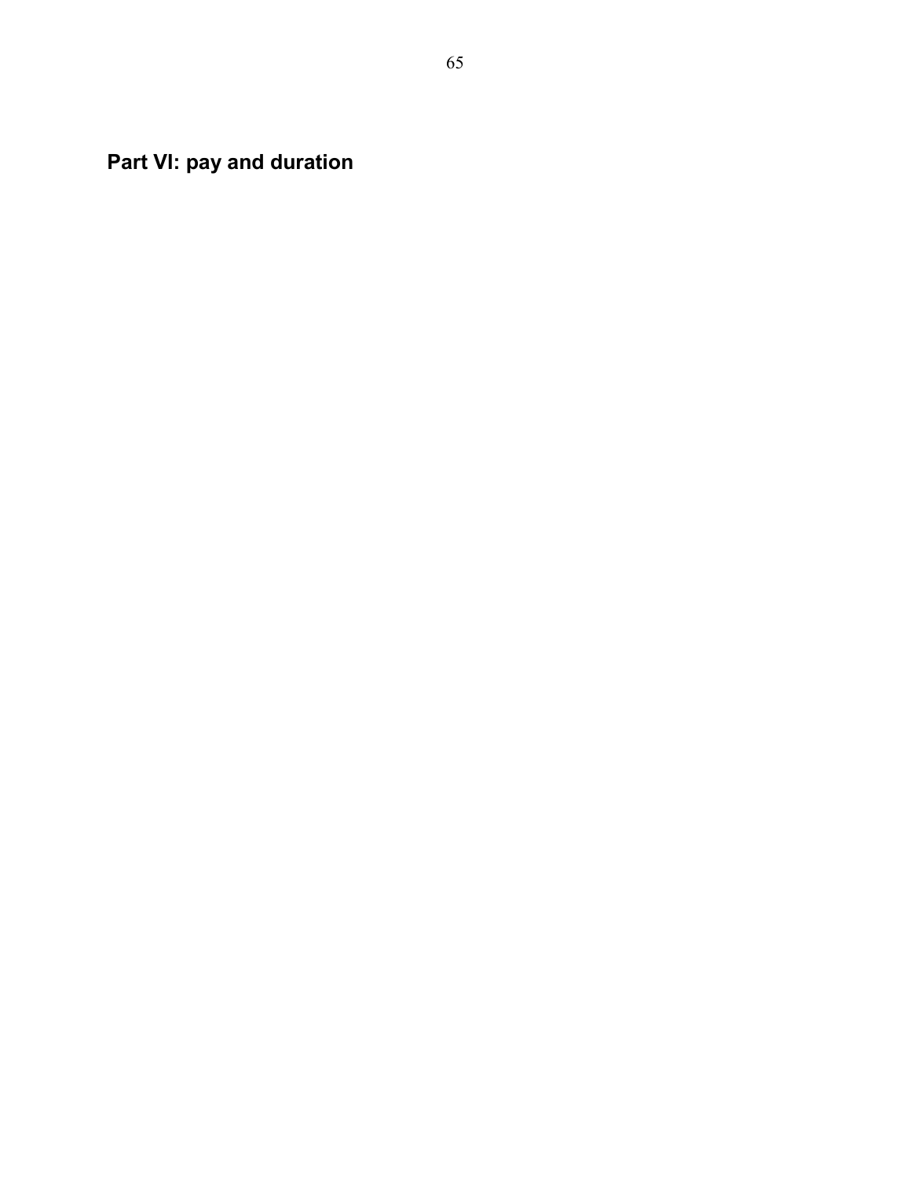# Part VI: pay and duration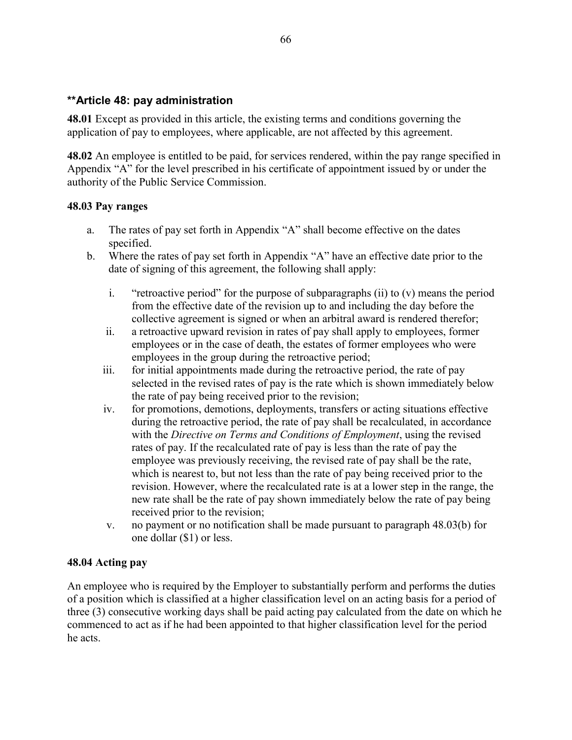## **Article 48: pay administration

**48.01** Except as provided in this article, the existing terms and conditions governing the application of pay to employees, where applicable, are not affected by this agreement.

**48.02** An employee is entitled to be paid, for services rendered, within the pay range specified in Appendix "A" for the level prescribed in his certificate of appointment issued by or under the authority of the Public Service Commission.

### 48.03 Pay ranges

a. The rates of pay set forth in Appendix "A" shall become effective on the dates specified.
b. Where the rates of pay set forth in Appendix "A" have an effective date prior to the date of signing of this agreement, the following shall apply:
   i. "retroactive period" for the purpose of subparagraphs (ii) to (v) means the period from the effective date of the revision up to and including the day before the collective agreement is signed or when an arbitral award is rendered therefor;
   ii. a retroactive upward revision in rates of pay shall apply to employees, former employees or in the case of death, the estates of former employees who were employees in the group during the retroactive period;
   iii. for initial appointments made during the retroactive period, the rate of pay selected in the revised rates of pay is the rate which is shown immediately below the rate of pay being received prior to the revision;
   iv. for promotions, demotions, deployments, transfers or acting situations effective during the retroactive period, the rate of pay shall be recalculated, in accordance with the *Directive on Terms and Conditions of Employment*, using the revised rates of pay. If the recalculated rate of pay is less than the rate of pay the employee was previously receiving, the revised rate of pay shall be the rate, which is nearest to, but not less than the rate of pay being received prior to the revision. However, where the recalculated rate is at a lower step in the range, the new rate shall be the rate of pay shown immediately below the rate of pay being received prior to the revision;
   v. no payment or no notification shall be made pursuant to paragraph 48.03(b) for one dollar ($1) or less.

### 48.04 Acting pay

An employee who is required by the Employer to substantially perform and performs the duties of a position which is classified at a higher classification level on an acting basis for a period of three (3) consecutive working days shall be paid acting pay calculated from the date on which he commenced to act as if he had been appointed to that higher classification level for the period he acts.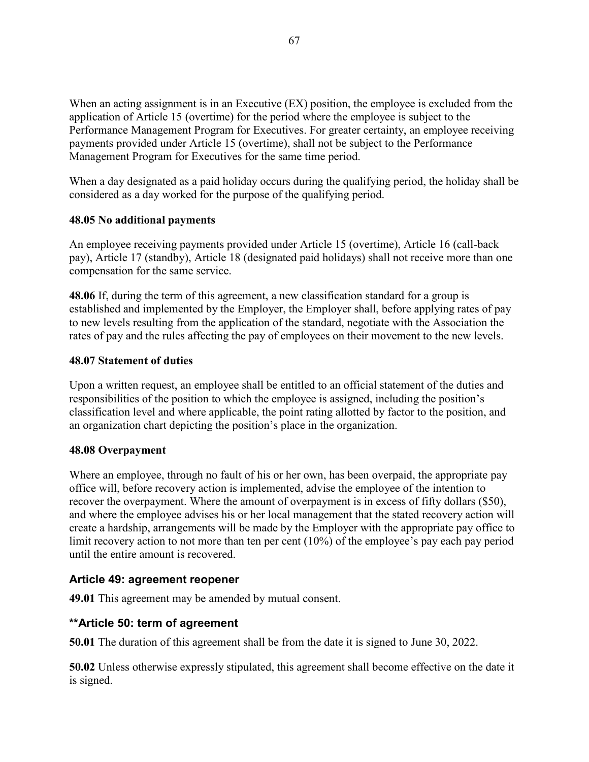When an acting assignment is in an Executive (EX) position, the employee is excluded from the application of Article 15 (overtime) for the period where the employee is subject to the Performance Management Program for Executives. For greater certainty, an employee receiving payments provided under Article 15 (overtime), shall not be subject to the Performance Management Program for Executives for the same time period.

When a day designated as a paid holiday occurs during the qualifying period, the holiday shall be considered as a day worked for the purpose of the qualifying period.

**48.05 No additional payments**

An employee receiving payments provided under Article 15 (overtime), Article 16 (call-back pay), Article 17 (standby), Article 18 (designated paid holidays) shall not receive more than one compensation for the same service.

**48.06** If, during the term of this agreement, a new classification standard for a group is established and implemented by the Employer, the Employer shall, before applying rates of pay to new levels resulting from the application of the standard, negotiate with the Association the rates of pay and the rules affecting the pay of employees on their movement to the new levels.

**48.07 Statement of duties**

Upon a written request, an employee shall be entitled to an official statement of the duties and responsibilities of the position to which the employee is assigned, including the position's classification level and where applicable, the point rating allotted by factor to the position, and an organization chart depicting the position's place in the organization.

**48.08 Overpayment**

Where an employee, through no fault of his or her own, has been overpaid, the appropriate pay office will, before recovery action is implemented, advise the employee of the intention to recover the overpayment. Where the amount of overpayment is in excess of fifty dollars ($50), and where the employee advises his or her local management that the stated recovery action will create a hardship, arrangements will be made by the Employer with the appropriate pay office to limit recovery action to not more than ten per cent (10%) of the employee's pay each pay period until the entire amount is recovered.

## Article 49: agreement reopener

**49.01** This agreement may be amended by mutual consent.

## **Article 50: term of agreement

**50.01** The duration of this agreement shall be from the date it is signed to June 30, 2022.

**50.02** Unless otherwise expressly stipulated, this agreement shall become effective on the date it is signed.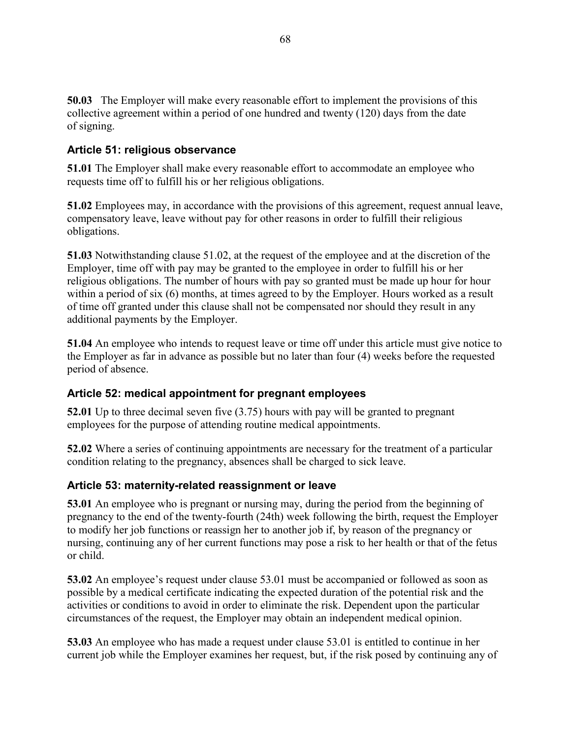**50.03** The Employer will make every reasonable effort to implement the provisions of this collective agreement within a period of one hundred and twenty (120) days from the date of signing.

## Article 51: religious observance

**51.01** The Employer shall make every reasonable effort to accommodate an employee who requests time off to fulfill his or her religious obligations.

**51.02** Employees may, in accordance with the provisions of this agreement, request annual leave, compensatory leave, leave without pay for other reasons in order to fulfill their religious obligations.

**51.03** Notwithstanding clause 51.02, at the request of the employee and at the discretion of the Employer, time off with pay may be granted to the employee in order to fulfill his or her religious obligations. The number of hours with pay so granted must be made up hour for hour within a period of six (6) months, at times agreed to by the Employer. Hours worked as a result of time off granted under this clause shall not be compensated nor should they result in any additional payments by the Employer.

**51.04** An employee who intends to request leave or time off under this article must give notice to the Employer as far in advance as possible but no later than four (4) weeks before the requested period of absence.

## Article 52: medical appointment for pregnant employees

**52.01** Up to three decimal seven five (3.75) hours with pay will be granted to pregnant employees for the purpose of attending routine medical appointments.

**52.02** Where a series of continuing appointments are necessary for the treatment of a particular condition relating to the pregnancy, absences shall be charged to sick leave.

## Article 53: maternity-related reassignment or leave

**53.01** An employee who is pregnant or nursing may, during the period from the beginning of pregnancy to the end of the twenty-fourth (24th) week following the birth, request the Employer to modify her job functions or reassign her to another job if, by reason of the pregnancy or nursing, continuing any of her current functions may pose a risk to her health or that of the fetus or child.

**53.02** An employee's request under clause 53.01 must be accompanied or followed as soon as possible by a medical certificate indicating the expected duration of the potential risk and the activities or conditions to avoid in order to eliminate the risk. Dependent upon the particular circumstances of the request, the Employer may obtain an independent medical opinion.

**53.03** An employee who has made a request under clause 53.01 is entitled to continue in her current job while the Employer examines her request, but, if the risk posed by continuing any of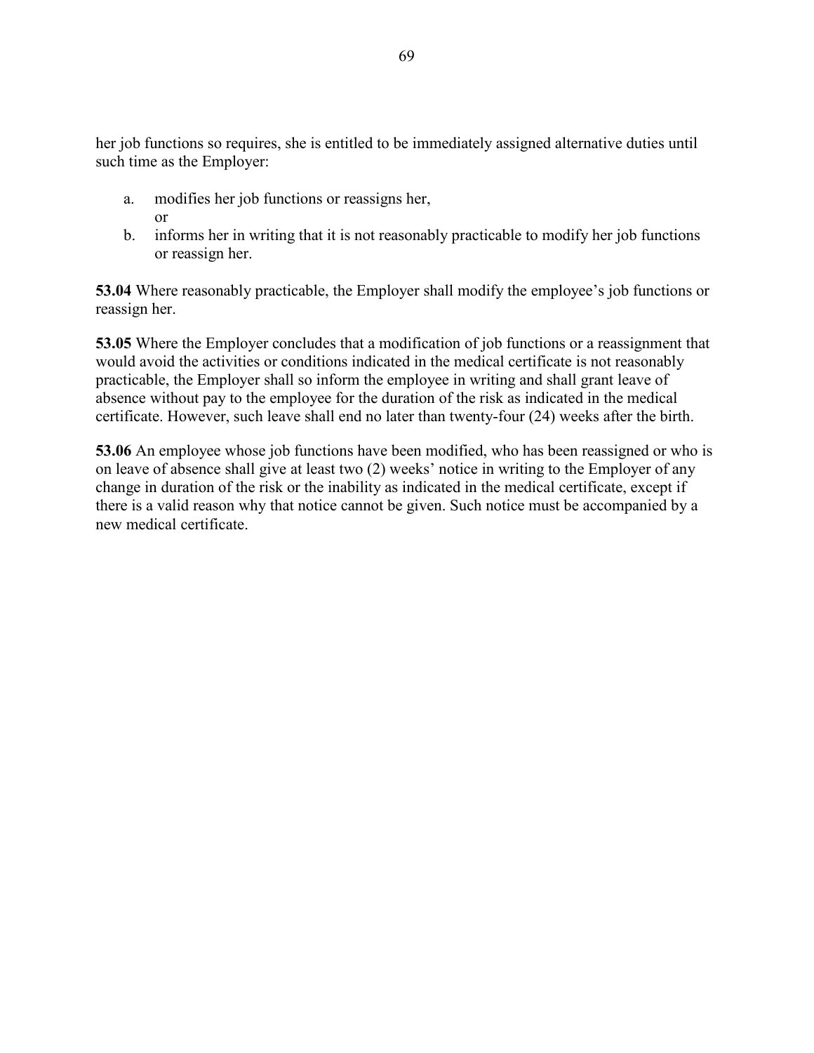her job functions so requires, she is entitled to be immediately assigned alternative duties until such time as the Employer:

a. modifies her job functions or reassigns her,
   or
b. informs her in writing that it is not reasonably practicable to modify her job functions or reassign her.

**53.04** Where reasonably practicable, the Employer shall modify the employee's job functions or reassign her.

**53.05** Where the Employer concludes that a modification of job functions or a reassignment that would avoid the activities or conditions indicated in the medical certificate is not reasonably practicable, the Employer shall so inform the employee in writing and shall grant leave of absence without pay to the employee for the duration of the risk as indicated in the medical certificate. However, such leave shall end no later than twenty-four (24) weeks after the birth.

**53.06** An employee whose job functions have been modified, who has been reassigned or who is on leave of absence shall give at least two (2) weeks' notice in writing to the Employer of any change in duration of the risk or the inability as indicated in the medical certificate, except if there is a valid reason why that notice cannot be given. Such notice must be accompanied by a new medical certificate.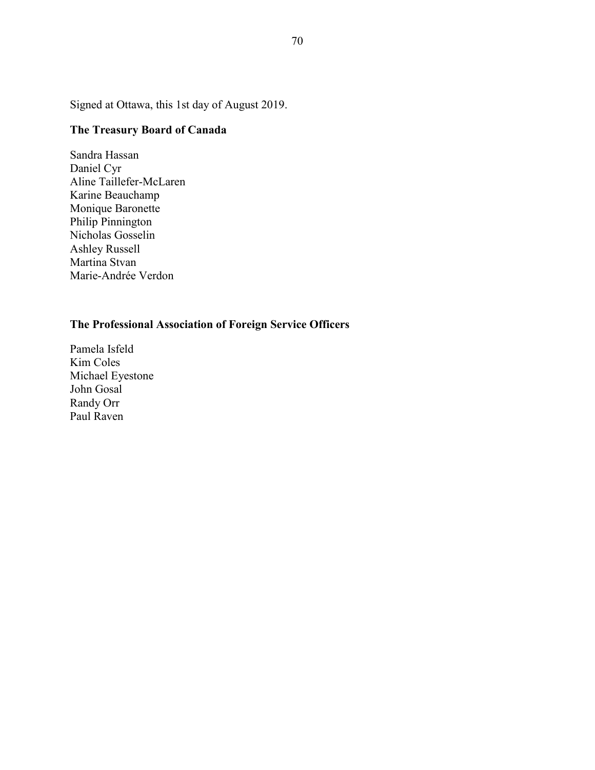Signed at Ottawa, this 1st day of August 2019.

**The Treasury Board of Canada**

Sandra Hassan
Daniel Cyr
Aline Taillefer-McLaren
Karine Beauchamp
Monique Baronette
Philip Pinnington
Nicholas Gosselin
Ashley Russell
Martina Stvan
Marie-Andrée Verdon

**The Professional Association of Foreign Service Officers**

Pamela Isfeld
Kim Coles
Michael Eyestone
John Gosal
Randy Orr
Paul Raven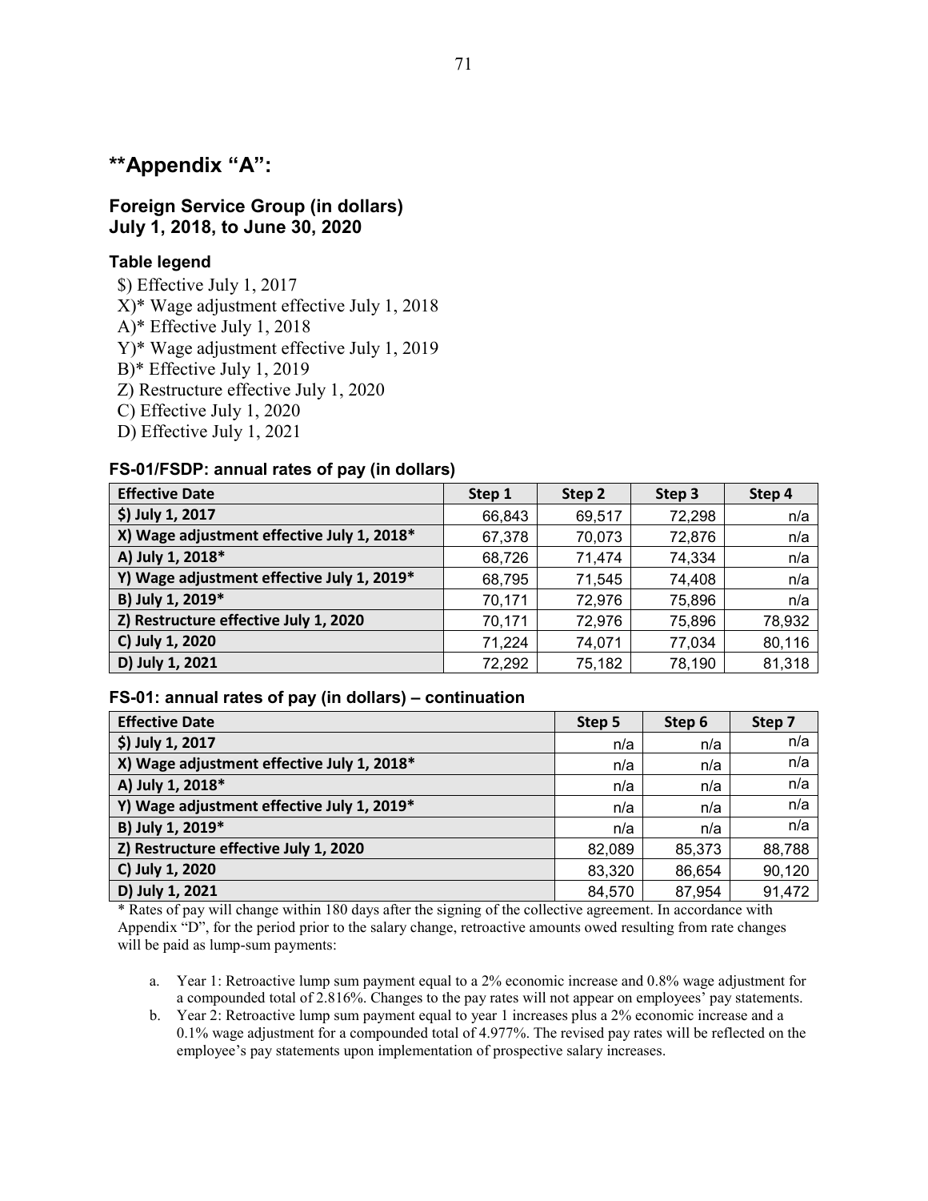## **Appendix "A":

### Foreign Service Group (in dollars)
### July 1, 2018, to June 30, 2020

#### Table legend

$) Effective July 1, 2017
X)* Wage adjustment effective July 1, 2018
A)* Effective July 1, 2018
Y)* Wage adjustment effective July 1, 2019
B)* Effective July 1, 2019
Z) Restructure effective July 1, 2020
C) Effective July 1, 2020
D) Effective July 1, 2021

#### FS-01/FSDP: annual rates of pay (in dollars)

| Effective Date | Step 1 | Step 2 | Step 3 | Step 4 |
|---|---|---|---|---|
| $) July 1, 2017 | 66,843 | 69,517 | 72,298 | n/a |
| X) Wage adjustment effective July 1, 2018* | 67,378 | 70,073 | 72,876 | n/a |
| A) July 1, 2018* | 68,726 | 71,474 | 74,334 | n/a |
| Y) Wage adjustment effective July 1, 2019* | 68,795 | 71,545 | 74,408 | n/a |
| B) July 1, 2019* | 70,171 | 72,976 | 75,896 | n/a |
| Z) Restructure effective July 1, 2020 | 70,171 | 72,976 | 75,896 | 78,932 |
| C) July 1, 2020 | 71,224 | 74,071 | 77,034 | 80,116 |
| D) July 1, 2021 | 72,292 | 75,182 | 78,190 | 81,318 |

#### FS-01: annual rates of pay (in dollars) – continuation

| Effective Date | Step 5 | Step 6 | Step 7 |
|---|---|---|---|
| $) July 1, 2017 | n/a | n/a | n/a |
| X) Wage adjustment effective July 1, 2018* | n/a | n/a | n/a |
| A) July 1, 2018* | n/a | n/a | n/a |
| Y) Wage adjustment effective July 1, 2019* | n/a | n/a | n/a |
| B) July 1, 2019* | n/a | n/a | n/a |
| Z) Restructure effective July 1, 2020 | 82,089 | 85,373 | 88,788 |
| C) July 1, 2020 | 83,320 | 86,654 | 90,120 |
| D) July 1, 2021 | 84,570 | 87,954 | 91,472 |

* Rates of pay will change within 180 days after the signing of the collective agreement. In accordance with Appendix "D", for the period prior to the salary change, retroactive amounts owed resulting from rate changes will be paid as lump-sum payments:

a. Year 1: Retroactive lump sum payment equal to a 2% economic increase and 0.8% wage adjustment for a compounded total of 2.816%. Changes to the pay rates will not appear on employees' pay statements.
b. Year 2: Retroactive lump sum payment equal to year 1 increases plus a 2% economic increase and a 0.1% wage adjustment for a compounded total of 4.977%. The revised pay rates will be reflected on the employee's pay statements upon implementation of prospective salary increases.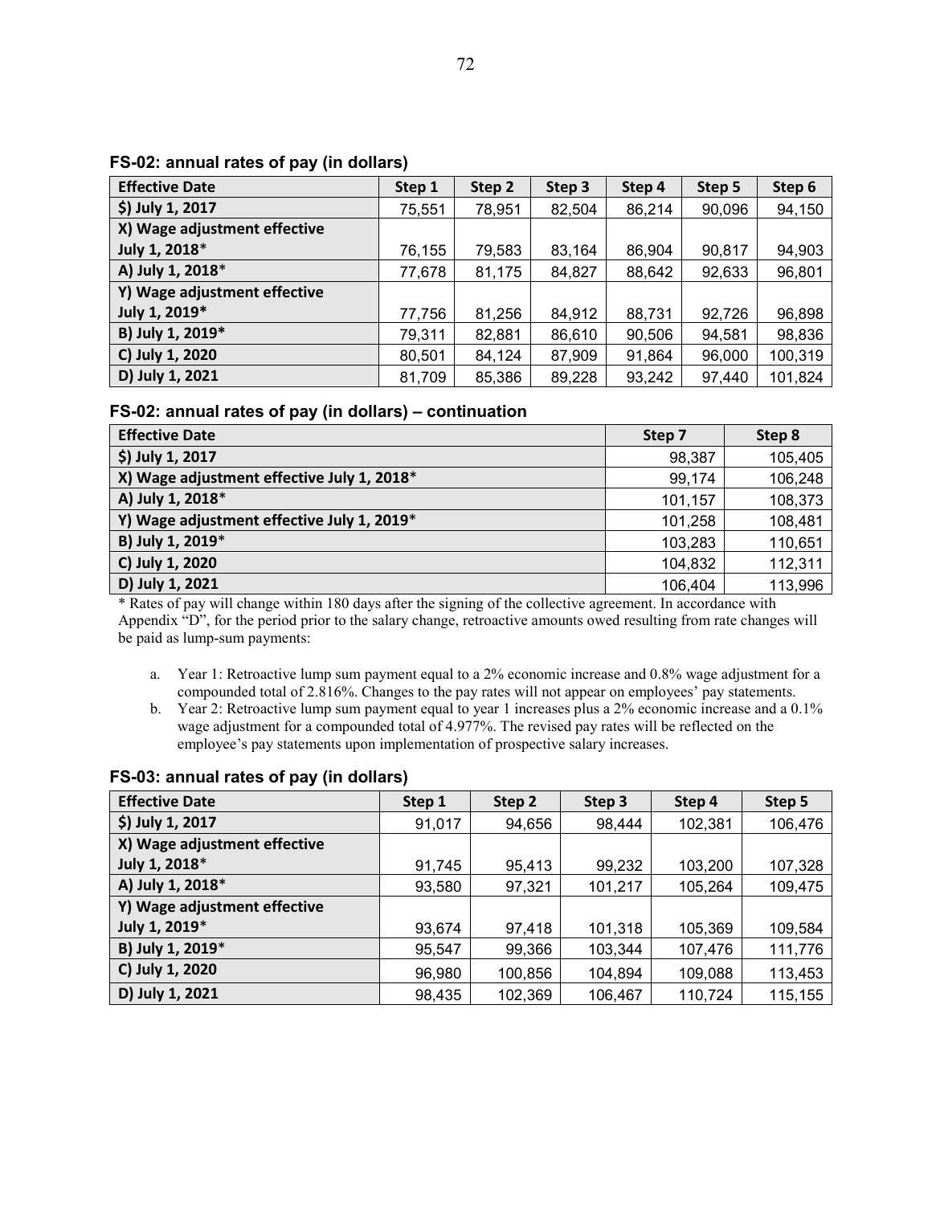### FS-02: annual rates of pay (in dollars)

| Effective Date | Step 1 | Step 2 | Step 3 | Step 4 | Step 5 | Step 6 |
|---|---|---|---|---|---|---|
| $) July 1, 2017 | 75,551 | 78,951 | 82,504 | 86,214 | 90,096 | 94,150 |
| X) Wage adjustment effective July 1, 2018* | 76,155 | 79,583 | 83,164 | 86,904 | 90,817 | 94,903 |
| A) July 1, 2018* | 77,678 | 81,175 | 84,827 | 88,642 | 92,633 | 96,801 |
| Y) Wage adjustment effective July 1, 2019* | 77,756 | 81,256 | 84,912 | 88,731 | 92,726 | 96,898 |
| B) July 1, 2019* | 79,311 | 82,881 | 86,610 | 90,506 | 94,581 | 98,836 |
| C) July 1, 2020 | 80,501 | 84,124 | 87,909 | 91,864 | 96,000 | 100,319 |
| D) July 1, 2021 | 81,709 | 85,386 | 89,228 | 93,242 | 97,440 | 101,824 |

### FS-02: annual rates of pay (in dollars) – continuation

| Effective Date | Step 7 | Step 8 |
|---|---|---|
| $) July 1, 2017 | 98,387 | 105,405 |
| X) Wage adjustment effective July 1, 2018* | 99,174 | 106,248 |
| A) July 1, 2018* | 101,157 | 108,373 |
| Y) Wage adjustment effective July 1, 2019* | 101,258 | 108,481 |
| B) July 1, 2019* | 103,283 | 110,651 |
| C) July 1, 2020 | 104,832 | 112,311 |
| D) July 1, 2021 | 106,404 | 113,996 |

* Rates of pay will change within 180 days after the signing of the collective agreement. In accordance with Appendix "D", for the period prior to the salary change, retroactive amounts owed resulting from rate changes will be paid as lump-sum payments:

a. Year 1: Retroactive lump sum payment equal to a 2% economic increase and 0.8% wage adjustment for a compounded total of 2.816%. Changes to the pay rates will not appear on employees' pay statements.
b. Year 2: Retroactive lump sum payment equal to year 1 increases plus a 2% economic increase and a 0.1% wage adjustment for a compounded total of 4.977%. The revised pay rates will be reflected on the employee's pay statements upon implementation of prospective salary increases.

### FS-03: annual rates of pay (in dollars)

| Effective Date | Step 1 | Step 2 | Step 3 | Step 4 | Step 5 |
|---|---|---|---|---|---|
| $) July 1, 2017 | 91,017 | 94,656 | 98,444 | 102,381 | 106,476 |
| X) Wage adjustment effective July 1, 2018* | 91,745 | 95,413 | 99,232 | 103,200 | 107,328 |
| A) July 1, 2018* | 93,580 | 97,321 | 101,217 | 105,264 | 109,475 |
| Y) Wage adjustment effective July 1, 2019* | 93,674 | 97,418 | 101,318 | 105,369 | 109,584 |
| B) July 1, 2019* | 95,547 | 99,366 | 103,344 | 107,476 | 111,776 |
| C) July 1, 2020 | 96,980 | 100,856 | 104,894 | 109,088 | 113,453 |
| D) July 1, 2021 | 98,435 | 102,369 | 106,467 | 110,724 | 115,155 |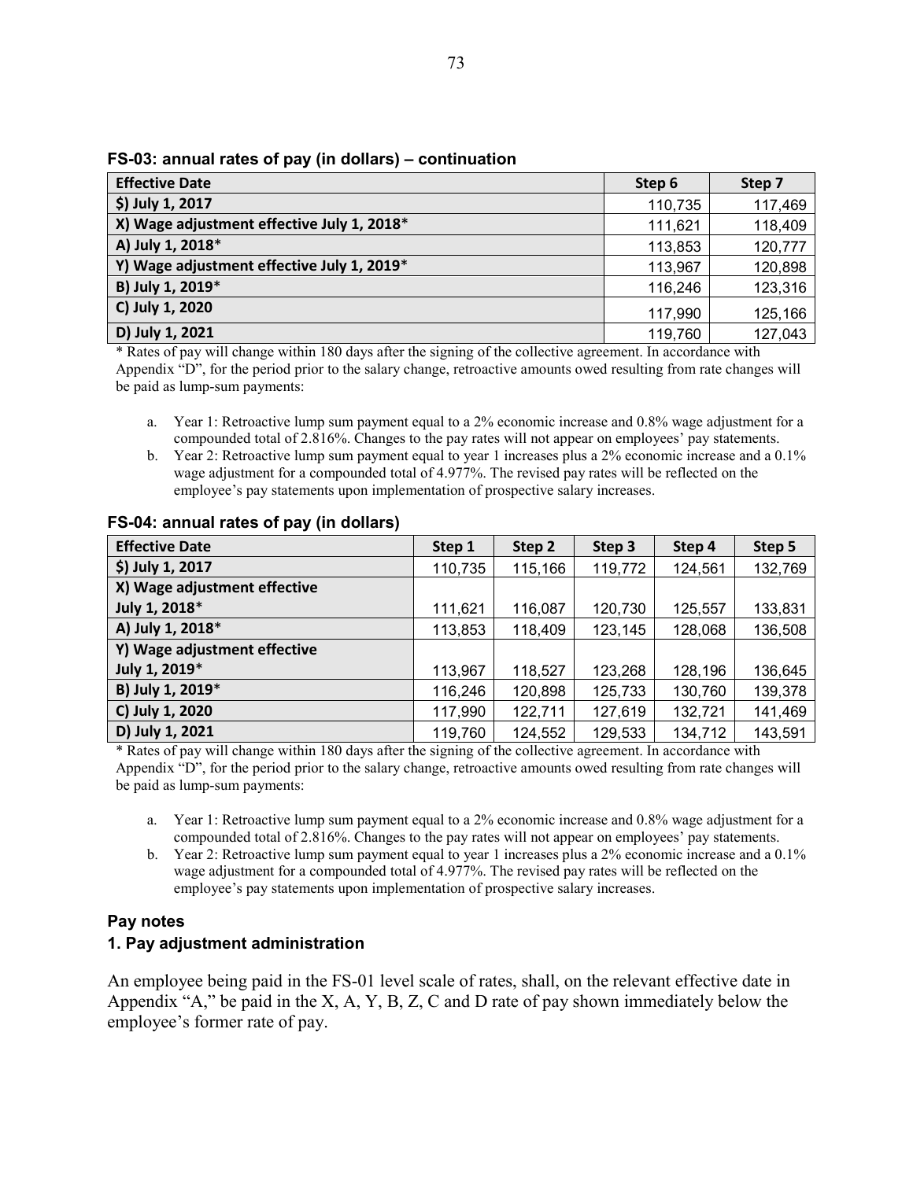**FS-03: annual rates of pay (in dollars) – continuation**

| Effective Date | Step 6 | Step 7 |
|---|---|---|
| $) July 1, 2017 | 110,735 | 117,469 |
| X) Wage adjustment effective July 1, 2018* | 111,621 | 118,409 |
| A) July 1, 2018* | 113,853 | 120,777 |
| Y) Wage adjustment effective July 1, 2019* | 113,967 | 120,898 |
| B) July 1, 2019* | 116,246 | 123,316 |
| C) July 1, 2020 | 117,990 | 125,166 |
| D) July 1, 2021 | 119,760 | 127,043 |

* Rates of pay will change within 180 days after the signing of the collective agreement. In accordance with Appendix "D", for the period prior to the salary change, retroactive amounts owed resulting from rate changes will be paid as lump-sum payments:

a. Year 1: Retroactive lump sum payment equal to a 2% economic increase and 0.8% wage adjustment for a compounded total of 2.816%. Changes to the pay rates will not appear on employees' pay statements.
b. Year 2: Retroactive lump sum payment equal to year 1 increases plus a 2% economic increase and a 0.1% wage adjustment for a compounded total of 4.977%. The revised pay rates will be reflected on the employee's pay statements upon implementation of prospective salary increases.

**FS-04: annual rates of pay (in dollars)**

| Effective Date | Step 1 | Step 2 | Step 3 | Step 4 | Step 5 |
|---|---|---|---|---|---|
| $) July 1, 2017 | 110,735 | 115,166 | 119,772 | 124,561 | 132,769 |
| X) Wage adjustment effective July 1, 2018* | 111,621 | 116,087 | 120,730 | 125,557 | 133,831 |
| A) July 1, 2018* | 113,853 | 118,409 | 123,145 | 128,068 | 136,508 |
| Y) Wage adjustment effective July 1, 2019* | 113,967 | 118,527 | 123,268 | 128,196 | 136,645 |
| B) July 1, 2019* | 116,246 | 120,898 | 125,733 | 130,760 | 139,378 |
| C) July 1, 2020 | 117,990 | 122,711 | 127,619 | 132,721 | 141,469 |
| D) July 1, 2021 | 119,760 | 124,552 | 129,533 | 134,712 | 143,591 |

* Rates of pay will change within 180 days after the signing of the collective agreement. In accordance with Appendix "D", for the period prior to the salary change, retroactive amounts owed resulting from rate changes will be paid as lump-sum payments:

a. Year 1: Retroactive lump sum payment equal to a 2% economic increase and 0.8% wage adjustment for a compounded total of 2.816%. Changes to the pay rates will not appear on employees' pay statements.
b. Year 2: Retroactive lump sum payment equal to year 1 increases plus a 2% economic increase and a 0.1% wage adjustment for a compounded total of 4.977%. The revised pay rates will be reflected on the employee's pay statements upon implementation of prospective salary increases.

### Pay notes

#### 1. Pay adjustment administration

An employee being paid in the FS-01 level scale of rates, shall, on the relevant effective date in Appendix "A," be paid in the X, A, Y, B, Z, C and D rate of pay shown immediately below the employee's former rate of pay.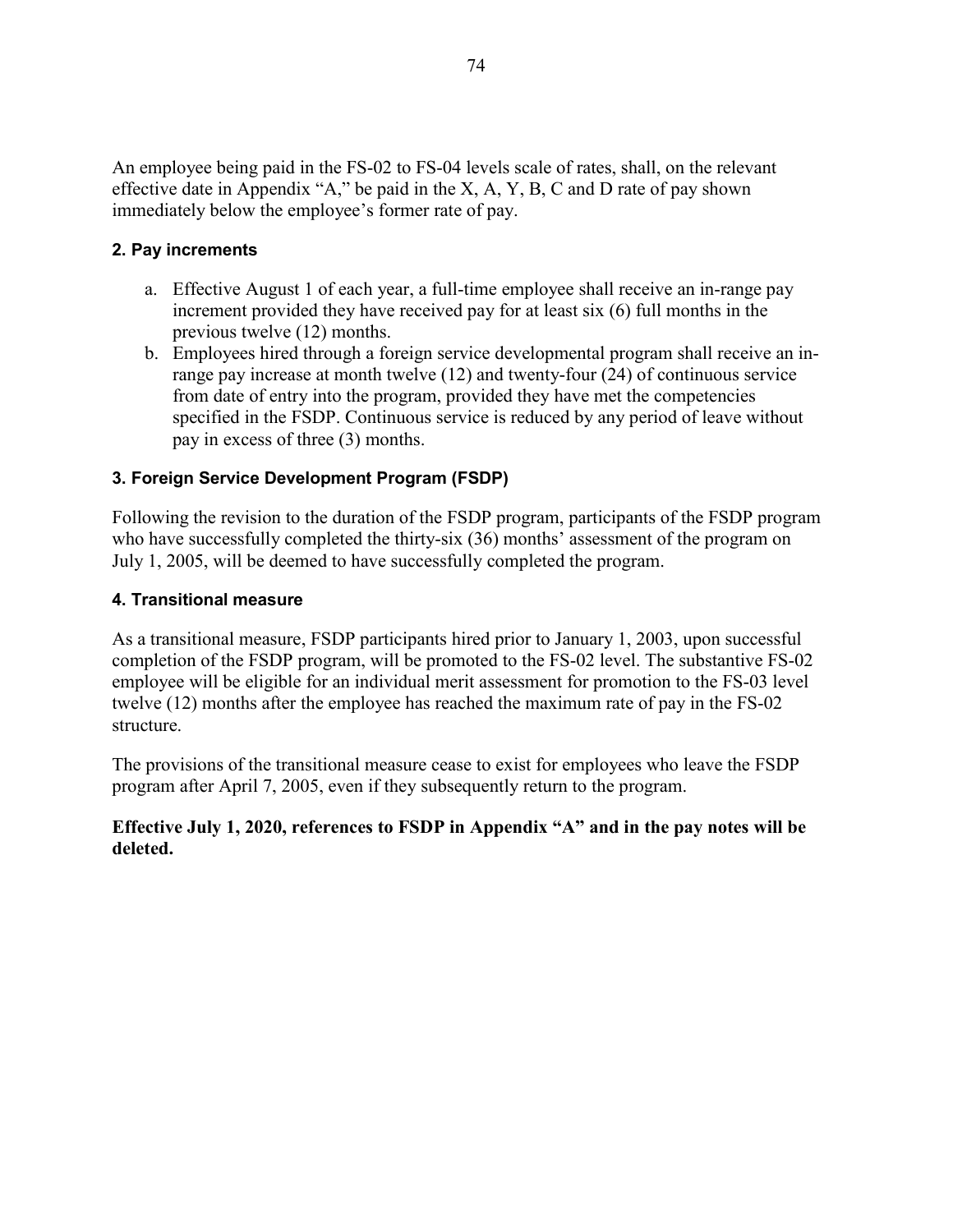An employee being paid in the FS-02 to FS-04 levels scale of rates, shall, on the relevant effective date in Appendix "A," be paid in the X, A, Y, B, C and D rate of pay shown immediately below the employee's former rate of pay.

### 2. Pay increments

a. Effective August 1 of each year, a full-time employee shall receive an in-range pay increment provided they have received pay for at least six (6) full months in the previous twelve (12) months.
b. Employees hired through a foreign service developmental program shall receive an in-range pay increase at month twelve (12) and twenty-four (24) of continuous service from date of entry into the program, provided they have met the competencies specified in the FSDP. Continuous service is reduced by any period of leave without pay in excess of three (3) months.

### 3. Foreign Service Development Program (FSDP)

Following the revision to the duration of the FSDP program, participants of the FSDP program who have successfully completed the thirty-six (36) months' assessment of the program on July 1, 2005, will be deemed to have successfully completed the program.

### 4. Transitional measure

As a transitional measure, FSDP participants hired prior to January 1, 2003, upon successful completion of the FSDP program, will be promoted to the FS-02 level. The substantive FS-02 employee will be eligible for an individual merit assessment for promotion to the FS-03 level twelve (12) months after the employee has reached the maximum rate of pay in the FS-02 structure.

The provisions of the transitional measure cease to exist for employees who leave the FSDP program after April 7, 2005, even if they subsequently return to the program.

**Effective July 1, 2020, references to FSDP in Appendix "A" and in the pay notes will be deleted.**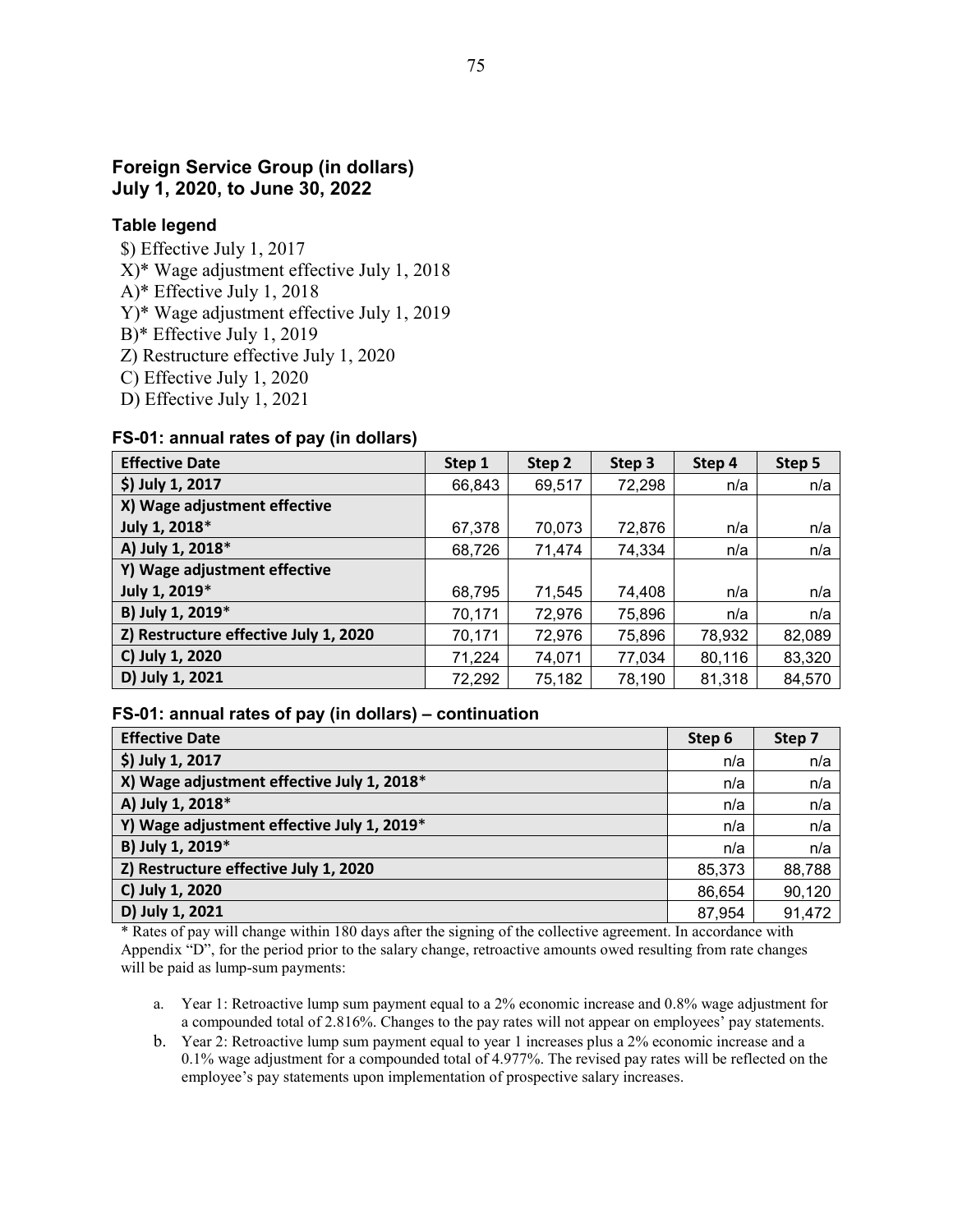## Foreign Service Group (in dollars)
## July 1, 2020, to June 30, 2022

### Table legend

$) Effective July 1, 2017
X)* Wage adjustment effective July 1, 2018
A)* Effective July 1, 2018
Y)* Wage adjustment effective July 1, 2019
B)* Effective July 1, 2019
Z) Restructure effective July 1, 2020
C) Effective July 1, 2020
D) Effective July 1, 2021

### FS-01: annual rates of pay (in dollars)

| Effective Date | Step 1 | Step 2 | Step 3 | Step 4 | Step 5 |
|---|---|---|---|---|---|
| $) July 1, 2017 | 66,843 | 69,517 | 72,298 | n/a | n/a |
| X) Wage adjustment effective July 1, 2018* | 67,378 | 70,073 | 72,876 | n/a | n/a |
| A) July 1, 2018* | 68,726 | 71,474 | 74,334 | n/a | n/a |
| Y) Wage adjustment effective July 1, 2019* | 68,795 | 71,545 | 74,408 | n/a | n/a |
| B) July 1, 2019* | 70,171 | 72,976 | 75,896 | n/a | n/a |
| Z) Restructure effective July 1, 2020 | 70,171 | 72,976 | 75,896 | 78,932 | 82,089 |
| C) July 1, 2020 | 71,224 | 74,071 | 77,034 | 80,116 | 83,320 |
| D) July 1, 2021 | 72,292 | 75,182 | 78,190 | 81,318 | 84,570 |

### FS-01: annual rates of pay (in dollars) – continuation

| Effective Date | Step 6 | Step 7 |
|---|---|---|
| $) July 1, 2017 | n/a | n/a |
| X) Wage adjustment effective July 1, 2018* | n/a | n/a |
| A) July 1, 2018* | n/a | n/a |
| Y) Wage adjustment effective July 1, 2019* | n/a | n/a |
| B) July 1, 2019* | n/a | n/a |
| Z) Restructure effective July 1, 2020 | 85,373 | 88,788 |
| C) July 1, 2020 | 86,654 | 90,120 |
| D) July 1, 2021 | 87,954 | 91,472 |

* Rates of pay will change within 180 days after the signing of the collective agreement. In accordance with Appendix "D", for the period prior to the salary change, retroactive amounts owed resulting from rate changes will be paid as lump-sum payments:

a. Year 1: Retroactive lump sum payment equal to a 2% economic increase and 0.8% wage adjustment for a compounded total of 2.816%. Changes to the pay rates will not appear on employees' pay statements.

b. Year 2: Retroactive lump sum payment equal to year 1 increases plus a 2% economic increase and a 0.1% wage adjustment for a compounded total of 4.977%. The revised pay rates will be reflected on the employee's pay statements upon implementation of prospective salary increases.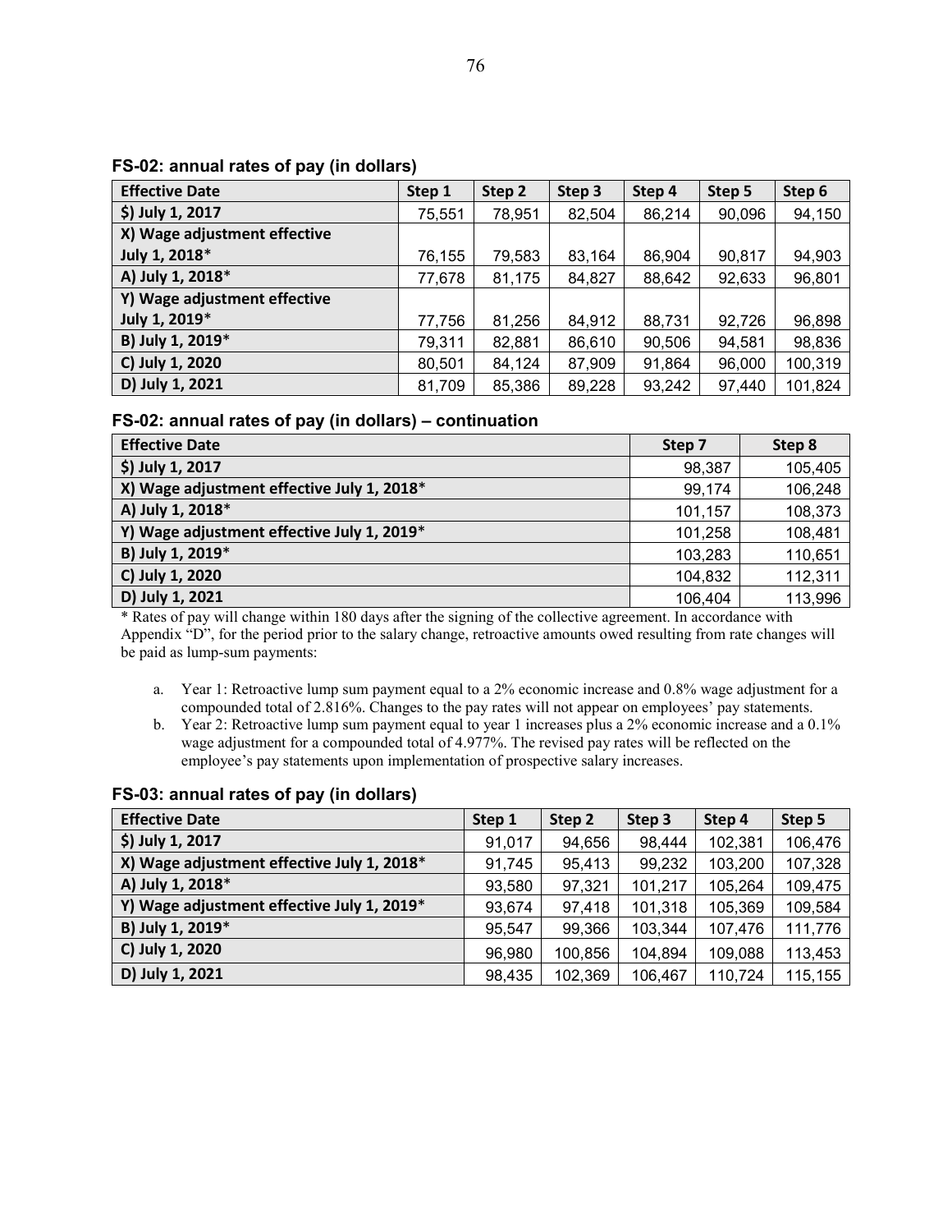### FS-02: annual rates of pay (in dollars)

| Effective Date | Step 1 | Step 2 | Step 3 | Step 4 | Step 5 | Step 6 |
|---|---|---|---|---|---|---|
| $) July 1, 2017 | 75,551 | 78,951 | 82,504 | 86,214 | 90,096 | 94,150 |
| X) Wage adjustment effective July 1, 2018* | 76,155 | 79,583 | 83,164 | 86,904 | 90,817 | 94,903 |
| A) July 1, 2018* | 77,678 | 81,175 | 84,827 | 88,642 | 92,633 | 96,801 |
| Y) Wage adjustment effective July 1, 2019* | 77,756 | 81,256 | 84,912 | 88,731 | 92,726 | 96,898 |
| B) July 1, 2019* | 79,311 | 82,881 | 86,610 | 90,506 | 94,581 | 98,836 |
| C) July 1, 2020 | 80,501 | 84,124 | 87,909 | 91,864 | 96,000 | 100,319 |
| D) July 1, 2021 | 81,709 | 85,386 | 89,228 | 93,242 | 97,440 | 101,824 |

### FS-02: annual rates of pay (in dollars) – continuation

| Effective Date | Step 7 | Step 8 |
|---|---|---|
| $) July 1, 2017 | 98,387 | 105,405 |
| X) Wage adjustment effective July 1, 2018* | 99,174 | 106,248 |
| A) July 1, 2018* | 101,157 | 108,373 |
| Y) Wage adjustment effective July 1, 2019* | 101,258 | 108,481 |
| B) July 1, 2019* | 103,283 | 110,651 |
| C) July 1, 2020 | 104,832 | 112,311 |
| D) July 1, 2021 | 106,404 | 113,996 |

* Rates of pay will change within 180 days after the signing of the collective agreement. In accordance with Appendix "D", for the period prior to the salary change, retroactive amounts owed resulting from rate changes will be paid as lump-sum payments:

a. Year 1: Retroactive lump sum payment equal to a 2% economic increase and 0.8% wage adjustment for a compounded total of 2.816%. Changes to the pay rates will not appear on employees' pay statements.
b. Year 2: Retroactive lump sum payment equal to year 1 increases plus a 2% economic increase and a 0.1% wage adjustment for a compounded total of 4.977%. The revised pay rates will be reflected on the employee's pay statements upon implementation of prospective salary increases.

### FS-03: annual rates of pay (in dollars)

| Effective Date | Step 1 | Step 2 | Step 3 | Step 4 | Step 5 |
|---|---|---|---|---|---|
| $) July 1, 2017 | 91,017 | 94,656 | 98,444 | 102,381 | 106,476 |
| X) Wage adjustment effective July 1, 2018* | 91,745 | 95,413 | 99,232 | 103,200 | 107,328 |
| A) July 1, 2018* | 93,580 | 97,321 | 101,217 | 105,264 | 109,475 |
| Y) Wage adjustment effective July 1, 2019* | 93,674 | 97,418 | 101,318 | 105,369 | 109,584 |
| B) July 1, 2019* | 95,547 | 99,366 | 103,344 | 107,476 | 111,776 |
| C) July 1, 2020 | 96,980 | 100,856 | 104,894 | 109,088 | 113,453 |
| D) July 1, 2021 | 98,435 | 102,369 | 106,467 | 110,724 | 115,155 |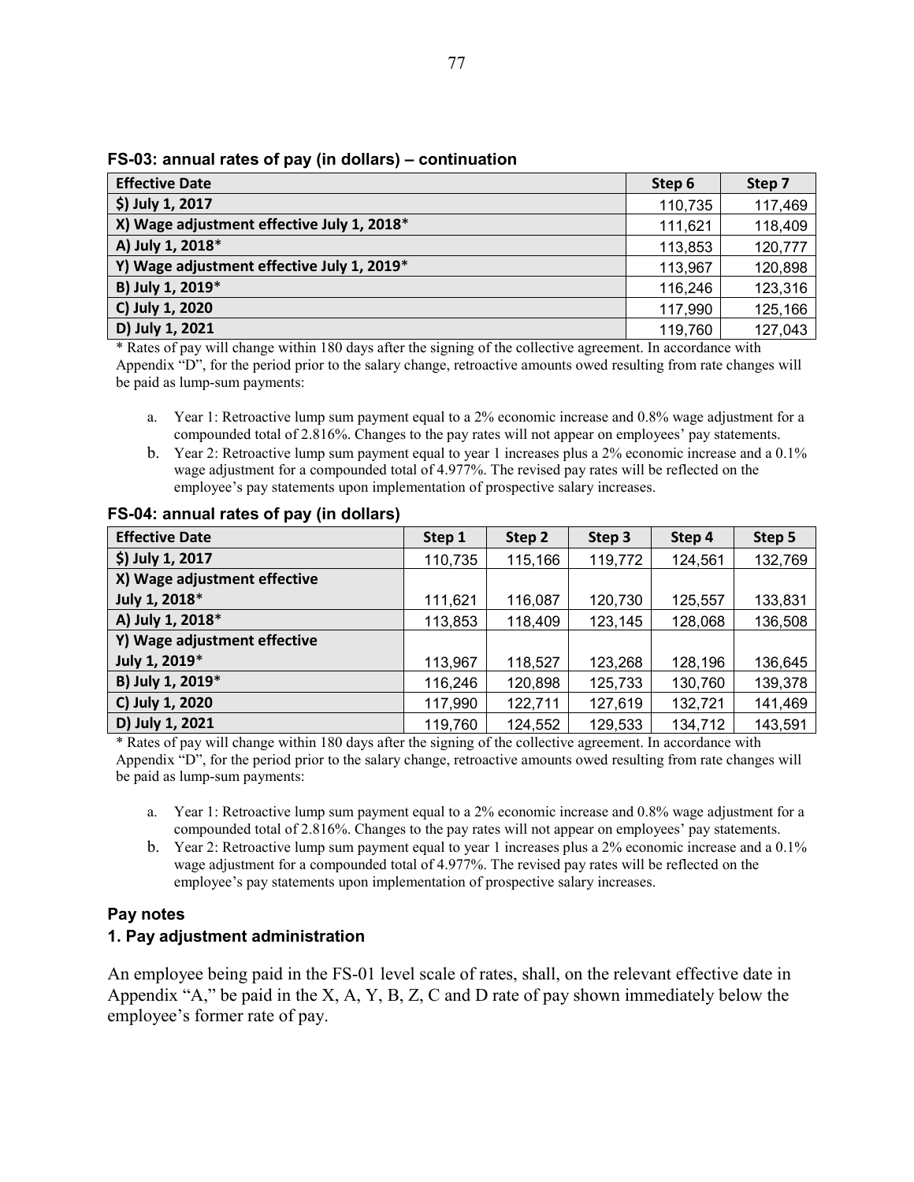**FS-03: annual rates of pay (in dollars) – continuation**

| Effective Date | Step 6 | Step 7 |
|---|---|---|
| $) July 1, 2017 | 110,735 | 117,469 |
| X) Wage adjustment effective July 1, 2018* | 111,621 | 118,409 |
| A) July 1, 2018* | 113,853 | 120,777 |
| Y) Wage adjustment effective July 1, 2019* | 113,967 | 120,898 |
| B) July 1, 2019* | 116,246 | 123,316 |
| C) July 1, 2020 | 117,990 | 125,166 |
| D) July 1, 2021 | 119,760 | 127,043 |

* Rates of pay will change within 180 days after the signing of the collective agreement. In accordance with Appendix "D", for the period prior to the salary change, retroactive amounts owed resulting from rate changes will be paid as lump-sum payments:

a. Year 1: Retroactive lump sum payment equal to a 2% economic increase and 0.8% wage adjustment for a compounded total of 2.816%. Changes to the pay rates will not appear on employees' pay statements.
b. Year 2: Retroactive lump sum payment equal to year 1 increases plus a 2% economic increase and a 0.1% wage adjustment for a compounded total of 4.977%. The revised pay rates will be reflected on the employee's pay statements upon implementation of prospective salary increases.

**FS-04: annual rates of pay (in dollars)**

| Effective Date | Step 1 | Step 2 | Step 3 | Step 4 | Step 5 |
|---|---|---|---|---|---|
| $) July 1, 2017 | 110,735 | 115,166 | 119,772 | 124,561 | 132,769 |
| X) Wage adjustment effective July 1, 2018* | 111,621 | 116,087 | 120,730 | 125,557 | 133,831 |
| A) July 1, 2018* | 113,853 | 118,409 | 123,145 | 128,068 | 136,508 |
| Y) Wage adjustment effective July 1, 2019* | 113,967 | 118,527 | 123,268 | 128,196 | 136,645 |
| B) July 1, 2019* | 116,246 | 120,898 | 125,733 | 130,760 | 139,378 |
| C) July 1, 2020 | 117,990 | 122,711 | 127,619 | 132,721 | 141,469 |
| D) July 1, 2021 | 119,760 | 124,552 | 129,533 | 134,712 | 143,591 |

* Rates of pay will change within 180 days after the signing of the collective agreement. In accordance with Appendix "D", for the period prior to the salary change, retroactive amounts owed resulting from rate changes will be paid as lump-sum payments:

a. Year 1: Retroactive lump sum payment equal to a 2% economic increase and 0.8% wage adjustment for a compounded total of 2.816%. Changes to the pay rates will not appear on employees' pay statements.
b. Year 2: Retroactive lump sum payment equal to year 1 increases plus a 2% economic increase and a 0.1% wage adjustment for a compounded total of 4.977%. The revised pay rates will be reflected on the employee's pay statements upon implementation of prospective salary increases.

### Pay notes

#### 1. Pay adjustment administration

An employee being paid in the FS-01 level scale of rates, shall, on the relevant effective date in Appendix "A," be paid in the X, A, Y, B, Z, C and D rate of pay shown immediately below the employee's former rate of pay.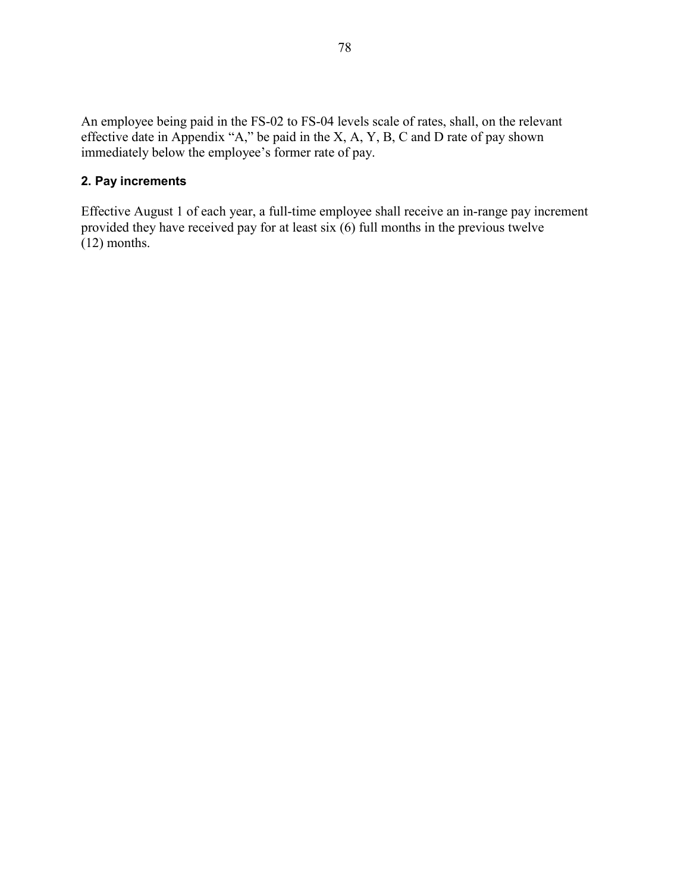An employee being paid in the FS-02 to FS-04 levels scale of rates, shall, on the relevant effective date in Appendix "A," be paid in the X, A, Y, B, C and D rate of pay shown immediately below the employee's former rate of pay.

### 2. Pay increments

Effective August 1 of each year, a full-time employee shall receive an in-range pay increment provided they have received pay for at least six (6) full months in the previous twelve (12) months.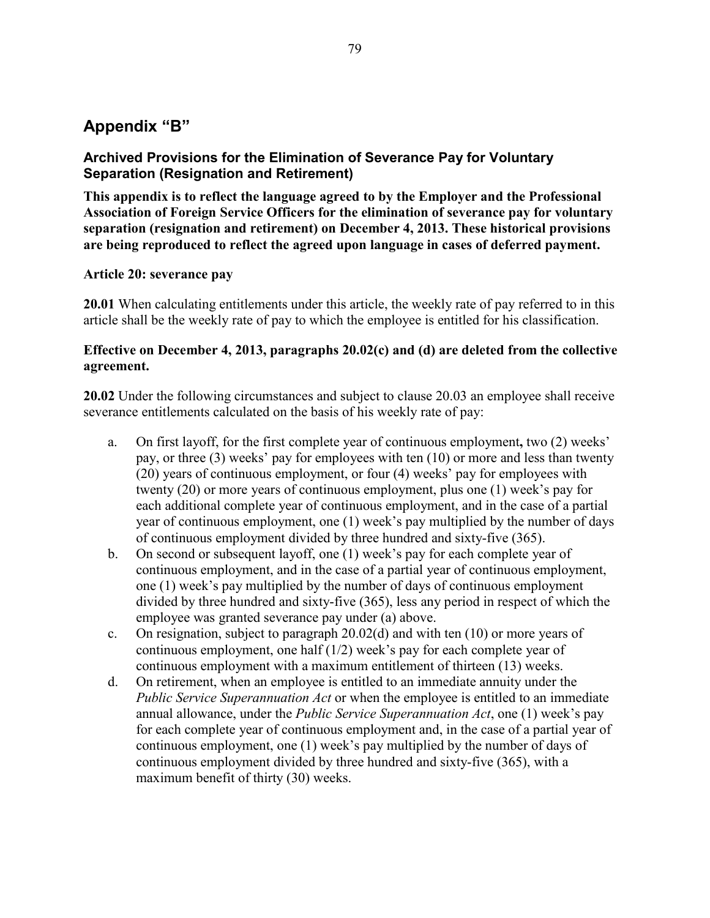# Appendix “B”

### Archived Provisions for the Elimination of Severance Pay for Voluntary Separation (Resignation and Retirement)

**This appendix is to reflect the language agreed to by the Employer and the Professional Association of Foreign Service Officers for the elimination of severance pay for voluntary separation (resignation and retirement) on December 4, 2013. These historical provisions are being reproduced to reflect the agreed upon language in cases of deferred payment.**

**Article 20: severance pay**

**20.01** When calculating entitlements under this article, the weekly rate of pay referred to in this article shall be the weekly rate of pay to which the employee is entitled for his classification.

**Effective on December 4, 2013, paragraphs 20.02(c) and (d) are deleted from the collective agreement.**

**20.02** Under the following circumstances and subject to clause 20.03 an employee shall receive severance entitlements calculated on the basis of his weekly rate of pay:

a. On first layoff, for the first complete year of continuous employment**,** two (2) weeks’ pay, or three (3) weeks’ pay for employees with ten (10) or more and less than twenty (20) years of continuous employment, or four (4) weeks’ pay for employees with twenty (20) or more years of continuous employment, plus one (1) week’s pay for each additional complete year of continuous employment, and in the case of a partial year of continuous employment, one (1) week’s pay multiplied by the number of days of continuous employment divided by three hundred and sixty-five (365).

b. On second or subsequent layoff, one (1) week’s pay for each complete year of continuous employment, and in the case of a partial year of continuous employment, one (1) week’s pay multiplied by the number of days of continuous employment divided by three hundred and sixty-five (365), less any period in respect of which the employee was granted severance pay under (a) above.

c. On resignation, subject to paragraph 20.02(d) and with ten (10) or more years of continuous employment, one half (1/2) week’s pay for each complete year of continuous employment with a maximum entitlement of thirteen (13) weeks.

d. On retirement, when an employee is entitled to an immediate annuity under the *Public Service Superannuation Act* or when the employee is entitled to an immediate annual allowance, under the *Public Service Superannuation Act*, one (1) week’s pay for each complete year of continuous employment and, in the case of a partial year of continuous employment, one (1) week’s pay multiplied by the number of days of continuous employment divided by three hundred and sixty-five (365), with a maximum benefit of thirty (30) weeks.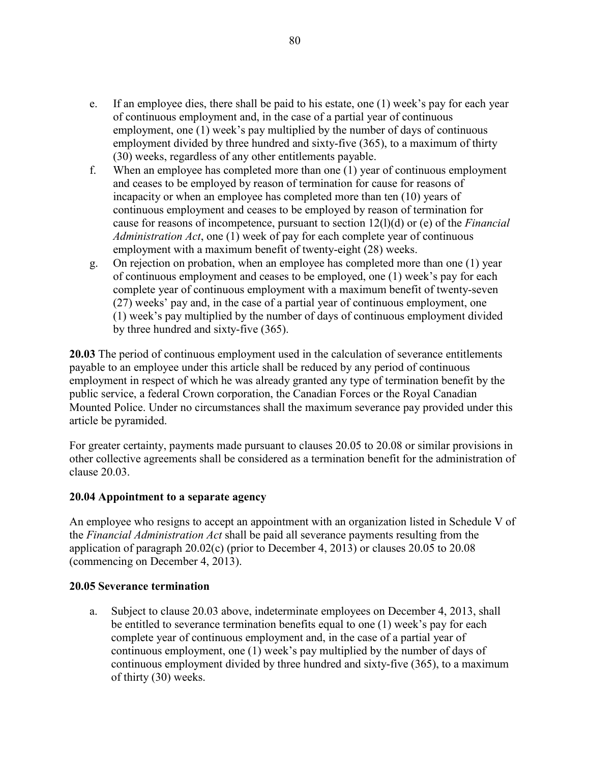e. If an employee dies, there shall be paid to his estate, one (1) week's pay for each year of continuous employment and, in the case of a partial year of continuous employment, one (1) week's pay multiplied by the number of days of continuous employment divided by three hundred and sixty-five (365), to a maximum of thirty (30) weeks, regardless of any other entitlements payable.

f. When an employee has completed more than one (1) year of continuous employment and ceases to be employed by reason of termination for cause for reasons of incapacity or when an employee has completed more than ten (10) years of continuous employment and ceases to be employed by reason of termination for cause for reasons of incompetence, pursuant to section 12(l)(d) or (e) of the *Financial Administration Act*, one (1) week of pay for each complete year of continuous employment with a maximum benefit of twenty-eight (28) weeks.

g. On rejection on probation, when an employee has completed more than one (1) year of continuous employment and ceases to be employed, one (1) week's pay for each complete year of continuous employment with a maximum benefit of twenty-seven (27) weeks' pay and, in the case of a partial year of continuous employment, one (1) week's pay multiplied by the number of days of continuous employment divided by three hundred and sixty-five (365).

**20.03** The period of continuous employment used in the calculation of severance entitlements payable to an employee under this article shall be reduced by any period of continuous employment in respect of which he was already granted any type of termination benefit by the public service, a federal Crown corporation, the Canadian Forces or the Royal Canadian Mounted Police. Under no circumstances shall the maximum severance pay provided under this article be pyramided.

For greater certainty, payments made pursuant to clauses 20.05 to 20.08 or similar provisions in other collective agreements shall be considered as a termination benefit for the administration of clause 20.03.

**20.04 Appointment to a separate agency**

An employee who resigns to accept an appointment with an organization listed in Schedule V of the *Financial Administration Act* shall be paid all severance payments resulting from the application of paragraph 20.02(c) (prior to December 4, 2013) or clauses 20.05 to 20.08 (commencing on December 4, 2013).

**20.05 Severance termination**

a. Subject to clause 20.03 above, indeterminate employees on December 4, 2013, shall be entitled to severance termination benefits equal to one (1) week's pay for each complete year of continuous employment and, in the case of a partial year of continuous employment, one (1) week's pay multiplied by the number of days of continuous employment divided by three hundred and sixty-five (365), to a maximum of thirty (30) weeks.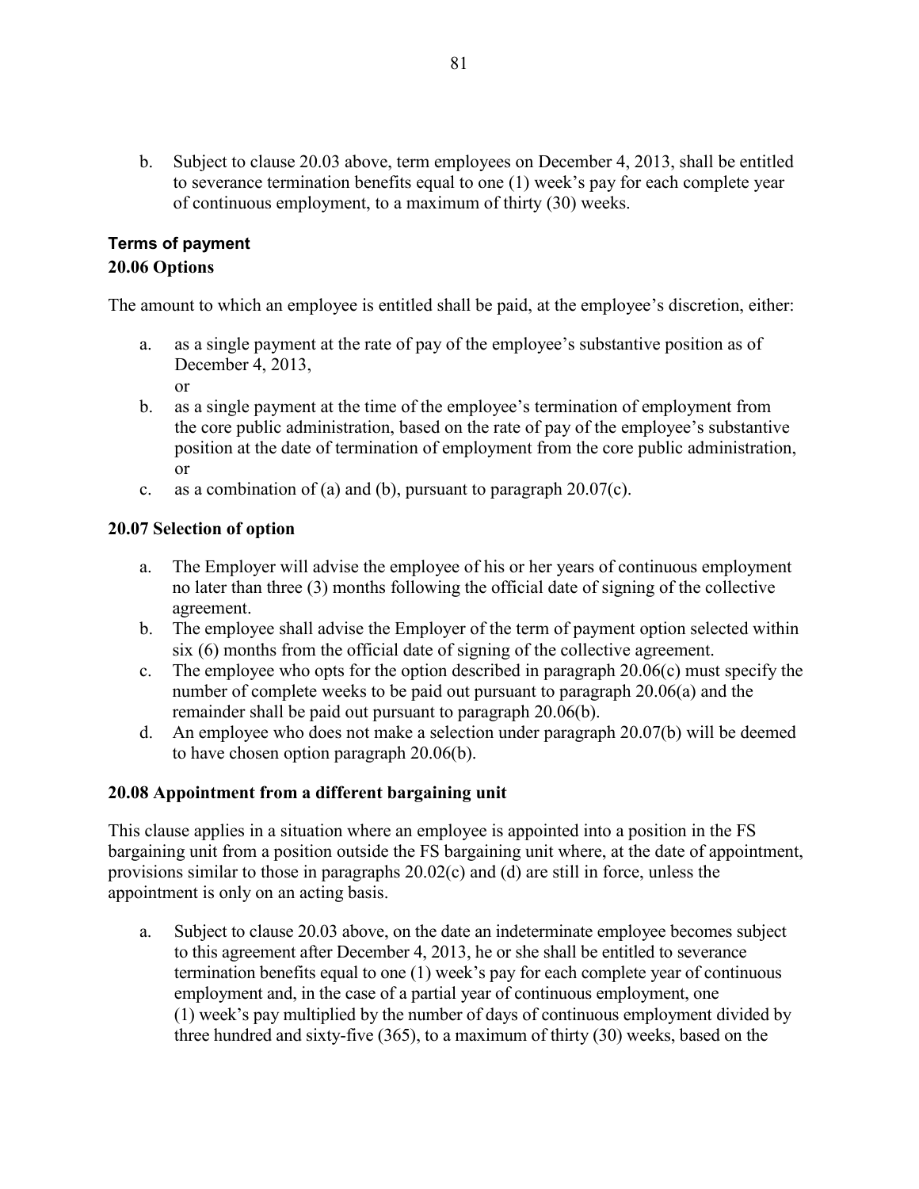b. Subject to clause 20.03 above, term employees on December 4, 2013, shall be entitled to severance termination benefits equal to one (1) week's pay for each complete year of continuous employment, to a maximum of thirty (30) weeks.

### Terms of payment

### 20.06 Options

The amount to which an employee is entitled shall be paid, at the employee's discretion, either:

a. as a single payment at the rate of pay of the employee's substantive position as of December 4, 2013,
   or
b. as a single payment at the time of the employee's termination of employment from the core public administration, based on the rate of pay of the employee's substantive position at the date of termination of employment from the core public administration,
   or
c. as a combination of (a) and (b), pursuant to paragraph 20.07(c).

### 20.07 Selection of option

a. The Employer will advise the employee of his or her years of continuous employment no later than three (3) months following the official date of signing of the collective agreement.
b. The employee shall advise the Employer of the term of payment option selected within six (6) months from the official date of signing of the collective agreement.
c. The employee who opts for the option described in paragraph 20.06(c) must specify the number of complete weeks to be paid out pursuant to paragraph 20.06(a) and the remainder shall be paid out pursuant to paragraph 20.06(b).
d. An employee who does not make a selection under paragraph 20.07(b) will be deemed to have chosen option paragraph 20.06(b).

### 20.08 Appointment from a different bargaining unit

This clause applies in a situation where an employee is appointed into a position in the FS bargaining unit from a position outside the FS bargaining unit where, at the date of appointment, provisions similar to those in paragraphs 20.02(c) and (d) are still in force, unless the appointment is only on an acting basis.

a. Subject to clause 20.03 above, on the date an indeterminate employee becomes subject to this agreement after December 4, 2013, he or she shall be entitled to severance termination benefits equal to one (1) week's pay for each complete year of continuous employment and, in the case of a partial year of continuous employment, one (1) week's pay multiplied by the number of days of continuous employment divided by three hundred and sixty-five (365), to a maximum of thirty (30) weeks, based on the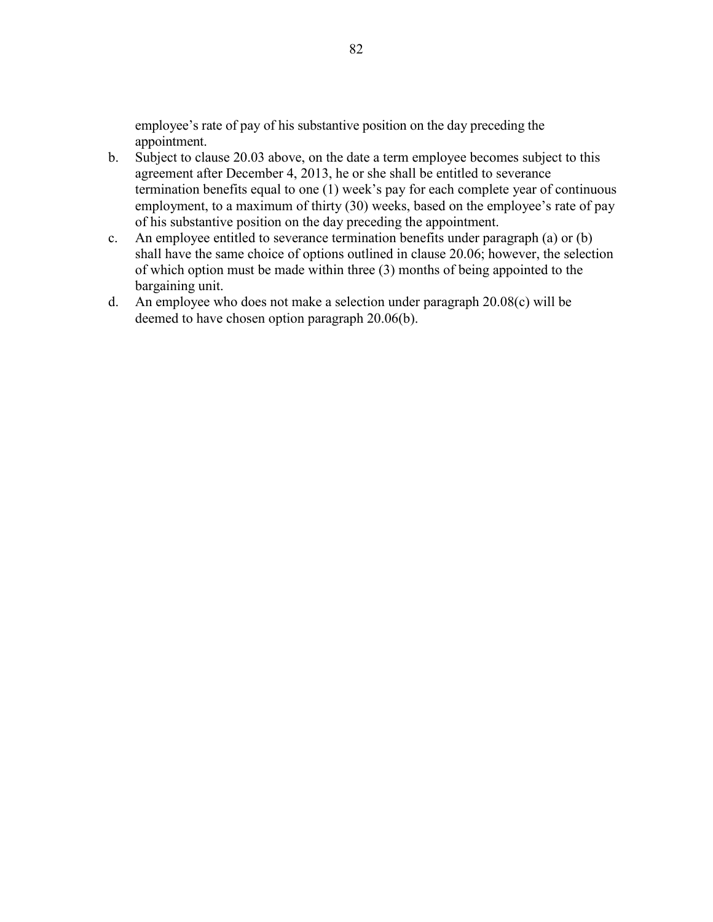employee's rate of pay of his substantive position on the day preceding the appointment.

b. Subject to clause 20.03 above, on the date a term employee becomes subject to this agreement after December 4, 2013, he or she shall be entitled to severance termination benefits equal to one (1) week's pay for each complete year of continuous employment, to a maximum of thirty (30) weeks, based on the employee's rate of pay of his substantive position on the day preceding the appointment.
c. An employee entitled to severance termination benefits under paragraph (a) or (b) shall have the same choice of options outlined in clause 20.06; however, the selection of which option must be made within three (3) months of being appointed to the bargaining unit.
d. An employee who does not make a selection under paragraph 20.08(c) will be deemed to have chosen option paragraph 20.06(b).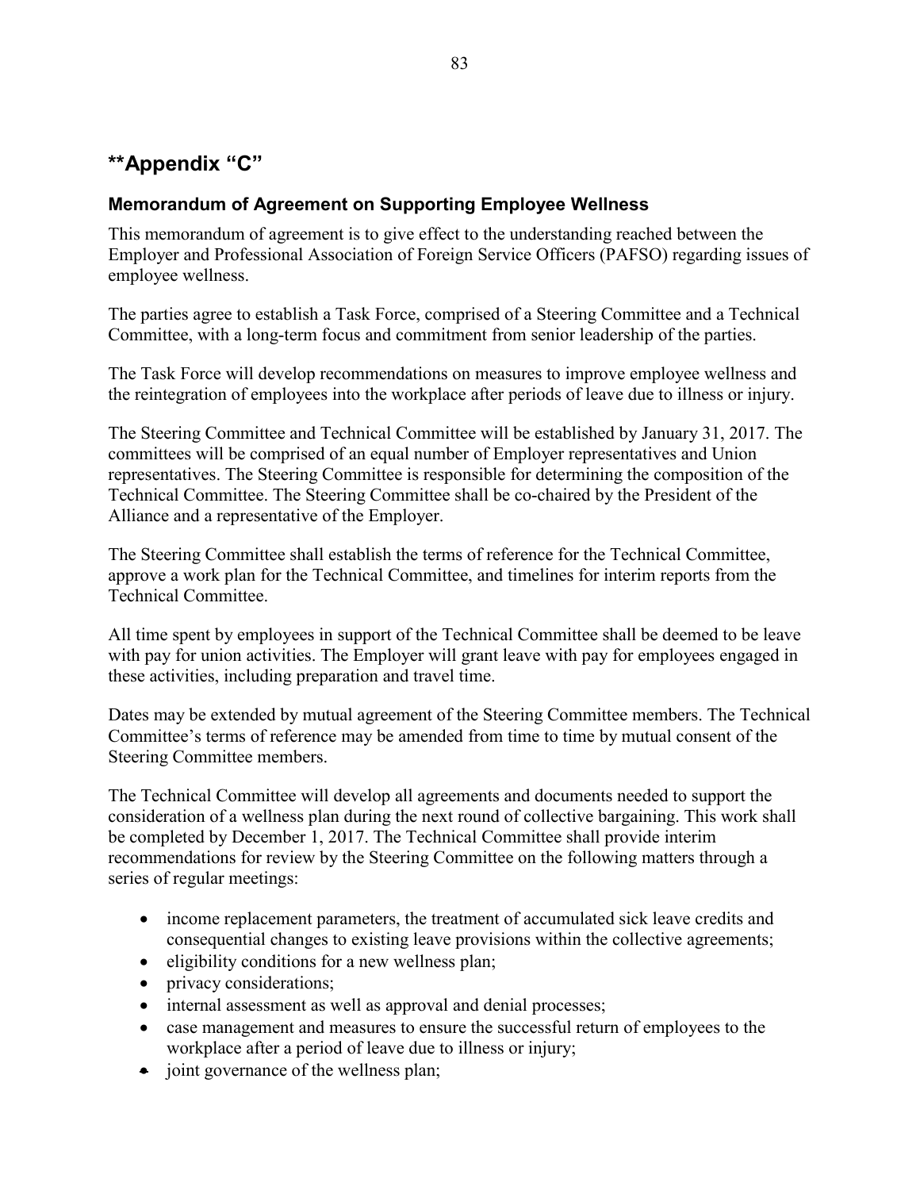## **Appendix "C"

### Memorandum of Agreement on Supporting Employee Wellness

This memorandum of agreement is to give effect to the understanding reached between the Employer and Professional Association of Foreign Service Officers (PAFSO) regarding issues of employee wellness.

The parties agree to establish a Task Force, comprised of a Steering Committee and a Technical Committee, with a long-term focus and commitment from senior leadership of the parties.

The Task Force will develop recommendations on measures to improve employee wellness and the reintegration of employees into the workplace after periods of leave due to illness or injury.

The Steering Committee and Technical Committee will be established by January 31, 2017. The committees will be comprised of an equal number of Employer representatives and Union representatives. The Steering Committee is responsible for determining the composition of the Technical Committee. The Steering Committee shall be co-chaired by the President of the Alliance and a representative of the Employer.

The Steering Committee shall establish the terms of reference for the Technical Committee, approve a work plan for the Technical Committee, and timelines for interim reports from the Technical Committee.

All time spent by employees in support of the Technical Committee shall be deemed to be leave with pay for union activities. The Employer will grant leave with pay for employees engaged in these activities, including preparation and travel time.

Dates may be extended by mutual agreement of the Steering Committee members. The Technical Committee's terms of reference may be amended from time to time by mutual consent of the Steering Committee members.

The Technical Committee will develop all agreements and documents needed to support the consideration of a wellness plan during the next round of collective bargaining. This work shall be completed by December 1, 2017. The Technical Committee shall provide interim recommendations for review by the Steering Committee on the following matters through a series of regular meetings:

- income replacement parameters, the treatment of accumulated sick leave credits and consequential changes to existing leave provisions within the collective agreements;
- eligibility conditions for a new wellness plan;
- privacy considerations;
- internal assessment as well as approval and denial processes;
- case management and measures to ensure the successful return of employees to the workplace after a period of leave due to illness or injury;
- joint governance of the wellness plan;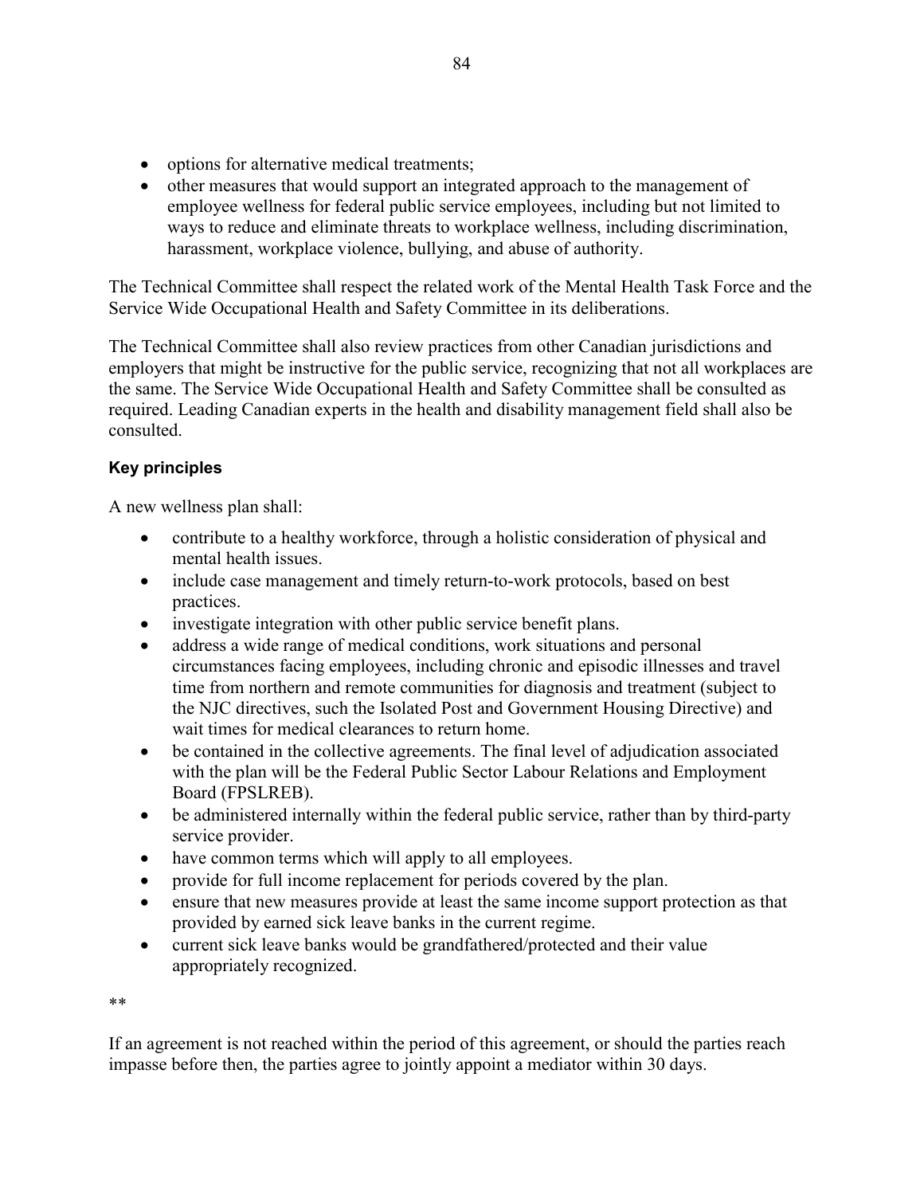- options for alternative medical treatments;
- other measures that would support an integrated approach to the management of employee wellness for federal public service employees, including but not limited to ways to reduce and eliminate threats to workplace wellness, including discrimination, harassment, workplace violence, bullying, and abuse of authority.

The Technical Committee shall respect the related work of the Mental Health Task Force and the Service Wide Occupational Health and Safety Committee in its deliberations.

The Technical Committee shall also review practices from other Canadian jurisdictions and employers that might be instructive for the public service, recognizing that not all workplaces are the same. The Service Wide Occupational Health and Safety Committee shall be consulted as required. Leading Canadian experts in the health and disability management field shall also be consulted.

**Key principles**

A new wellness plan shall:

- contribute to a healthy workforce, through a holistic consideration of physical and mental health issues.
- include case management and timely return-to-work protocols, based on best practices.
- investigate integration with other public service benefit plans.
- address a wide range of medical conditions, work situations and personal circumstances facing employees, including chronic and episodic illnesses and travel time from northern and remote communities for diagnosis and treatment (subject to the NJC directives, such the Isolated Post and Government Housing Directive) and wait times for medical clearances to return home.
- be contained in the collective agreements. The final level of adjudication associated with the plan will be the Federal Public Sector Labour Relations and Employment Board (FPSLREB).
- be administered internally within the federal public service, rather than by third-party service provider.
- have common terms which will apply to all employees.
- provide for full income replacement for periods covered by the plan.
- ensure that new measures provide at least the same income support protection as that provided by earned sick leave banks in the current regime.
- current sick leave banks would be grandfathered/protected and their value appropriately recognized.

**

If an agreement is not reached within the period of this agreement, or should the parties reach impasse before then, the parties agree to jointly appoint a mediator within 30 days.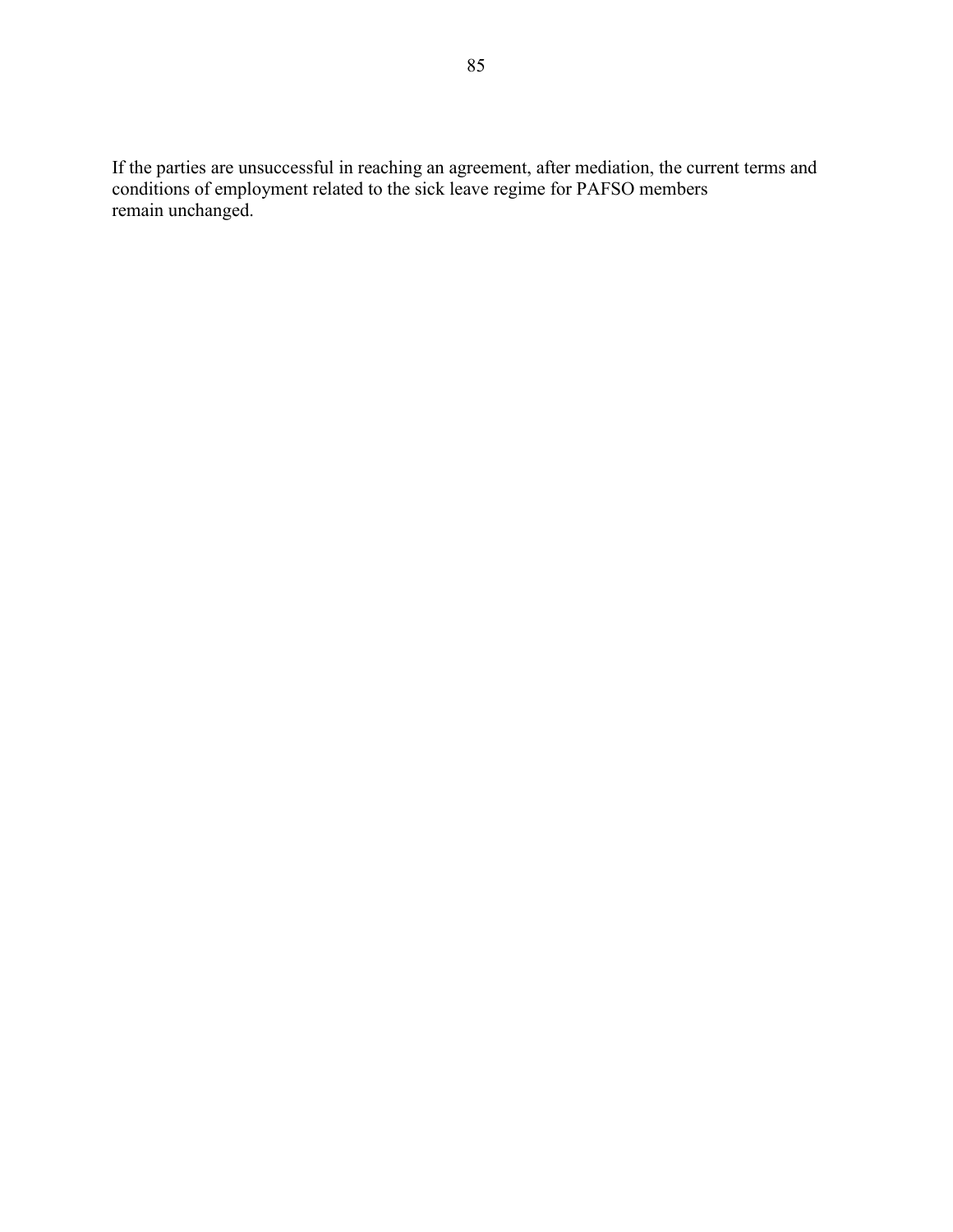If the parties are unsuccessful in reaching an agreement, after mediation, the current terms and conditions of employment related to the sick leave regime for PAFSO members remain unchanged.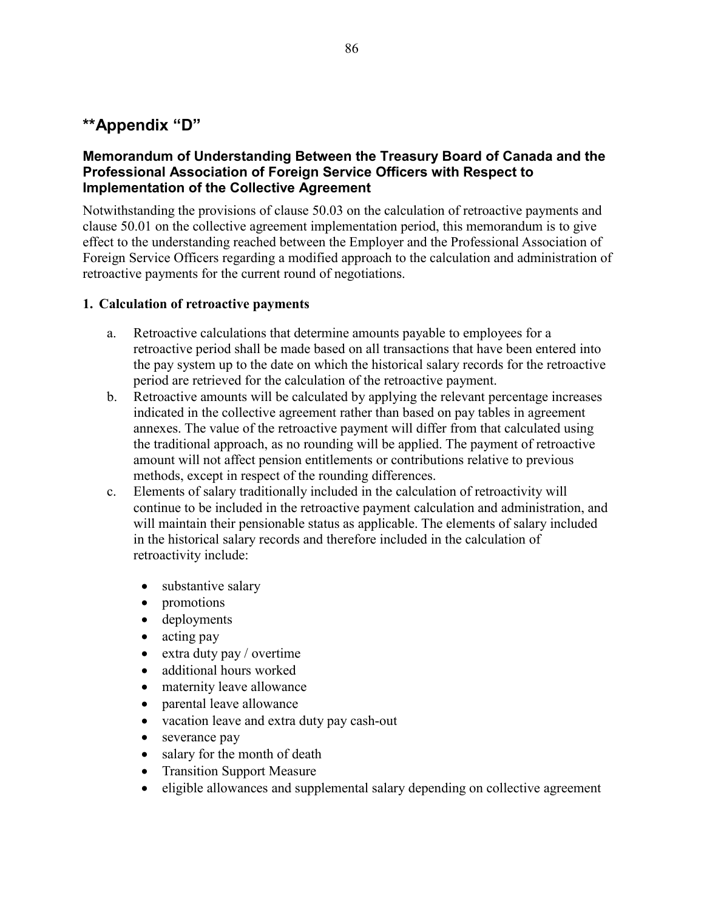## **Appendix “D”

### Memorandum of Understanding Between the Treasury Board of Canada and the Professional Association of Foreign Service Officers with Respect to Implementation of the Collective Agreement

Notwithstanding the provisions of clause 50.03 on the calculation of retroactive payments and clause 50.01 on the collective agreement implementation period, this memorandum is to give effect to the understanding reached between the Employer and the Professional Association of Foreign Service Officers regarding a modified approach to the calculation and administration of retroactive payments for the current round of negotiations.

**1. Calculation of retroactive payments**

a. Retroactive calculations that determine amounts payable to employees for a retroactive period shall be made based on all transactions that have been entered into the pay system up to the date on which the historical salary records for the retroactive period are retrieved for the calculation of the retroactive payment.

b. Retroactive amounts will be calculated by applying the relevant percentage increases indicated in the collective agreement rather than based on pay tables in agreement annexes. The value of the retroactive payment will differ from that calculated using the traditional approach, as no rounding will be applied. The payment of retroactive amount will not affect pension entitlements or contributions relative to previous methods, except in respect of the rounding differences.

c. Elements of salary traditionally included in the calculation of retroactivity will continue to be included in the retroactive payment calculation and administration, and will maintain their pensionable status as applicable. The elements of salary included in the historical salary records and therefore included in the calculation of retroactivity include:

- substantive salary
- promotions
- deployments
- acting pay
- extra duty pay / overtime
- additional hours worked
- maternity leave allowance
- parental leave allowance
- vacation leave and extra duty pay cash-out
- severance pay
- salary for the month of death
- Transition Support Measure
- eligible allowances and supplemental salary depending on collective agreement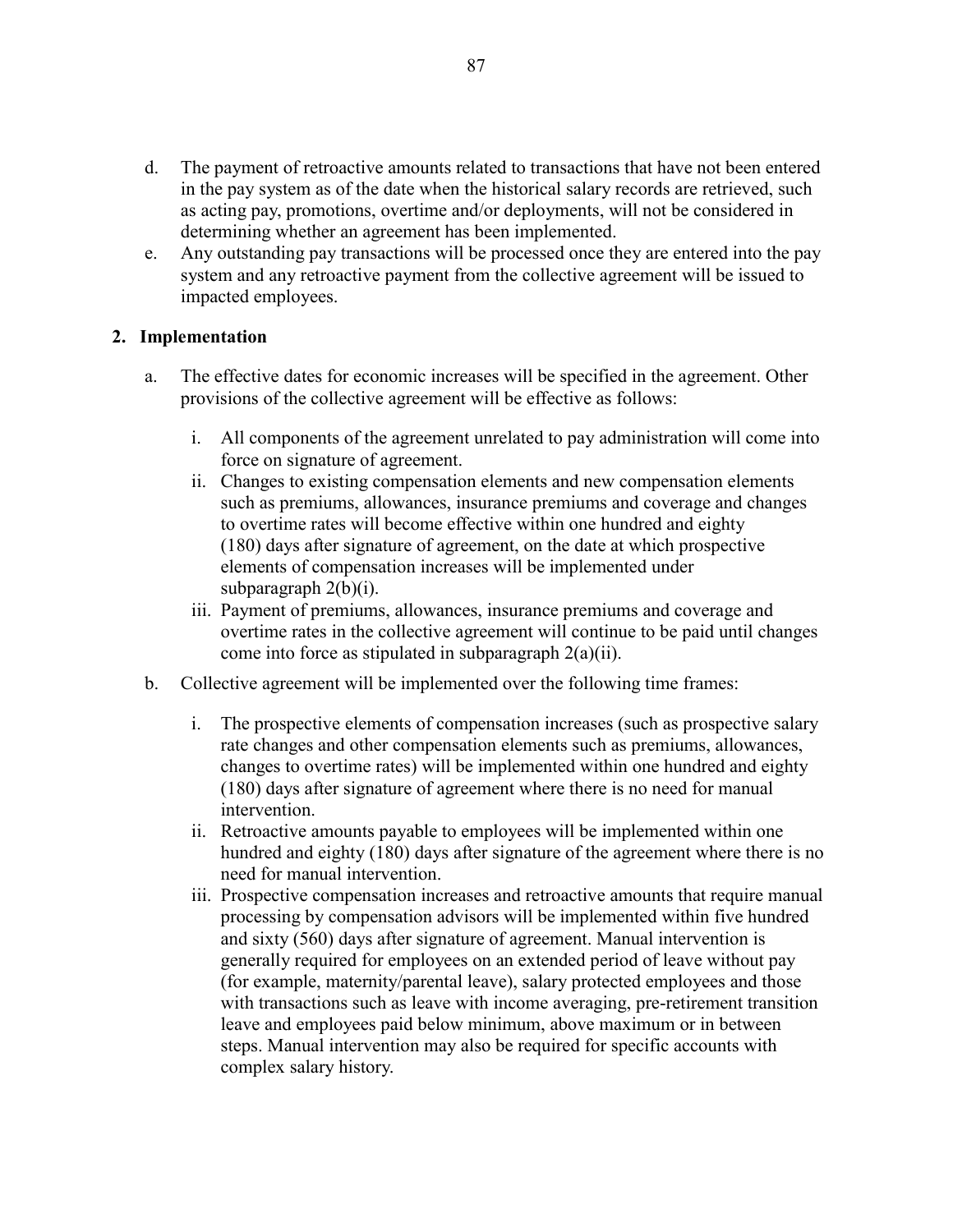d. The payment of retroactive amounts related to transactions that have not been entered in the pay system as of the date when the historical salary records are retrieved, such as acting pay, promotions, overtime and/or deployments, will not be considered in determining whether an agreement has been implemented.

e. Any outstanding pay transactions will be processed once they are entered into the pay system and any retroactive payment from the collective agreement will be issued to impacted employees.

## 2. Implementation

a. The effective dates for economic increases will be specified in the agreement. Other provisions of the collective agreement will be effective as follows:

   i. All components of the agreement unrelated to pay administration will come into force on signature of agreement.

   ii. Changes to existing compensation elements and new compensation elements such as premiums, allowances, insurance premiums and coverage and changes to overtime rates will become effective within one hundred and eighty (180) days after signature of agreement, on the date at which prospective elements of compensation increases will be implemented under subparagraph 2(b)(i).

   iii. Payment of premiums, allowances, insurance premiums and coverage and overtime rates in the collective agreement will continue to be paid until changes come into force as stipulated in subparagraph 2(a)(ii).

b. Collective agreement will be implemented over the following time frames:

   i. The prospective elements of compensation increases (such as prospective salary rate changes and other compensation elements such as premiums, allowances, changes to overtime rates) will be implemented within one hundred and eighty (180) days after signature of agreement where there is no need for manual intervention.

   ii. Retroactive amounts payable to employees will be implemented within one hundred and eighty (180) days after signature of the agreement where there is no need for manual intervention.

   iii. Prospective compensation increases and retroactive amounts that require manual processing by compensation advisors will be implemented within five hundred and sixty (560) days after signature of agreement. Manual intervention is generally required for employees on an extended period of leave without pay (for example, maternity/parental leave), salary protected employees and those with transactions such as leave with income averaging, pre-retirement transition leave and employees paid below minimum, above maximum or in between steps. Manual intervention may also be required for specific accounts with complex salary history.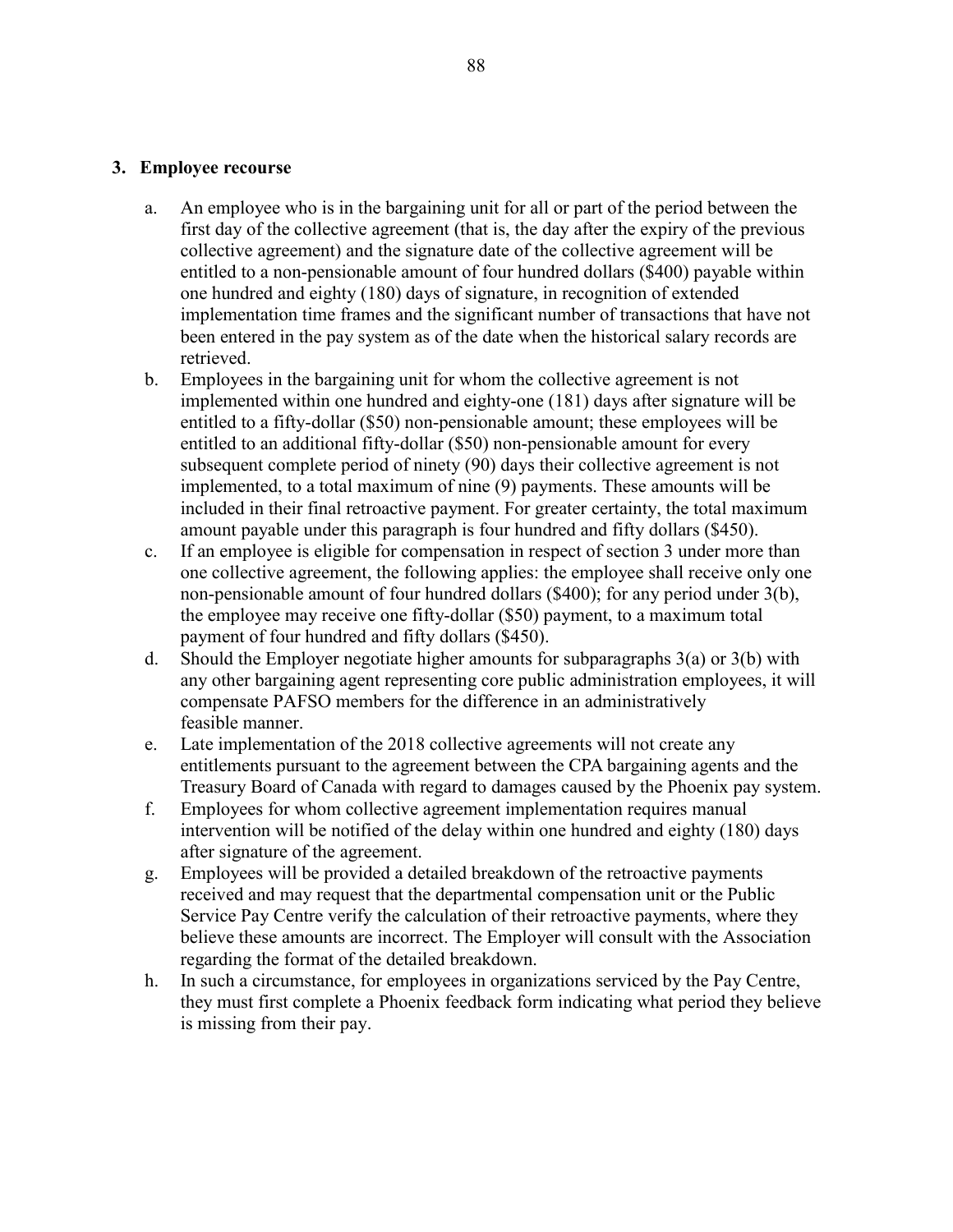### 3. Employee recourse

a. An employee who is in the bargaining unit for all or part of the period between the first day of the collective agreement (that is, the day after the expiry of the previous collective agreement) and the signature date of the collective agreement will be entitled to a non-pensionable amount of four hundred dollars ($400) payable within one hundred and eighty (180) days of signature, in recognition of extended implementation time frames and the significant number of transactions that have not been entered in the pay system as of the date when the historical salary records are retrieved.

b. Employees in the bargaining unit for whom the collective agreement is not implemented within one hundred and eighty-one (181) days after signature will be entitled to a fifty-dollar ($50) non-pensionable amount; these employees will be entitled to an additional fifty-dollar ($50) non-pensionable amount for every subsequent complete period of ninety (90) days their collective agreement is not implemented, to a total maximum of nine (9) payments. These amounts will be included in their final retroactive payment. For greater certainty, the total maximum amount payable under this paragraph is four hundred and fifty dollars ($450).

c. If an employee is eligible for compensation in respect of section 3 under more than one collective agreement, the following applies: the employee shall receive only one non-pensionable amount of four hundred dollars ($400); for any period under 3(b), the employee may receive one fifty-dollar ($50) payment, to a maximum total payment of four hundred and fifty dollars ($450).

d. Should the Employer negotiate higher amounts for subparagraphs 3(a) or 3(b) with any other bargaining agent representing core public administration employees, it will compensate PAFSO members for the difference in an administratively feasible manner.

e. Late implementation of the 2018 collective agreements will not create any entitlements pursuant to the agreement between the CPA bargaining agents and the Treasury Board of Canada with regard to damages caused by the Phoenix pay system.

f. Employees for whom collective agreement implementation requires manual intervention will be notified of the delay within one hundred and eighty (180) days after signature of the agreement.

g. Employees will be provided a detailed breakdown of the retroactive payments received and may request that the departmental compensation unit or the Public Service Pay Centre verify the calculation of their retroactive payments, where they believe these amounts are incorrect. The Employer will consult with the Association regarding the format of the detailed breakdown.

h. In such a circumstance, for employees in organizations serviced by the Pay Centre, they must first complete a Phoenix feedback form indicating what period they believe is missing from their pay.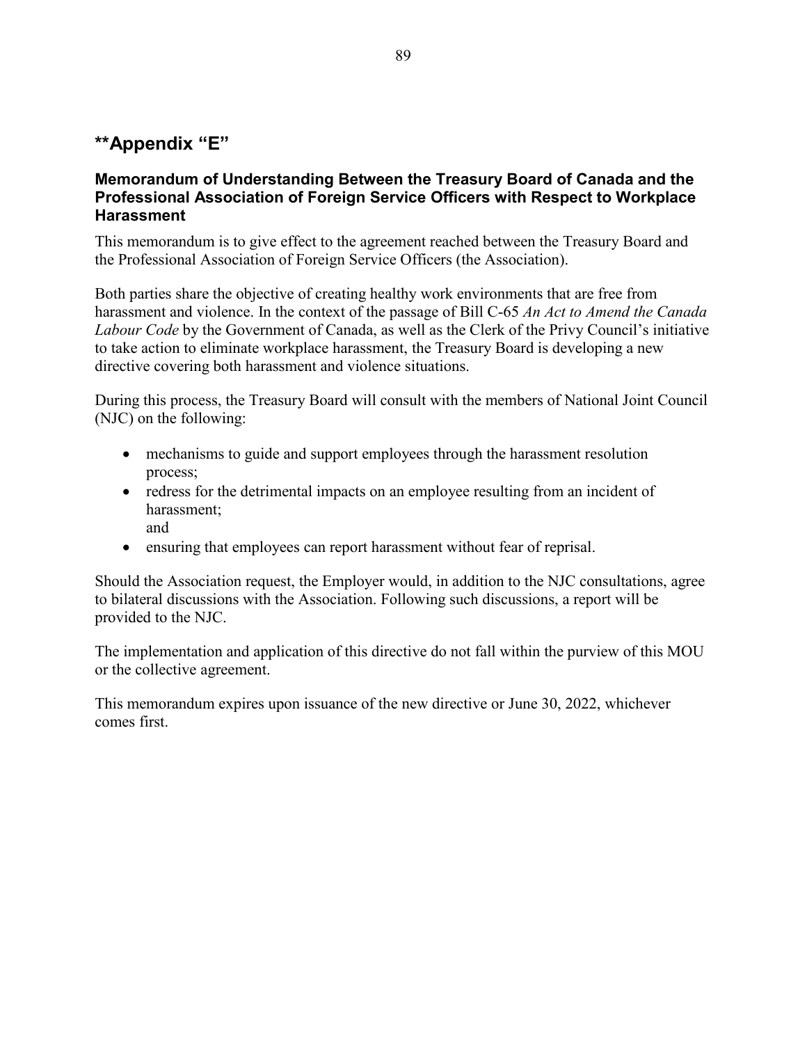## **Appendix “E”

### Memorandum of Understanding Between the Treasury Board of Canada and the Professional Association of Foreign Service Officers with Respect to Workplace Harassment

This memorandum is to give effect to the agreement reached between the Treasury Board and the Professional Association of Foreign Service Officers (the Association).

Both parties share the objective of creating healthy work environments that are free from harassment and violence. In the context of the passage of Bill C-65 *An Act to Amend the Canada Labour Code* by the Government of Canada, as well as the Clerk of the Privy Council’s initiative to take action to eliminate workplace harassment, the Treasury Board is developing a new directive covering both harassment and violence situations.

During this process, the Treasury Board will consult with the members of National Joint Council (NJC) on the following:

- mechanisms to guide and support employees through the harassment resolution process;
- redress for the detrimental impacts on an employee resulting from an incident of harassment;
  and
- ensuring that employees can report harassment without fear of reprisal.

Should the Association request, the Employer would, in addition to the NJC consultations, agree to bilateral discussions with the Association. Following such discussions, a report will be provided to the NJC.

The implementation and application of this directive do not fall within the purview of this MOU or the collective agreement.

This memorandum expires upon issuance of the new directive or June 30, 2022, whichever comes first.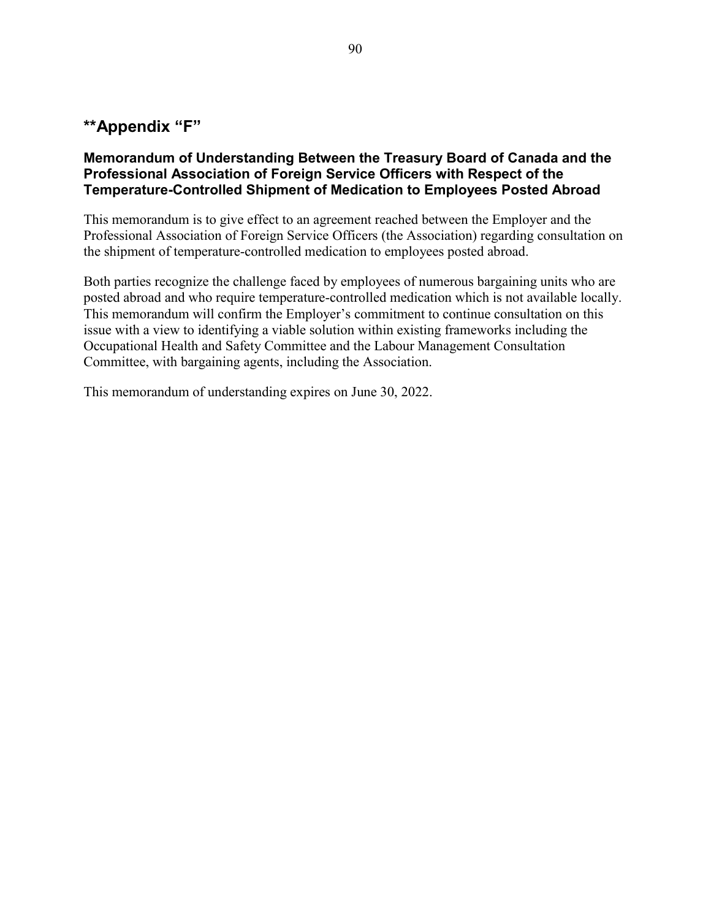## **Appendix "F"

### Memorandum of Understanding Between the Treasury Board of Canada and the Professional Association of Foreign Service Officers with Respect of the Temperature-Controlled Shipment of Medication to Employees Posted Abroad

This memorandum is to give effect to an agreement reached between the Employer and the Professional Association of Foreign Service Officers (the Association) regarding consultation on the shipment of temperature-controlled medication to employees posted abroad.

Both parties recognize the challenge faced by employees of numerous bargaining units who are posted abroad and who require temperature-controlled medication which is not available locally. This memorandum will confirm the Employer's commitment to continue consultation on this issue with a view to identifying a viable solution within existing frameworks including the Occupational Health and Safety Committee and the Labour Management Consultation Committee, with bargaining agents, including the Association.

This memorandum of understanding expires on June 30, 2022.